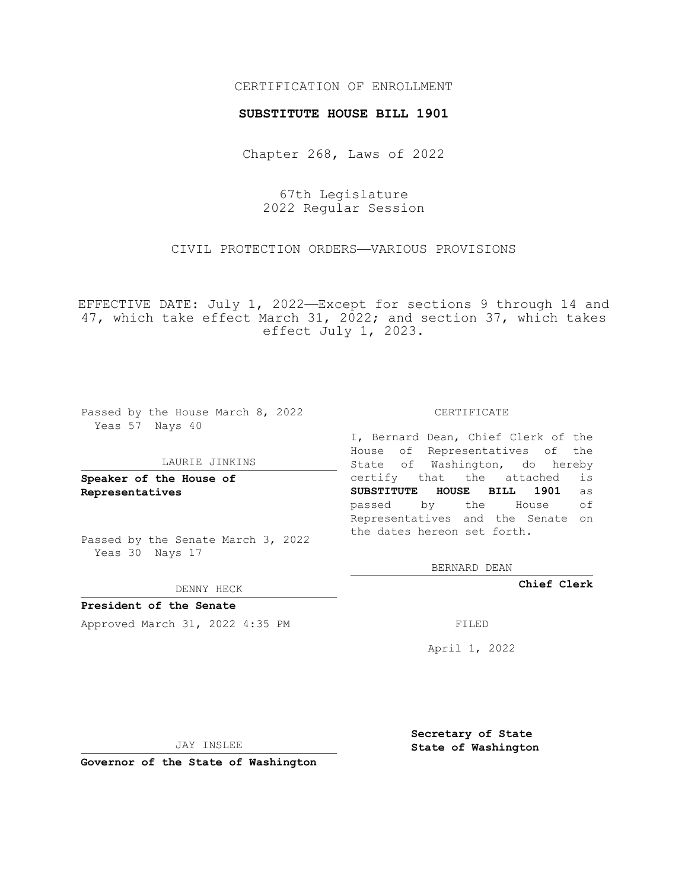CERTIFICATION OF ENROLLMENT

**SUBSTITUTE HOUSE BILL 1901**

Chapter 268, Laws of 2022

67th Legislature
2022 Regular Session

CIVIL PROTECTION ORDERS—VARIOUS PROVISIONS

EFFECTIVE DATE: July 1, 2022—Except for sections 9 through 14 and 47, which take effect March 31, 2022; and section 37, which takes effect July 1, 2023.

Passed by the House March 8, 2022
Yeas 57 Nays 40

LAURIE JINKINS

**Speaker of the House of Representatives**

Passed by the Senate March 3, 2022
Yeas 30 Nays 17

DENNY HECK

**President of the Senate**

Approved March 31, 2022 4:35 PM

JAY INSLEE

**Governor of the State of Washington**

CERTIFICATE

I, Bernard Dean, Chief Clerk of the House of Representatives of the State of Washington, do hereby certify that the attached is **SUBSTITUTE HOUSE BILL 1901** as passed by the House of Representatives and the Senate on the dates hereon set forth.

BERNARD DEAN

**Chief Clerk**

FILED

April 1, 2022

**Secretary of State**
**State of Washington**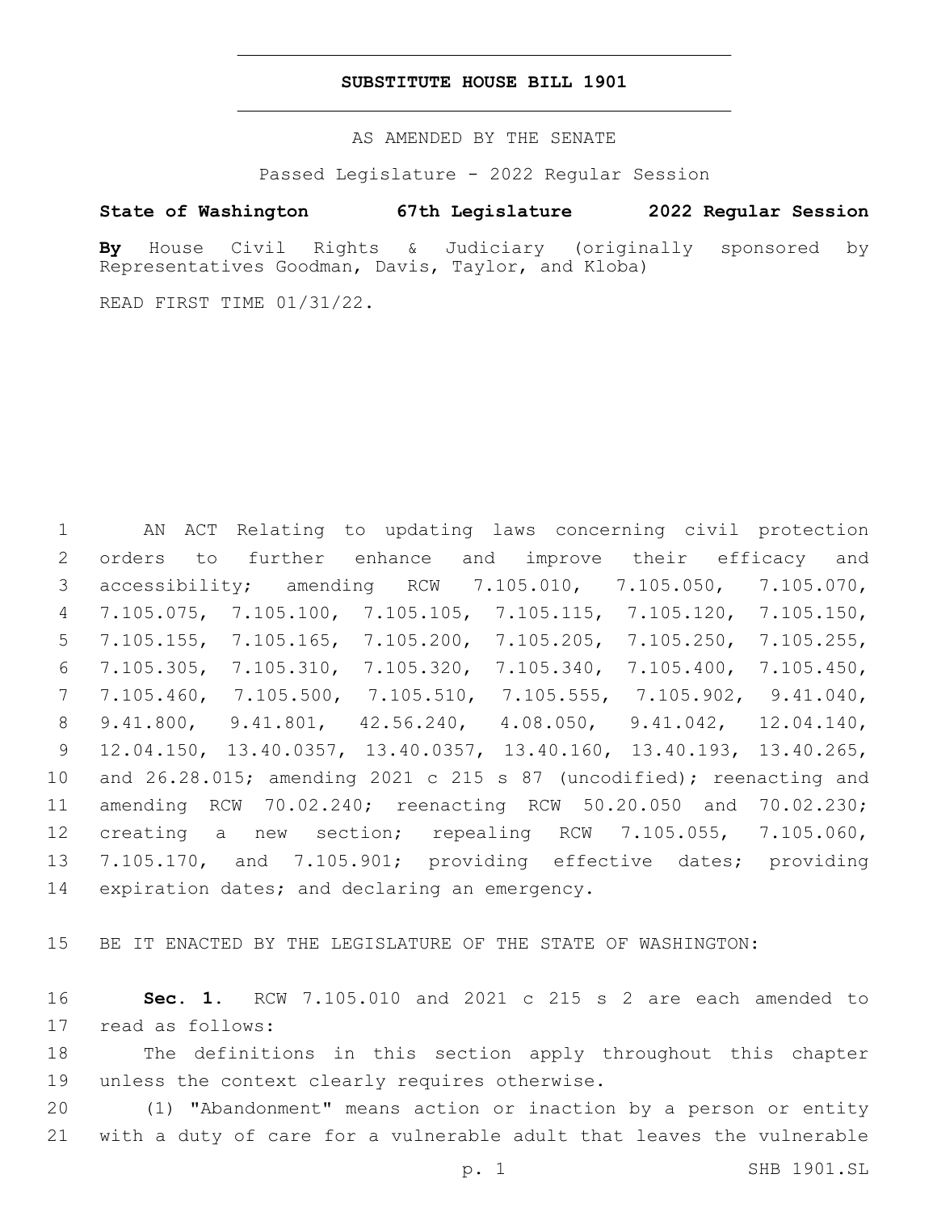# SUBSTITUTE HOUSE BILL 1901

AS AMENDED BY THE SENATE

Passed Legislature - 2022 Regular Session

**State of Washington 67th Legislature 2022 Regular Session**

**By** House Civil Rights & Judiciary (originally sponsored by Representatives Goodman, Davis, Taylor, and Kloba)

READ FIRST TIME 01/31/22.

AN ACT Relating to updating laws concerning civil protection orders to further enhance and improve their efficacy and accessibility; amending RCW 7.105.010, 7.105.050, 7.105.070, 7.105.075, 7.105.100, 7.105.105, 7.105.115, 7.105.120, 7.105.150, 7.105.155, 7.105.165, 7.105.200, 7.105.205, 7.105.250, 7.105.255, 7.105.305, 7.105.310, 7.105.320, 7.105.340, 7.105.400, 7.105.450, 7.105.460, 7.105.500, 7.105.510, 7.105.555, 7.105.902, 9.41.040, 9.41.800, 9.41.801, 42.56.240, 4.08.050, 9.41.042, 12.04.140, 12.04.150, 13.40.0357, 13.40.0357, 13.40.160, 13.40.193, 13.40.265, and 26.28.015; amending 2021 c 215 s 87 (uncodified); reenacting and amending RCW 70.02.240; reenacting RCW 50.20.050 and 70.02.230; creating a new section; repealing RCW 7.105.055, 7.105.060, 7.105.170, and 7.105.901; providing effective dates; providing expiration dates; and declaring an emergency.

BE IT ENACTED BY THE LEGISLATURE OF THE STATE OF WASHINGTON:

**Sec. 1.** RCW 7.105.010 and 2021 c 215 s 2 are each amended to read as follows:

The definitions in this section apply throughout this chapter unless the context clearly requires otherwise.

(1) "Abandonment" means action or inaction by a person or entity with a duty of care for a vulnerable adult that leaves the vulnerable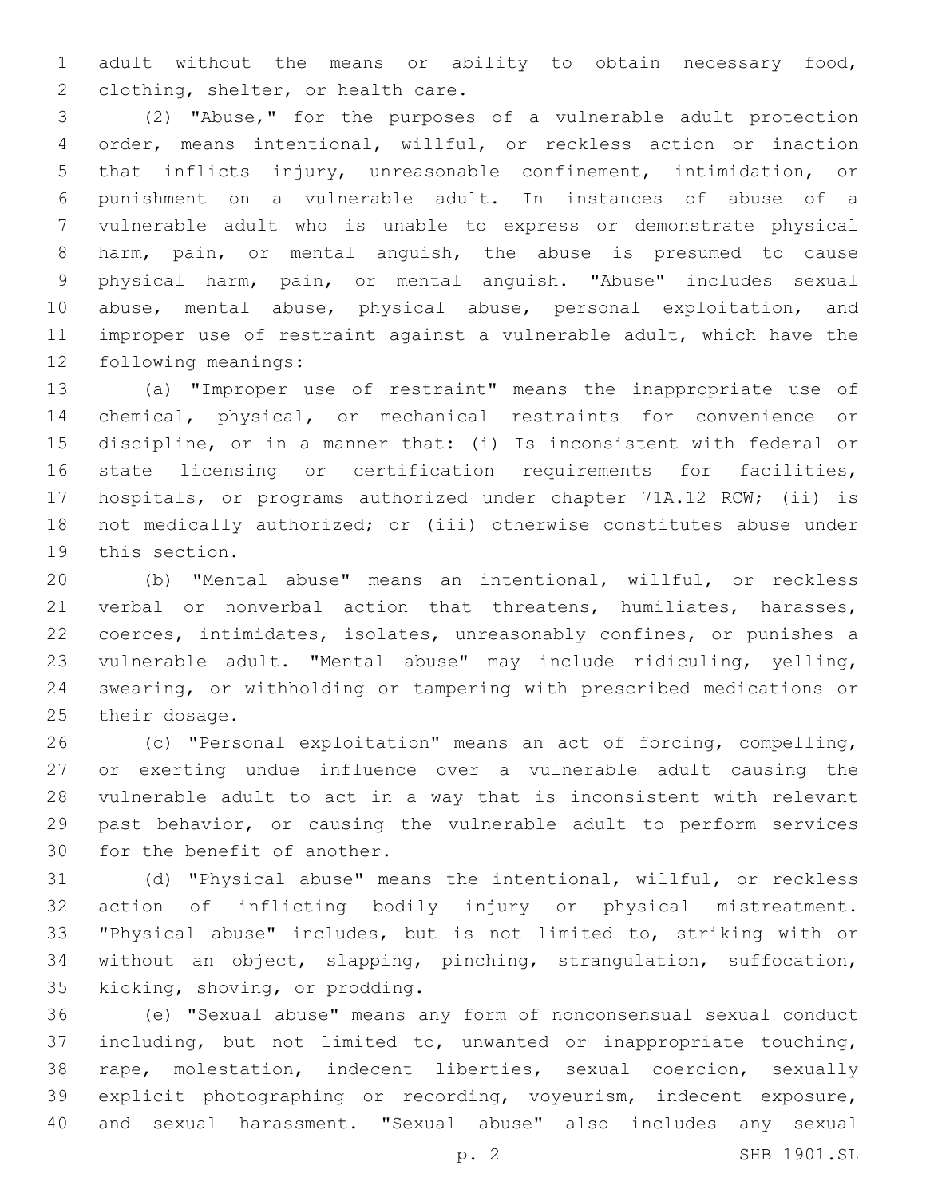adult without the means or ability to obtain necessary food, clothing, shelter, or health care.

(2) "Abuse," for the purposes of a vulnerable adult protection order, means intentional, willful, or reckless action or inaction that inflicts injury, unreasonable confinement, intimidation, or punishment on a vulnerable adult. In instances of abuse of a vulnerable adult who is unable to express or demonstrate physical harm, pain, or mental anguish, the abuse is presumed to cause physical harm, pain, or mental anguish. "Abuse" includes sexual abuse, mental abuse, physical abuse, personal exploitation, and improper use of restraint against a vulnerable adult, which have the following meanings:

(a) "Improper use of restraint" means the inappropriate use of chemical, physical, or mechanical restraints for convenience or discipline, or in a manner that: (i) Is inconsistent with federal or state licensing or certification requirements for facilities, hospitals, or programs authorized under chapter 71A.12 RCW; (ii) is not medically authorized; or (iii) otherwise constitutes abuse under this section.

(b) "Mental abuse" means an intentional, willful, or reckless verbal or nonverbal action that threatens, humiliates, harasses, coerces, intimidates, isolates, unreasonably confines, or punishes a vulnerable adult. "Mental abuse" may include ridiculing, yelling, swearing, or withholding or tampering with prescribed medications or their dosage.

(c) "Personal exploitation" means an act of forcing, compelling, or exerting undue influence over a vulnerable adult causing the vulnerable adult to act in a way that is inconsistent with relevant past behavior, or causing the vulnerable adult to perform services for the benefit of another.

(d) "Physical abuse" means the intentional, willful, or reckless action of inflicting bodily injury or physical mistreatment. "Physical abuse" includes, but is not limited to, striking with or without an object, slapping, pinching, strangulation, suffocation, kicking, shoving, or prodding.

(e) "Sexual abuse" means any form of nonconsensual sexual conduct including, but not limited to, unwanted or inappropriate touching, rape, molestation, indecent liberties, sexual coercion, sexually explicit photographing or recording, voyeurism, indecent exposure, and sexual harassment. "Sexual abuse" also includes any sexual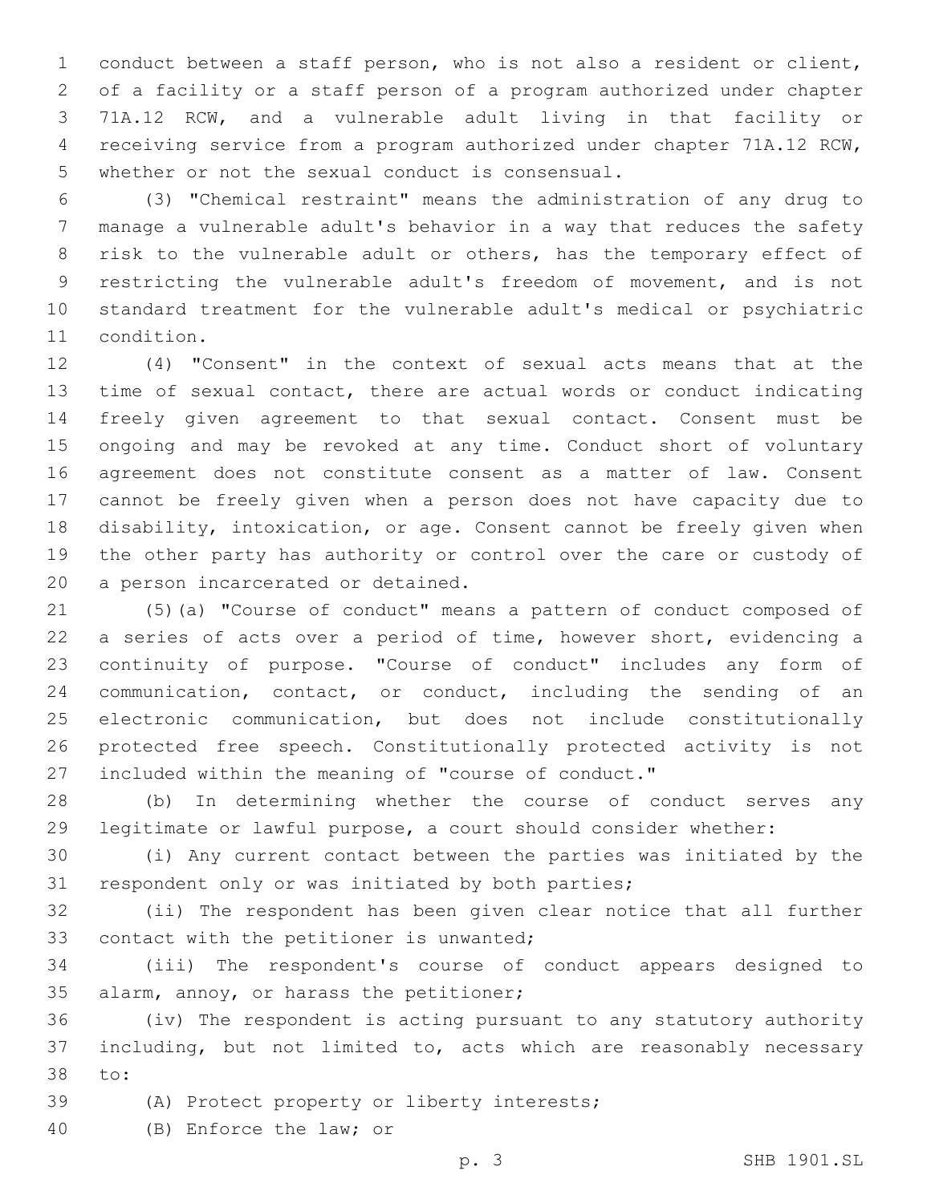conduct between a staff person, who is not also a resident or client, of a facility or a staff person of a program authorized under chapter 71A.12 RCW, and a vulnerable adult living in that facility or receiving service from a program authorized under chapter 71A.12 RCW, whether or not the sexual conduct is consensual.

(3) "Chemical restraint" means the administration of any drug to manage a vulnerable adult's behavior in a way that reduces the safety risk to the vulnerable adult or others, has the temporary effect of restricting the vulnerable adult's freedom of movement, and is not standard treatment for the vulnerable adult's medical or psychiatric condition.

(4) "Consent" in the context of sexual acts means that at the time of sexual contact, there are actual words or conduct indicating freely given agreement to that sexual contact. Consent must be ongoing and may be revoked at any time. Conduct short of voluntary agreement does not constitute consent as a matter of law. Consent cannot be freely given when a person does not have capacity due to disability, intoxication, or age. Consent cannot be freely given when the other party has authority or control over the care or custody of a person incarcerated or detained.

(5)(a) "Course of conduct" means a pattern of conduct composed of a series of acts over a period of time, however short, evidencing a continuity of purpose. "Course of conduct" includes any form of communication, contact, or conduct, including the sending of an electronic communication, but does not include constitutionally protected free speech. Constitutionally protected activity is not included within the meaning of "course of conduct."

(b) In determining whether the course of conduct serves any legitimate or lawful purpose, a court should consider whether:

(i) Any current contact between the parties was initiated by the respondent only or was initiated by both parties;

(ii) The respondent has been given clear notice that all further contact with the petitioner is unwanted;

(iii) The respondent's course of conduct appears designed to alarm, annoy, or harass the petitioner;

(iv) The respondent is acting pursuant to any statutory authority including, but not limited to, acts which are reasonably necessary to:

(A) Protect property or liberty interests;

(B) Enforce the law; or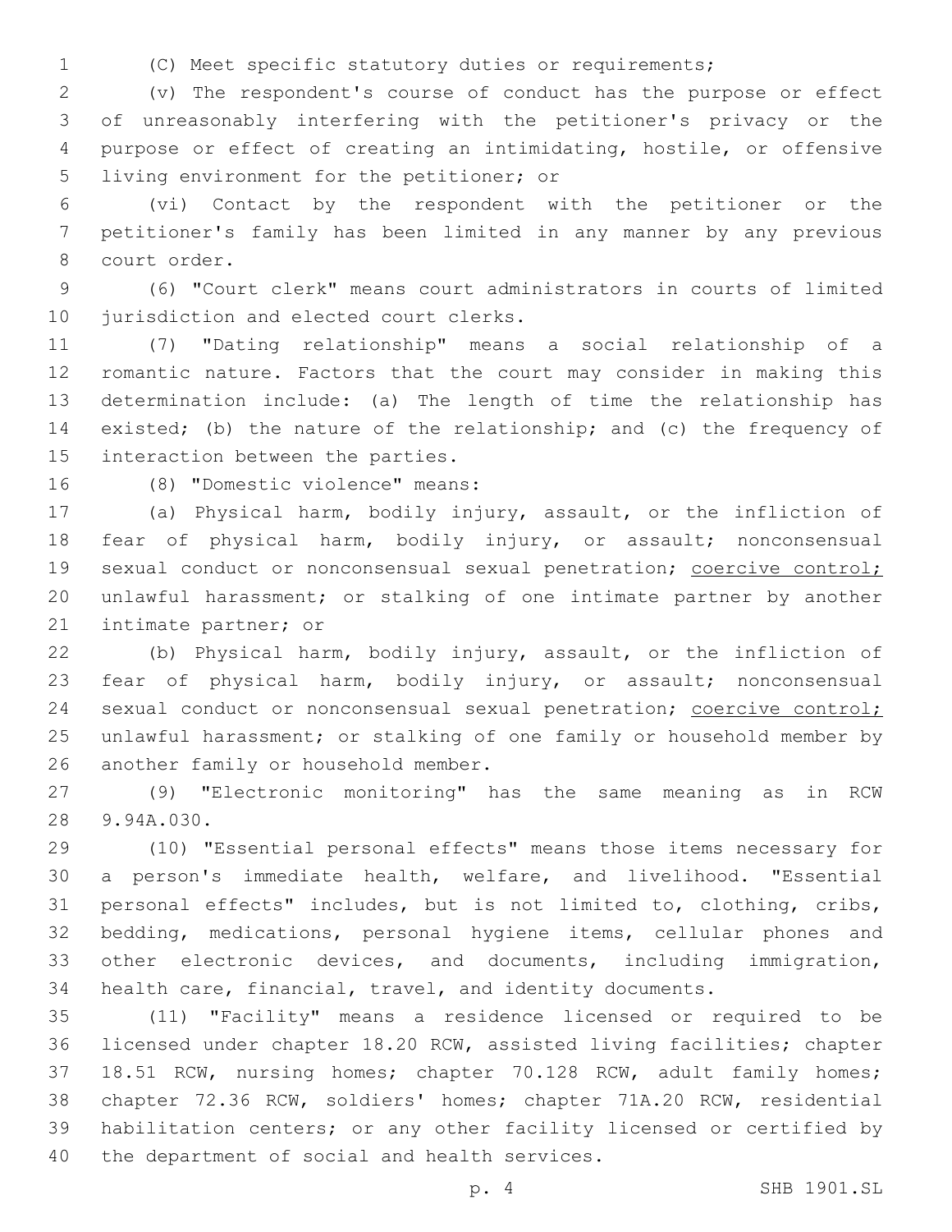(C) Meet specific statutory duties or requirements;

(v) The respondent's course of conduct has the purpose or effect of unreasonably interfering with the petitioner's privacy or the purpose or effect of creating an intimidating, hostile, or offensive living environment for the petitioner; or

(vi) Contact by the respondent with the petitioner or the petitioner's family has been limited in any manner by any previous court order.

(6) "Court clerk" means court administrators in courts of limited jurisdiction and elected court clerks.

(7) "Dating relationship" means a social relationship of a romantic nature. Factors that the court may consider in making this determination include: (a) The length of time the relationship has existed; (b) the nature of the relationship; and (c) the frequency of interaction between the parties.

(8) "Domestic violence" means:

(a) Physical harm, bodily injury, assault, or the infliction of fear of physical harm, bodily injury, or assault; nonconsensual sexual conduct or nonconsensual sexual penetration; <u>coercive control;</u> unlawful harassment; or stalking of one intimate partner by another intimate partner; or

(b) Physical harm, bodily injury, assault, or the infliction of fear of physical harm, bodily injury, or assault; nonconsensual sexual conduct or nonconsensual sexual penetration; <u>coercive control;</u> unlawful harassment; or stalking of one family or household member by another family or household member.

(9) "Electronic monitoring" has the same meaning as in RCW 9.94A.030.

(10) "Essential personal effects" means those items necessary for a person's immediate health, welfare, and livelihood. "Essential personal effects" includes, but is not limited to, clothing, cribs, bedding, medications, personal hygiene items, cellular phones and other electronic devices, and documents, including immigration, health care, financial, travel, and identity documents.

(11) "Facility" means a residence licensed or required to be licensed under chapter 18.20 RCW, assisted living facilities; chapter 18.51 RCW, nursing homes; chapter 70.128 RCW, adult family homes; chapter 72.36 RCW, soldiers' homes; chapter 71A.20 RCW, residential habilitation centers; or any other facility licensed or certified by the department of social and health services.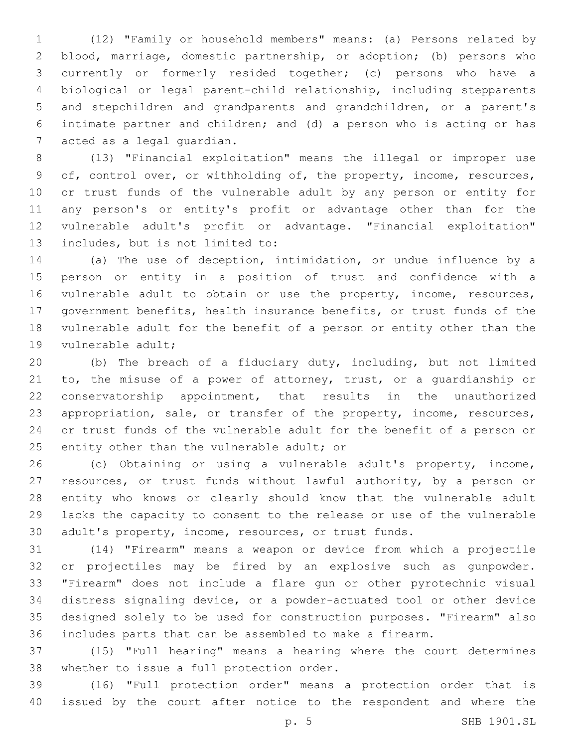(12) "Family or household members" means: (a) Persons related by blood, marriage, domestic partnership, or adoption; (b) persons who currently or formerly resided together; (c) persons who have a biological or legal parent-child relationship, including stepparents and stepchildren and grandparents and grandchildren, or a parent's intimate partner and children; and (d) a person who is acting or has acted as a legal guardian.

(13) "Financial exploitation" means the illegal or improper use of, control over, or withholding of, the property, income, resources, or trust funds of the vulnerable adult by any person or entity for any person's or entity's profit or advantage other than for the vulnerable adult's profit or advantage. "Financial exploitation" includes, but is not limited to:

(a) The use of deception, intimidation, or undue influence by a person or entity in a position of trust and confidence with a vulnerable adult to obtain or use the property, income, resources, government benefits, health insurance benefits, or trust funds of the vulnerable adult for the benefit of a person or entity other than the vulnerable adult;

(b) The breach of a fiduciary duty, including, but not limited to, the misuse of a power of attorney, trust, or a guardianship or conservatorship appointment, that results in the unauthorized appropriation, sale, or transfer of the property, income, resources, or trust funds of the vulnerable adult for the benefit of a person or entity other than the vulnerable adult; or

(c) Obtaining or using a vulnerable adult's property, income, resources, or trust funds without lawful authority, by a person or entity who knows or clearly should know that the vulnerable adult lacks the capacity to consent to the release or use of the vulnerable adult's property, income, resources, or trust funds.

(14) "Firearm" means a weapon or device from which a projectile or projectiles may be fired by an explosive such as gunpowder. "Firearm" does not include a flare gun or other pyrotechnic visual distress signaling device, or a powder-actuated tool or other device designed solely to be used for construction purposes. "Firearm" also includes parts that can be assembled to make a firearm.

(15) "Full hearing" means a hearing where the court determines whether to issue a full protection order.

(16) "Full protection order" means a protection order that is issued by the court after notice to the respondent and where the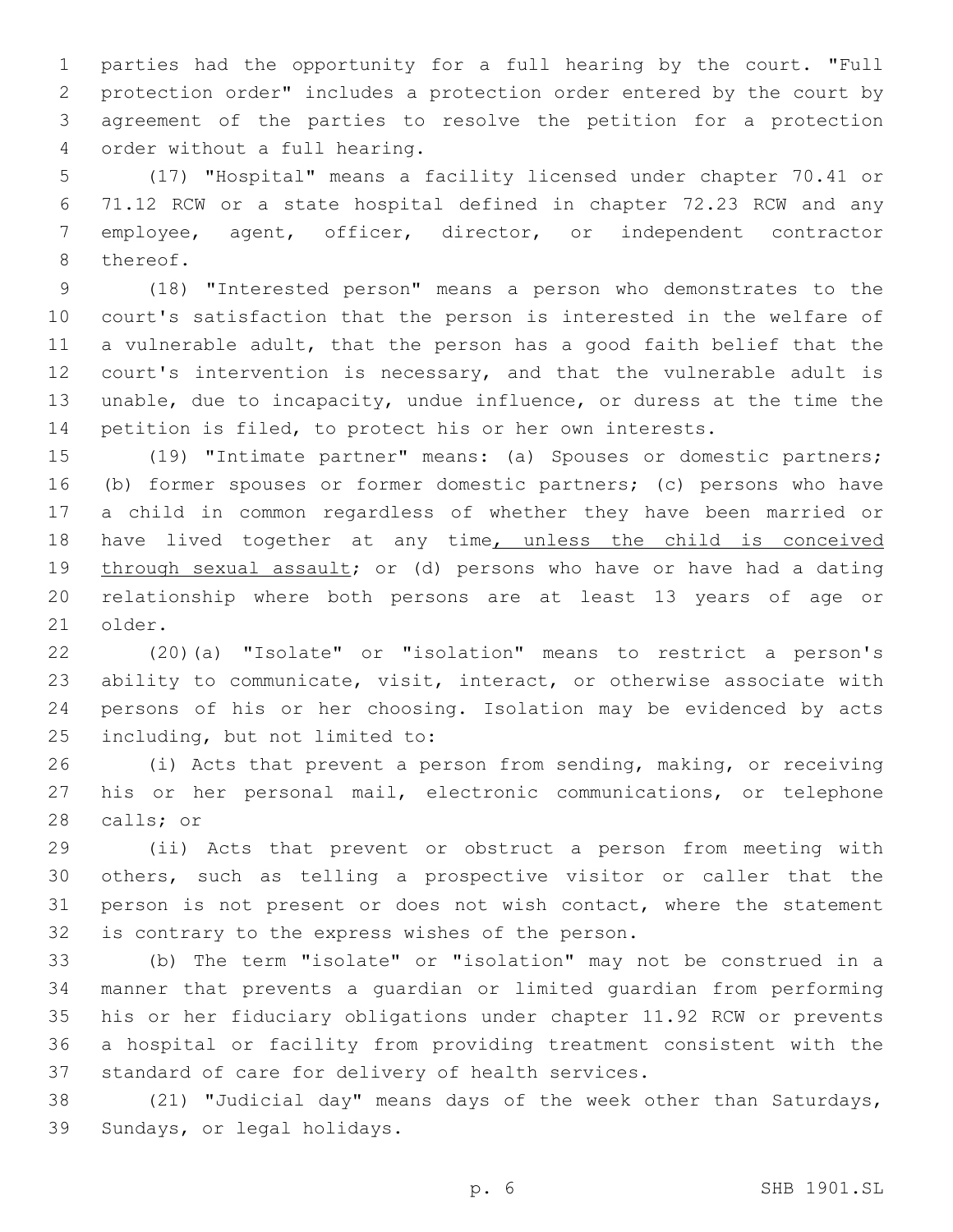parties had the opportunity for a full hearing by the court. "Full protection order" includes a protection order entered by the court by agreement of the parties to resolve the petition for a protection order without a full hearing.

(17) "Hospital" means a facility licensed under chapter 70.41 or 71.12 RCW or a state hospital defined in chapter 72.23 RCW and any employee, agent, officer, director, or independent contractor thereof.

(18) "Interested person" means a person who demonstrates to the court's satisfaction that the person is interested in the welfare of a vulnerable adult, that the person has a good faith belief that the court's intervention is necessary, and that the vulnerable adult is unable, due to incapacity, undue influence, or duress at the time the petition is filed, to protect his or her own interests.

(19) "Intimate partner" means: (a) Spouses or domestic partners; (b) former spouses or former domestic partners; (c) persons who have a child in common regardless of whether they have been married or have lived together at any time, unless the child is conceived through sexual assault; or (d) persons who have or have had a dating relationship where both persons are at least 13 years of age or older.

(20)(a) "Isolate" or "isolation" means to restrict a person's ability to communicate, visit, interact, or otherwise associate with persons of his or her choosing. Isolation may be evidenced by acts including, but not limited to:

(i) Acts that prevent a person from sending, making, or receiving his or her personal mail, electronic communications, or telephone calls; or

(ii) Acts that prevent or obstruct a person from meeting with others, such as telling a prospective visitor or caller that the person is not present or does not wish contact, where the statement is contrary to the express wishes of the person.

(b) The term "isolate" or "isolation" may not be construed in a manner that prevents a guardian or limited guardian from performing his or her fiduciary obligations under chapter 11.92 RCW or prevents a hospital or facility from providing treatment consistent with the standard of care for delivery of health services.

(21) "Judicial day" means days of the week other than Saturdays, Sundays, or legal holidays.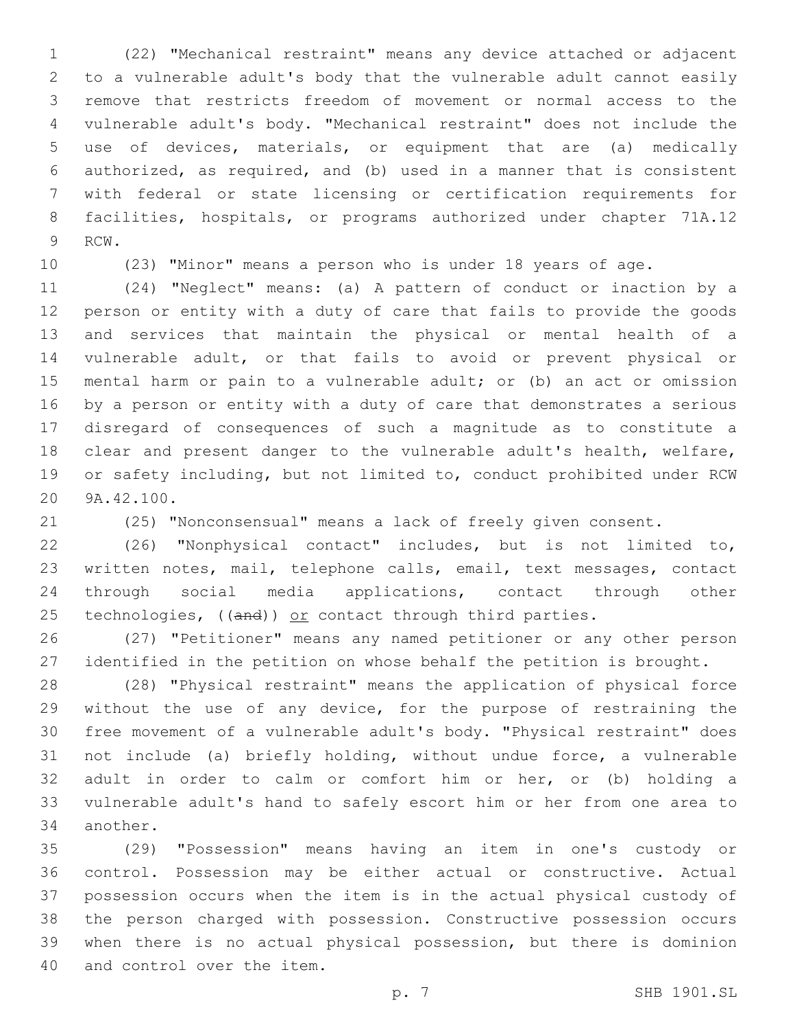(22) "Mechanical restraint" means any device attached or adjacent to a vulnerable adult's body that the vulnerable adult cannot easily remove that restricts freedom of movement or normal access to the vulnerable adult's body. "Mechanical restraint" does not include the use of devices, materials, or equipment that are (a) medically authorized, as required, and (b) used in a manner that is consistent with federal or state licensing or certification requirements for facilities, hospitals, or programs authorized under chapter 71A.12 RCW.

(23) "Minor" means a person who is under 18 years of age.

(24) "Neglect" means: (a) A pattern of conduct or inaction by a person or entity with a duty of care that fails to provide the goods and services that maintain the physical or mental health of a vulnerable adult, or that fails to avoid or prevent physical or mental harm or pain to a vulnerable adult; or (b) an act or omission by a person or entity with a duty of care that demonstrates a serious disregard of consequences of such a magnitude as to constitute a clear and present danger to the vulnerable adult's health, welfare, or safety including, but not limited to, conduct prohibited under RCW 9A.42.100.

(25) "Nonconsensual" means a lack of freely given consent.

(26) "Nonphysical contact" includes, but is not limited to, written notes, mail, telephone calls, email, text messages, contact through social media applications, contact through other technologies, ((~~and~~)) <u>or</u> contact through third parties.

(27) "Petitioner" means any named petitioner or any other person identified in the petition on whose behalf the petition is brought.

(28) "Physical restraint" means the application of physical force without the use of any device, for the purpose of restraining the free movement of a vulnerable adult's body. "Physical restraint" does not include (a) briefly holding, without undue force, a vulnerable adult in order to calm or comfort him or her, or (b) holding a vulnerable adult's hand to safely escort him or her from one area to another.

(29) "Possession" means having an item in one's custody or control. Possession may be either actual or constructive. Actual possession occurs when the item is in the actual physical custody of the person charged with possession. Constructive possession occurs when there is no actual physical possession, but there is dominion and control over the item.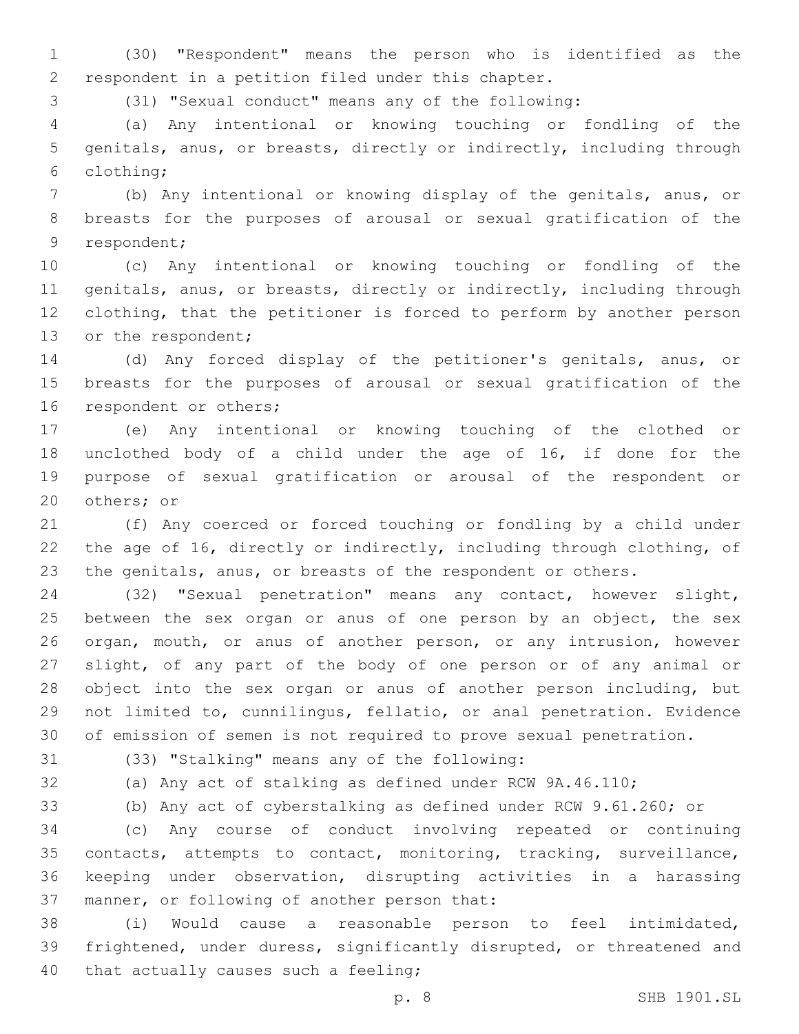(30) "Respondent" means the person who is identified as the respondent in a petition filed under this chapter.

(31) "Sexual conduct" means any of the following:

(a) Any intentional or knowing touching or fondling of the genitals, anus, or breasts, directly or indirectly, including through clothing;

(b) Any intentional or knowing display of the genitals, anus, or breasts for the purposes of arousal or sexual gratification of the respondent;

(c) Any intentional or knowing touching or fondling of the genitals, anus, or breasts, directly or indirectly, including through clothing, that the petitioner is forced to perform by another person or the respondent;

(d) Any forced display of the petitioner's genitals, anus, or breasts for the purposes of arousal or sexual gratification of the respondent or others;

(e) Any intentional or knowing touching of the clothed or unclothed body of a child under the age of 16, if done for the purpose of sexual gratification or arousal of the respondent or others; or

(f) Any coerced or forced touching or fondling by a child under the age of 16, directly or indirectly, including through clothing, of the genitals, anus, or breasts of the respondent or others.

(32) "Sexual penetration" means any contact, however slight, between the sex organ or anus of one person by an object, the sex organ, mouth, or anus of another person, or any intrusion, however slight, of any part of the body of one person or of any animal or object into the sex organ or anus of another person including, but not limited to, cunnilingus, fellatio, or anal penetration. Evidence of emission of semen is not required to prove sexual penetration.

(33) "Stalking" means any of the following:

(a) Any act of stalking as defined under RCW 9A.46.110;

(b) Any act of cyberstalking as defined under RCW 9.61.260; or

(c) Any course of conduct involving repeated or continuing contacts, attempts to contact, monitoring, tracking, surveillance, keeping under observation, disrupting activities in a harassing manner, or following of another person that:

(i) Would cause a reasonable person to feel intimidated, frightened, under duress, significantly disrupted, or threatened and that actually causes such a feeling;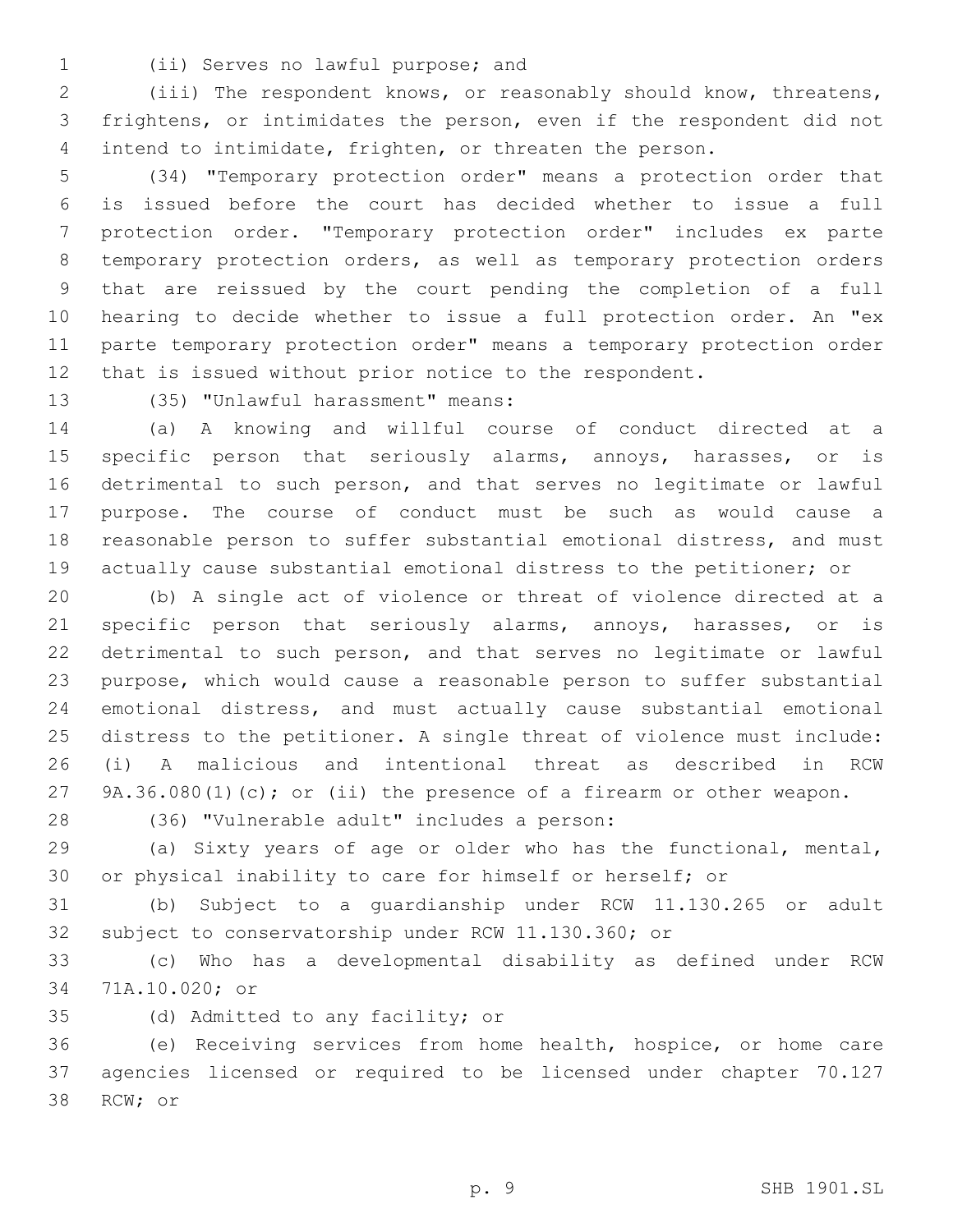(ii) Serves no lawful purpose; and

(iii) The respondent knows, or reasonably should know, threatens, frightens, or intimidates the person, even if the respondent did not intend to intimidate, frighten, or threaten the person.

(34) "Temporary protection order" means a protection order that is issued before the court has decided whether to issue a full protection order. "Temporary protection order" includes ex parte temporary protection orders, as well as temporary protection orders that are reissued by the court pending the completion of a full hearing to decide whether to issue a full protection order. An "ex parte temporary protection order" means a temporary protection order that is issued without prior notice to the respondent.

(35) "Unlawful harassment" means:

(a) A knowing and willful course of conduct directed at a specific person that seriously alarms, annoys, harasses, or is detrimental to such person, and that serves no legitimate or lawful purpose. The course of conduct must be such as would cause a reasonable person to suffer substantial emotional distress, and must actually cause substantial emotional distress to the petitioner; or

(b) A single act of violence or threat of violence directed at a specific person that seriously alarms, annoys, harasses, or is detrimental to such person, and that serves no legitimate or lawful purpose, which would cause a reasonable person to suffer substantial emotional distress, and must actually cause substantial emotional distress to the petitioner. A single threat of violence must include: (i) A malicious and intentional threat as described in RCW 9A.36.080(1)(c); or (ii) the presence of a firearm or other weapon.

(36) "Vulnerable adult" includes a person:

(a) Sixty years of age or older who has the functional, mental, or physical inability to care for himself or herself; or

(b) Subject to a guardianship under RCW 11.130.265 or adult subject to conservatorship under RCW 11.130.360; or

(c) Who has a developmental disability as defined under RCW 71A.10.020; or

(d) Admitted to any facility; or

(e) Receiving services from home health, hospice, or home care agencies licensed or required to be licensed under chapter 70.127 RCW; or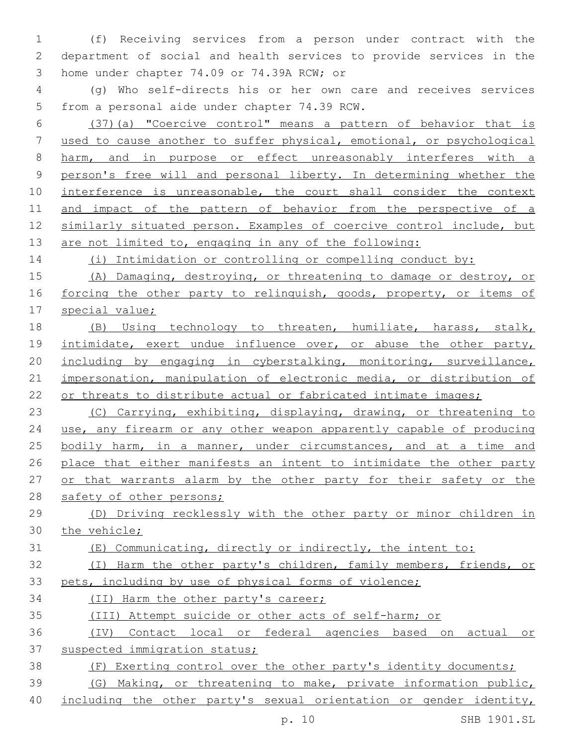(f) Receiving services from a person under contract with the department of social and health services to provide services in the home under chapter 74.09 or 74.39A RCW; or

(g) Who self-directs his or her own care and receives services from a personal aide under chapter 74.39 RCW.

(37)(a) "Coercive control" means a pattern of behavior that is used to cause another to suffer physical, emotional, or psychological harm, and in purpose or effect unreasonably interferes with a person's free will and personal liberty. In determining whether the interference is unreasonable, the court shall consider the context and impact of the pattern of behavior from the perspective of a similarly situated person. Examples of coercive control include, but are not limited to, engaging in any of the following:

(i) Intimidation or controlling or compelling conduct by:

(A) Damaging, destroying, or threatening to damage or destroy, or forcing the other party to relinquish, goods, property, or items of special value;

(B) Using technology to threaten, humiliate, harass, stalk, intimidate, exert undue influence over, or abuse the other party, including by engaging in cyberstalking, monitoring, surveillance, impersonation, manipulation of electronic media, or distribution of or threats to distribute actual or fabricated intimate images;

(C) Carrying, exhibiting, displaying, drawing, or threatening to use, any firearm or any other weapon apparently capable of producing bodily harm, in a manner, under circumstances, and at a time and place that either manifests an intent to intimidate the other party or that warrants alarm by the other party for their safety or the safety of other persons;

(D) Driving recklessly with the other party or minor children in the vehicle;

(E) Communicating, directly or indirectly, the intent to:

(I) Harm the other party's children, family members, friends, or pets, including by use of physical forms of violence;

(II) Harm the other party's career;

(III) Attempt suicide or other acts of self-harm; or

(IV) Contact local or federal agencies based on actual or suspected immigration status;

(F) Exerting control over the other party's identity documents;

(G) Making, or threatening to make, private information public, including the other party's sexual orientation or gender identity,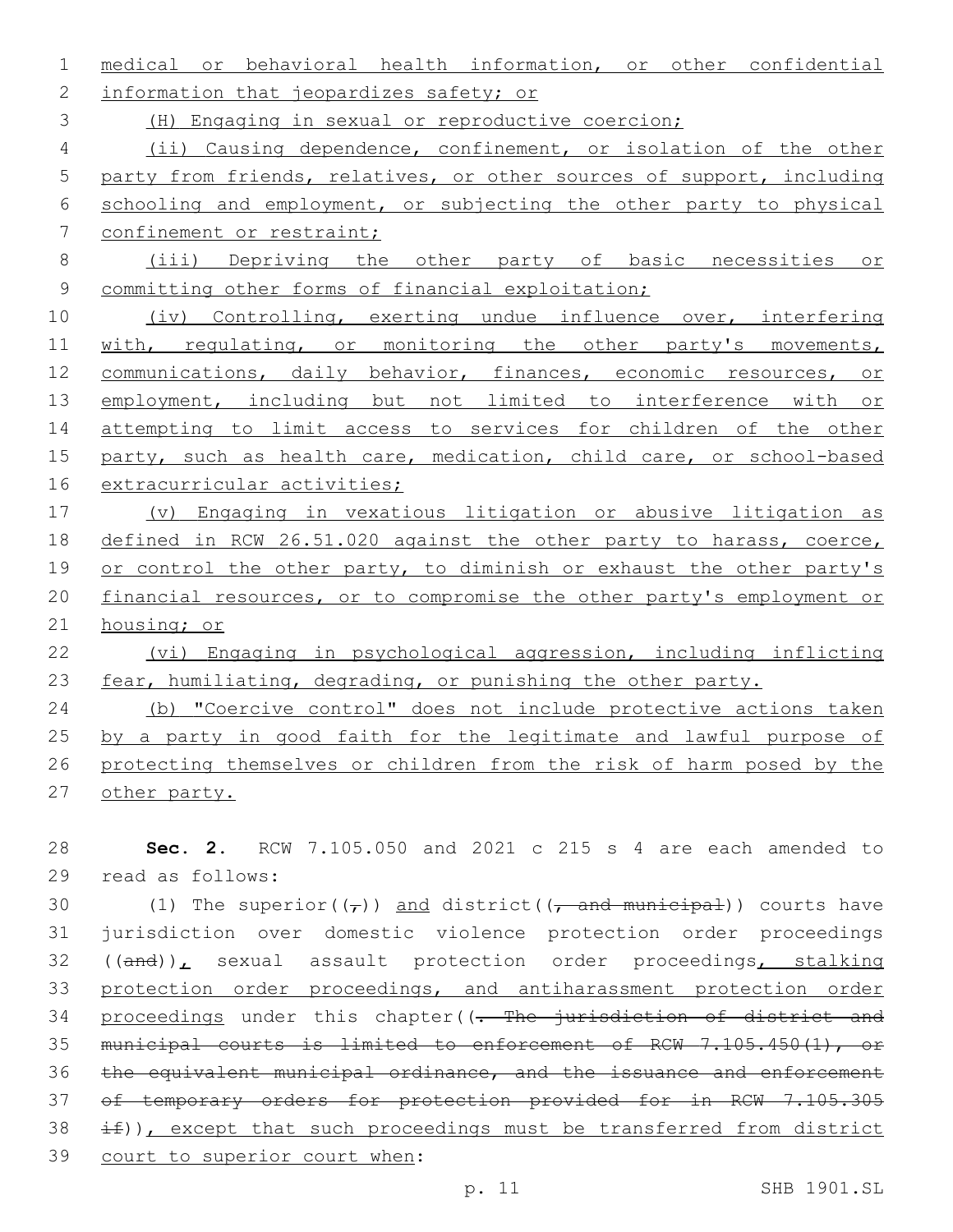medical or behavioral health information, or other confidential information that jeopardizes safety; or

(H) Engaging in sexual or reproductive coercion;

(ii) Causing dependence, confinement, or isolation of the other party from friends, relatives, or other sources of support, including schooling and employment, or subjecting the other party to physical confinement or restraint;

(iii) Depriving the other party of basic necessities or committing other forms of financial exploitation;

(iv) Controlling, exerting undue influence over, interfering with, regulating, or monitoring the other party's movements, communications, daily behavior, finances, economic resources, or employment, including but not limited to interference with or attempting to limit access to services for children of the other party, such as health care, medication, child care, or school-based extracurricular activities;

(v) Engaging in vexatious litigation or abusive litigation as defined in RCW 26.51.020 against the other party to harass, coerce, or control the other party, to diminish or exhaust the other party's financial resources, or to compromise the other party's employment or housing; or

(vi) Engaging in psychological aggression, including inflicting fear, humiliating, degrading, or punishing the other party.

(b) "Coercive control" does not include protective actions taken by a party in good faith for the legitimate and lawful purpose of protecting themselves or children from the risk of harm posed by the other party.

**Sec. 2.** RCW 7.105.050 and 2021 c 215 s 4 are each amended to read as follows:

(1) The superior((,)) and district((, and municipal)) courts have jurisdiction over domestic violence protection order proceedings ((and)), sexual assault protection order proceedings, stalking protection order proceedings, and antiharassment protection order proceedings under this chapter((. The jurisdiction of district and municipal courts is limited to enforcement of RCW 7.105.450(1), or the equivalent municipal ordinance, and the issuance and enforcement of temporary orders for protection provided for in RCW 7.105.305 if)), except that such proceedings must be transferred from district court to superior court when: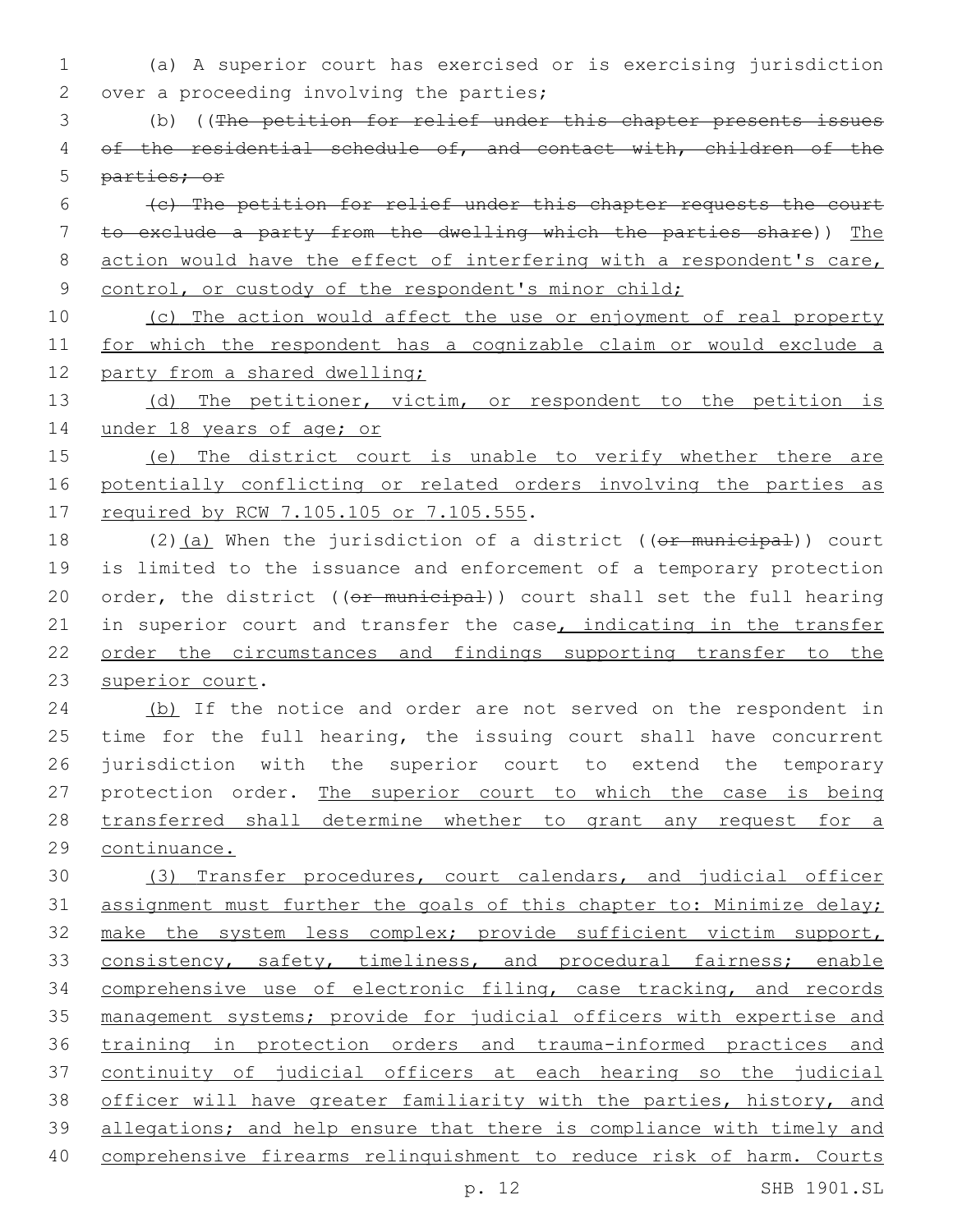(a) A superior court has exercised or is exercising jurisdiction over a proceeding involving the parties;

(b) ((~~The petition for relief under this chapter presents issues of the residential schedule of, and contact with, children of the parties; or~~

~~(c) The petition for relief under this chapter requests the court to exclude a party from the dwelling which the parties share~~)) <u>The action would have the effect of interfering with a respondent's care, control, or custody of the respondent's minor child;</u>

<u>(c) The action would affect the use or enjoyment of real property for which the respondent has a cognizable claim or would exclude a party from a shared dwelling;</u>

<u>(d) The petitioner, victim, or respondent to the petition is under 18 years of age; or</u>

<u>(e) The district court is unable to verify whether there are potentially conflicting or related orders involving the parties as required by RCW 7.105.105 or 7.105.555</u>.

(2)<u>(a)</u> When the jurisdiction of a district ((~~or municipal~~)) court is limited to the issuance and enforcement of a temporary protection order, the district ((~~or municipal~~)) court shall set the full hearing in superior court and transfer the case<u>, indicating in the transfer order the circumstances and findings supporting transfer to the superior court</u>.

<u>(b)</u> If the notice and order are not served on the respondent in time for the full hearing, the issuing court shall have concurrent jurisdiction with the superior court to extend the temporary protection order. <u>The superior court to which the case is being transferred shall determine whether to grant any request for a continuance.</u>

<u>(3) Transfer procedures, court calendars, and judicial officer assignment must further the goals of this chapter to: Minimize delay; make the system less complex; provide sufficient victim support, consistency, safety, timeliness, and procedural fairness; enable comprehensive use of electronic filing, case tracking, and records management systems; provide for judicial officers with expertise and training in protection orders and trauma-informed practices and continuity of judicial officers at each hearing so the judicial officer will have greater familiarity with the parties, history, and allegations; and help ensure that there is compliance with timely and comprehensive firearms relinquishment to reduce risk of harm. Courts</u>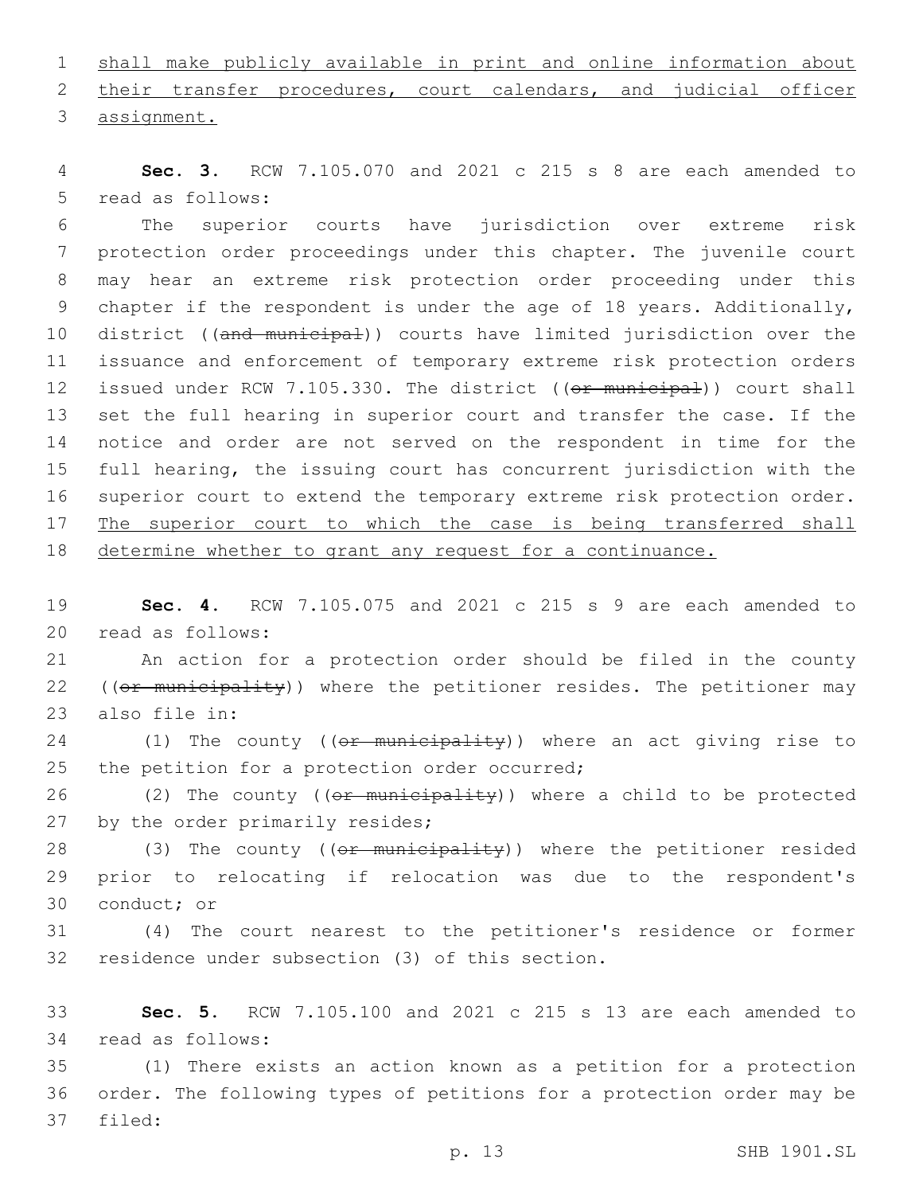shall make publicly available in print and online information about their transfer procedures, court calendars, and judicial officer assignment.

**Sec. 3.** RCW 7.105.070 and 2021 c 215 s 8 are each amended to read as follows:

The superior courts have jurisdiction over extreme risk protection order proceedings under this chapter. The juvenile court may hear an extreme risk protection order proceeding under this chapter if the respondent is under the age of 18 years. Additionally, district ((~~and municipal~~)) courts have limited jurisdiction over the issuance and enforcement of temporary extreme risk protection orders issued under RCW 7.105.330. The district ((~~or municipal~~)) court shall set the full hearing in superior court and transfer the case. If the notice and order are not served on the respondent in time for the full hearing, the issuing court has concurrent jurisdiction with the superior court to extend the temporary extreme risk protection order. The superior court to which the case is being transferred shall determine whether to grant any request for a continuance.

**Sec. 4.** RCW 7.105.075 and 2021 c 215 s 9 are each amended to read as follows:

An action for a protection order should be filed in the county ((~~or municipality~~)) where the petitioner resides. The petitioner may also file in:

(1) The county ((~~or municipality~~)) where an act giving rise to the petition for a protection order occurred;

(2) The county ((~~or municipality~~)) where a child to be protected by the order primarily resides;

(3) The county ((~~or municipality~~)) where the petitioner resided prior to relocating if relocation was due to the respondent's conduct; or

(4) The court nearest to the petitioner's residence or former residence under subsection (3) of this section.

**Sec. 5.** RCW 7.105.100 and 2021 c 215 s 13 are each amended to read as follows:

(1) There exists an action known as a petition for a protection order. The following types of petitions for a protection order may be filed: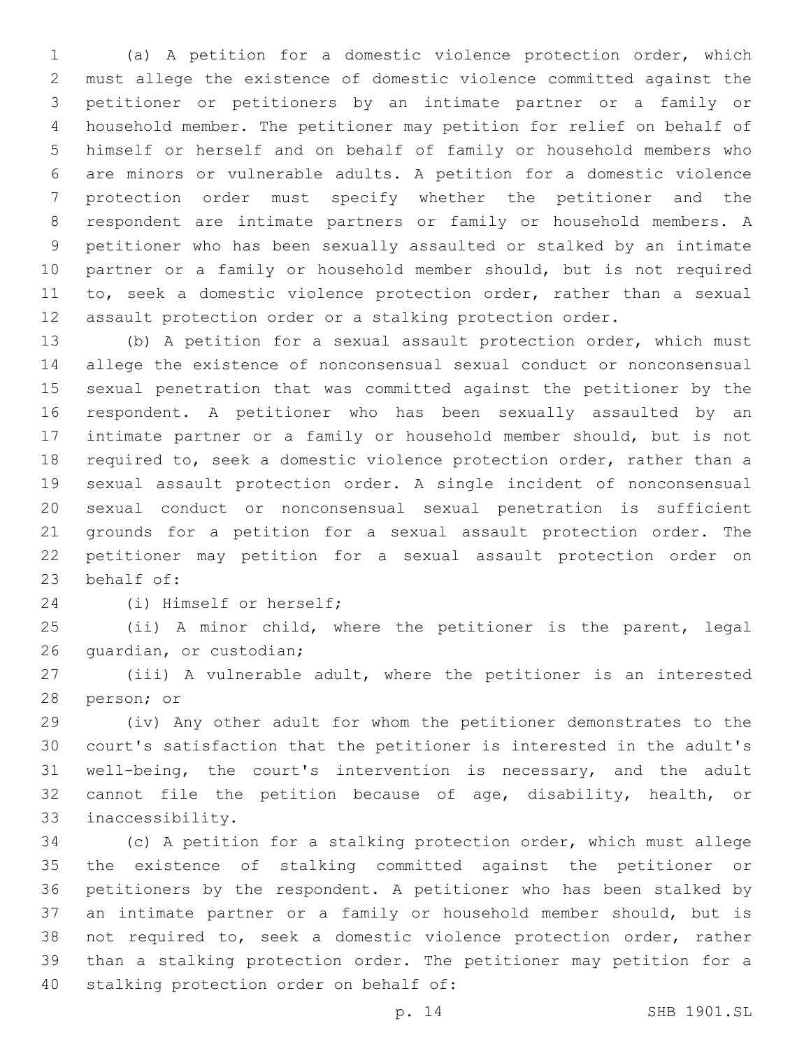(a) A petition for a domestic violence protection order, which must allege the existence of domestic violence committed against the petitioner or petitioners by an intimate partner or a family or household member. The petitioner may petition for relief on behalf of himself or herself and on behalf of family or household members who are minors or vulnerable adults. A petition for a domestic violence protection order must specify whether the petitioner and the respondent are intimate partners or family or household members. A petitioner who has been sexually assaulted or stalked by an intimate partner or a family or household member should, but is not required to, seek a domestic violence protection order, rather than a sexual assault protection order or a stalking protection order.

(b) A petition for a sexual assault protection order, which must allege the existence of nonconsensual sexual conduct or nonconsensual sexual penetration that was committed against the petitioner by the respondent. A petitioner who has been sexually assaulted by an intimate partner or a family or household member should, but is not required to, seek a domestic violence protection order, rather than a sexual assault protection order. A single incident of nonconsensual sexual conduct or nonconsensual sexual penetration is sufficient grounds for a petition for a sexual assault protection order. The petitioner may petition for a sexual assault protection order on behalf of:

(i) Himself or herself;

(ii) A minor child, where the petitioner is the parent, legal guardian, or custodian;

(iii) A vulnerable adult, where the petitioner is an interested person; or

(iv) Any other adult for whom the petitioner demonstrates to the court's satisfaction that the petitioner is interested in the adult's well-being, the court's intervention is necessary, and the adult cannot file the petition because of age, disability, health, or inaccessibility.

(c) A petition for a stalking protection order, which must allege the existence of stalking committed against the petitioner or petitioners by the respondent. A petitioner who has been stalked by an intimate partner or a family or household member should, but is not required to, seek a domestic violence protection order, rather than a stalking protection order. The petitioner may petition for a stalking protection order on behalf of: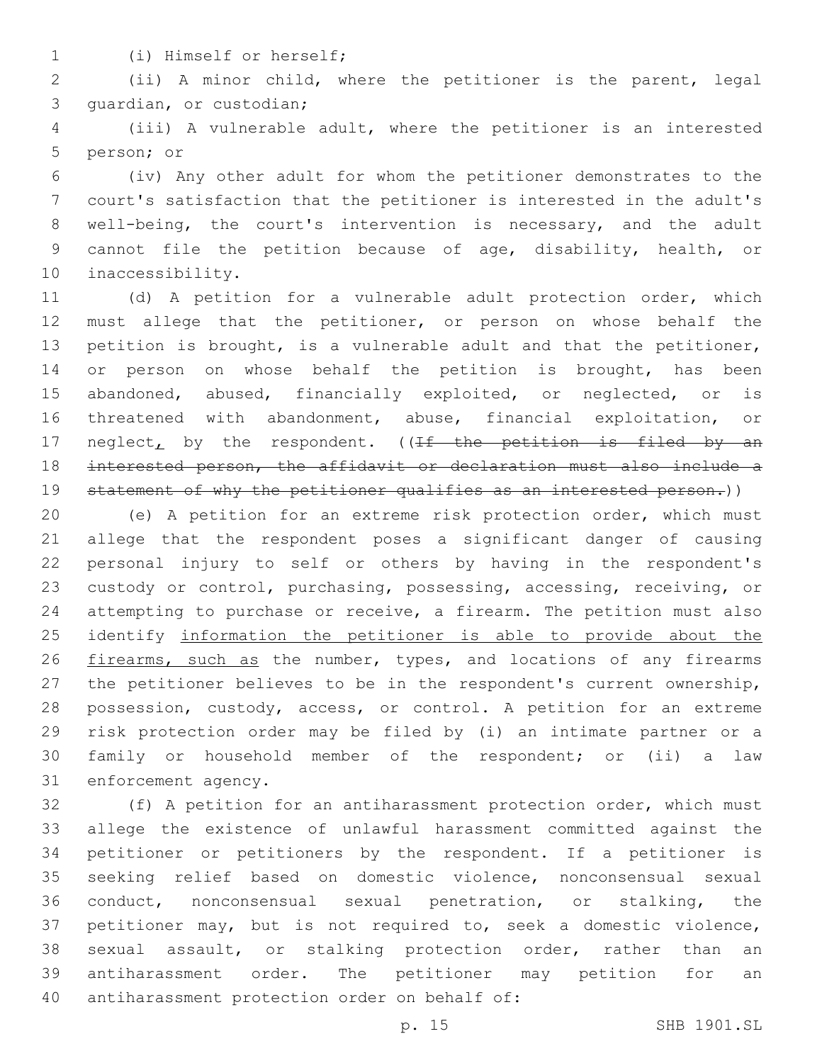(i) Himself or herself;

(ii) A minor child, where the petitioner is the parent, legal guardian, or custodian;

(iii) A vulnerable adult, where the petitioner is an interested person; or

(iv) Any other adult for whom the petitioner demonstrates to the court's satisfaction that the petitioner is interested in the adult's well-being, the court's intervention is necessary, and the adult cannot file the petition because of age, disability, health, or inaccessibility.

(d) A petition for a vulnerable adult protection order, which must allege that the petitioner, or person on whose behalf the petition is brought, is a vulnerable adult and that the petitioner, or person on whose behalf the petition is brought, has been abandoned, abused, financially exploited, or neglected, or is threatened with abandonment, abuse, financial exploitation, or neglect, by the respondent. ((~~If the petition is filed by an interested person, the affidavit or declaration must also include a statement of why the petitioner qualifies as an interested person.~~))

(e) A petition for an extreme risk protection order, which must allege that the respondent poses a significant danger of causing personal injury to self or others by having in the respondent's custody or control, purchasing, possessing, accessing, receiving, or attempting to purchase or receive, a firearm. The petition must also identify <u>information the petitioner is able to provide about the firearms, such as</u> the number, types, and locations of any firearms the petitioner believes to be in the respondent's current ownership, possession, custody, access, or control. A petition for an extreme risk protection order may be filed by (i) an intimate partner or a family or household member of the respondent; or (ii) a law enforcement agency.

(f) A petition for an antiharassment protection order, which must allege the existence of unlawful harassment committed against the petitioner or petitioners by the respondent. If a petitioner is seeking relief based on domestic violence, nonconsensual sexual conduct, nonconsensual sexual penetration, or stalking, the petitioner may, but is not required to, seek a domestic violence, sexual assault, or stalking protection order, rather than an antiharassment order. The petitioner may petition for an antiharassment protection order on behalf of: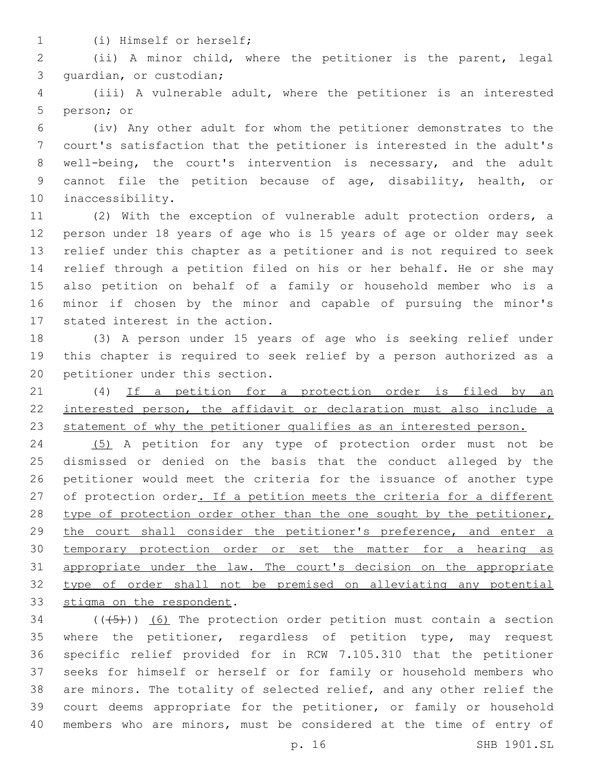(i) Himself or herself;

(ii) A minor child, where the petitioner is the parent, legal guardian, or custodian;

(iii) A vulnerable adult, where the petitioner is an interested person; or

(iv) Any other adult for whom the petitioner demonstrates to the court's satisfaction that the petitioner is interested in the adult's well-being, the court's intervention is necessary, and the adult cannot file the petition because of age, disability, health, or inaccessibility.

(2) With the exception of vulnerable adult protection orders, a person under 18 years of age who is 15 years of age or older may seek relief under this chapter as a petitioner and is not required to seek relief through a petition filed on his or her behalf. He or she may also petition on behalf of a family or household member who is a minor if chosen by the minor and capable of pursuing the minor's stated interest in the action.

(3) A person under 15 years of age who is seeking relief under this chapter is required to seek relief by a person authorized as a petitioner under this section.

(4) If a petition for a protection order is filed by an interested person, the affidavit or declaration must also include a statement of why the petitioner qualifies as an interested person.

(5) A petition for any type of protection order must not be dismissed or denied on the basis that the conduct alleged by the petitioner would meet the criteria for the issuance of another type of protection order. If a petition meets the criteria for a different type of protection order other than the one sought by the petitioner, the court shall consider the petitioner's preference, and enter a temporary protection order or set the matter for a hearing as appropriate under the law. The court's decision on the appropriate type of order shall not be premised on alleviating any potential stigma on the respondent.

(((5))) (6) The protection order petition must contain a section where the petitioner, regardless of petition type, may request specific relief provided for in RCW 7.105.310 that the petitioner seeks for himself or herself or for family or household members who are minors. The totality of selected relief, and any other relief the court deems appropriate for the petitioner, or family or household members who are minors, must be considered at the time of entry of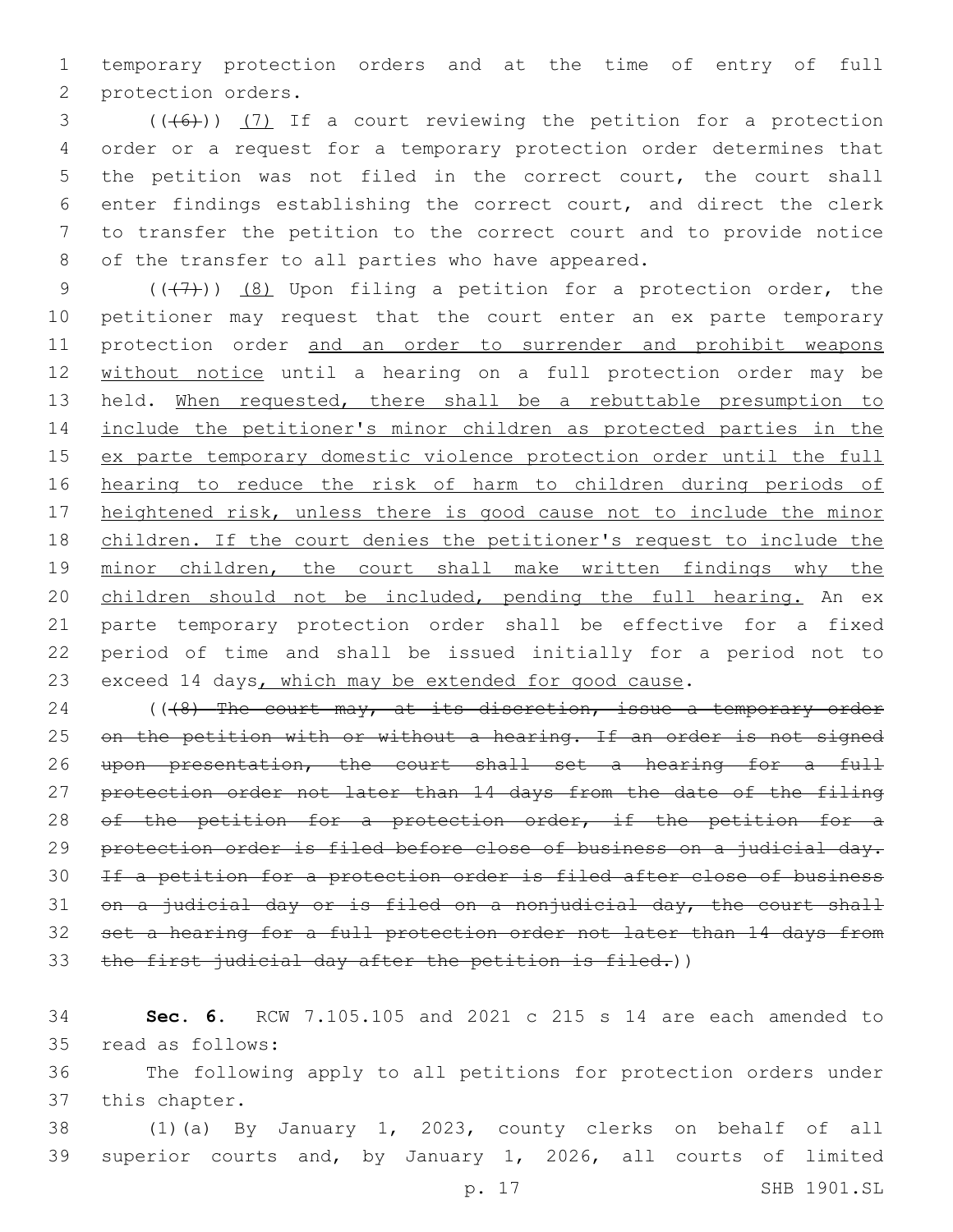temporary protection orders and at the time of entry of full protection orders.

(((6))) (7) If a court reviewing the petition for a protection order or a request for a temporary protection order determines that the petition was not filed in the correct court, the court shall enter findings establishing the correct court, and direct the clerk to transfer the petition to the correct court and to provide notice of the transfer to all parties who have appeared.

(((7))) (8) Upon filing a petition for a protection order, the petitioner may request that the court enter an ex parte temporary protection order and an order to surrender and prohibit weapons without notice until a hearing on a full protection order may be held. When requested, there shall be a rebuttable presumption to include the petitioner's minor children as protected parties in the ex parte temporary domestic violence protection order until the full hearing to reduce the risk of harm to children during periods of heightened risk, unless there is good cause not to include the minor children. If the court denies the petitioner's request to include the minor children, the court shall make written findings why the children should not be included, pending the full hearing. An ex parte temporary protection order shall be effective for a fixed period of time and shall be issued initially for a period not to exceed 14 days, which may be extended for good cause.

(((8) The court may, at its discretion, issue a temporary order on the petition with or without a hearing. If an order is not signed upon presentation, the court shall set a hearing for a full protection order not later than 14 days from the date of the filing of the petition for a protection order, if the petition for a protection order is filed before close of business on a judicial day. If a petition for a protection order is filed after close of business on a judicial day or is filed on a nonjudicial day, the court shall set a hearing for a full protection order not later than 14 days from the first judicial day after the petition is filed.))

**Sec. 6.** RCW 7.105.105 and 2021 c 215 s 14 are each amended to read as follows:

The following apply to all petitions for protection orders under this chapter.

(1)(a) By January 1, 2023, county clerks on behalf of all superior courts and, by January 1, 2026, all courts of limited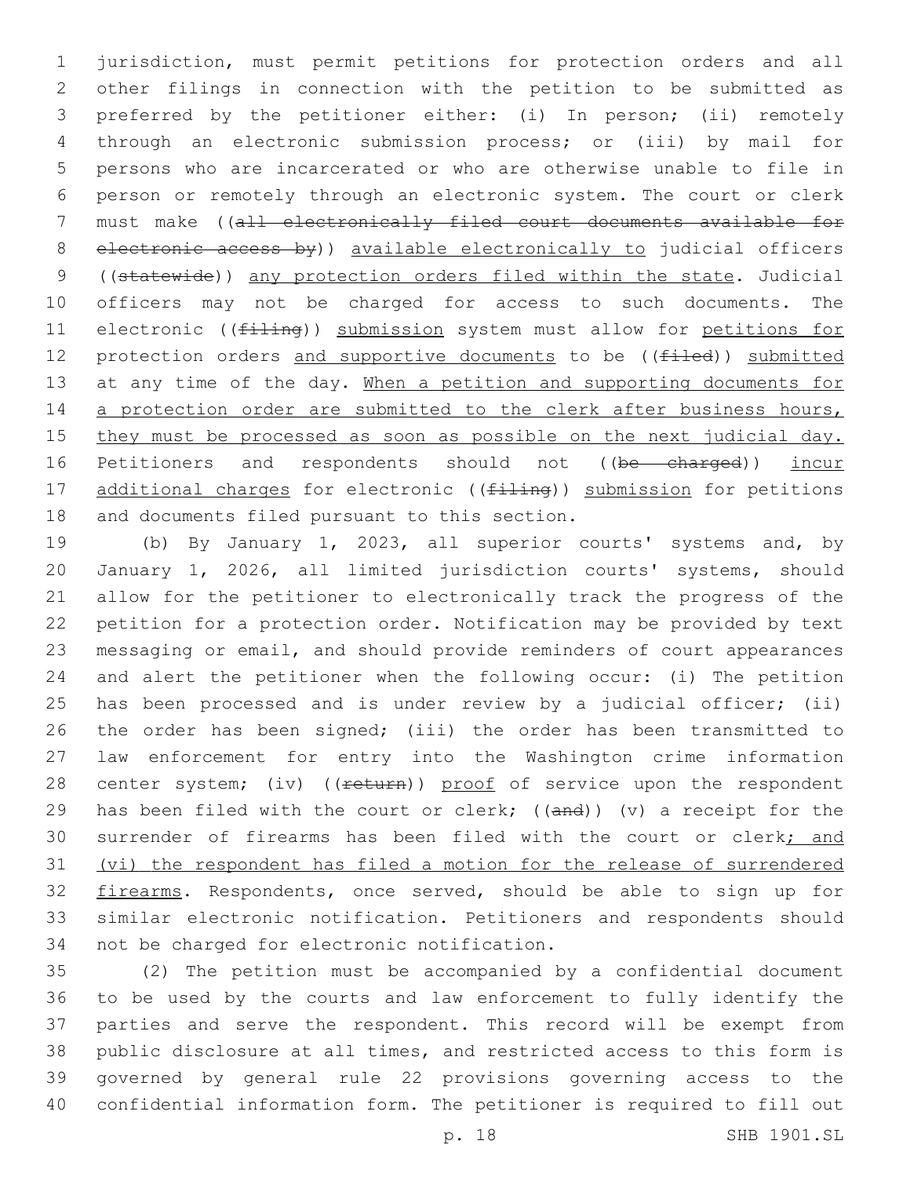jurisdiction, must permit petitions for protection orders and all other filings in connection with the petition to be submitted as preferred by the petitioner either: (i) In person; (ii) remotely through an electronic submission process; or (iii) by mail for persons who are incarcerated or who are otherwise unable to file in person or remotely through an electronic system. The court or clerk must make ((~~all electronically filed court documents available for electronic access by~~)) available electronically to judicial officers ((~~statewide~~)) any protection orders filed within the state. Judicial officers may not be charged for access to such documents. The electronic ((~~filing~~)) submission system must allow for petitions for protection orders and supportive documents to be ((~~filed~~)) submitted at any time of the day. When a petition and supporting documents for a protection order are submitted to the clerk after business hours, they must be processed as soon as possible on the next judicial day. Petitioners and respondents should not ((~~be charged~~)) incur additional charges for electronic ((~~filing~~)) submission for petitions and documents filed pursuant to this section.

(b) By January 1, 2023, all superior courts' systems and, by January 1, 2026, all limited jurisdiction courts' systems, should allow for the petitioner to electronically track the progress of the petition for a protection order. Notification may be provided by text messaging or email, and should provide reminders of court appearances and alert the petitioner when the following occur: (i) The petition has been processed and is under review by a judicial officer; (ii) the order has been signed; (iii) the order has been transmitted to law enforcement for entry into the Washington crime information center system; (iv) ((~~return~~)) proof of service upon the respondent has been filed with the court or clerk; ((~~and~~)) (v) a receipt for the surrender of firearms has been filed with the court or clerk; and (vi) the respondent has filed a motion for the release of surrendered firearms. Respondents, once served, should be able to sign up for similar electronic notification. Petitioners and respondents should not be charged for electronic notification.

(2) The petition must be accompanied by a confidential document to be used by the courts and law enforcement to fully identify the parties and serve the respondent. This record will be exempt from public disclosure at all times, and restricted access to this form is governed by general rule 22 provisions governing access to the confidential information form. The petitioner is required to fill out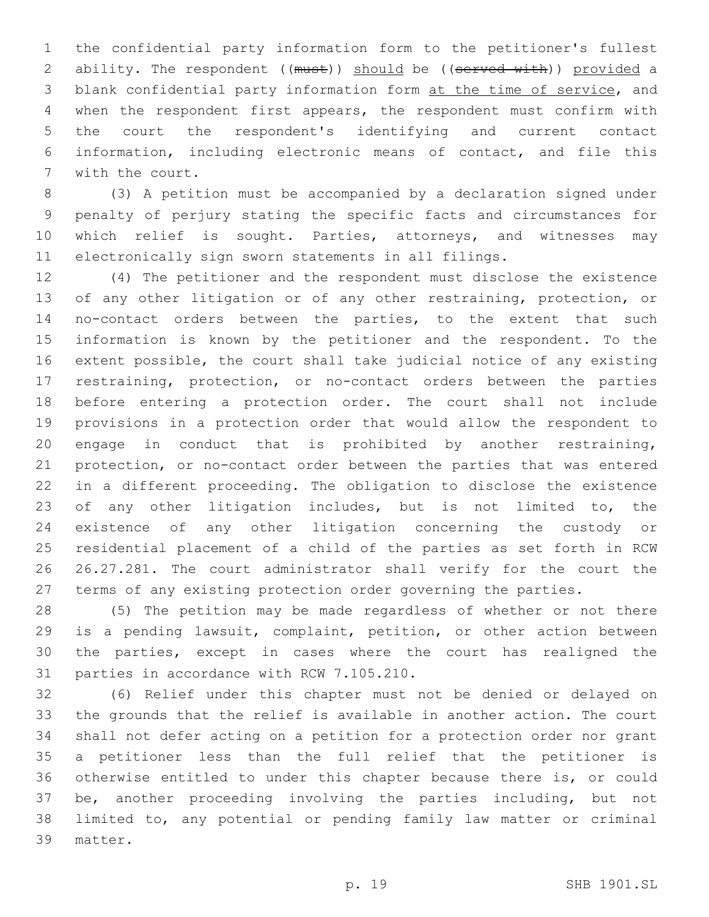the confidential party information form to the petitioner's fullest ability. The respondent ((~~must~~)) <u>should</u> be ((~~served with~~)) <u>provided</u> a blank confidential party information form <u>at the time of service</u>, and when the respondent first appears, the respondent must confirm with the court the respondent's identifying and current contact information, including electronic means of contact, and file this with the court.

(3) A petition must be accompanied by a declaration signed under penalty of perjury stating the specific facts and circumstances for which relief is sought. Parties, attorneys, and witnesses may electronically sign sworn statements in all filings.

(4) The petitioner and the respondent must disclose the existence of any other litigation or of any other restraining, protection, or no-contact orders between the parties, to the extent that such information is known by the petitioner and the respondent. To the extent possible, the court shall take judicial notice of any existing restraining, protection, or no-contact orders between the parties before entering a protection order. The court shall not include provisions in a protection order that would allow the respondent to engage in conduct that is prohibited by another restraining, protection, or no-contact order between the parties that was entered in a different proceeding. The obligation to disclose the existence of any other litigation includes, but is not limited to, the existence of any other litigation concerning the custody or residential placement of a child of the parties as set forth in RCW 26.27.281. The court administrator shall verify for the court the terms of any existing protection order governing the parties.

(5) The petition may be made regardless of whether or not there is a pending lawsuit, complaint, petition, or other action between the parties, except in cases where the court has realigned the parties in accordance with RCW 7.105.210.

(6) Relief under this chapter must not be denied or delayed on the grounds that the relief is available in another action. The court shall not defer acting on a petition for a protection order nor grant a petitioner less than the full relief that the petitioner is otherwise entitled to under this chapter because there is, or could be, another proceeding involving the parties including, but not limited to, any potential or pending family law matter or criminal matter.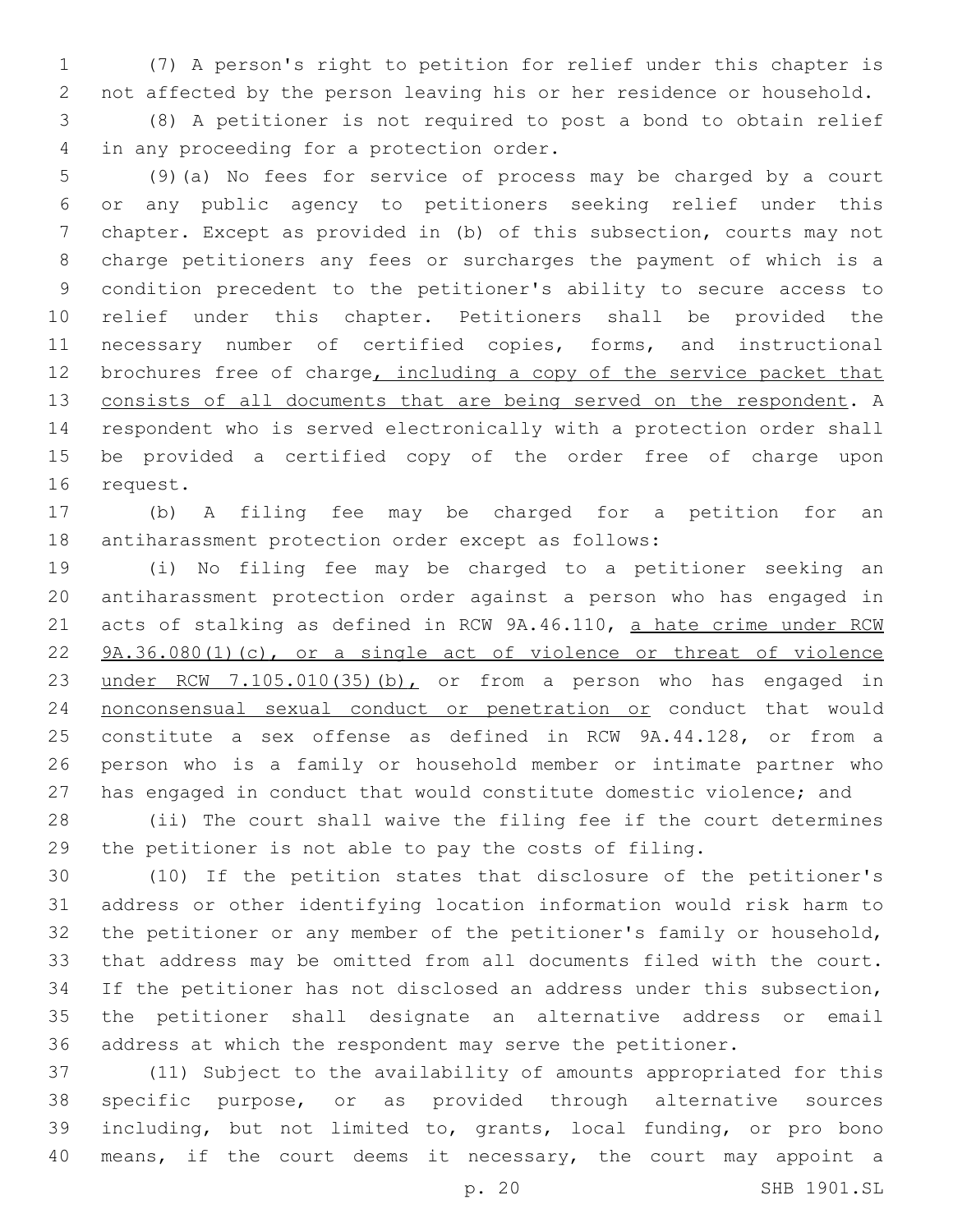(7) A person's right to petition for relief under this chapter is not affected by the person leaving his or her residence or household.

(8) A petitioner is not required to post a bond to obtain relief in any proceeding for a protection order.

(9)(a) No fees for service of process may be charged by a court or any public agency to petitioners seeking relief under this chapter. Except as provided in (b) of this subsection, courts may not charge petitioners any fees or surcharges the payment of which is a condition precedent to the petitioner's ability to secure access to relief under this chapter. Petitioners shall be provided the necessary number of certified copies, forms, and instructional brochures free of charge, including a copy of the service packet that consists of all documents that are being served on the respondent. A respondent who is served electronically with a protection order shall be provided a certified copy of the order free of charge upon request.

(b) A filing fee may be charged for a petition for an antiharassment protection order except as follows:

(i) No filing fee may be charged to a petitioner seeking an antiharassment protection order against a person who has engaged in acts of stalking as defined in RCW 9A.46.110, a hate crime under RCW 9A.36.080(1)(c), or a single act of violence or threat of violence under RCW 7.105.010(35)(b), or from a person who has engaged in nonconsensual sexual conduct or penetration or conduct that would constitute a sex offense as defined in RCW 9A.44.128, or from a person who is a family or household member or intimate partner who has engaged in conduct that would constitute domestic violence; and

(ii) The court shall waive the filing fee if the court determines the petitioner is not able to pay the costs of filing.

(10) If the petition states that disclosure of the petitioner's address or other identifying location information would risk harm to the petitioner or any member of the petitioner's family or household, that address may be omitted from all documents filed with the court. If the petitioner has not disclosed an address under this subsection, the petitioner shall designate an alternative address or email address at which the respondent may serve the petitioner.

(11) Subject to the availability of amounts appropriated for this specific purpose, or as provided through alternative sources including, but not limited to, grants, local funding, or pro bono means, if the court deems it necessary, the court may appoint a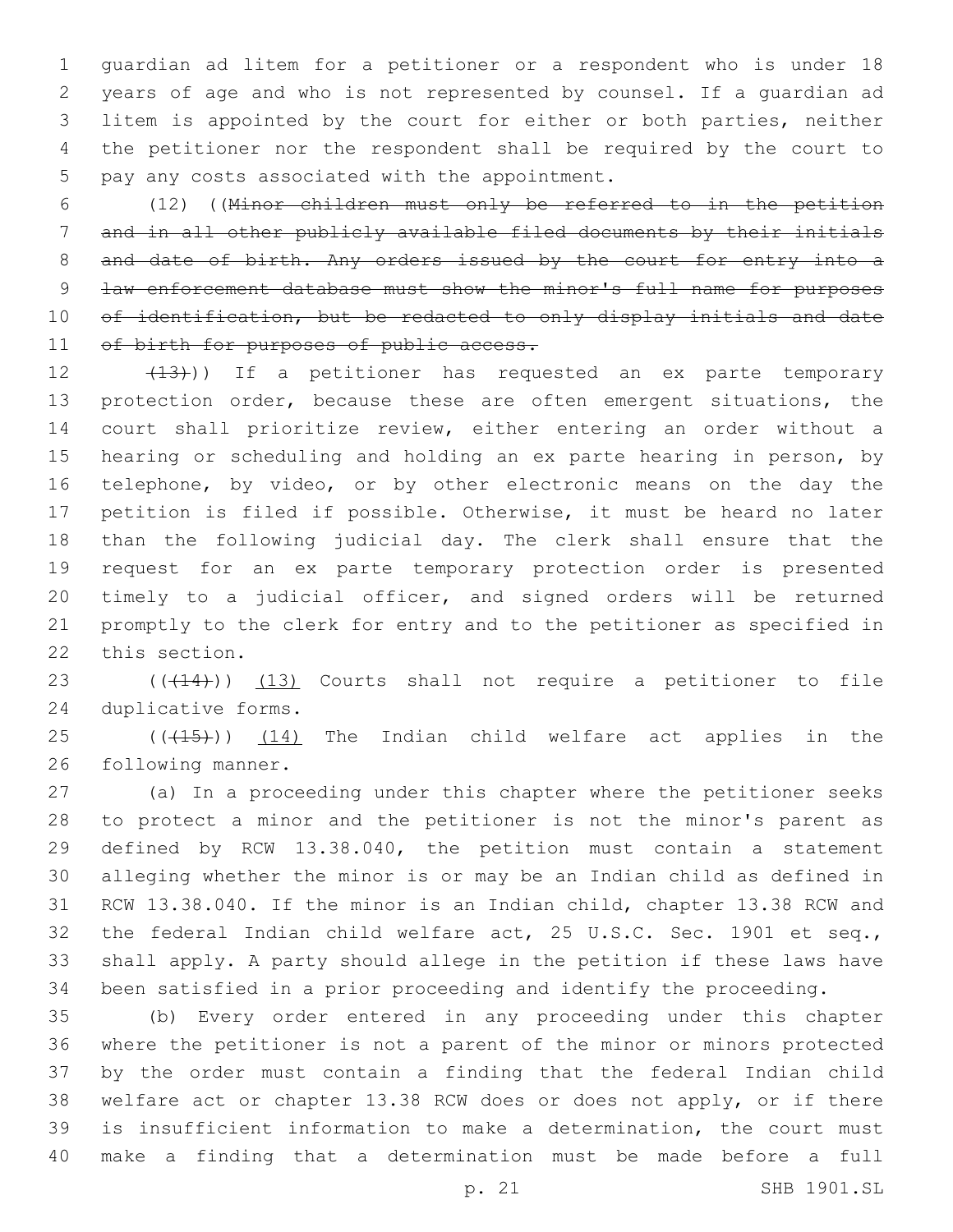guardian ad litem for a petitioner or a respondent who is under 18 years of age and who is not represented by counsel. If a guardian ad litem is appointed by the court for either or both parties, neither the petitioner nor the respondent shall be required by the court to pay any costs associated with the appointment.

(12) ((~~Minor children must only be referred to in the petition and in all other publicly available filed documents by their initials and date of birth. Any orders issued by the court for entry into a law enforcement database must show the minor's full name for purposes of identification, but be redacted to only display initials and date of birth for purposes of public access.~~

~~(13)~~)) If a petitioner has requested an ex parte temporary protection order, because these are often emergent situations, the court shall prioritize review, either entering an order without a hearing or scheduling and holding an ex parte hearing in person, by telephone, by video, or by other electronic means on the day the petition is filed if possible. Otherwise, it must be heard no later than the following judicial day. The clerk shall ensure that the request for an ex parte temporary protection order is presented timely to a judicial officer, and signed orders will be returned promptly to the clerk for entry and to the petitioner as specified in this section.

((~~(14)~~)) <u>(13)</u> Courts shall not require a petitioner to file duplicative forms.

((~~(15)~~)) <u>(14)</u> The Indian child welfare act applies in the following manner.

(a) In a proceeding under this chapter where the petitioner seeks to protect a minor and the petitioner is not the minor's parent as defined by RCW 13.38.040, the petition must contain a statement alleging whether the minor is or may be an Indian child as defined in RCW 13.38.040. If the minor is an Indian child, chapter 13.38 RCW and the federal Indian child welfare act, 25 U.S.C. Sec. 1901 et seq., shall apply. A party should allege in the petition if these laws have been satisfied in a prior proceeding and identify the proceeding.

(b) Every order entered in any proceeding under this chapter where the petitioner is not a parent of the minor or minors protected by the order must contain a finding that the federal Indian child welfare act or chapter 13.38 RCW does or does not apply, or if there is insufficient information to make a determination, the court must make a finding that a determination must be made before a full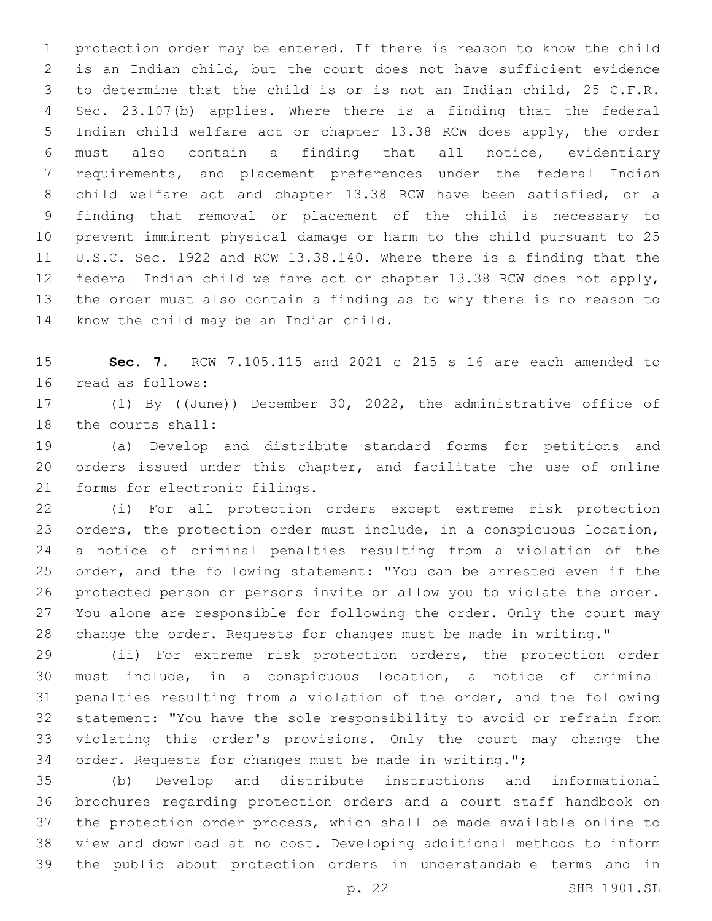protection order may be entered. If there is reason to know the child is an Indian child, but the court does not have sufficient evidence to determine that the child is or is not an Indian child, 25 C.F.R. Sec. 23.107(b) applies. Where there is a finding that the federal Indian child welfare act or chapter 13.38 RCW does apply, the order must also contain a finding that all notice, evidentiary requirements, and placement preferences under the federal Indian child welfare act and chapter 13.38 RCW have been satisfied, or a finding that removal or placement of the child is necessary to prevent imminent physical damage or harm to the child pursuant to 25 U.S.C. Sec. 1922 and RCW 13.38.140. Where there is a finding that the federal Indian child welfare act or chapter 13.38 RCW does not apply, the order must also contain a finding as to why there is no reason to know the child may be an Indian child.

**Sec. 7.** RCW 7.105.115 and 2021 c 215 s 16 are each amended to read as follows:

(1) By ((~~June~~)) <u>December</u> 30, 2022, the administrative office of the courts shall:

(a) Develop and distribute standard forms for petitions and orders issued under this chapter, and facilitate the use of online forms for electronic filings.

(i) For all protection orders except extreme risk protection orders, the protection order must include, in a conspicuous location, a notice of criminal penalties resulting from a violation of the order, and the following statement: "You can be arrested even if the protected person or persons invite or allow you to violate the order. You alone are responsible for following the order. Only the court may change the order. Requests for changes must be made in writing."

(ii) For extreme risk protection orders, the protection order must include, in a conspicuous location, a notice of criminal penalties resulting from a violation of the order, and the following statement: "You have the sole responsibility to avoid or refrain from violating this order's provisions. Only the court may change the order. Requests for changes must be made in writing.";

(b) Develop and distribute instructions and informational brochures regarding protection orders and a court staff handbook on the protection order process, which shall be made available online to view and download at no cost. Developing additional methods to inform the public about protection orders in understandable terms and in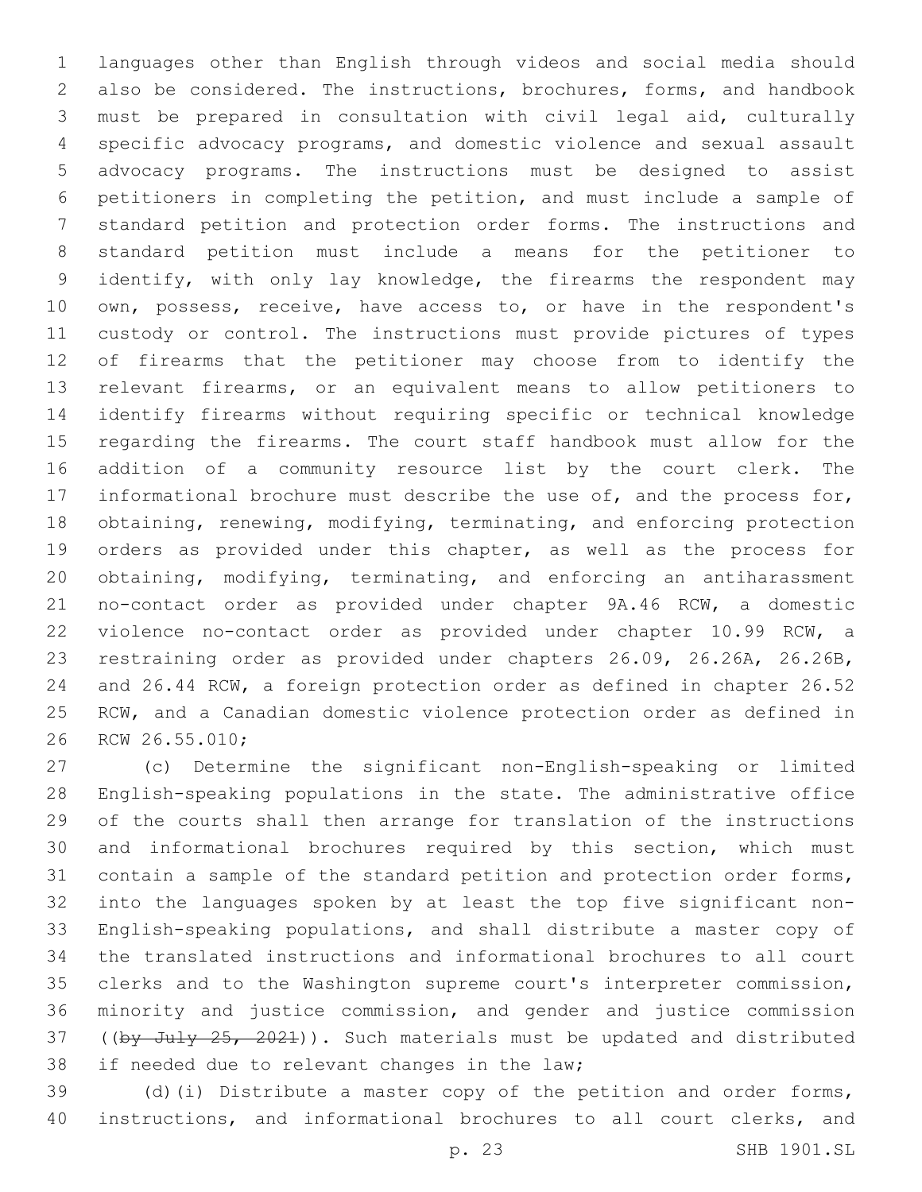languages other than English through videos and social media should also be considered. The instructions, brochures, forms, and handbook must be prepared in consultation with civil legal aid, culturally specific advocacy programs, and domestic violence and sexual assault advocacy programs. The instructions must be designed to assist petitioners in completing the petition, and must include a sample of standard petition and protection order forms. The instructions and standard petition must include a means for the petitioner to identify, with only lay knowledge, the firearms the respondent may own, possess, receive, have access to, or have in the respondent's custody or control. The instructions must provide pictures of types of firearms that the petitioner may choose from to identify the relevant firearms, or an equivalent means to allow petitioners to identify firearms without requiring specific or technical knowledge regarding the firearms. The court staff handbook must allow for the addition of a community resource list by the court clerk. The informational brochure must describe the use of, and the process for, obtaining, renewing, modifying, terminating, and enforcing protection orders as provided under this chapter, as well as the process for obtaining, modifying, terminating, and enforcing an antiharassment no-contact order as provided under chapter 9A.46 RCW, a domestic violence no-contact order as provided under chapter 10.99 RCW, a restraining order as provided under chapters 26.09, 26.26A, 26.26B, and 26.44 RCW, a foreign protection order as defined in chapter 26.52 RCW, and a Canadian domestic violence protection order as defined in RCW 26.55.010;

(c) Determine the significant non-English-speaking or limited English-speaking populations in the state. The administrative office of the courts shall then arrange for translation of the instructions and informational brochures required by this section, which must contain a sample of the standard petition and protection order forms, into the languages spoken by at least the top five significant non-English-speaking populations, and shall distribute a master copy of the translated instructions and informational brochures to all court clerks and to the Washington supreme court's interpreter commission, minority and justice commission, and gender and justice commission ((~~by July 25, 2021~~)). Such materials must be updated and distributed if needed due to relevant changes in the law;

(d)(i) Distribute a master copy of the petition and order forms, instructions, and informational brochures to all court clerks, and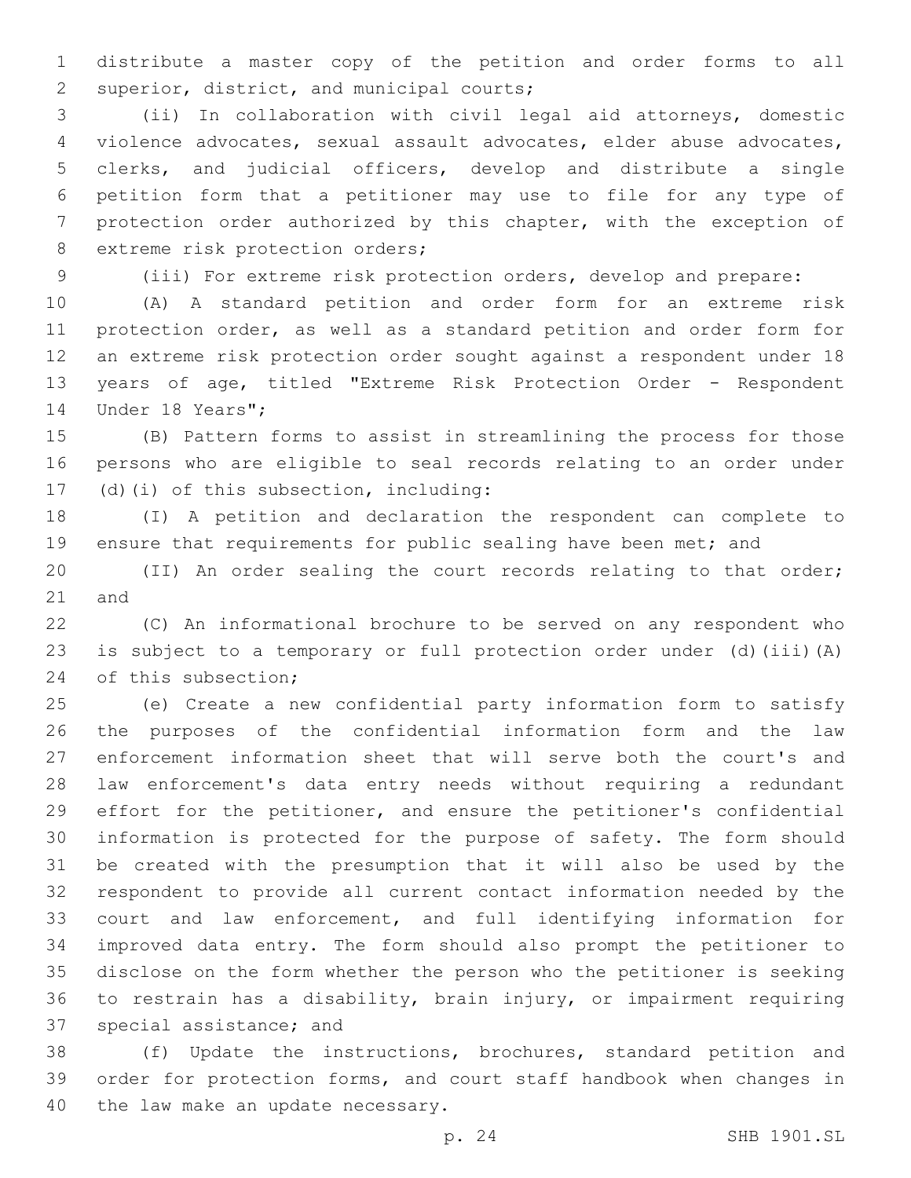distribute a master copy of the petition and order forms to all superior, district, and municipal courts;

(ii) In collaboration with civil legal aid attorneys, domestic violence advocates, sexual assault advocates, elder abuse advocates, clerks, and judicial officers, develop and distribute a single petition form that a petitioner may use to file for any type of protection order authorized by this chapter, with the exception of extreme risk protection orders;

(iii) For extreme risk protection orders, develop and prepare:

(A) A standard petition and order form for an extreme risk protection order, as well as a standard petition and order form for an extreme risk protection order sought against a respondent under 18 years of age, titled "Extreme Risk Protection Order - Respondent Under 18 Years";

(B) Pattern forms to assist in streamlining the process for those persons who are eligible to seal records relating to an order under (d)(i) of this subsection, including:

(I) A petition and declaration the respondent can complete to ensure that requirements for public sealing have been met; and

(II) An order sealing the court records relating to that order; and

(C) An informational brochure to be served on any respondent who is subject to a temporary or full protection order under (d)(iii)(A) of this subsection;

(e) Create a new confidential party information form to satisfy the purposes of the confidential information form and the law enforcement information sheet that will serve both the court's and law enforcement's data entry needs without requiring a redundant effort for the petitioner, and ensure the petitioner's confidential information is protected for the purpose of safety. The form should be created with the presumption that it will also be used by the respondent to provide all current contact information needed by the court and law enforcement, and full identifying information for improved data entry. The form should also prompt the petitioner to disclose on the form whether the person who the petitioner is seeking to restrain has a disability, brain injury, or impairment requiring special assistance; and

(f) Update the instructions, brochures, standard petition and order for protection forms, and court staff handbook when changes in the law make an update necessary.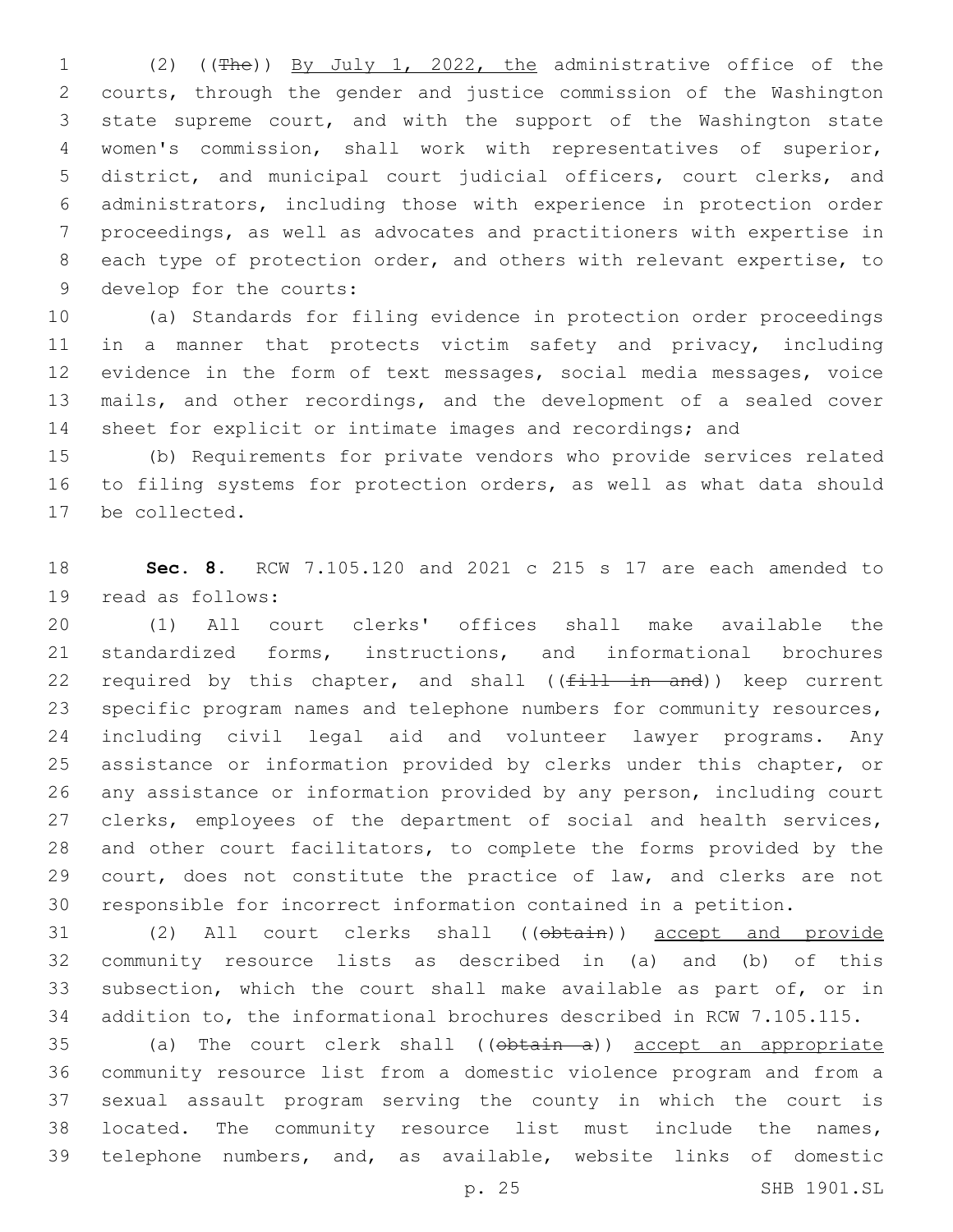(2) ((~~The~~)) By July 1, 2022, the administrative office of the courts, through the gender and justice commission of the Washington state supreme court, and with the support of the Washington state women's commission, shall work with representatives of superior, district, and municipal court judicial officers, court clerks, and administrators, including those with experience in protection order proceedings, as well as advocates and practitioners with expertise in each type of protection order, and others with relevant expertise, to develop for the courts:

(a) Standards for filing evidence in protection order proceedings in a manner that protects victim safety and privacy, including evidence in the form of text messages, social media messages, voice mails, and other recordings, and the development of a sealed cover sheet for explicit or intimate images and recordings; and

(b) Requirements for private vendors who provide services related to filing systems for protection orders, as well as what data should be collected.

**Sec. 8.** RCW 7.105.120 and 2021 c 215 s 17 are each amended to read as follows:

(1) All court clerks' offices shall make available the standardized forms, instructions, and informational brochures required by this chapter, and shall ((~~fill in and~~)) keep current specific program names and telephone numbers for community resources, including civil legal aid and volunteer lawyer programs. Any assistance or information provided by clerks under this chapter, or any assistance or information provided by any person, including court clerks, employees of the department of social and health services, and other court facilitators, to complete the forms provided by the court, does not constitute the practice of law, and clerks are not responsible for incorrect information contained in a petition.

(2) All court clerks shall ((~~obtain~~)) accept and provide community resource lists as described in (a) and (b) of this subsection, which the court shall make available as part of, or in addition to, the informational brochures described in RCW 7.105.115.

(a) The court clerk shall ((~~obtain a~~)) accept an appropriate community resource list from a domestic violence program and from a sexual assault program serving the county in which the court is located. The community resource list must include the names, telephone numbers, and, as available, website links of domestic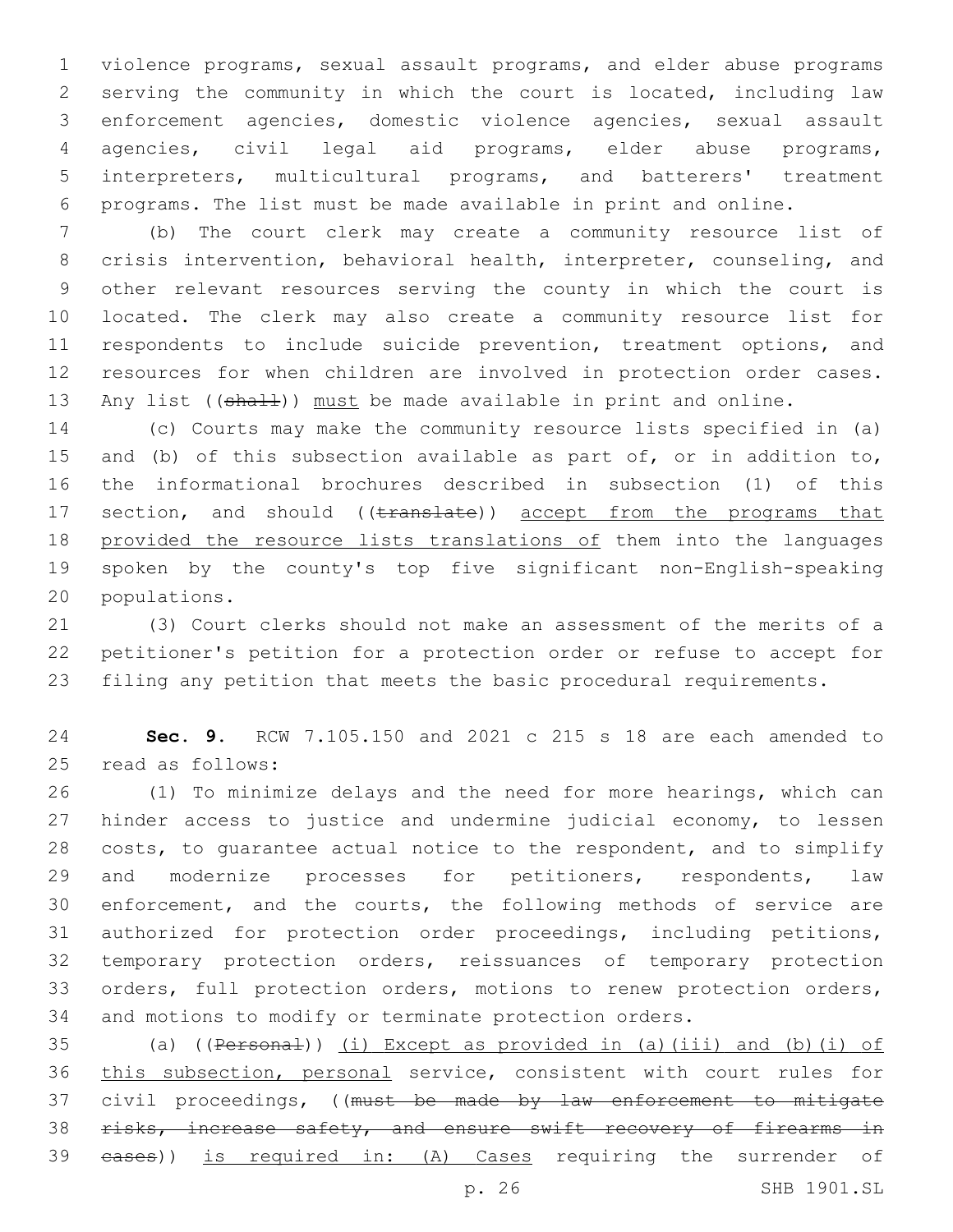violence programs, sexual assault programs, and elder abuse programs serving the community in which the court is located, including law enforcement agencies, domestic violence agencies, sexual assault agencies, civil legal aid programs, elder abuse programs, interpreters, multicultural programs, and batterers' treatment programs. The list must be made available in print and online.

(b) The court clerk may create a community resource list of crisis intervention, behavioral health, interpreter, counseling, and other relevant resources serving the county in which the court is located. The clerk may also create a community resource list for respondents to include suicide prevention, treatment options, and resources for when children are involved in protection order cases. Any list ((~~shall~~)) <u>must</u> be made available in print and online.

(c) Courts may make the community resource lists specified in (a) and (b) of this subsection available as part of, or in addition to, the informational brochures described in subsection (1) of this section, and should ((~~translate~~)) <u>accept from the programs that provided the resource lists translations of</u> them into the languages spoken by the county's top five significant non-English-speaking populations.

(3) Court clerks should not make an assessment of the merits of a petitioner's petition for a protection order or refuse to accept for filing any petition that meets the basic procedural requirements.

**Sec. 9.** RCW 7.105.150 and 2021 c 215 s 18 are each amended to read as follows:

(1) To minimize delays and the need for more hearings, which can hinder access to justice and undermine judicial economy, to lessen costs, to guarantee actual notice to the respondent, and to simplify and modernize processes for petitioners, respondents, law enforcement, and the courts, the following methods of service are authorized for protection order proceedings, including petitions, temporary protection orders, reissuances of temporary protection orders, full protection orders, motions to renew protection orders, and motions to modify or terminate protection orders.

(a) ((~~Personal~~)) <u>(i) Except as provided in (a)(iii) and (b)(i) of this subsection, personal</u> service, consistent with court rules for civil proceedings, ((~~must be made by law enforcement to mitigate risks, increase safety, and ensure swift recovery of firearms in cases~~)) <u>is required in: (A) Cases</u> requiring the surrender of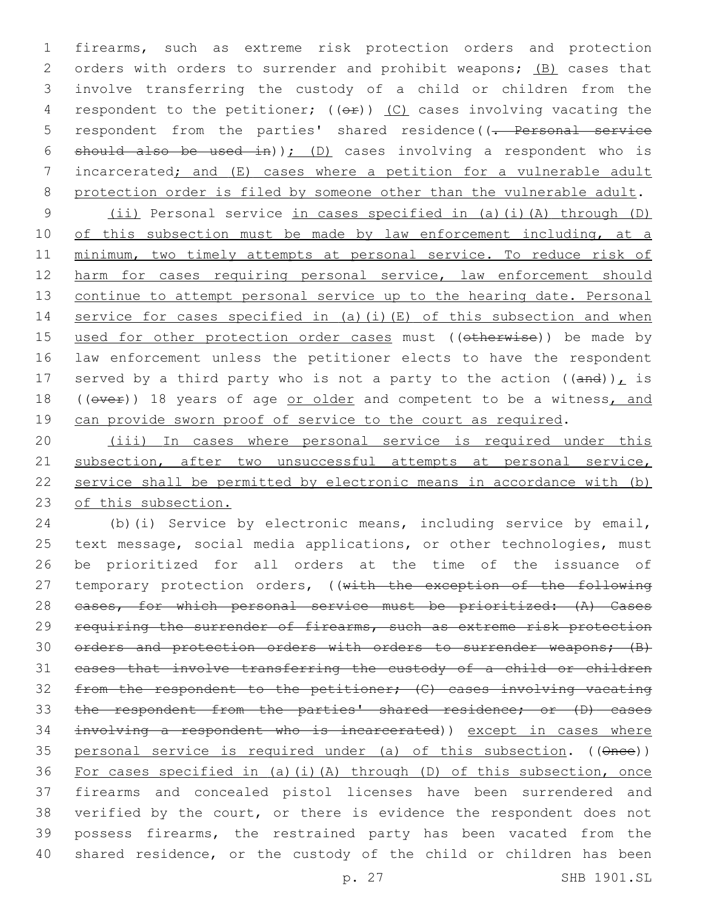firearms, such as extreme risk protection orders and protection orders with orders to surrender and prohibit weapons; (B) cases that involve transferring the custody of a child or children from the respondent to the petitioner; ((or)) (C) cases involving vacating the respondent from the parties' shared residence((. Personal service should also be used in)); (D) cases involving a respondent who is incarcerated; and (E) cases where a petition for a vulnerable adult protection order is filed by someone other than the vulnerable adult.

(ii) Personal service in cases specified in (a)(i)(A) through (D) of this subsection must be made by law enforcement including, at a minimum, two timely attempts at personal service. To reduce risk of harm for cases requiring personal service, law enforcement should continue to attempt personal service up to the hearing date. Personal service for cases specified in (a)(i)(E) of this subsection and when used for other protection order cases must ((otherwise)) be made by law enforcement unless the petitioner elects to have the respondent served by a third party who is not a party to the action ((and)), is ((over)) 18 years of age or older and competent to be a witness, and can provide sworn proof of service to the court as required.

(iii) In cases where personal service is required under this subsection, after two unsuccessful attempts at personal service, service shall be permitted by electronic means in accordance with (b) of this subsection.

(b)(i) Service by electronic means, including service by email, text message, social media applications, or other technologies, must be prioritized for all orders at the time of the issuance of temporary protection orders, ((with the exception of the following cases, for which personal service must be prioritized: (A) Cases requiring the surrender of firearms, such as extreme risk protection orders and protection orders with orders to surrender weapons; (B) cases that involve transferring the custody of a child or children from the respondent to the petitioner; (C) cases involving vacating the respondent from the parties' shared residence; or (D) cases involving a respondent who is incarcerated)) except in cases where personal service is required under (a) of this subsection. ((Once)) For cases specified in (a)(i)(A) through (D) of this subsection, once firearms and concealed pistol licenses have been surrendered and verified by the court, or there is evidence the respondent does not possess firearms, the restrained party has been vacated from the shared residence, or the custody of the child or children has been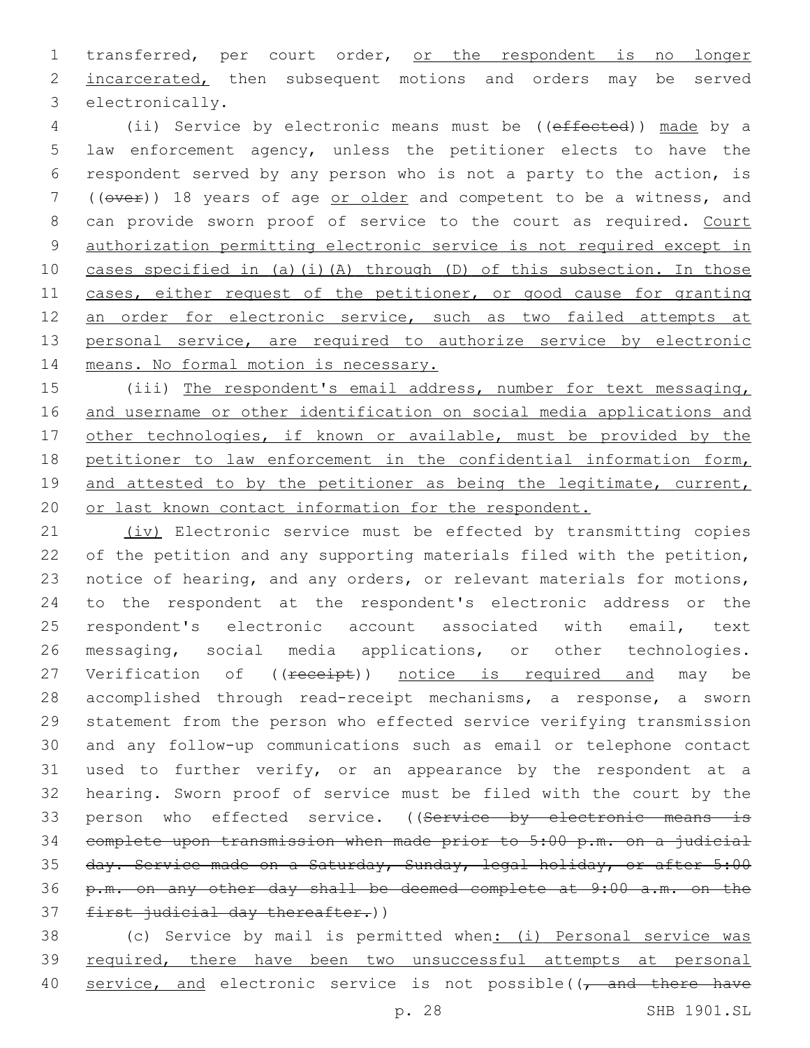transferred, per court order, or the respondent is no longer incarcerated, then subsequent motions and orders may be served electronically.

(ii) Service by electronic means must be ((effected)) made by a law enforcement agency, unless the petitioner elects to have the respondent served by any person who is not a party to the action, is ((over)) 18 years of age or older and competent to be a witness, and can provide sworn proof of service to the court as required. Court authorization permitting electronic service is not required except in cases specified in (a)(i)(A) through (D) of this subsection. In those cases, either request of the petitioner, or good cause for granting an order for electronic service, such as two failed attempts at personal service, are required to authorize service by electronic means. No formal motion is necessary.

(iii) The respondent's email address, number for text messaging, and username or other identification on social media applications and other technologies, if known or available, must be provided by the petitioner to law enforcement in the confidential information form, and attested to by the petitioner as being the legitimate, current, or last known contact information for the respondent.

(iv) Electronic service must be effected by transmitting copies of the petition and any supporting materials filed with the petition, notice of hearing, and any orders, or relevant materials for motions, to the respondent at the respondent's electronic address or the respondent's electronic account associated with email, text messaging, social media applications, or other technologies. Verification of ((receipt)) notice is required and may be accomplished through read-receipt mechanisms, a response, a sworn statement from the person who effected service verifying transmission and any follow-up communications such as email or telephone contact used to further verify, or an appearance by the respondent at a hearing. Sworn proof of service must be filed with the court by the person who effected service. ((Service by electronic means is complete upon transmission when made prior to 5:00 p.m. on a judicial day. Service made on a Saturday, Sunday, legal holiday, or after 5:00 p.m. on any other day shall be deemed complete at 9:00 a.m. on the first judicial day thereafter.))

(c) Service by mail is permitted when: (i) Personal service was required, there have been two unsuccessful attempts at personal service, and electronic service is not possible((, and there have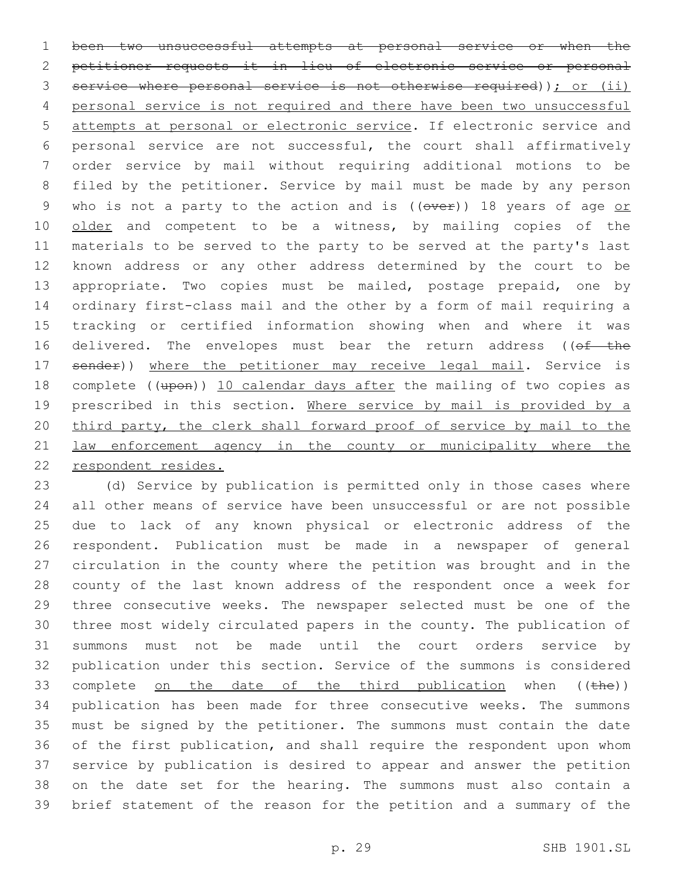~~been two unsuccessful attempts at personal service or when the petitioner requests it in lieu of electronic service or personal service where personal service is not otherwise required~~)); or (ii) personal service is not required and there have been two unsuccessful attempts at personal or electronic service. If electronic service and personal service are not successful, the court shall affirmatively order service by mail without requiring additional motions to be filed by the petitioner. Service by mail must be made by any person who is not a party to the action and is ((~~over~~)) 18 years of age or older and competent to be a witness, by mailing copies of the materials to be served to the party to be served at the party's last known address or any other address determined by the court to be appropriate. Two copies must be mailed, postage prepaid, one by ordinary first-class mail and the other by a form of mail requiring a tracking or certified information showing when and where it was delivered. The envelopes must bear the return address ((~~of the sender~~)) where the petitioner may receive legal mail. Service is complete ((~~upon~~)) 10 calendar days after the mailing of two copies as prescribed in this section. Where service by mail is provided by a third party, the clerk shall forward proof of service by mail to the law enforcement agency in the county or municipality where the respondent resides.

(d) Service by publication is permitted only in those cases where all other means of service have been unsuccessful or are not possible due to lack of any known physical or electronic address of the respondent. Publication must be made in a newspaper of general circulation in the county where the petition was brought and in the county of the last known address of the respondent once a week for three consecutive weeks. The newspaper selected must be one of the three most widely circulated papers in the county. The publication of summons must not be made until the court orders service by publication under this section. Service of the summons is considered complete on the date of the third publication when ((~~the~~)) publication has been made for three consecutive weeks. The summons must be signed by the petitioner. The summons must contain the date of the first publication, and shall require the respondent upon whom service by publication is desired to appear and answer the petition on the date set for the hearing. The summons must also contain a brief statement of the reason for the petition and a summary of the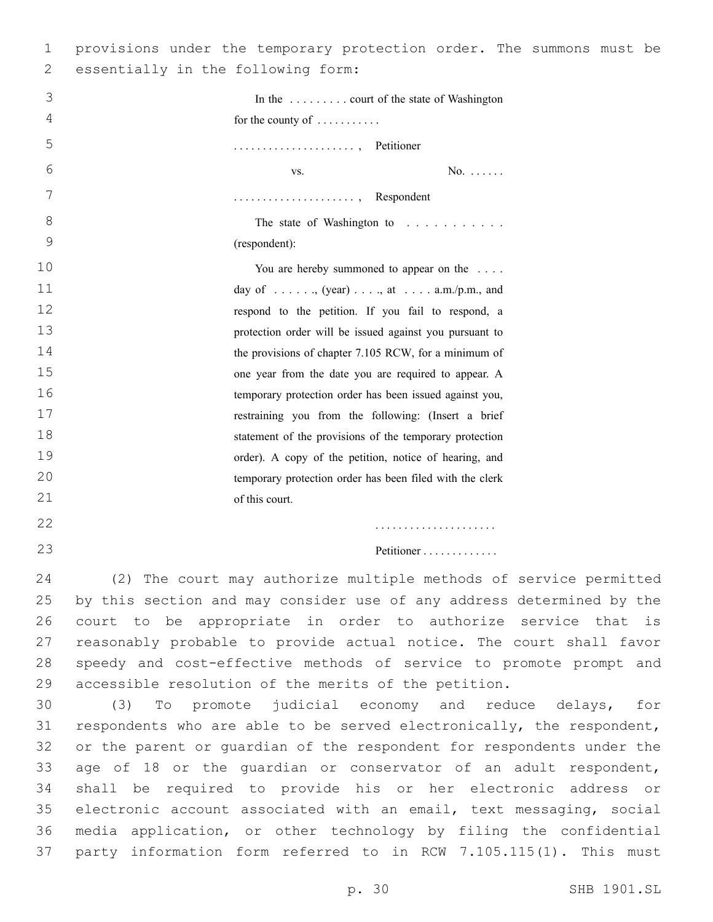provisions under the temporary protection order. The summons must be essentially in the following form:

In the . . . . . . . . . court of the state of Washington for the county of . . . . . . . . . . .

. . . . . . . . . . . . . . . . . . . . . , Petitioner

vs. No. . . . . . .

. . . . . . . . . . . . . . . . . . . . . , Respondent

The state of Washington to . . . . . . . . . . . . (respondent):

You are hereby summoned to appear on the . . . . day of . . . . . ., (year) . . . ., at . . . . a.m./p.m., and respond to the petition. If you fail to respond, a protection order will be issued against you pursuant to the provisions of chapter 7.105 RCW, for a minimum of one year from the date you are required to appear. A temporary protection order has been issued against you, restraining you from the following: (Insert a brief statement of the provisions of the temporary protection order). A copy of the petition, notice of hearing, and temporary protection order has been filed with the clerk of this court.

. . . . . . . . . . . . . . . . . . . . .

Petitioner . . . . . . . . . . . . .

(2) The court may authorize multiple methods of service permitted by this section and may consider use of any address determined by the court to be appropriate in order to authorize service that is reasonably probable to provide actual notice. The court shall favor speedy and cost-effective methods of service to promote prompt and accessible resolution of the merits of the petition.

(3) To promote judicial economy and reduce delays, for respondents who are able to be served electronically, the respondent, or the parent or guardian of the respondent for respondents under the age of 18 or the guardian or conservator of an adult respondent, shall be required to provide his or her electronic address or electronic account associated with an email, text messaging, social media application, or other technology by filing the confidential party information form referred to in RCW 7.105.115(1). This must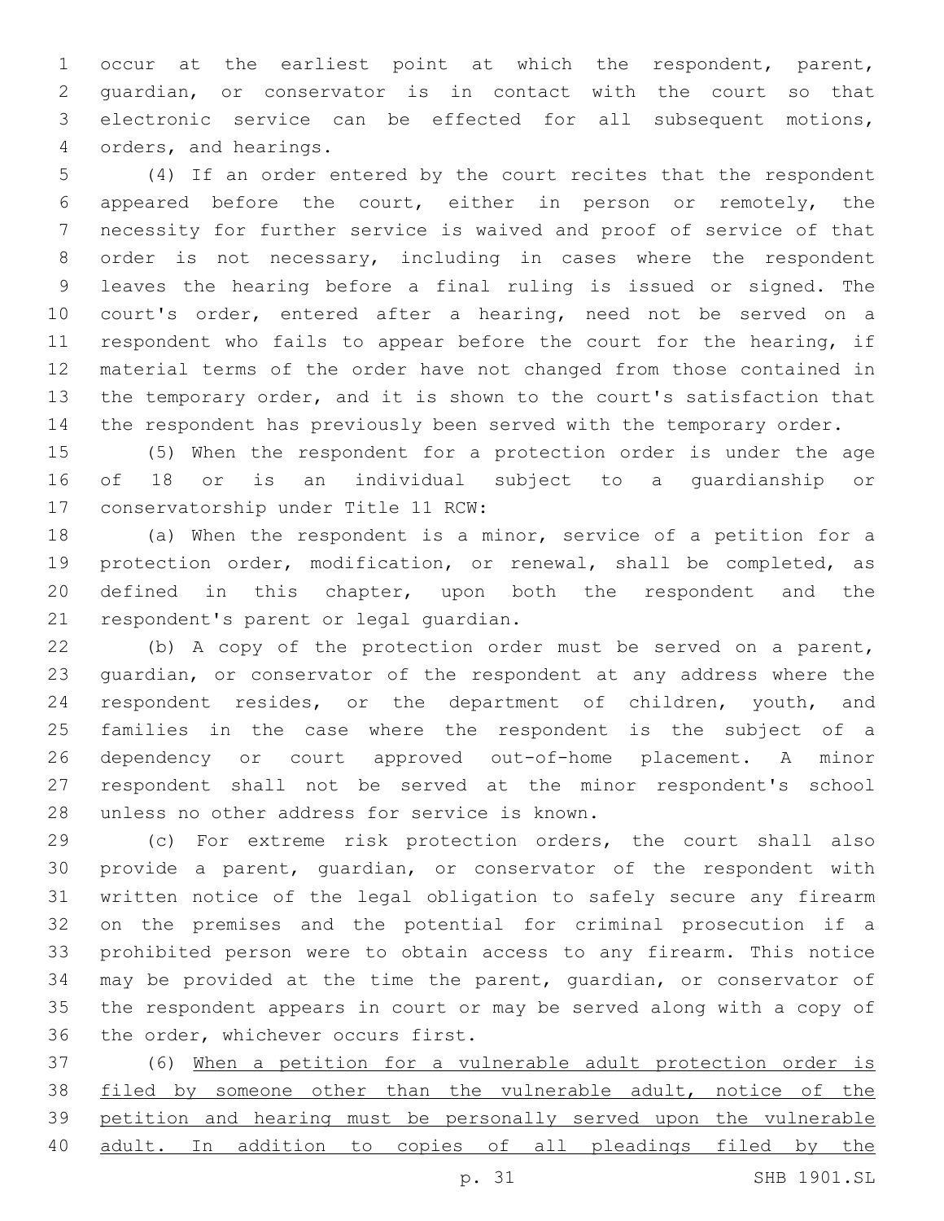occur at the earliest point at which the respondent, parent, guardian, or conservator is in contact with the court so that electronic service can be effected for all subsequent motions, orders, and hearings.

(4) If an order entered by the court recites that the respondent appeared before the court, either in person or remotely, the necessity for further service is waived and proof of service of that order is not necessary, including in cases where the respondent leaves the hearing before a final ruling is issued or signed. The court's order, entered after a hearing, need not be served on a respondent who fails to appear before the court for the hearing, if material terms of the order have not changed from those contained in the temporary order, and it is shown to the court's satisfaction that the respondent has previously been served with the temporary order.

(5) When the respondent for a protection order is under the age of 18 or is an individual subject to a guardianship or conservatorship under Title 11 RCW:

(a) When the respondent is a minor, service of a petition for a protection order, modification, or renewal, shall be completed, as defined in this chapter, upon both the respondent and the respondent's parent or legal guardian.

(b) A copy of the protection order must be served on a parent, guardian, or conservator of the respondent at any address where the respondent resides, or the department of children, youth, and families in the case where the respondent is the subject of a dependency or court approved out-of-home placement. A minor respondent shall not be served at the minor respondent's school unless no other address for service is known.

(c) For extreme risk protection orders, the court shall also provide a parent, guardian, or conservator of the respondent with written notice of the legal obligation to safely secure any firearm on the premises and the potential for criminal prosecution if a prohibited person were to obtain access to any firearm. This notice may be provided at the time the parent, guardian, or conservator of the respondent appears in court or may be served along with a copy of the order, whichever occurs first.

(6) <u>When a petition for a vulnerable adult protection order is filed by someone other than the vulnerable adult, notice of the petition and hearing must be personally served upon the vulnerable adult. In addition to copies of all pleadings filed by the</u>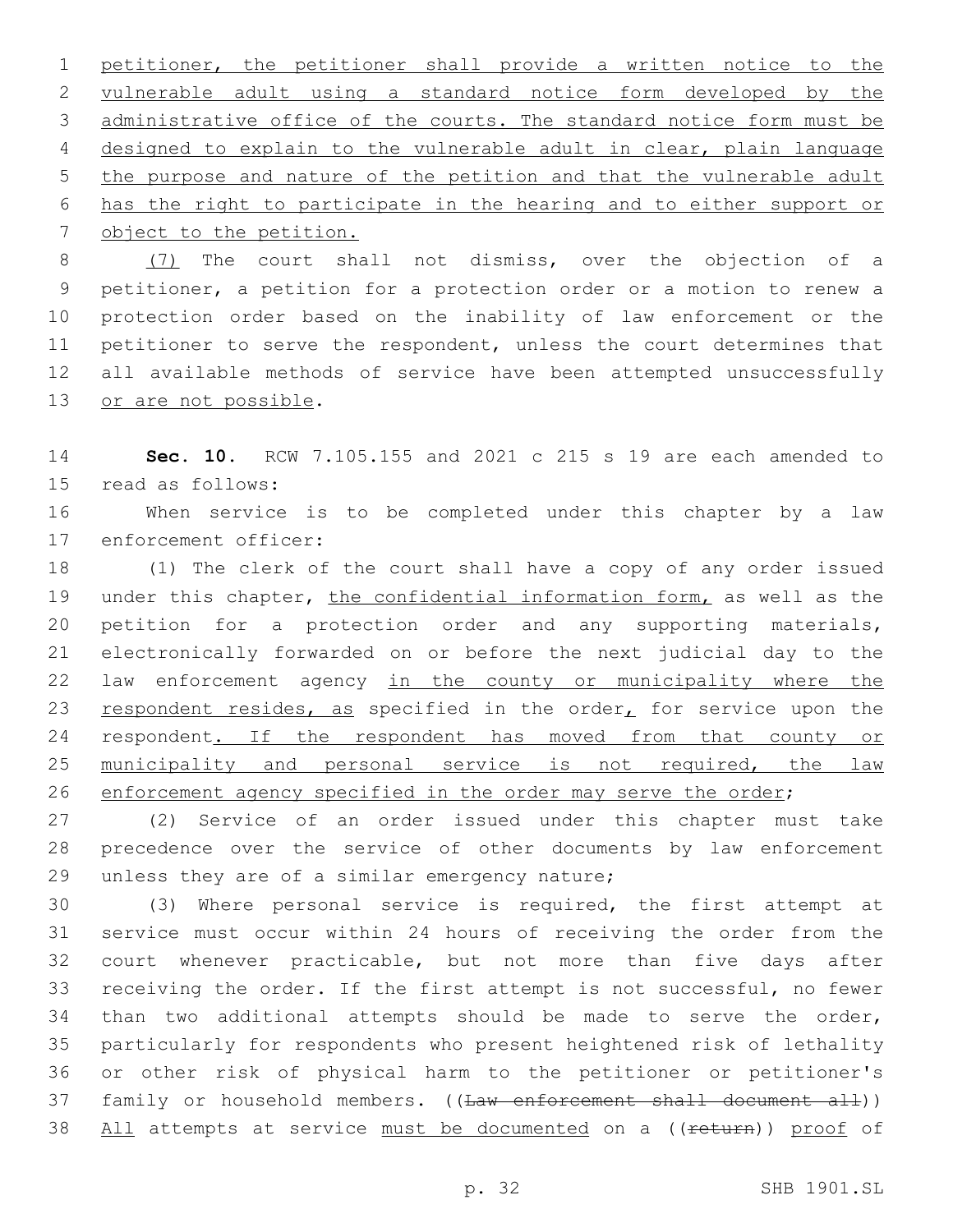petitioner, the petitioner shall provide a written notice to the vulnerable adult using a standard notice form developed by the administrative office of the courts. The standard notice form must be designed to explain to the vulnerable adult in clear, plain language the purpose and nature of the petition and that the vulnerable adult has the right to participate in the hearing and to either support or object to the petition.

(7) The court shall not dismiss, over the objection of a petitioner, a petition for a protection order or a motion to renew a protection order based on the inability of law enforcement or the petitioner to serve the respondent, unless the court determines that all available methods of service have been attempted unsuccessfully or are not possible.

**Sec. 10.** RCW 7.105.155 and 2021 c 215 s 19 are each amended to read as follows:

When service is to be completed under this chapter by a law enforcement officer:

(1) The clerk of the court shall have a copy of any order issued under this chapter, the confidential information form, as well as the petition for a protection order and any supporting materials, electronically forwarded on or before the next judicial day to the law enforcement agency in the county or municipality where the respondent resides, as specified in the order, for service upon the respondent. If the respondent has moved from that county or municipality and personal service is not required, the law enforcement agency specified in the order may serve the order;

(2) Service of an order issued under this chapter must take precedence over the service of other documents by law enforcement unless they are of a similar emergency nature;

(3) Where personal service is required, the first attempt at service must occur within 24 hours of receiving the order from the court whenever practicable, but not more than five days after receiving the order. If the first attempt is not successful, no fewer than two additional attempts should be made to serve the order, particularly for respondents who present heightened risk of lethality or other risk of physical harm to the petitioner or petitioner's family or household members. ((~~Law enforcement shall document all~~)) All attempts at service must be documented on a ((~~return~~)) proof of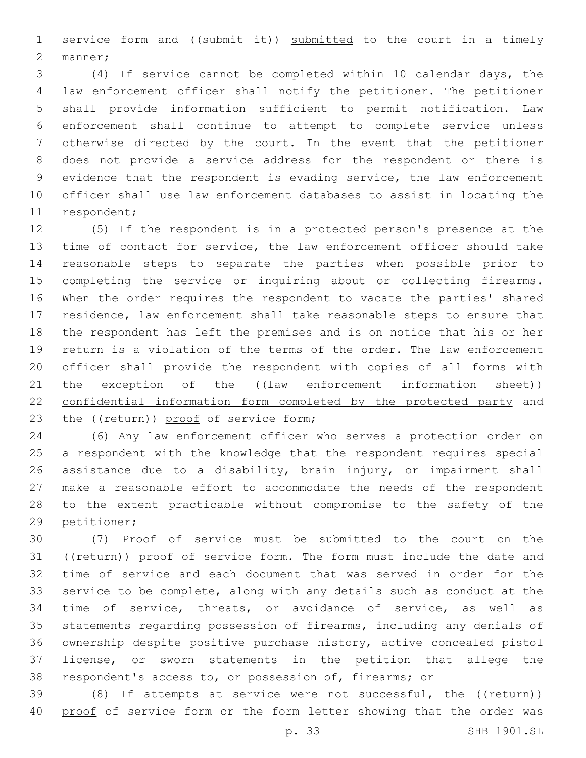service form and ((~~submit it~~)) <u>submitted</u> to the court in a timely manner;

(4) If service cannot be completed within 10 calendar days, the law enforcement officer shall notify the petitioner. The petitioner shall provide information sufficient to permit notification. Law enforcement shall continue to attempt to complete service unless otherwise directed by the court. In the event that the petitioner does not provide a service address for the respondent or there is evidence that the respondent is evading service, the law enforcement officer shall use law enforcement databases to assist in locating the respondent;

(5) If the respondent is in a protected person's presence at the time of contact for service, the law enforcement officer should take reasonable steps to separate the parties when possible prior to completing the service or inquiring about or collecting firearms. When the order requires the respondent to vacate the parties' shared residence, law enforcement shall take reasonable steps to ensure that the respondent has left the premises and is on notice that his or her return is a violation of the terms of the order. The law enforcement officer shall provide the respondent with copies of all forms with the exception of the ((~~law enforcement information sheet~~)) <u>confidential information form completed by the protected party</u> and the ((~~return~~)) <u>proof</u> of service form;

(6) Any law enforcement officer who serves a protection order on a respondent with the knowledge that the respondent requires special assistance due to a disability, brain injury, or impairment shall make a reasonable effort to accommodate the needs of the respondent to the extent practicable without compromise to the safety of the petitioner;

(7) Proof of service must be submitted to the court on the ((~~return~~)) <u>proof</u> of service form. The form must include the date and time of service and each document that was served in order for the service to be complete, along with any details such as conduct at the time of service, threats, or avoidance of service, as well as statements regarding possession of firearms, including any denials of ownership despite positive purchase history, active concealed pistol license, or sworn statements in the petition that allege the respondent's access to, or possession of, firearms; or

(8) If attempts at service were not successful, the ((~~return~~)) <u>proof</u> of service form or the form letter showing that the order was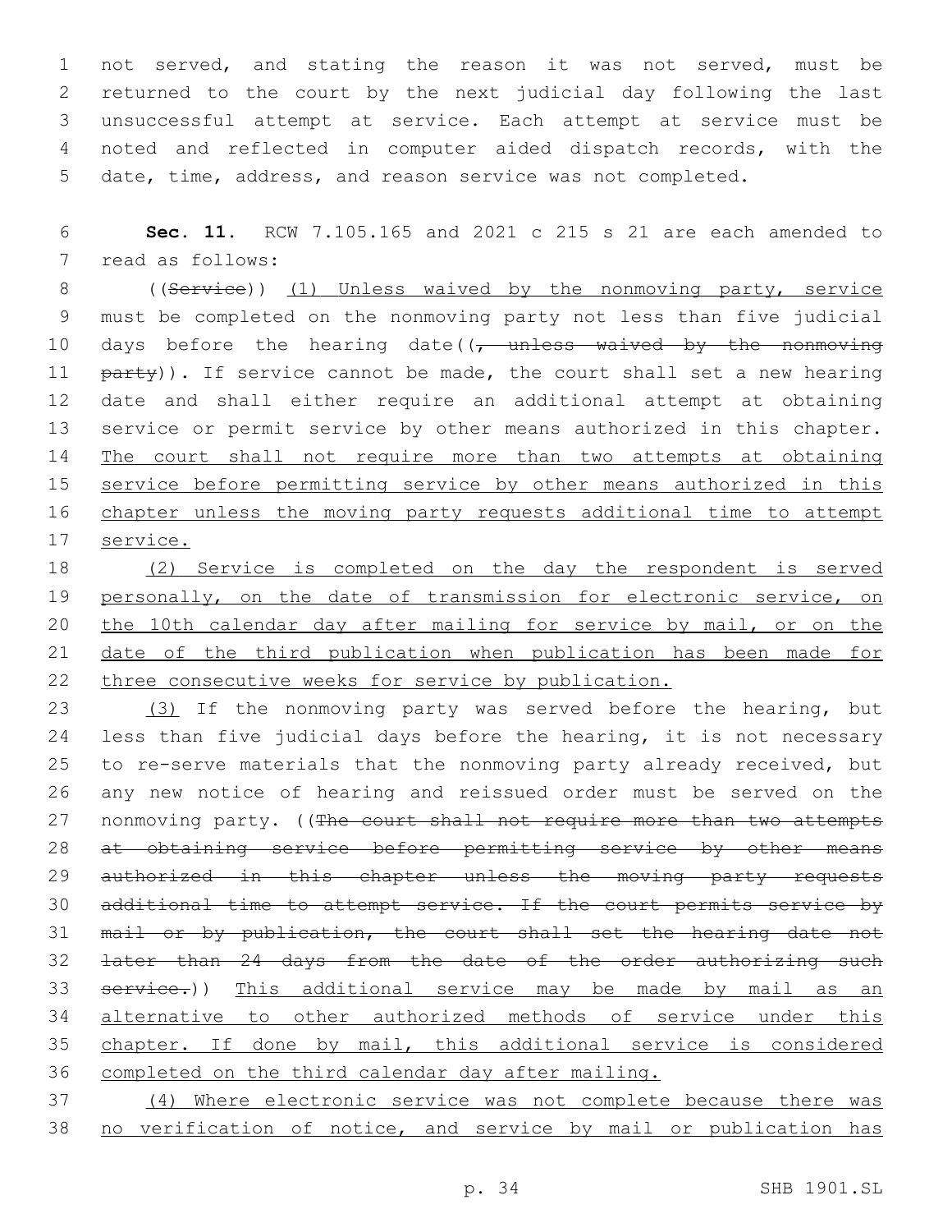not served, and stating the reason it was not served, must be returned to the court by the next judicial day following the last unsuccessful attempt at service. Each attempt at service must be noted and reflected in computer aided dispatch records, with the date, time, address, and reason service was not completed.

**Sec. 11.** RCW 7.105.165 and 2021 c 215 s 21 are each amended to read as follows:

((~~Service~~)) <u>(1) Unless waived by the nonmoving party, service</u> must be completed on the nonmoving party not less than five judicial days before the hearing date((~~, unless waived by the nonmoving party~~)). If service cannot be made, the court shall set a new hearing date and shall either require an additional attempt at obtaining service or permit service by other means authorized in this chapter. <u>The court shall not require more than two attempts at obtaining service before permitting service by other means authorized in this chapter unless the moving party requests additional time to attempt service.</u>

<u>(2) Service is completed on the day the respondent is served personally, on the date of transmission for electronic service, on the 10th calendar day after mailing for service by mail, or on the date of the third publication when publication has been made for three consecutive weeks for service by publication.</u>

<u>(3)</u> If the nonmoving party was served before the hearing, but less than five judicial days before the hearing, it is not necessary to re-serve materials that the nonmoving party already received, but any new notice of hearing and reissued order must be served on the nonmoving party. ((~~The court shall not require more than two attempts at obtaining service before permitting service by other means authorized in this chapter unless the moving party requests additional time to attempt service. If the court permits service by mail or by publication, the court shall set the hearing date not later than 24 days from the date of the order authorizing such service.~~)) <u>This additional service may be made by mail as an alternative to other authorized methods of service under this chapter. If done by mail, this additional service is considered completed on the third calendar day after mailing.</u>

<u>(4) Where electronic service was not complete because there was no verification of notice, and service by mail or publication has</u>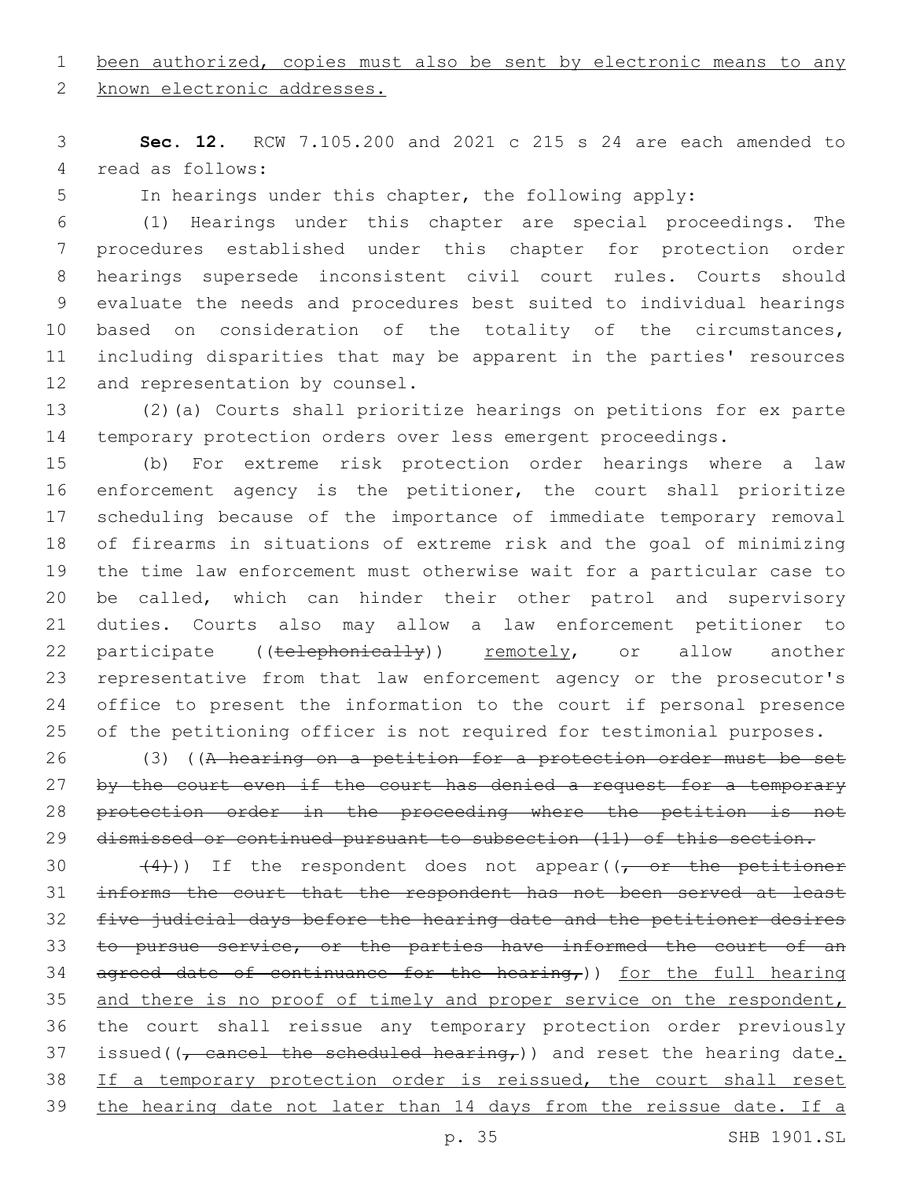been authorized, copies must also be sent by electronic means to any known electronic addresses.

**Sec. 12.** RCW 7.105.200 and 2021 c 215 s 24 are each amended to read as follows:

In hearings under this chapter, the following apply:

(1) Hearings under this chapter are special proceedings. The procedures established under this chapter for protection order hearings supersede inconsistent civil court rules. Courts should evaluate the needs and procedures best suited to individual hearings based on consideration of the totality of the circumstances, including disparities that may be apparent in the parties' resources and representation by counsel.

(2)(a) Courts shall prioritize hearings on petitions for ex parte temporary protection orders over less emergent proceedings.

(b) For extreme risk protection order hearings where a law enforcement agency is the petitioner, the court shall prioritize scheduling because of the importance of immediate temporary removal of firearms in situations of extreme risk and the goal of minimizing the time law enforcement must otherwise wait for a particular case to be called, which can hinder their other patrol and supervisory duties. Courts also may allow a law enforcement petitioner to participate ((~~telephonically~~)) remotely, or allow another representative from that law enforcement agency or the prosecutor's office to present the information to the court if personal presence of the petitioning officer is not required for testimonial purposes.

(3) ((~~A hearing on a petition for a protection order must be set by the court even if the court has denied a request for a temporary protection order in the proceeding where the petition is not dismissed or continued pursuant to subsection (11) of this section.~~

~~(4)~~)) If the respondent does not appear((~~, or the petitioner informs the court that the respondent has not been served at least five judicial days before the hearing date and the petitioner desires to pursue service, or the parties have informed the court of an agreed date of continuance for the hearing,~~)) for the full hearing and there is no proof of timely and proper service on the respondent, the court shall reissue any temporary protection order previously issued((~~, cancel the scheduled hearing,~~)) and reset the hearing date. If a temporary protection order is reissued, the court shall reset the hearing date not later than 14 days from the reissue date. If a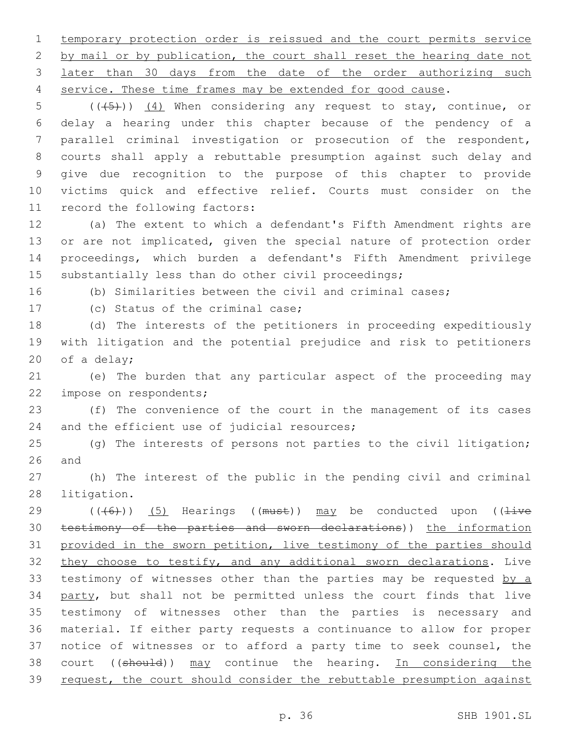temporary protection order is reissued and the court permits service by mail or by publication, the court shall reset the hearing date not later than 30 days from the date of the order authorizing such service. These time frames may be extended for good cause.

(((5))) (4) When considering any request to stay, continue, or delay a hearing under this chapter because of the pendency of a parallel criminal investigation or prosecution of the respondent, courts shall apply a rebuttable presumption against such delay and give due recognition to the purpose of this chapter to provide victims quick and effective relief. Courts must consider on the record the following factors:

(a) The extent to which a defendant's Fifth Amendment rights are or are not implicated, given the special nature of protection order proceedings, which burden a defendant's Fifth Amendment privilege substantially less than do other civil proceedings;

(b) Similarities between the civil and criminal cases;

(c) Status of the criminal case;

(d) The interests of the petitioners in proceeding expeditiously with litigation and the potential prejudice and risk to petitioners of a delay;

(e) The burden that any particular aspect of the proceeding may impose on respondents;

(f) The convenience of the court in the management of its cases and the efficient use of judicial resources;

(g) The interests of persons not parties to the civil litigation; and

(h) The interest of the public in the pending civil and criminal litigation.

(((6))) (5) Hearings ((must)) may be conducted upon ((live testimony of the parties and sworn declarations)) the information provided in the sworn petition, live testimony of the parties should they choose to testify, and any additional sworn declarations. Live testimony of witnesses other than the parties may be requested by a party, but shall not be permitted unless the court finds that live testimony of witnesses other than the parties is necessary and material. If either party requests a continuance to allow for proper notice of witnesses or to afford a party time to seek counsel, the court ((should)) may continue the hearing. In considering the request, the court should consider the rebuttable presumption against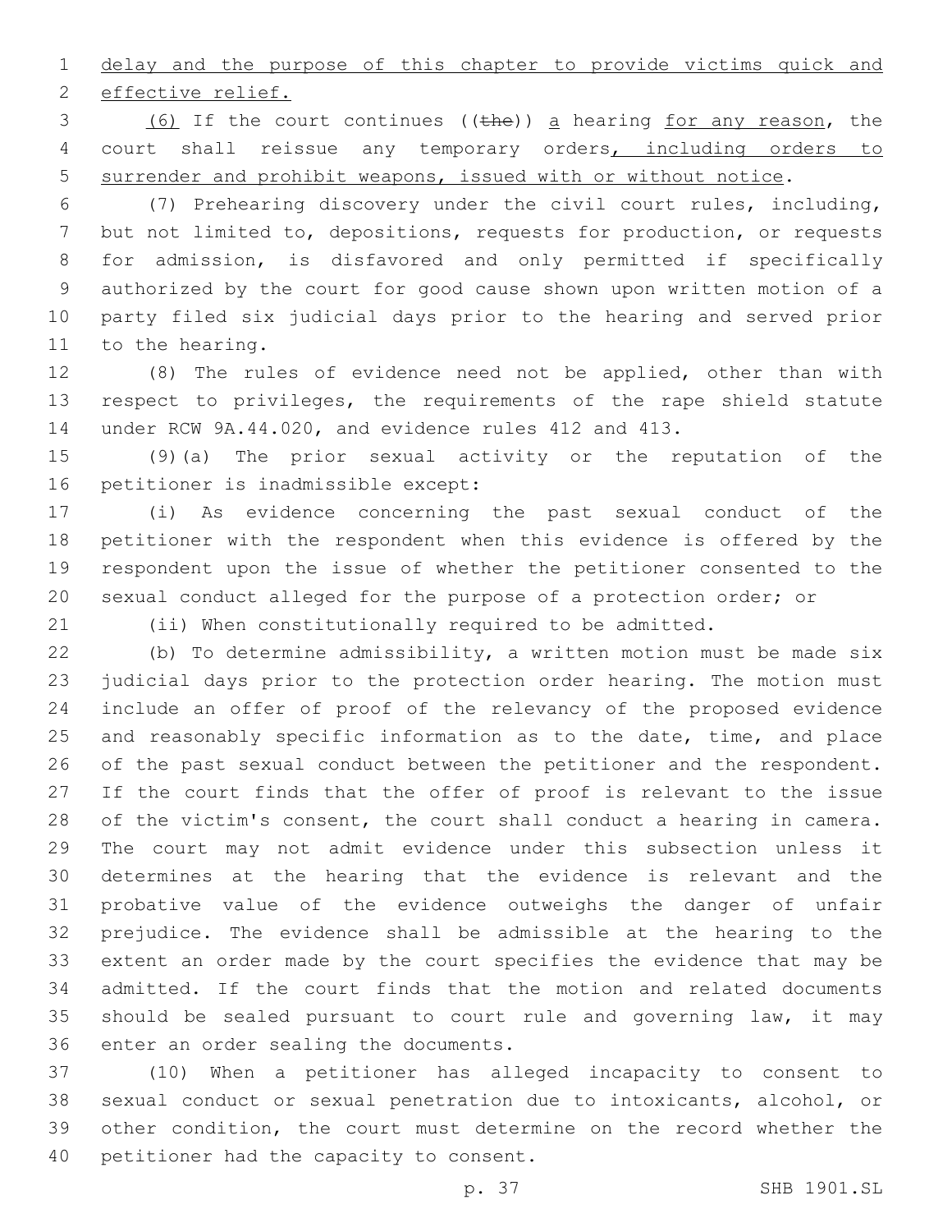delay and the purpose of this chapter to provide victims quick and effective relief.

(6) If the court continues ((the)) a hearing for any reason, the court shall reissue any temporary orders, including orders to surrender and prohibit weapons, issued with or without notice.

(7) Prehearing discovery under the civil court rules, including, but not limited to, depositions, requests for production, or requests for admission, is disfavored and only permitted if specifically authorized by the court for good cause shown upon written motion of a party filed six judicial days prior to the hearing and served prior to the hearing.

(8) The rules of evidence need not be applied, other than with respect to privileges, the requirements of the rape shield statute under RCW 9A.44.020, and evidence rules 412 and 413.

(9)(a) The prior sexual activity or the reputation of the petitioner is inadmissible except:

(i) As evidence concerning the past sexual conduct of the petitioner with the respondent when this evidence is offered by the respondent upon the issue of whether the petitioner consented to the sexual conduct alleged for the purpose of a protection order; or

(ii) When constitutionally required to be admitted.

(b) To determine admissibility, a written motion must be made six judicial days prior to the protection order hearing. The motion must include an offer of proof of the relevancy of the proposed evidence and reasonably specific information as to the date, time, and place of the past sexual conduct between the petitioner and the respondent. If the court finds that the offer of proof is relevant to the issue of the victim's consent, the court shall conduct a hearing in camera. The court may not admit evidence under this subsection unless it determines at the hearing that the evidence is relevant and the probative value of the evidence outweighs the danger of unfair prejudice. The evidence shall be admissible at the hearing to the extent an order made by the court specifies the evidence that may be admitted. If the court finds that the motion and related documents should be sealed pursuant to court rule and governing law, it may enter an order sealing the documents.

(10) When a petitioner has alleged incapacity to consent to sexual conduct or sexual penetration due to intoxicants, alcohol, or other condition, the court must determine on the record whether the petitioner had the capacity to consent.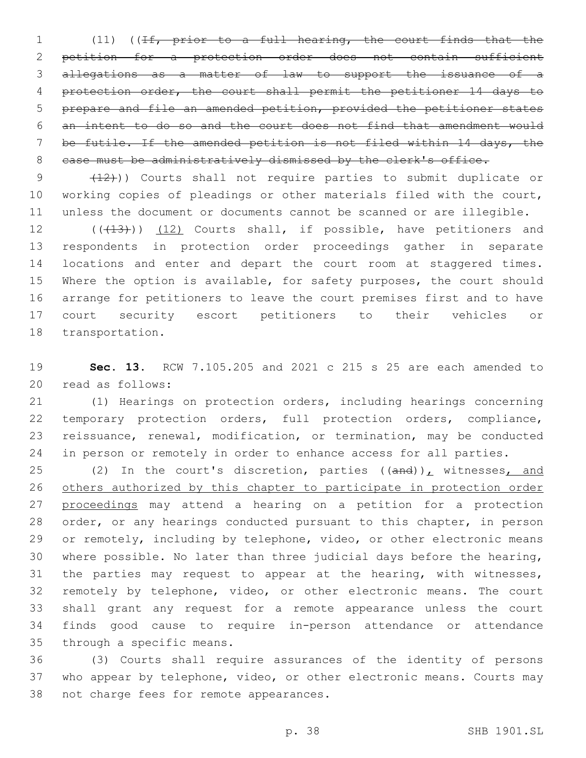(11) ((~~If, prior to a full hearing, the court finds that the petition for a protection order does not contain sufficient allegations as a matter of law to support the issuance of a protection order, the court shall permit the petitioner 14 days to prepare and file an amended petition, provided the petitioner states an intent to do so and the court does not find that amendment would be futile. If the amended petition is not filed within 14 days, the case must be administratively dismissed by the clerk's office.~~

~~(12)~~)) Courts shall not require parties to submit duplicate or working copies of pleadings or other materials filed with the court, unless the document or documents cannot be scanned or are illegible.

((~~(13)~~)) <u>(12)</u> Courts shall, if possible, have petitioners and respondents in protection order proceedings gather in separate locations and enter and depart the court room at staggered times. Where the option is available, for safety purposes, the court should arrange for petitioners to leave the court premises first and to have court security escort petitioners to their vehicles or transportation.

**Sec. 13.** RCW 7.105.205 and 2021 c 215 s 25 are each amended to read as follows:

(1) Hearings on protection orders, including hearings concerning temporary protection orders, full protection orders, compliance, reissuance, renewal, modification, or termination, may be conducted in person or remotely in order to enhance access for all parties.

(2) In the court's discretion, parties ((~~and~~))<u>,</u> witnesses<u>, and others authorized by this chapter to participate in protection order proceedings</u> may attend a hearing on a petition for a protection order, or any hearings conducted pursuant to this chapter, in person or remotely, including by telephone, video, or other electronic means where possible. No later than three judicial days before the hearing, the parties may request to appear at the hearing, with witnesses, remotely by telephone, video, or other electronic means. The court shall grant any request for a remote appearance unless the court finds good cause to require in-person attendance or attendance through a specific means.

(3) Courts shall require assurances of the identity of persons who appear by telephone, video, or other electronic means. Courts may not charge fees for remote appearances.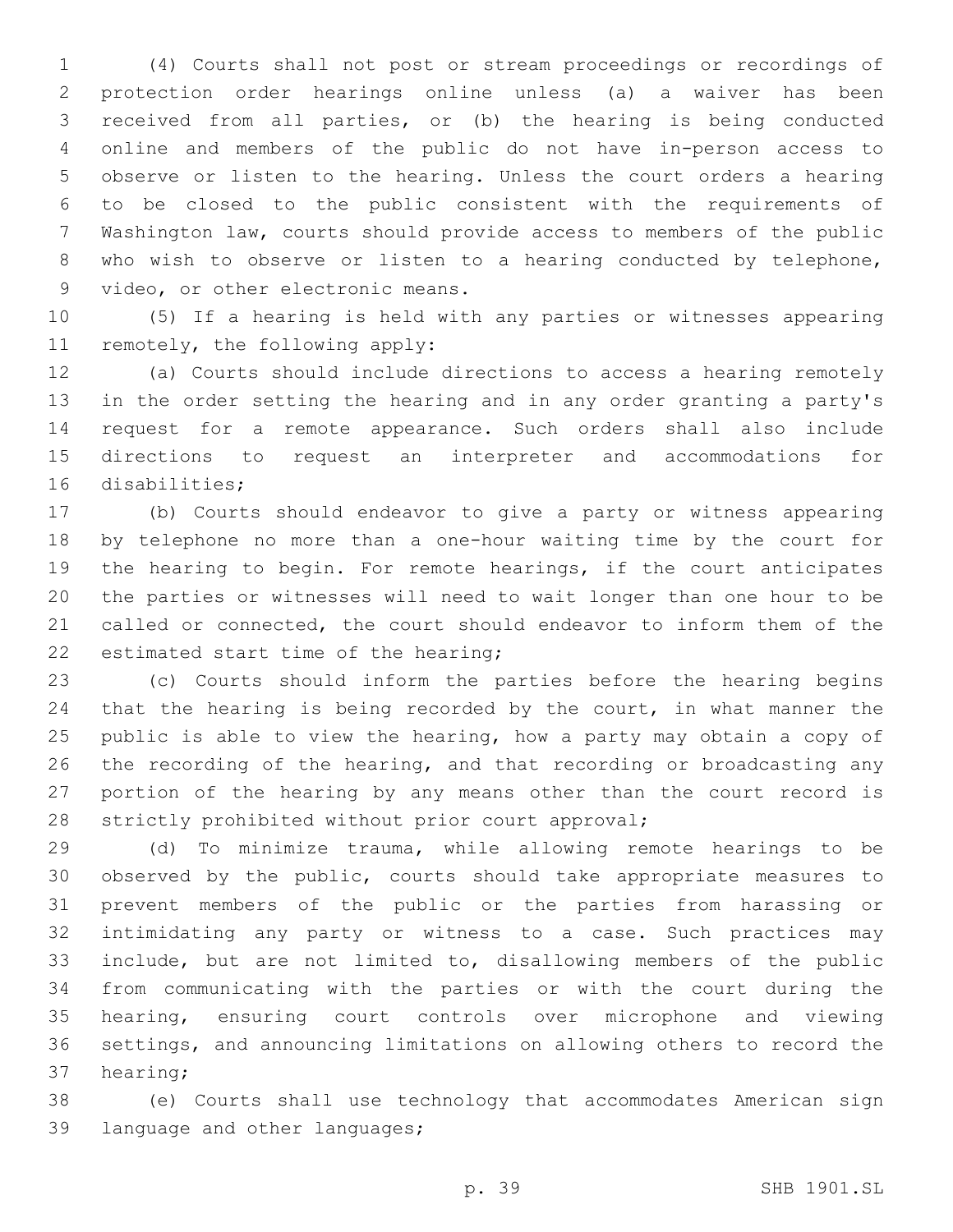(4) Courts shall not post or stream proceedings or recordings of protection order hearings online unless (a) a waiver has been received from all parties, or (b) the hearing is being conducted online and members of the public do not have in-person access to observe or listen to the hearing. Unless the court orders a hearing to be closed to the public consistent with the requirements of Washington law, courts should provide access to members of the public who wish to observe or listen to a hearing conducted by telephone, video, or other electronic means.

(5) If a hearing is held with any parties or witnesses appearing remotely, the following apply:

(a) Courts should include directions to access a hearing remotely in the order setting the hearing and in any order granting a party's request for a remote appearance. Such orders shall also include directions to request an interpreter and accommodations for disabilities;

(b) Courts should endeavor to give a party or witness appearing by telephone no more than a one-hour waiting time by the court for the hearing to begin. For remote hearings, if the court anticipates the parties or witnesses will need to wait longer than one hour to be called or connected, the court should endeavor to inform them of the estimated start time of the hearing;

(c) Courts should inform the parties before the hearing begins that the hearing is being recorded by the court, in what manner the public is able to view the hearing, how a party may obtain a copy of the recording of the hearing, and that recording or broadcasting any portion of the hearing by any means other than the court record is strictly prohibited without prior court approval;

(d) To minimize trauma, while allowing remote hearings to be observed by the public, courts should take appropriate measures to prevent members of the public or the parties from harassing or intimidating any party or witness to a case. Such practices may include, but are not limited to, disallowing members of the public from communicating with the parties or with the court during the hearing, ensuring court controls over microphone and viewing settings, and announcing limitations on allowing others to record the hearing;

(e) Courts shall use technology that accommodates American sign language and other languages;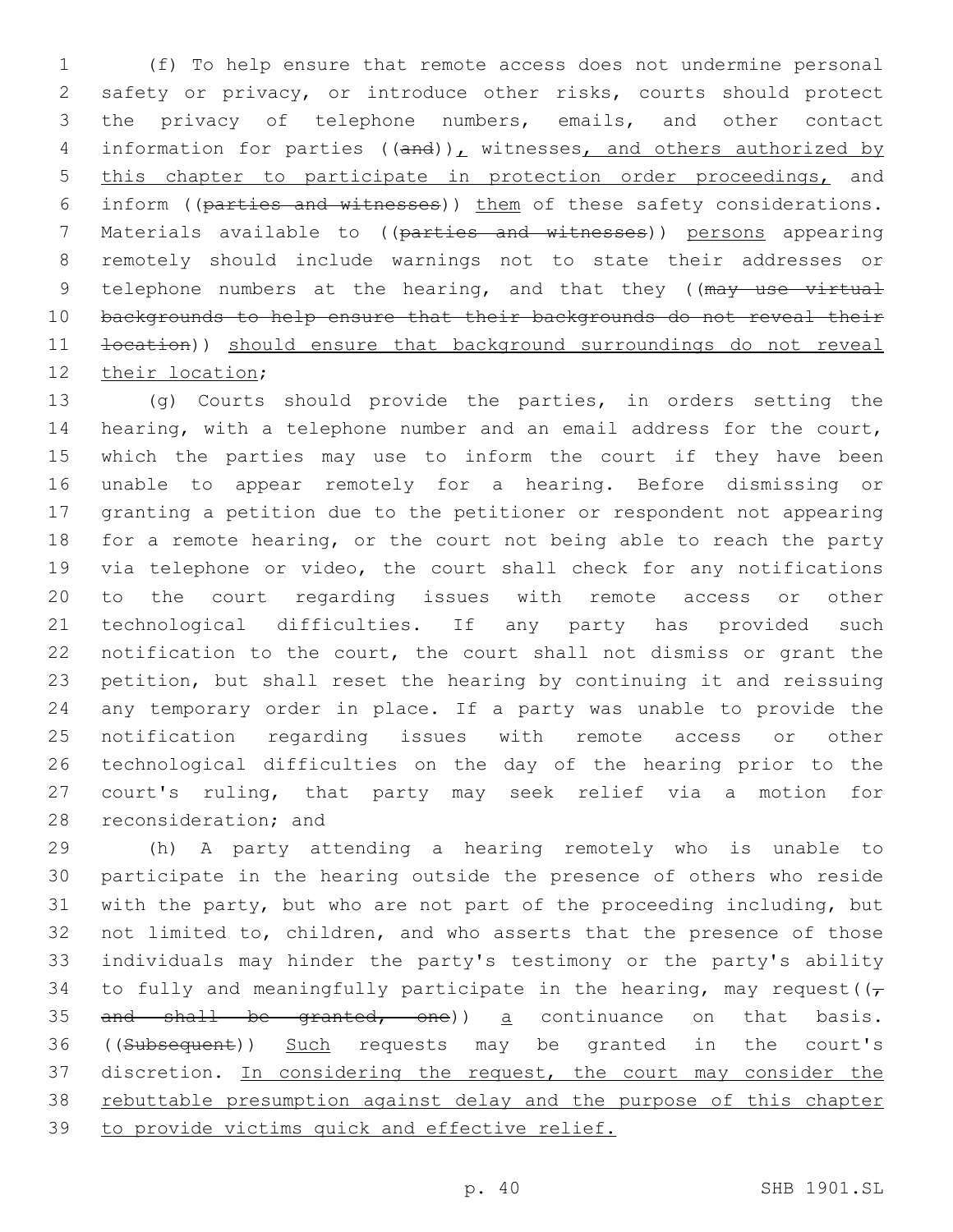(f) To help ensure that remote access does not undermine personal safety or privacy, or introduce other risks, courts should protect the privacy of telephone numbers, emails, and other contact information for parties ((~~and~~)), witnesses, and others authorized by this chapter to participate in protection order proceedings, and inform ((~~parties and witnesses~~)) them of these safety considerations. Materials available to ((~~parties and witnesses~~)) persons appearing remotely should include warnings not to state their addresses or telephone numbers at the hearing, and that they ((~~may use virtual backgrounds to help ensure that their backgrounds do not reveal their location~~)) should ensure that background surroundings do not reveal their location;

(g) Courts should provide the parties, in orders setting the hearing, with a telephone number and an email address for the court, which the parties may use to inform the court if they have been unable to appear remotely for a hearing. Before dismissing or granting a petition due to the petitioner or respondent not appearing for a remote hearing, or the court not being able to reach the party via telephone or video, the court shall check for any notifications to the court regarding issues with remote access or other technological difficulties. If any party has provided such notification to the court, the court shall not dismiss or grant the petition, but shall reset the hearing by continuing it and reissuing any temporary order in place. If a party was unable to provide the notification regarding issues with remote access or other technological difficulties on the day of the hearing prior to the court's ruling, that party may seek relief via a motion for reconsideration; and

(h) A party attending a hearing remotely who is unable to participate in the hearing outside the presence of others who reside with the party, but who are not part of the proceeding including, but not limited to, children, and who asserts that the presence of those individuals may hinder the party's testimony or the party's ability to fully and meaningfully participate in the hearing, may request((~~, and shall be granted, one~~)) a continuance on that basis. ((~~Subsequent~~)) Such requests may be granted in the court's discretion. In considering the request, the court may consider the rebuttable presumption against delay and the purpose of this chapter to provide victims quick and effective relief.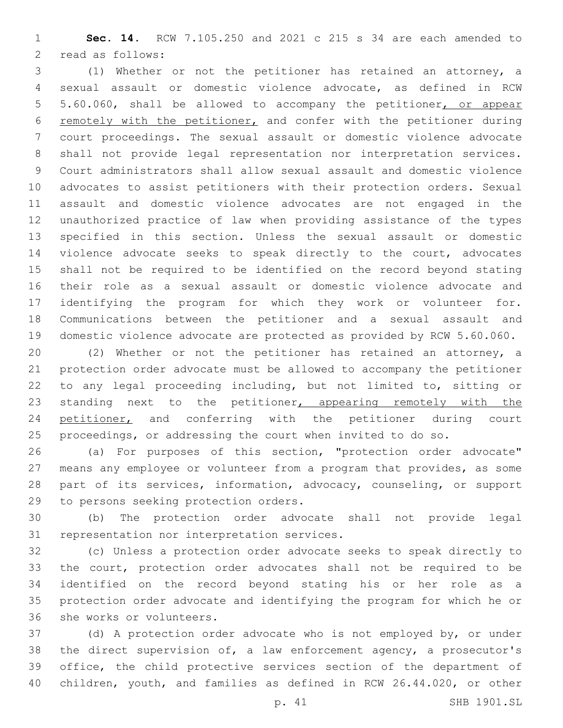**Sec. 14.** RCW 7.105.250 and 2021 c 215 s 34 are each amended to read as follows:

(1) Whether or not the petitioner has retained an attorney, a sexual assault or domestic violence advocate, as defined in RCW 5.60.060, shall be allowed to accompany the petitioner, or appear remotely with the petitioner, and confer with the petitioner during court proceedings. The sexual assault or domestic violence advocate shall not provide legal representation nor interpretation services. Court administrators shall allow sexual assault and domestic violence advocates to assist petitioners with their protection orders. Sexual assault and domestic violence advocates are not engaged in the unauthorized practice of law when providing assistance of the types specified in this section. Unless the sexual assault or domestic violence advocate seeks to speak directly to the court, advocates shall not be required to be identified on the record beyond stating their role as a sexual assault or domestic violence advocate and identifying the program for which they work or volunteer for. Communications between the petitioner and a sexual assault and domestic violence advocate are protected as provided by RCW 5.60.060.

(2) Whether or not the petitioner has retained an attorney, a protection order advocate must be allowed to accompany the petitioner to any legal proceeding including, but not limited to, sitting or standing next to the petitioner, appearing remotely with the petitioner, and conferring with the petitioner during court proceedings, or addressing the court when invited to do so.

(a) For purposes of this section, "protection order advocate" means any employee or volunteer from a program that provides, as some part of its services, information, advocacy, counseling, or support to persons seeking protection orders.

(b) The protection order advocate shall not provide legal representation nor interpretation services.

(c) Unless a protection order advocate seeks to speak directly to the court, protection order advocates shall not be required to be identified on the record beyond stating his or her role as a protection order advocate and identifying the program for which he or she works or volunteers.

(d) A protection order advocate who is not employed by, or under the direct supervision of, a law enforcement agency, a prosecutor's office, the child protective services section of the department of children, youth, and families as defined in RCW 26.44.020, or other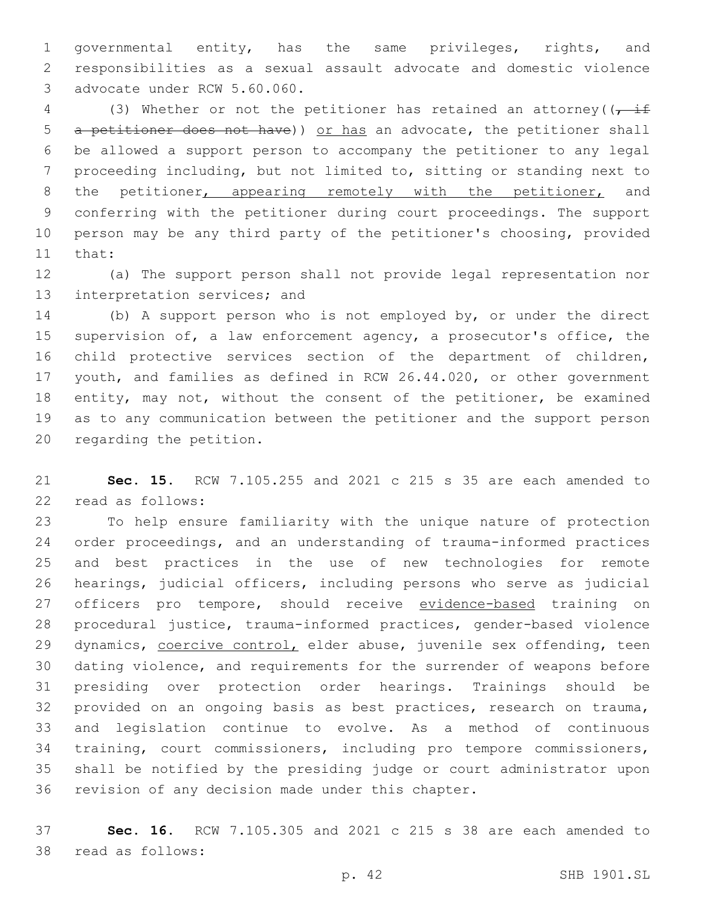governmental entity, has the same privileges, rights, and responsibilities as a sexual assault advocate and domestic violence advocate under RCW 5.60.060.

(3) Whether or not the petitioner has retained an attorney((~~, if a petitioner does not have~~)) or has an advocate, the petitioner shall be allowed a support person to accompany the petitioner to any legal proceeding including, but not limited to, sitting or standing next to the petitioner, appearing remotely with the petitioner, and conferring with the petitioner during court proceedings. The support person may be any third party of the petitioner's choosing, provided that:

(a) The support person shall not provide legal representation nor interpretation services; and

(b) A support person who is not employed by, or under the direct supervision of, a law enforcement agency, a prosecutor's office, the child protective services section of the department of children, youth, and families as defined in RCW 26.44.020, or other government entity, may not, without the consent of the petitioner, be examined as to any communication between the petitioner and the support person regarding the petition.

**Sec. 15.** RCW 7.105.255 and 2021 c 215 s 35 are each amended to read as follows:

To help ensure familiarity with the unique nature of protection order proceedings, and an understanding of trauma-informed practices and best practices in the use of new technologies for remote hearings, judicial officers, including persons who serve as judicial officers pro tempore, should receive evidence-based training on procedural justice, trauma-informed practices, gender-based violence dynamics, coercive control, elder abuse, juvenile sex offending, teen dating violence, and requirements for the surrender of weapons before presiding over protection order hearings. Trainings should be provided on an ongoing basis as best practices, research on trauma, and legislation continue to evolve. As a method of continuous training, court commissioners, including pro tempore commissioners, shall be notified by the presiding judge or court administrator upon revision of any decision made under this chapter.

**Sec. 16.** RCW 7.105.305 and 2021 c 215 s 38 are each amended to read as follows: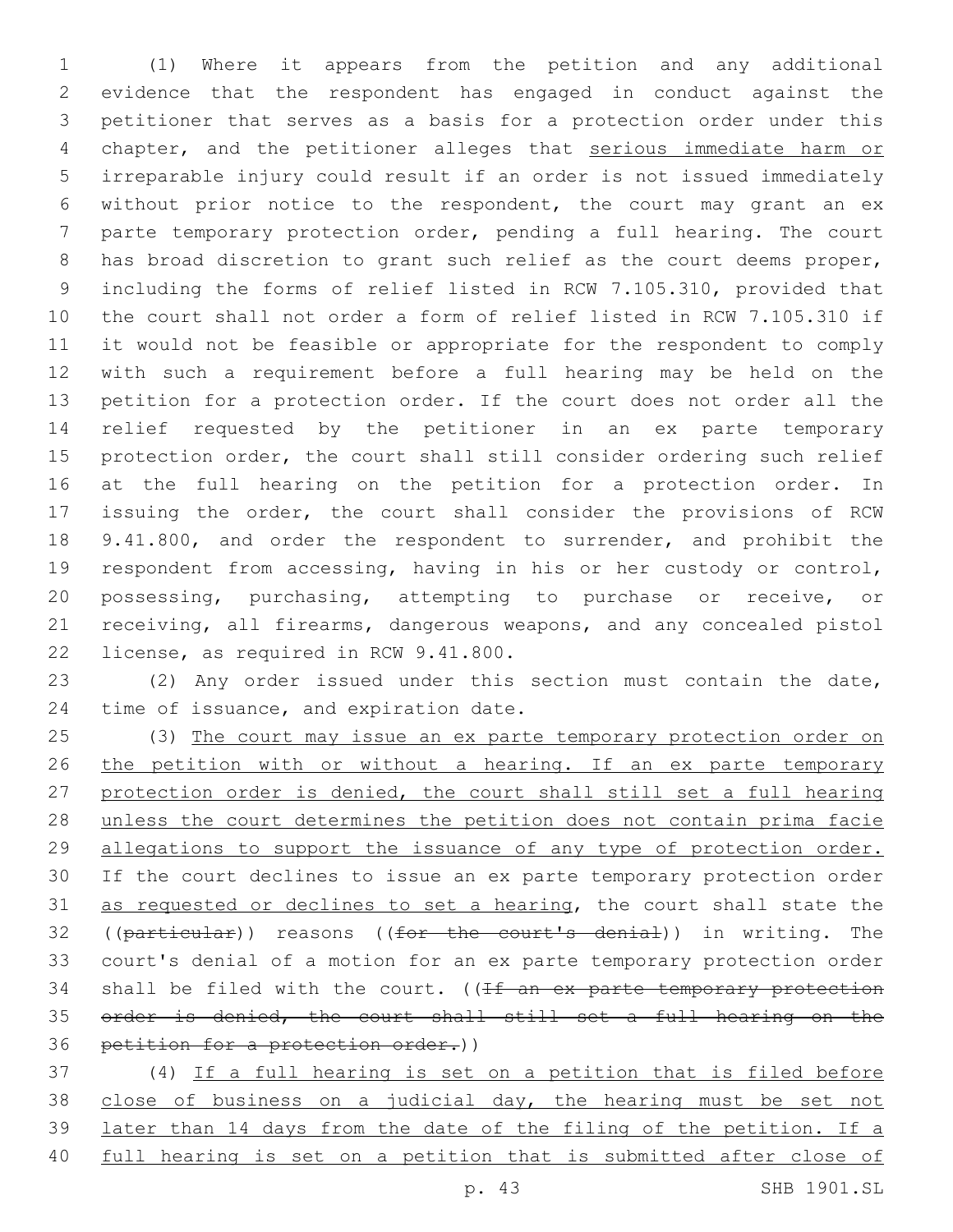(1) Where it appears from the petition and any additional evidence that the respondent has engaged in conduct against the petitioner that serves as a basis for a protection order under this chapter, and the petitioner alleges that <u>serious immediate harm or</u> irreparable injury could result if an order is not issued immediately without prior notice to the respondent, the court may grant an ex parte temporary protection order, pending a full hearing. The court has broad discretion to grant such relief as the court deems proper, including the forms of relief listed in RCW 7.105.310, provided that the court shall not order a form of relief listed in RCW 7.105.310 if it would not be feasible or appropriate for the respondent to comply with such a requirement before a full hearing may be held on the petition for a protection order. If the court does not order all the relief requested by the petitioner in an ex parte temporary protection order, the court shall still consider ordering such relief at the full hearing on the petition for a protection order. In issuing the order, the court shall consider the provisions of RCW 9.41.800, and order the respondent to surrender, and prohibit the respondent from accessing, having in his or her custody or control, possessing, purchasing, attempting to purchase or receive, or receiving, all firearms, dangerous weapons, and any concealed pistol license, as required in RCW 9.41.800.

(2) Any order issued under this section must contain the date, time of issuance, and expiration date.

(3) <u>The court may issue an ex parte temporary protection order on the petition with or without a hearing. If an ex parte temporary protection order is denied, the court shall still set a full hearing unless the court determines the petition does not contain prima facie allegations to support the issuance of any type of protection order.</u> If the court declines to issue an ex parte temporary protection order <u>as requested or declines to set a hearing</u>, the court shall state the ((~~particular~~)) reasons ((~~for the court's denial~~)) in writing. The court's denial of a motion for an ex parte temporary protection order shall be filed with the court. ((~~If an ex parte temporary protection order is denied, the court shall still set a full hearing on the petition for a protection order.~~))

(4) <u>If a full hearing is set on a petition that is filed before close of business on a judicial day, the hearing must be set not later than 14 days from the date of the filing of the petition. If a full hearing is set on a petition that is submitted after close of</u>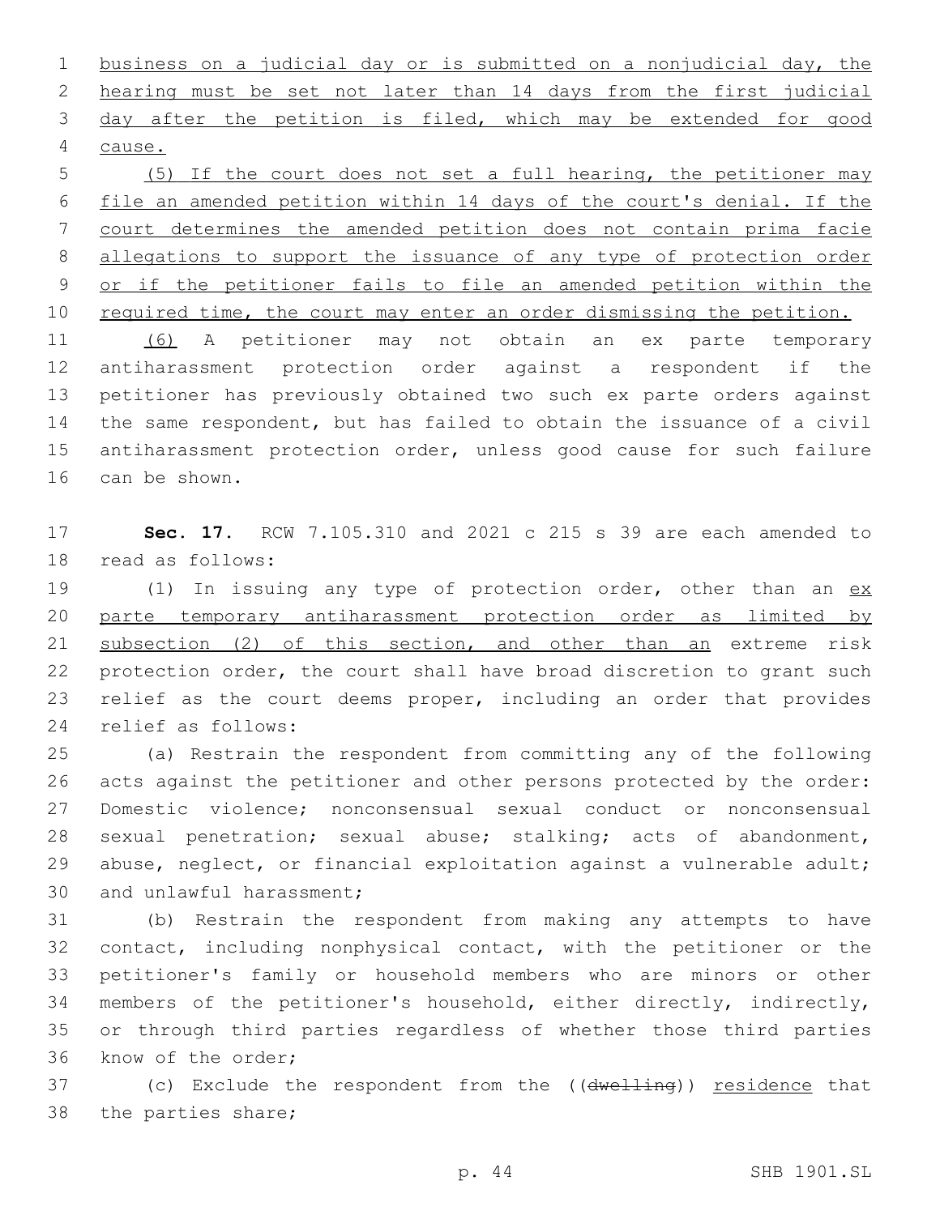business on a judicial day or is submitted on a nonjudicial day, the hearing must be set not later than 14 days from the first judicial day after the petition is filed, which may be extended for good cause.

(5) If the court does not set a full hearing, the petitioner may file an amended petition within 14 days of the court's denial. If the court determines the amended petition does not contain prima facie allegations to support the issuance of any type of protection order or if the petitioner fails to file an amended petition within the required time, the court may enter an order dismissing the petition.

(6) A petitioner may not obtain an ex parte temporary antiharassment protection order against a respondent if the petitioner has previously obtained two such ex parte orders against the same respondent, but has failed to obtain the issuance of a civil antiharassment protection order, unless good cause for such failure can be shown.

**Sec. 17.** RCW 7.105.310 and 2021 c 215 s 39 are each amended to read as follows:

(1) In issuing any type of protection order, other than an ex parte temporary antiharassment protection order as limited by subsection (2) of this section, and other than an extreme risk protection order, the court shall have broad discretion to grant such relief as the court deems proper, including an order that provides relief as follows:

(a) Restrain the respondent from committing any of the following acts against the petitioner and other persons protected by the order: Domestic violence; nonconsensual sexual conduct or nonconsensual sexual penetration; sexual abuse; stalking; acts of abandonment, abuse, neglect, or financial exploitation against a vulnerable adult; and unlawful harassment;

(b) Restrain the respondent from making any attempts to have contact, including nonphysical contact, with the petitioner or the petitioner's family or household members who are minors or other members of the petitioner's household, either directly, indirectly, or through third parties regardless of whether those third parties know of the order;

(c) Exclude the respondent from the ((~~dwelling~~)) residence that the parties share;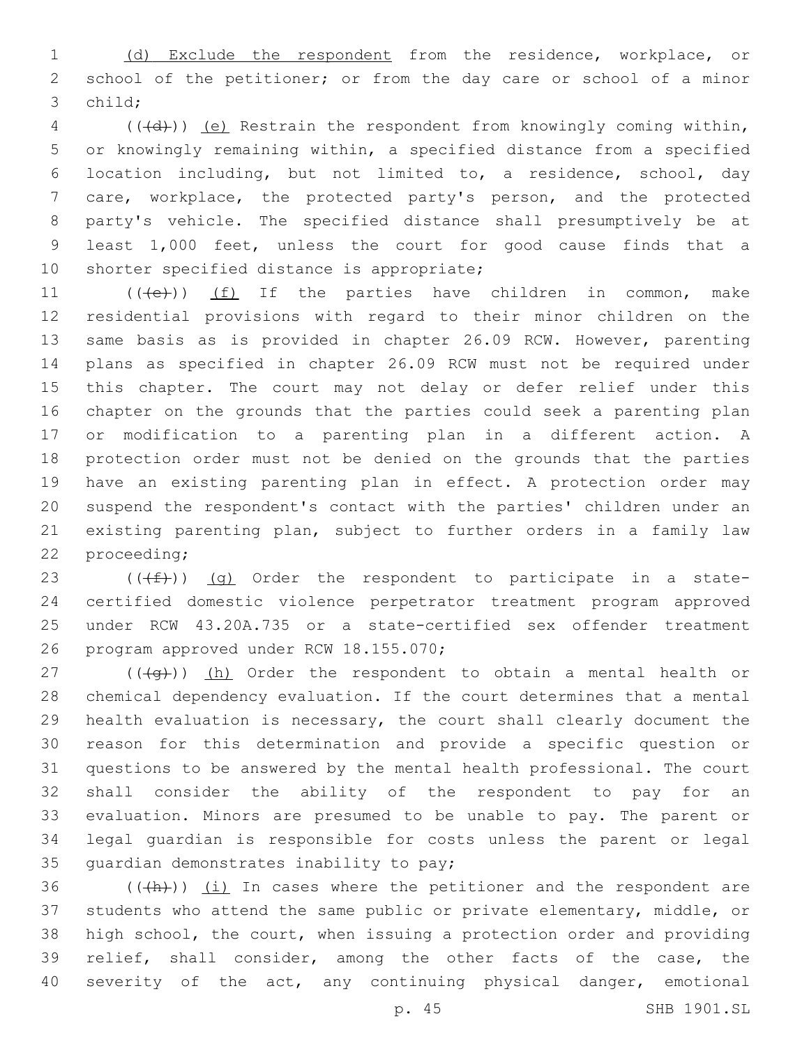(d) Exclude the respondent from the residence, workplace, or school of the petitioner; or from the day care or school of a minor child;

(((d))) (e) Restrain the respondent from knowingly coming within, or knowingly remaining within, a specified distance from a specified location including, but not limited to, a residence, school, day care, workplace, the protected party's person, and the protected party's vehicle. The specified distance shall presumptively be at least 1,000 feet, unless the court for good cause finds that a shorter specified distance is appropriate;

(((e))) (f) If the parties have children in common, make residential provisions with regard to their minor children on the same basis as is provided in chapter 26.09 RCW. However, parenting plans as specified in chapter 26.09 RCW must not be required under this chapter. The court may not delay or defer relief under this chapter on the grounds that the parties could seek a parenting plan or modification to a parenting plan in a different action. A protection order must not be denied on the grounds that the parties have an existing parenting plan in effect. A protection order may suspend the respondent's contact with the parties' children under an existing parenting plan, subject to further orders in a family law proceeding;

(((f))) (g) Order the respondent to participate in a state-certified domestic violence perpetrator treatment program approved under RCW 43.20A.735 or a state-certified sex offender treatment program approved under RCW 18.155.070;

(((g))) (h) Order the respondent to obtain a mental health or chemical dependency evaluation. If the court determines that a mental health evaluation is necessary, the court shall clearly document the reason for this determination and provide a specific question or questions to be answered by the mental health professional. The court shall consider the ability of the respondent to pay for an evaluation. Minors are presumed to be unable to pay. The parent or legal guardian is responsible for costs unless the parent or legal guardian demonstrates inability to pay;

(((h))) (i) In cases where the petitioner and the respondent are students who attend the same public or private elementary, middle, or high school, the court, when issuing a protection order and providing relief, shall consider, among the other facts of the case, the severity of the act, any continuing physical danger, emotional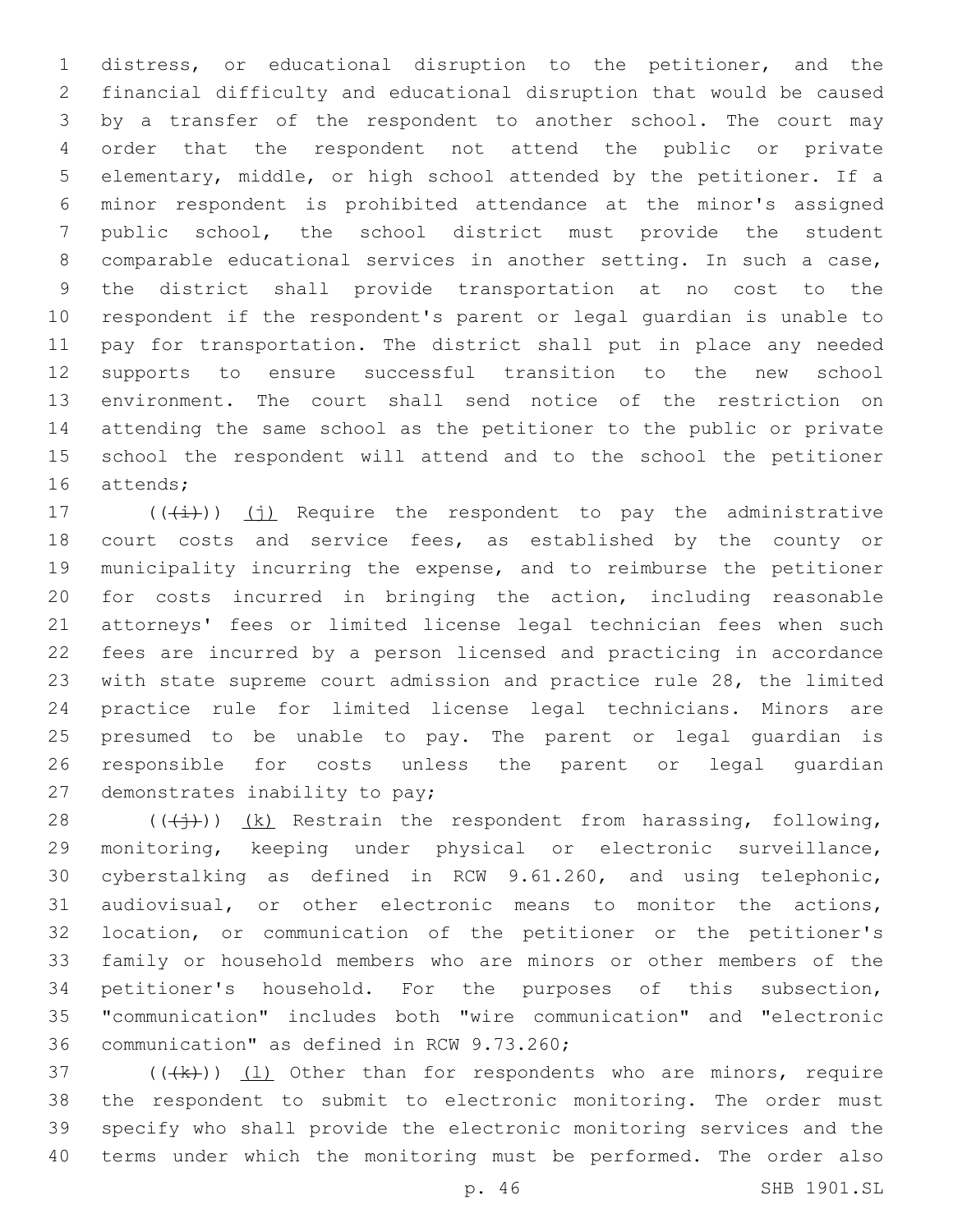distress, or educational disruption to the petitioner, and the financial difficulty and educational disruption that would be caused by a transfer of the respondent to another school. The court may order that the respondent not attend the public or private elementary, middle, or high school attended by the petitioner. If a minor respondent is prohibited attendance at the minor's assigned public school, the school district must provide the student comparable educational services in another setting. In such a case, the district shall provide transportation at no cost to the respondent if the respondent's parent or legal guardian is unable to pay for transportation. The district shall put in place any needed supports to ensure successful transition to the new school environment. The court shall send notice of the restriction on attending the same school as the petitioner to the public or private school the respondent will attend and to the school the petitioner attends;

(((i))) (j) Require the respondent to pay the administrative court costs and service fees, as established by the county or municipality incurring the expense, and to reimburse the petitioner for costs incurred in bringing the action, including reasonable attorneys' fees or limited license legal technician fees when such fees are incurred by a person licensed and practicing in accordance with state supreme court admission and practice rule 28, the limited practice rule for limited license legal technicians. Minors are presumed to be unable to pay. The parent or legal guardian is responsible for costs unless the parent or legal guardian demonstrates inability to pay;

(((j))) (k) Restrain the respondent from harassing, following, monitoring, keeping under physical or electronic surveillance, cyberstalking as defined in RCW 9.61.260, and using telephonic, audiovisual, or other electronic means to monitor the actions, location, or communication of the petitioner or the petitioner's family or household members who are minors or other members of the petitioner's household. For the purposes of this subsection, "communication" includes both "wire communication" and "electronic communication" as defined in RCW 9.73.260;

(((k))) (l) Other than for respondents who are minors, require the respondent to submit to electronic monitoring. The order must specify who shall provide the electronic monitoring services and the terms under which the monitoring must be performed. The order also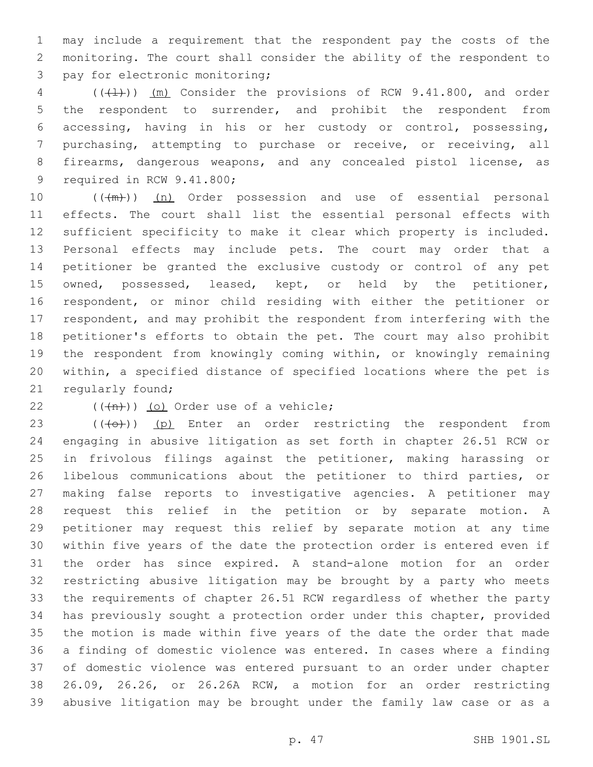may include a requirement that the respondent pay the costs of the monitoring. The court shall consider the ability of the respondent to pay for electronic monitoring;

(((l))) (m) Consider the provisions of RCW 9.41.800, and order the respondent to surrender, and prohibit the respondent from accessing, having in his or her custody or control, possessing, purchasing, attempting to purchase or receive, or receiving, all firearms, dangerous weapons, and any concealed pistol license, as required in RCW 9.41.800;

(((m))) (n) Order possession and use of essential personal effects. The court shall list the essential personal effects with sufficient specificity to make it clear which property is included. Personal effects may include pets. The court may order that a petitioner be granted the exclusive custody or control of any pet owned, possessed, leased, kept, or held by the petitioner, respondent, or minor child residing with either the petitioner or respondent, and may prohibit the respondent from interfering with the petitioner's efforts to obtain the pet. The court may also prohibit the respondent from knowingly coming within, or knowingly remaining within, a specified distance of specified locations where the pet is regularly found;

(((n))) (o) Order use of a vehicle;

(((o))) (p) Enter an order restricting the respondent from engaging in abusive litigation as set forth in chapter 26.51 RCW or in frivolous filings against the petitioner, making harassing or libelous communications about the petitioner to third parties, or making false reports to investigative agencies. A petitioner may request this relief in the petition or by separate motion. A petitioner may request this relief by separate motion at any time within five years of the date the protection order is entered even if the order has since expired. A stand-alone motion for an order restricting abusive litigation may be brought by a party who meets the requirements of chapter 26.51 RCW regardless of whether the party has previously sought a protection order under this chapter, provided the motion is made within five years of the date the order that made a finding of domestic violence was entered. In cases where a finding of domestic violence was entered pursuant to an order under chapter 26.09, 26.26, or 26.26A RCW, a motion for an order restricting abusive litigation may be brought under the family law case or as a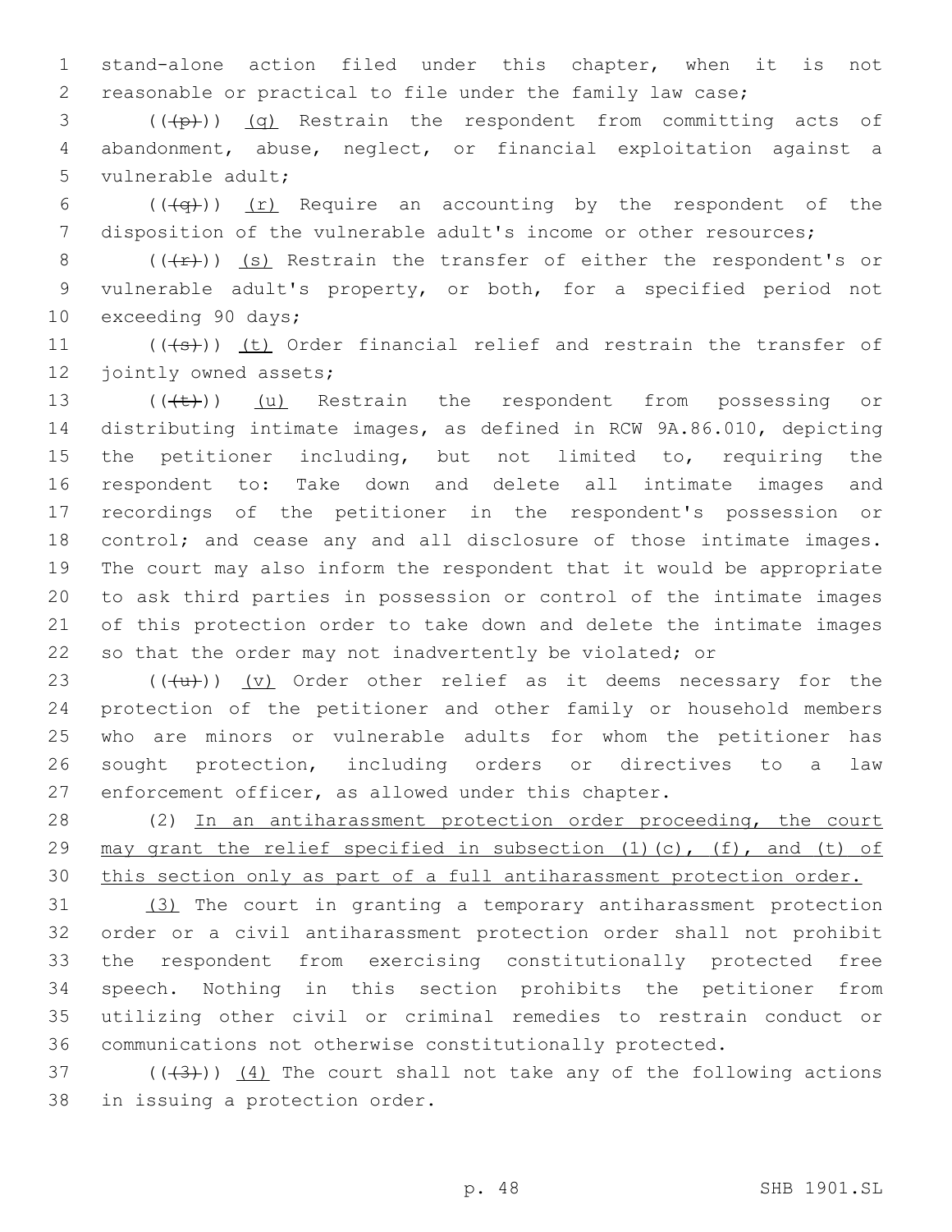stand-alone action filed under this chapter, when it is not reasonable or practical to file under the family law case;

((~~(p)~~)) (q) Restrain the respondent from committing acts of abandonment, abuse, neglect, or financial exploitation against a vulnerable adult;

((~~(q)~~)) (r) Require an accounting by the respondent of the disposition of the vulnerable adult's income or other resources;

((~~(r)~~)) (s) Restrain the transfer of either the respondent's or vulnerable adult's property, or both, for a specified period not exceeding 90 days;

((~~(s)~~)) (t) Order financial relief and restrain the transfer of jointly owned assets;

((~~(t)~~)) (u) Restrain the respondent from possessing or distributing intimate images, as defined in RCW 9A.86.010, depicting the petitioner including, but not limited to, requiring the respondent to: Take down and delete all intimate images and recordings of the petitioner in the respondent's possession or control; and cease any and all disclosure of those intimate images. The court may also inform the respondent that it would be appropriate to ask third parties in possession or control of the intimate images of this protection order to take down and delete the intimate images so that the order may not inadvertently be violated; or

((~~(u)~~)) (v) Order other relief as it deems necessary for the protection of the petitioner and other family or household members who are minors or vulnerable adults for whom the petitioner has sought protection, including orders or directives to a law enforcement officer, as allowed under this chapter.

(2) In an antiharassment protection order proceeding, the court may grant the relief specified in subsection (1)(c), (f), and (t) of this section only as part of a full antiharassment protection order.

(3) The court in granting a temporary antiharassment protection order or a civil antiharassment protection order shall not prohibit the respondent from exercising constitutionally protected free speech. Nothing in this section prohibits the petitioner from utilizing other civil or criminal remedies to restrain conduct or communications not otherwise constitutionally protected.

((~~(3)~~)) (4) The court shall not take any of the following actions in issuing a protection order.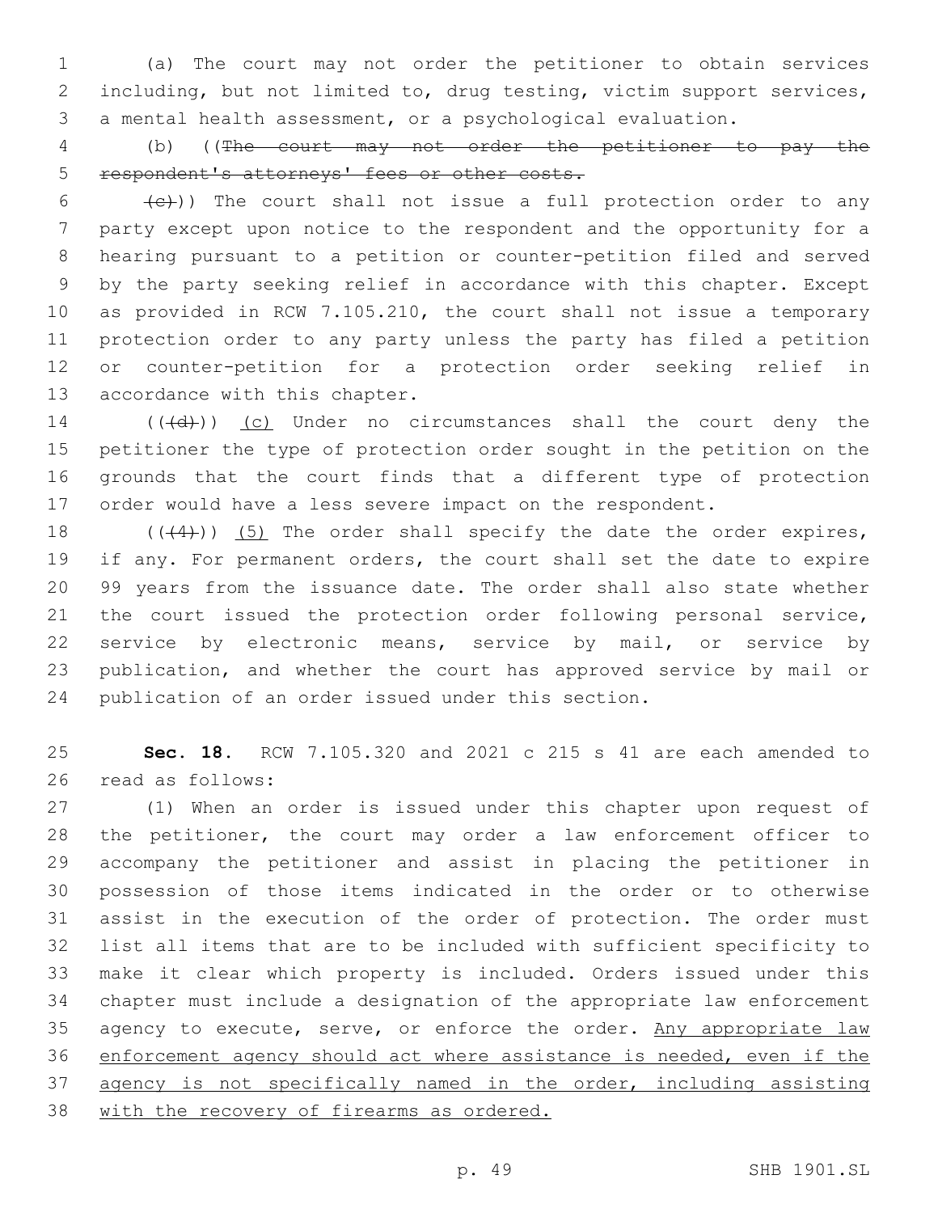(a) The court may not order the petitioner to obtain services including, but not limited to, drug testing, victim support services, a mental health assessment, or a psychological evaluation.

(b) ((~~The court may not order the petitioner to pay the respondent's attorneys' fees or other costs.~~

~~(c)~~)) The court shall not issue a full protection order to any party except upon notice to the respondent and the opportunity for a hearing pursuant to a petition or counter-petition filed and served by the party seeking relief in accordance with this chapter. Except as provided in RCW 7.105.210, the court shall not issue a temporary protection order to any party unless the party has filed a petition or counter-petition for a protection order seeking relief in accordance with this chapter.

((~~(d)~~)) <u>(c)</u> Under no circumstances shall the court deny the petitioner the type of protection order sought in the petition on the grounds that the court finds that a different type of protection order would have a less severe impact on the respondent.

((~~(4)~~)) <u>(5)</u> The order shall specify the date the order expires, if any. For permanent orders, the court shall set the date to expire 99 years from the issuance date. The order shall also state whether the court issued the protection order following personal service, service by electronic means, service by mail, or service by publication, and whether the court has approved service by mail or publication of an order issued under this section.

**Sec. 18.** RCW 7.105.320 and 2021 c 215 s 41 are each amended to read as follows:

(1) When an order is issued under this chapter upon request of the petitioner, the court may order a law enforcement officer to accompany the petitioner and assist in placing the petitioner in possession of those items indicated in the order or to otherwise assist in the execution of the order of protection. The order must list all items that are to be included with sufficient specificity to make it clear which property is included. Orders issued under this chapter must include a designation of the appropriate law enforcement agency to execute, serve, or enforce the order. <u>Any appropriate law enforcement agency should act where assistance is needed, even if the agency is not specifically named in the order, including assisting with the recovery of firearms as ordered.</u>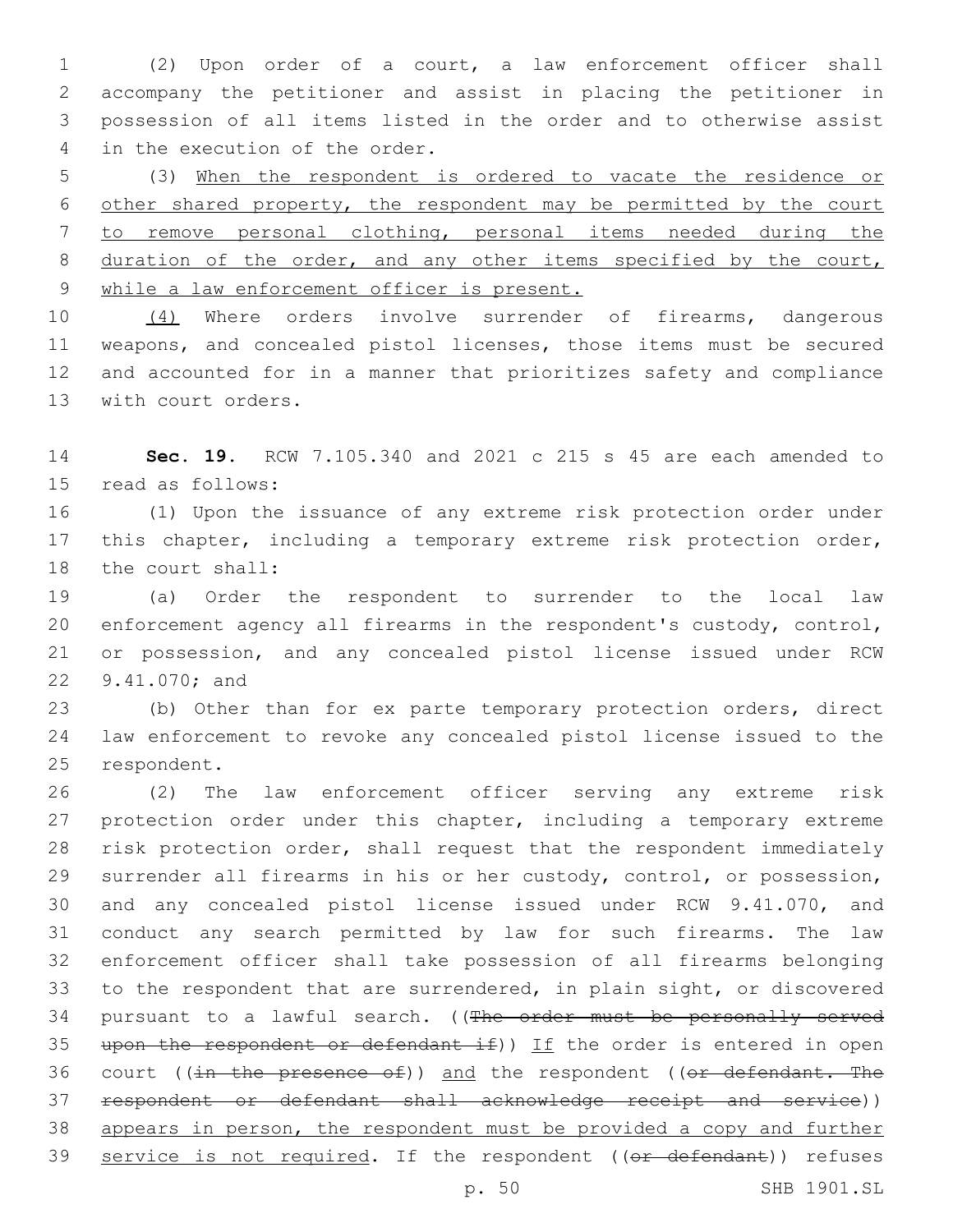(2) Upon order of a court, a law enforcement officer shall accompany the petitioner and assist in placing the petitioner in possession of all items listed in the order and to otherwise assist in the execution of the order.

(3) <u>When the respondent is ordered to vacate the residence or other shared property, the respondent may be permitted by the court to remove personal clothing, personal items needed during the duration of the order, and any other items specified by the court, while a law enforcement officer is present.</u>

<u>(4)</u> Where orders involve surrender of firearms, dangerous weapons, and concealed pistol licenses, those items must be secured and accounted for in a manner that prioritizes safety and compliance with court orders.

**Sec. 19.** RCW 7.105.340 and 2021 c 215 s 45 are each amended to read as follows:

(1) Upon the issuance of any extreme risk protection order under this chapter, including a temporary extreme risk protection order, the court shall:

(a) Order the respondent to surrender to the local law enforcement agency all firearms in the respondent's custody, control, or possession, and any concealed pistol license issued under RCW 9.41.070; and

(b) Other than for ex parte temporary protection orders, direct law enforcement to revoke any concealed pistol license issued to the respondent.

(2) The law enforcement officer serving any extreme risk protection order under this chapter, including a temporary extreme risk protection order, shall request that the respondent immediately surrender all firearms in his or her custody, control, or possession, and any concealed pistol license issued under RCW 9.41.070, and conduct any search permitted by law for such firearms. The law enforcement officer shall take possession of all firearms belonging to the respondent that are surrendered, in plain sight, or discovered pursuant to a lawful search. ((~~The order must be personally served upon the respondent or defendant if~~)) <u>If</u> the order is entered in open court ((~~in the presence of~~)) <u>and</u> the respondent ((~~or defendant. The respondent or defendant shall acknowledge receipt and service~~)) <u>appears in person, the respondent must be provided a copy and further service is not required</u>. If the respondent ((~~or defendant~~)) refuses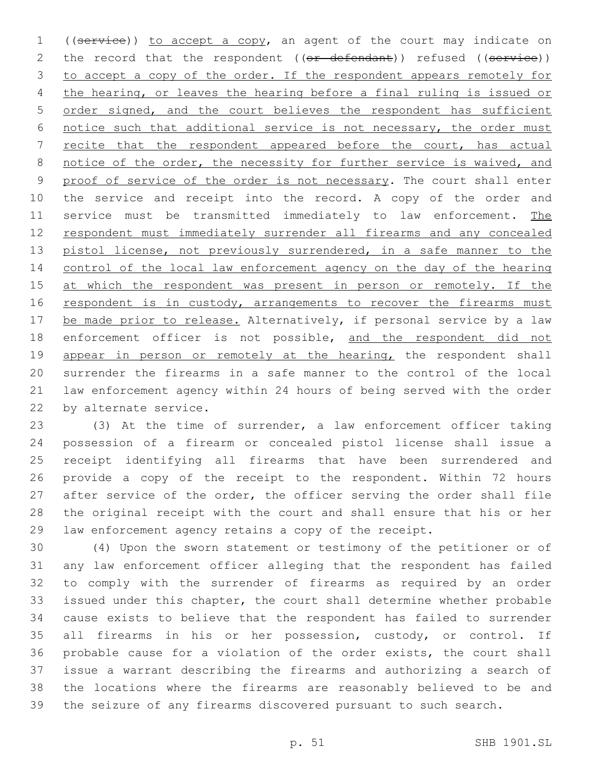((~~service~~)) <u>to accept a copy</u>, an agent of the court may indicate on the record that the respondent ((~~or defendant~~)) refused ((~~service~~)) <u>to accept a copy of the order. If the respondent appears remotely for the hearing, or leaves the hearing before a final ruling is issued or order signed, and the court believes the respondent has sufficient notice such that additional service is not necessary, the order must recite that the respondent appeared before the court, has actual notice of the order, the necessity for further service is waived, and proof of service of the order is not necessary</u>. The court shall enter the service and receipt into the record. A copy of the order and service must be transmitted immediately to law enforcement. <u>The respondent must immediately surrender all firearms and any concealed pistol license, not previously surrendered, in a safe manner to the control of the local law enforcement agency on the day of the hearing at which the respondent was present in person or remotely. If the respondent is in custody, arrangements to recover the firearms must be made prior to release.</u> Alternatively, if personal service by a law enforcement officer is not possible, <u>and the respondent did not appear in person or remotely at the hearing,</u> the respondent shall surrender the firearms in a safe manner to the control of the local law enforcement agency within 24 hours of being served with the order by alternate service.

(3) At the time of surrender, a law enforcement officer taking possession of a firearm or concealed pistol license shall issue a receipt identifying all firearms that have been surrendered and provide a copy of the receipt to the respondent. Within 72 hours after service of the order, the officer serving the order shall file the original receipt with the court and shall ensure that his or her law enforcement agency retains a copy of the receipt.

(4) Upon the sworn statement or testimony of the petitioner or of any law enforcement officer alleging that the respondent has failed to comply with the surrender of firearms as required by an order issued under this chapter, the court shall determine whether probable cause exists to believe that the respondent has failed to surrender all firearms in his or her possession, custody, or control. If probable cause for a violation of the order exists, the court shall issue a warrant describing the firearms and authorizing a search of the locations where the firearms are reasonably believed to be and the seizure of any firearms discovered pursuant to such search.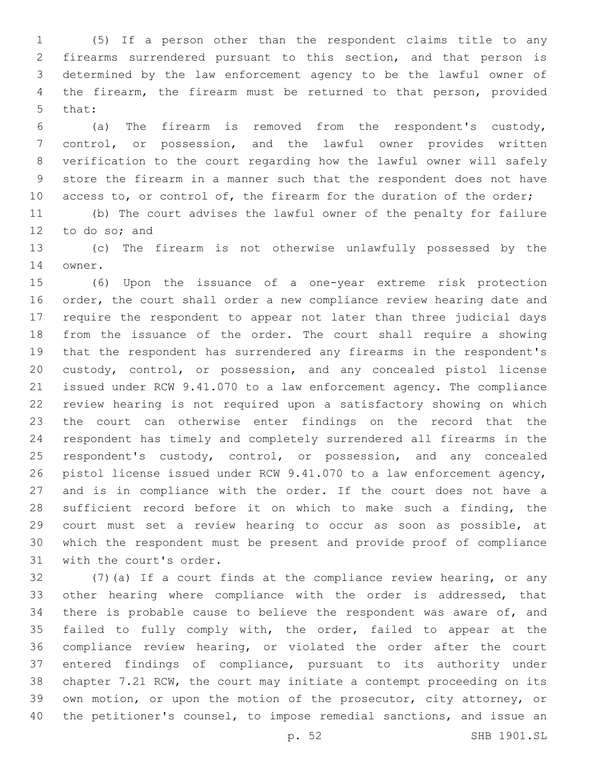(5) If a person other than the respondent claims title to any firearms surrendered pursuant to this section, and that person is determined by the law enforcement agency to be the lawful owner of the firearm, the firearm must be returned to that person, provided that:

(a) The firearm is removed from the respondent's custody, control, or possession, and the lawful owner provides written verification to the court regarding how the lawful owner will safely store the firearm in a manner such that the respondent does not have access to, or control of, the firearm for the duration of the order;

(b) The court advises the lawful owner of the penalty for failure to do so; and

(c) The firearm is not otherwise unlawfully possessed by the owner.

(6) Upon the issuance of a one-year extreme risk protection order, the court shall order a new compliance review hearing date and require the respondent to appear not later than three judicial days from the issuance of the order. The court shall require a showing that the respondent has surrendered any firearms in the respondent's custody, control, or possession, and any concealed pistol license issued under RCW 9.41.070 to a law enforcement agency. The compliance review hearing is not required upon a satisfactory showing on which the court can otherwise enter findings on the record that the respondent has timely and completely surrendered all firearms in the respondent's custody, control, or possession, and any concealed pistol license issued under RCW 9.41.070 to a law enforcement agency, and is in compliance with the order. If the court does not have a sufficient record before it on which to make such a finding, the court must set a review hearing to occur as soon as possible, at which the respondent must be present and provide proof of compliance with the court's order.

(7)(a) If a court finds at the compliance review hearing, or any other hearing where compliance with the order is addressed, that there is probable cause to believe the respondent was aware of, and failed to fully comply with, the order, failed to appear at the compliance review hearing, or violated the order after the court entered findings of compliance, pursuant to its authority under chapter 7.21 RCW, the court may initiate a contempt proceeding on its own motion, or upon the motion of the prosecutor, city attorney, or the petitioner's counsel, to impose remedial sanctions, and issue an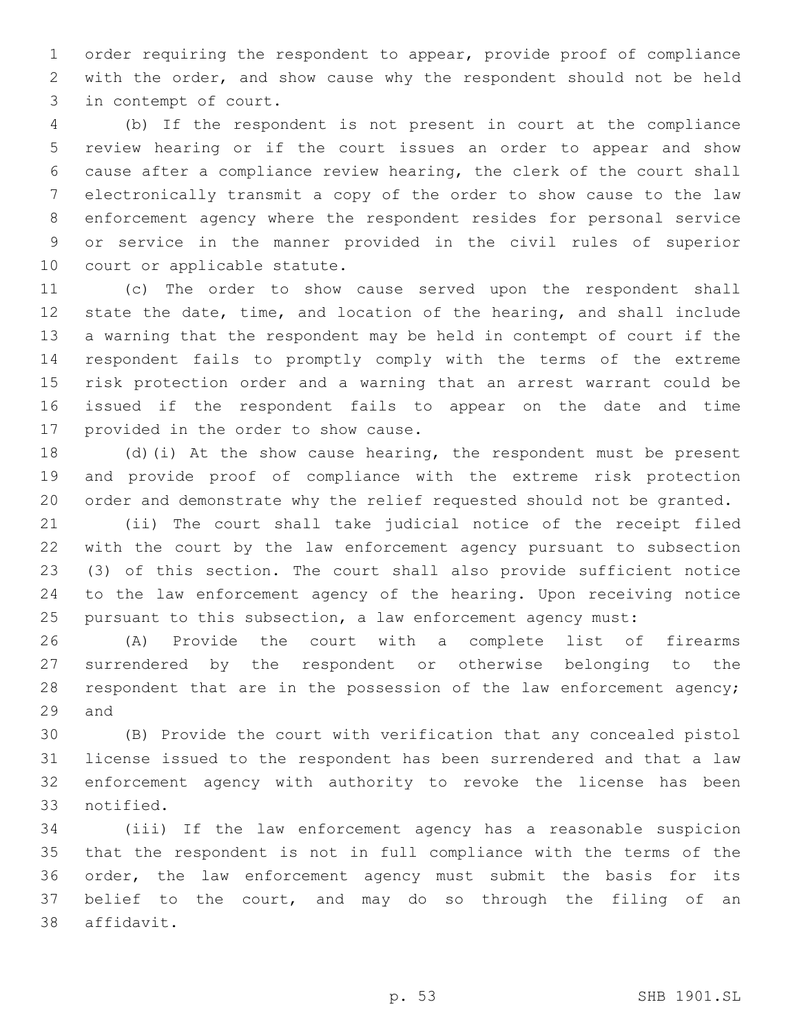order requiring the respondent to appear, provide proof of compliance with the order, and show cause why the respondent should not be held in contempt of court.

(b) If the respondent is not present in court at the compliance review hearing or if the court issues an order to appear and show cause after a compliance review hearing, the clerk of the court shall electronically transmit a copy of the order to show cause to the law enforcement agency where the respondent resides for personal service or service in the manner provided in the civil rules of superior court or applicable statute.

(c) The order to show cause served upon the respondent shall state the date, time, and location of the hearing, and shall include a warning that the respondent may be held in contempt of court if the respondent fails to promptly comply with the terms of the extreme risk protection order and a warning that an arrest warrant could be issued if the respondent fails to appear on the date and time provided in the order to show cause.

(d)(i) At the show cause hearing, the respondent must be present and provide proof of compliance with the extreme risk protection order and demonstrate why the relief requested should not be granted.

(ii) The court shall take judicial notice of the receipt filed with the court by the law enforcement agency pursuant to subsection (3) of this section. The court shall also provide sufficient notice to the law enforcement agency of the hearing. Upon receiving notice pursuant to this subsection, a law enforcement agency must:

(A) Provide the court with a complete list of firearms surrendered by the respondent or otherwise belonging to the respondent that are in the possession of the law enforcement agency; and

(B) Provide the court with verification that any concealed pistol license issued to the respondent has been surrendered and that a law enforcement agency with authority to revoke the license has been notified.

(iii) If the law enforcement agency has a reasonable suspicion that the respondent is not in full compliance with the terms of the order, the law enforcement agency must submit the basis for its belief to the court, and may do so through the filing of an affidavit.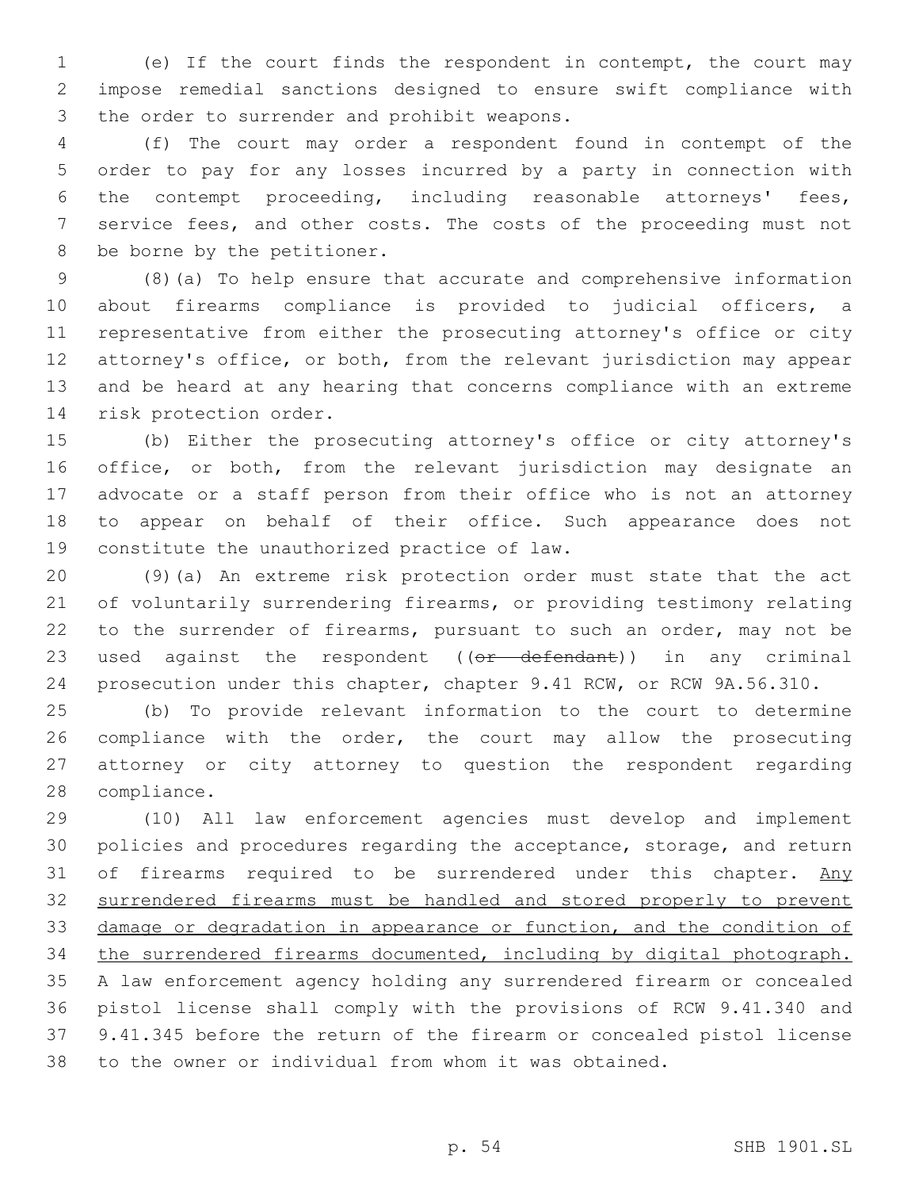(e) If the court finds the respondent in contempt, the court may impose remedial sanctions designed to ensure swift compliance with the order to surrender and prohibit weapons.

(f) The court may order a respondent found in contempt of the order to pay for any losses incurred by a party in connection with the contempt proceeding, including reasonable attorneys' fees, service fees, and other costs. The costs of the proceeding must not be borne by the petitioner.

(8)(a) To help ensure that accurate and comprehensive information about firearms compliance is provided to judicial officers, a representative from either the prosecuting attorney's office or city attorney's office, or both, from the relevant jurisdiction may appear and be heard at any hearing that concerns compliance with an extreme risk protection order.

(b) Either the prosecuting attorney's office or city attorney's office, or both, from the relevant jurisdiction may designate an advocate or a staff person from their office who is not an attorney to appear on behalf of their office. Such appearance does not constitute the unauthorized practice of law.

(9)(a) An extreme risk protection order must state that the act of voluntarily surrendering firearms, or providing testimony relating to the surrender of firearms, pursuant to such an order, may not be used against the respondent ((~~or defendant~~)) in any criminal prosecution under this chapter, chapter 9.41 RCW, or RCW 9A.56.310.

(b) To provide relevant information to the court to determine compliance with the order, the court may allow the prosecuting attorney or city attorney to question the respondent regarding compliance.

(10) All law enforcement agencies must develop and implement policies and procedures regarding the acceptance, storage, and return of firearms required to be surrendered under this chapter. <u>Any surrendered firearms must be handled and stored properly to prevent damage or degradation in appearance or function, and the condition of the surrendered firearms documented, including by digital photograph.</u> A law enforcement agency holding any surrendered firearm or concealed pistol license shall comply with the provisions of RCW 9.41.340 and 9.41.345 before the return of the firearm or concealed pistol license to the owner or individual from whom it was obtained.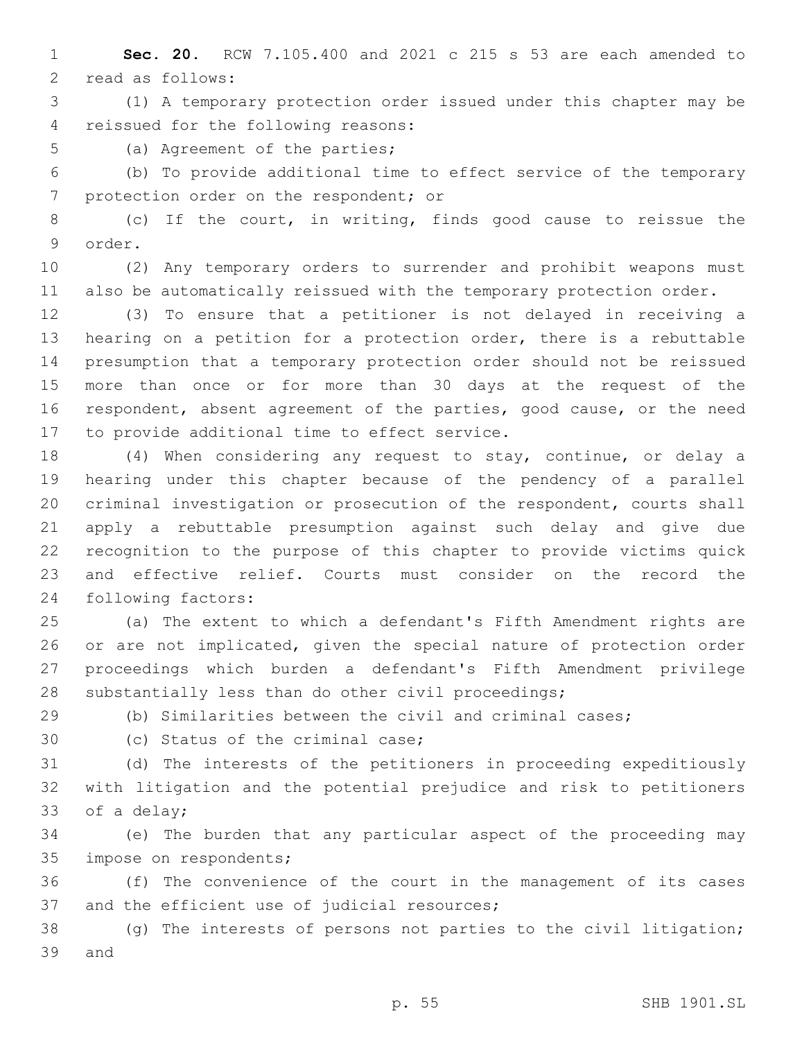**Sec. 20.** RCW 7.105.400 and 2021 c 215 s 53 are each amended to read as follows:

(1) A temporary protection order issued under this chapter may be reissued for the following reasons:

(a) Agreement of the parties;

(b) To provide additional time to effect service of the temporary protection order on the respondent; or

(c) If the court, in writing, finds good cause to reissue the order.

(2) Any temporary orders to surrender and prohibit weapons must also be automatically reissued with the temporary protection order.

(3) To ensure that a petitioner is not delayed in receiving a hearing on a petition for a protection order, there is a rebuttable presumption that a temporary protection order should not be reissued more than once or for more than 30 days at the request of the respondent, absent agreement of the parties, good cause, or the need to provide additional time to effect service.

(4) When considering any request to stay, continue, or delay a hearing under this chapter because of the pendency of a parallel criminal investigation or prosecution of the respondent, courts shall apply a rebuttable presumption against such delay and give due recognition to the purpose of this chapter to provide victims quick and effective relief. Courts must consider on the record the following factors:

(a) The extent to which a defendant's Fifth Amendment rights are or are not implicated, given the special nature of protection order proceedings which burden a defendant's Fifth Amendment privilege substantially less than do other civil proceedings;

(b) Similarities between the civil and criminal cases;

(c) Status of the criminal case;

(d) The interests of the petitioners in proceeding expeditiously with litigation and the potential prejudice and risk to petitioners of a delay;

(e) The burden that any particular aspect of the proceeding may impose on respondents;

(f) The convenience of the court in the management of its cases and the efficient use of judicial resources;

(g) The interests of persons not parties to the civil litigation; and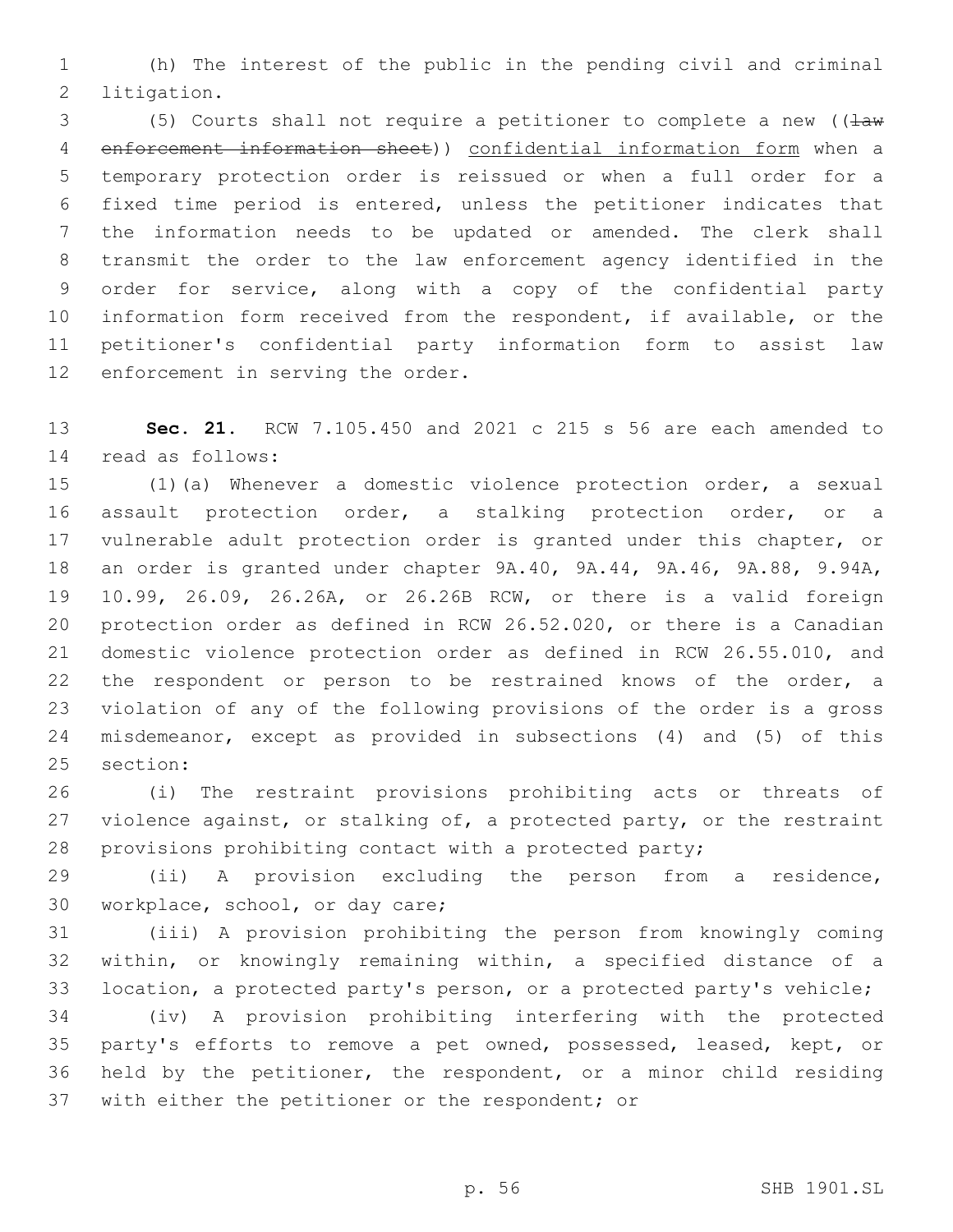(h) The interest of the public in the pending civil and criminal litigation.

(5) Courts shall not require a petitioner to complete a new ((~~law enforcement information sheet~~)) confidential information form when a temporary protection order is reissued or when a full order for a fixed time period is entered, unless the petitioner indicates that the information needs to be updated or amended. The clerk shall transmit the order to the law enforcement agency identified in the order for service, along with a copy of the confidential party information form received from the respondent, if available, or the petitioner's confidential party information form to assist law enforcement in serving the order.

**Sec. 21.** RCW 7.105.450 and 2021 c 215 s 56 are each amended to read as follows:

(1)(a) Whenever a domestic violence protection order, a sexual assault protection order, a stalking protection order, or a vulnerable adult protection order is granted under this chapter, or an order is granted under chapter 9A.40, 9A.44, 9A.46, 9A.88, 9.94A, 10.99, 26.09, 26.26A, or 26.26B RCW, or there is a valid foreign protection order as defined in RCW 26.52.020, or there is a Canadian domestic violence protection order as defined in RCW 26.55.010, and the respondent or person to be restrained knows of the order, a violation of any of the following provisions of the order is a gross misdemeanor, except as provided in subsections (4) and (5) of this section:

(i) The restraint provisions prohibiting acts or threats of violence against, or stalking of, a protected party, or the restraint provisions prohibiting contact with a protected party;

(ii) A provision excluding the person from a residence, workplace, school, or day care;

(iii) A provision prohibiting the person from knowingly coming within, or knowingly remaining within, a specified distance of a location, a protected party's person, or a protected party's vehicle;

(iv) A provision prohibiting interfering with the protected party's efforts to remove a pet owned, possessed, leased, kept, or held by the petitioner, the respondent, or a minor child residing with either the petitioner or the respondent; or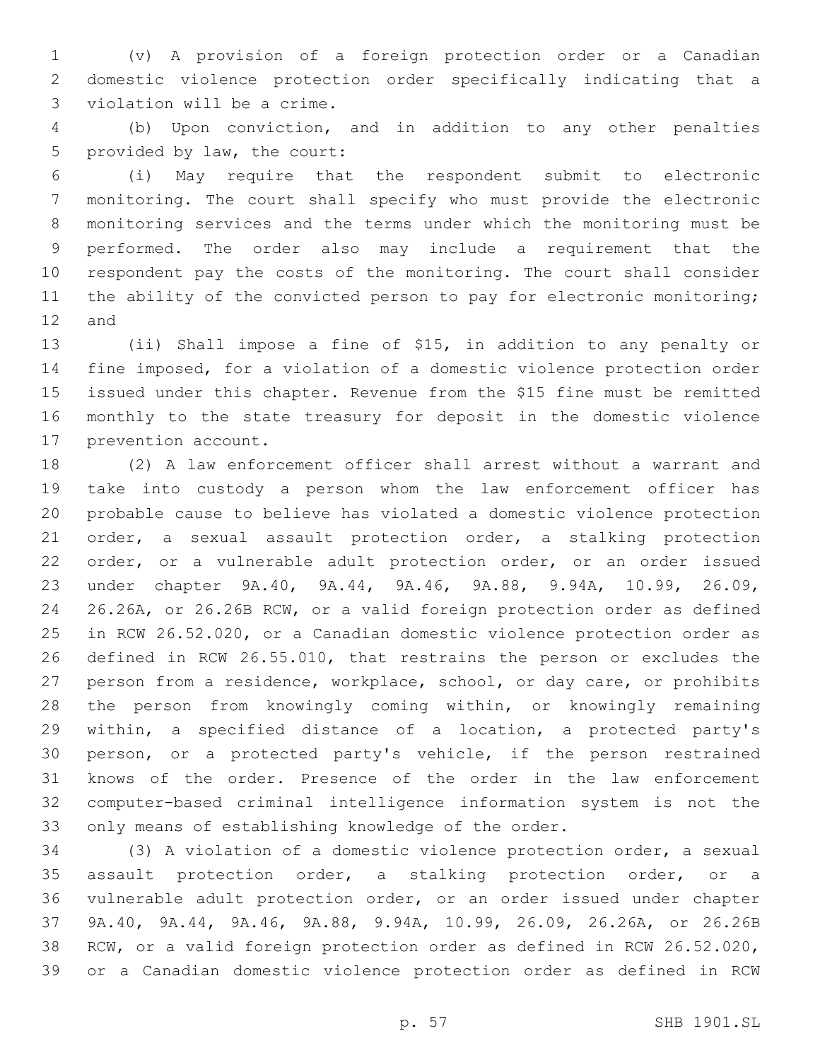(v) A provision of a foreign protection order or a Canadian domestic violence protection order specifically indicating that a violation will be a crime.

(b) Upon conviction, and in addition to any other penalties provided by law, the court:

(i) May require that the respondent submit to electronic monitoring. The court shall specify who must provide the electronic monitoring services and the terms under which the monitoring must be performed. The order also may include a requirement that the respondent pay the costs of the monitoring. The court shall consider the ability of the convicted person to pay for electronic monitoring; and

(ii) Shall impose a fine of $15, in addition to any penalty or fine imposed, for a violation of a domestic violence protection order issued under this chapter. Revenue from the $15 fine must be remitted monthly to the state treasury for deposit in the domestic violence prevention account.

(2) A law enforcement officer shall arrest without a warrant and take into custody a person whom the law enforcement officer has probable cause to believe has violated a domestic violence protection order, a sexual assault protection order, a stalking protection order, or a vulnerable adult protection order, or an order issued under chapter 9A.40, 9A.44, 9A.46, 9A.88, 9.94A, 10.99, 26.09, 26.26A, or 26.26B RCW, or a valid foreign protection order as defined in RCW 26.52.020, or a Canadian domestic violence protection order as defined in RCW 26.55.010, that restrains the person or excludes the person from a residence, workplace, school, or day care, or prohibits the person from knowingly coming within, or knowingly remaining within, a specified distance of a location, a protected party's person, or a protected party's vehicle, if the person restrained knows of the order. Presence of the order in the law enforcement computer-based criminal intelligence information system is not the only means of establishing knowledge of the order.

(3) A violation of a domestic violence protection order, a sexual assault protection order, a stalking protection order, or a vulnerable adult protection order, or an order issued under chapter 9A.40, 9A.44, 9A.46, 9A.88, 9.94A, 10.99, 26.09, 26.26A, or 26.26B RCW, or a valid foreign protection order as defined in RCW 26.52.020, or a Canadian domestic violence protection order as defined in RCW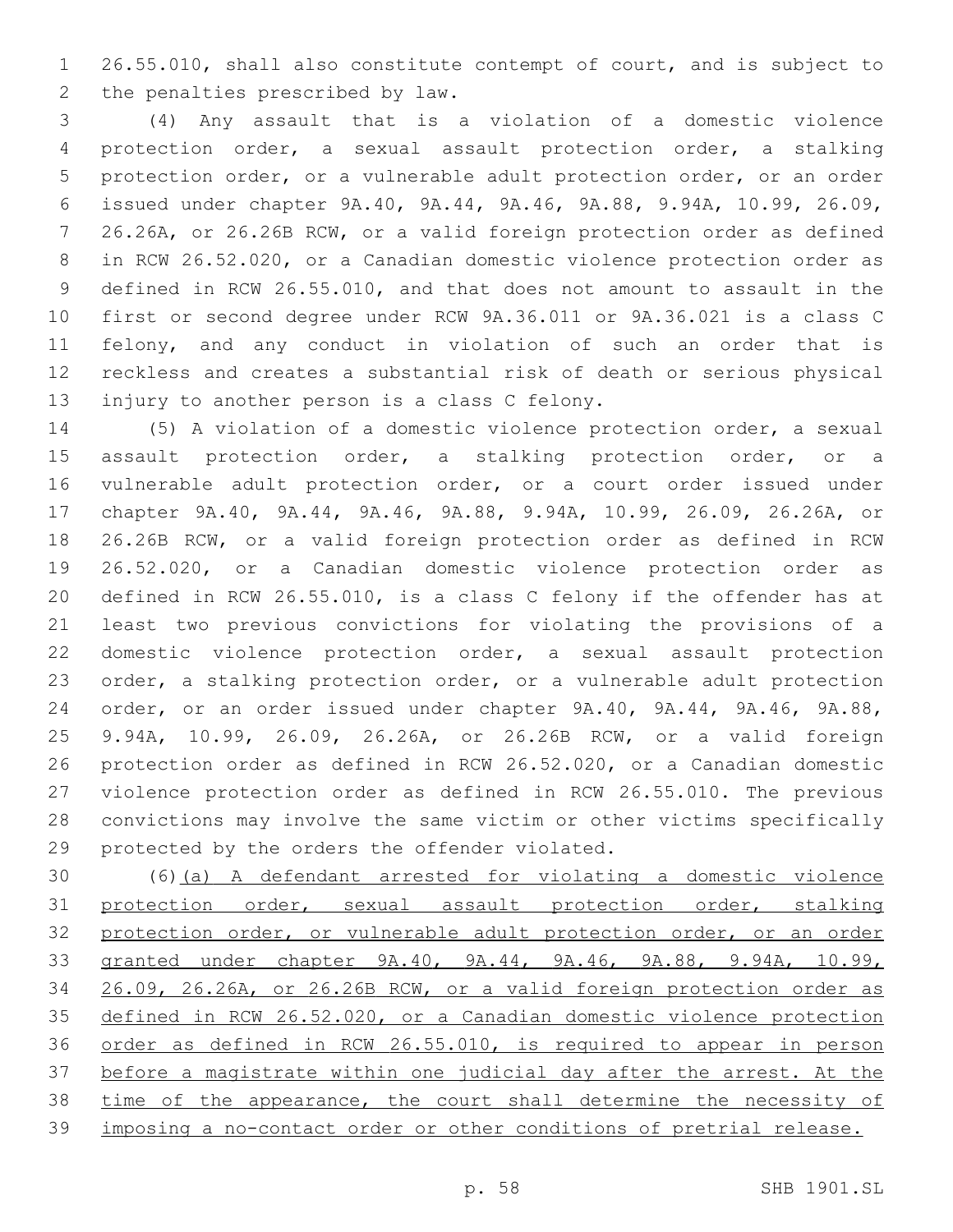26.55.010, shall also constitute contempt of court, and is subject to the penalties prescribed by law.

(4) Any assault that is a violation of a domestic violence protection order, a sexual assault protection order, a stalking protection order, or a vulnerable adult protection order, or an order issued under chapter 9A.40, 9A.44, 9A.46, 9A.88, 9.94A, 10.99, 26.09, 26.26A, or 26.26B RCW, or a valid foreign protection order as defined in RCW 26.52.020, or a Canadian domestic violence protection order as defined in RCW 26.55.010, and that does not amount to assault in the first or second degree under RCW 9A.36.011 or 9A.36.021 is a class C felony, and any conduct in violation of such an order that is reckless and creates a substantial risk of death or serious physical injury to another person is a class C felony.

(5) A violation of a domestic violence protection order, a sexual assault protection order, a stalking protection order, or a vulnerable adult protection order, or a court order issued under chapter 9A.40, 9A.44, 9A.46, 9A.88, 9.94A, 10.99, 26.09, 26.26A, or 26.26B RCW, or a valid foreign protection order as defined in RCW 26.52.020, or a Canadian domestic violence protection order as defined in RCW 26.55.010, is a class C felony if the offender has at least two previous convictions for violating the provisions of a domestic violence protection order, a sexual assault protection order, a stalking protection order, or a vulnerable adult protection order, or an order issued under chapter 9A.40, 9A.44, 9A.46, 9A.88, 9.94A, 10.99, 26.09, 26.26A, or 26.26B RCW, or a valid foreign protection order as defined in RCW 26.52.020, or a Canadian domestic violence protection order as defined in RCW 26.55.010. The previous convictions may involve the same victim or other victims specifically protected by the orders the offender violated.

(6)<u>(a) A defendant arrested for violating a domestic violence protection order, sexual assault protection order, stalking protection order, or vulnerable adult protection order, or an order granted under chapter 9A.40, 9A.44, 9A.46, 9A.88, 9.94A, 10.99, 26.09, 26.26A, or 26.26B RCW, or a valid foreign protection order as defined in RCW 26.52.020, or a Canadian domestic violence protection order as defined in RCW 26.55.010, is required to appear in person before a magistrate within one judicial day after the arrest. At the time of the appearance, the court shall determine the necessity of imposing a no-contact order or other conditions of pretrial release.</u>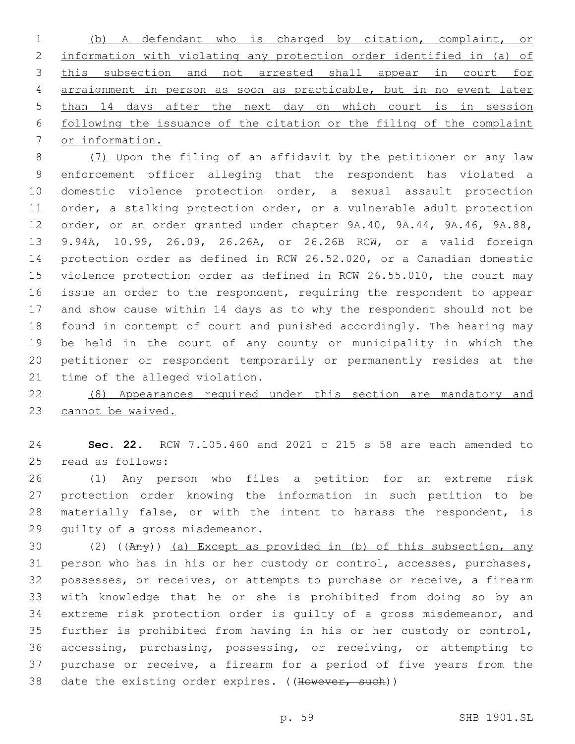(b) A defendant who is charged by citation, complaint, or information with violating any protection order identified in (a) of this subsection and not arrested shall appear in court for arraignment in person as soon as practicable, but in no event later than 14 days after the next day on which court is in session following the issuance of the citation or the filing of the complaint or information.

(7) Upon the filing of an affidavit by the petitioner or any law enforcement officer alleging that the respondent has violated a domestic violence protection order, a sexual assault protection order, a stalking protection order, or a vulnerable adult protection order, or an order granted under chapter 9A.40, 9A.44, 9A.46, 9A.88, 9.94A, 10.99, 26.09, 26.26A, or 26.26B RCW, or a valid foreign protection order as defined in RCW 26.52.020, or a Canadian domestic violence protection order as defined in RCW 26.55.010, the court may issue an order to the respondent, requiring the respondent to appear and show cause within 14 days as to why the respondent should not be found in contempt of court and punished accordingly. The hearing may be held in the court of any county or municipality in which the petitioner or respondent temporarily or permanently resides at the time of the alleged violation.

(8) Appearances required under this section are mandatory and cannot be waived.

**Sec. 22.** RCW 7.105.460 and 2021 c 215 s 58 are each amended to read as follows:

(1) Any person who files a petition for an extreme risk protection order knowing the information in such petition to be materially false, or with the intent to harass the respondent, is guilty of a gross misdemeanor.

(2) ((~~Any~~)) (a) Except as provided in (b) of this subsection, any person who has in his or her custody or control, accesses, purchases, possesses, or receives, or attempts to purchase or receive, a firearm with knowledge that he or she is prohibited from doing so by an extreme risk protection order is guilty of a gross misdemeanor, and further is prohibited from having in his or her custody or control, accessing, purchasing, possessing, or receiving, or attempting to purchase or receive, a firearm for a period of five years from the date the existing order expires. ((~~However, such~~))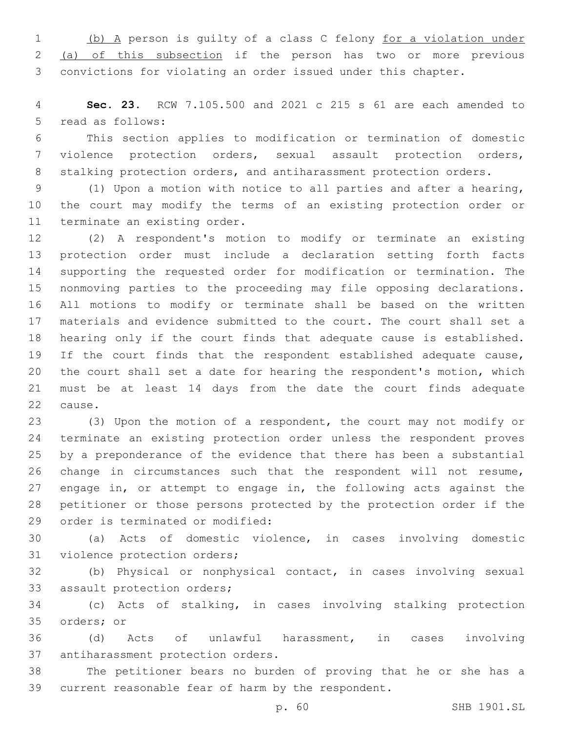(b) A person is guilty of a class C felony for a violation under (a) of this subsection if the person has two or more previous convictions for violating an order issued under this chapter.

**Sec. 23.** RCW 7.105.500 and 2021 c 215 s 61 are each amended to read as follows:

This section applies to modification or termination of domestic violence protection orders, sexual assault protection orders, stalking protection orders, and antiharassment protection orders.

(1) Upon a motion with notice to all parties and after a hearing, the court may modify the terms of an existing protection order or terminate an existing order.

(2) A respondent's motion to modify or terminate an existing protection order must include a declaration setting forth facts supporting the requested order for modification or termination. The nonmoving parties to the proceeding may file opposing declarations. All motions to modify or terminate shall be based on the written materials and evidence submitted to the court. The court shall set a hearing only if the court finds that adequate cause is established. If the court finds that the respondent established adequate cause, the court shall set a date for hearing the respondent's motion, which must be at least 14 days from the date the court finds adequate cause.

(3) Upon the motion of a respondent, the court may not modify or terminate an existing protection order unless the respondent proves by a preponderance of the evidence that there has been a substantial change in circumstances such that the respondent will not resume, engage in, or attempt to engage in, the following acts against the petitioner or those persons protected by the protection order if the order is terminated or modified:

(a) Acts of domestic violence, in cases involving domestic violence protection orders;

(b) Physical or nonphysical contact, in cases involving sexual assault protection orders;

(c) Acts of stalking, in cases involving stalking protection orders; or

(d) Acts of unlawful harassment, in cases involving antiharassment protection orders.

The petitioner bears no burden of proving that he or she has a current reasonable fear of harm by the respondent.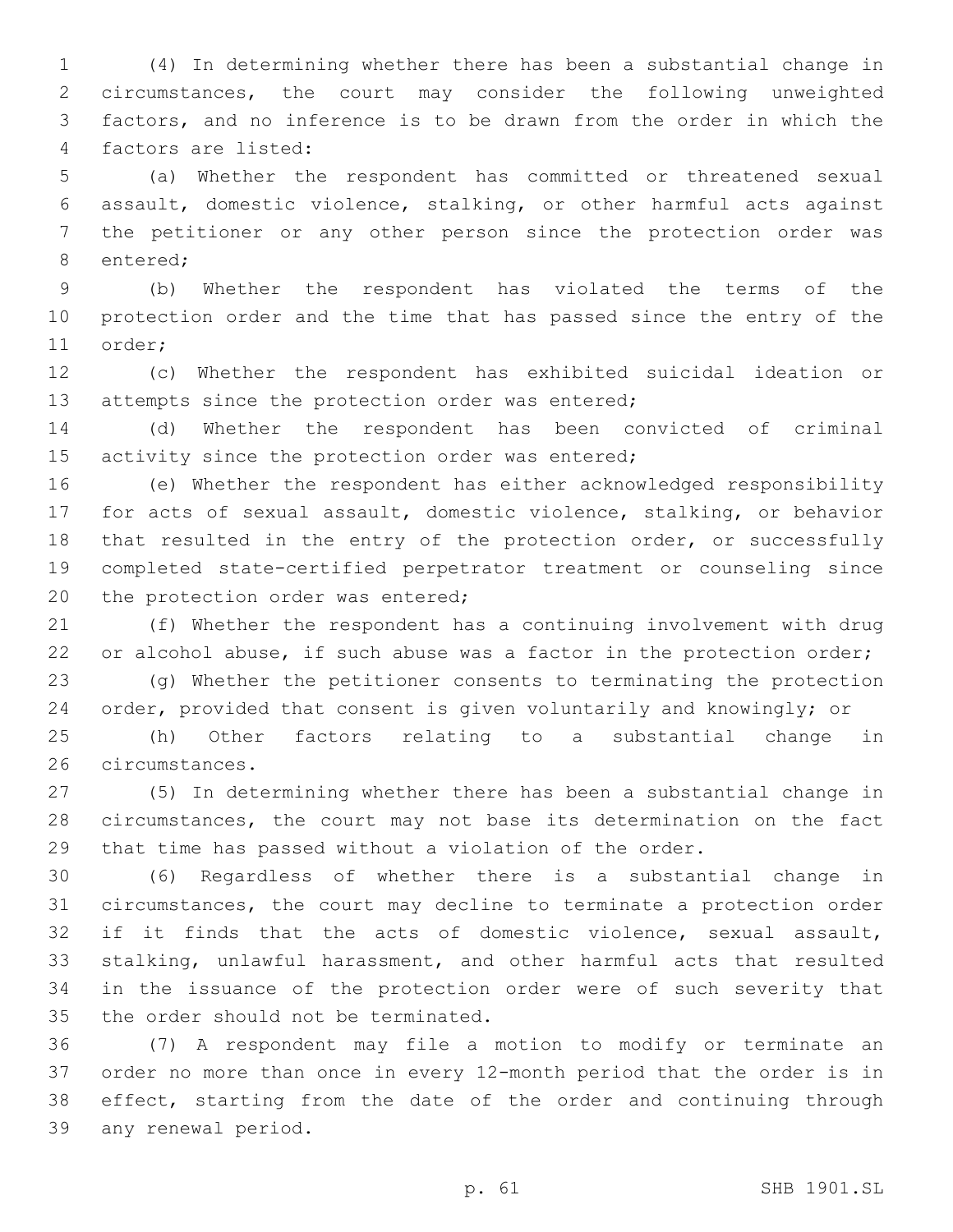(4) In determining whether there has been a substantial change in circumstances, the court may consider the following unweighted factors, and no inference is to be drawn from the order in which the factors are listed:

(a) Whether the respondent has committed or threatened sexual assault, domestic violence, stalking, or other harmful acts against the petitioner or any other person since the protection order was entered;

(b) Whether the respondent has violated the terms of the protection order and the time that has passed since the entry of the order;

(c) Whether the respondent has exhibited suicidal ideation or attempts since the protection order was entered;

(d) Whether the respondent has been convicted of criminal activity since the protection order was entered;

(e) Whether the respondent has either acknowledged responsibility for acts of sexual assault, domestic violence, stalking, or behavior that resulted in the entry of the protection order, or successfully completed state-certified perpetrator treatment or counseling since the protection order was entered;

(f) Whether the respondent has a continuing involvement with drug or alcohol abuse, if such abuse was a factor in the protection order;

(g) Whether the petitioner consents to terminating the protection order, provided that consent is given voluntarily and knowingly; or

(h) Other factors relating to a substantial change in circumstances.

(5) In determining whether there has been a substantial change in circumstances, the court may not base its determination on the fact that time has passed without a violation of the order.

(6) Regardless of whether there is a substantial change in circumstances, the court may decline to terminate a protection order if it finds that the acts of domestic violence, sexual assault, stalking, unlawful harassment, and other harmful acts that resulted in the issuance of the protection order were of such severity that the order should not be terminated.

(7) A respondent may file a motion to modify or terminate an order no more than once in every 12-month period that the order is in effect, starting from the date of the order and continuing through any renewal period.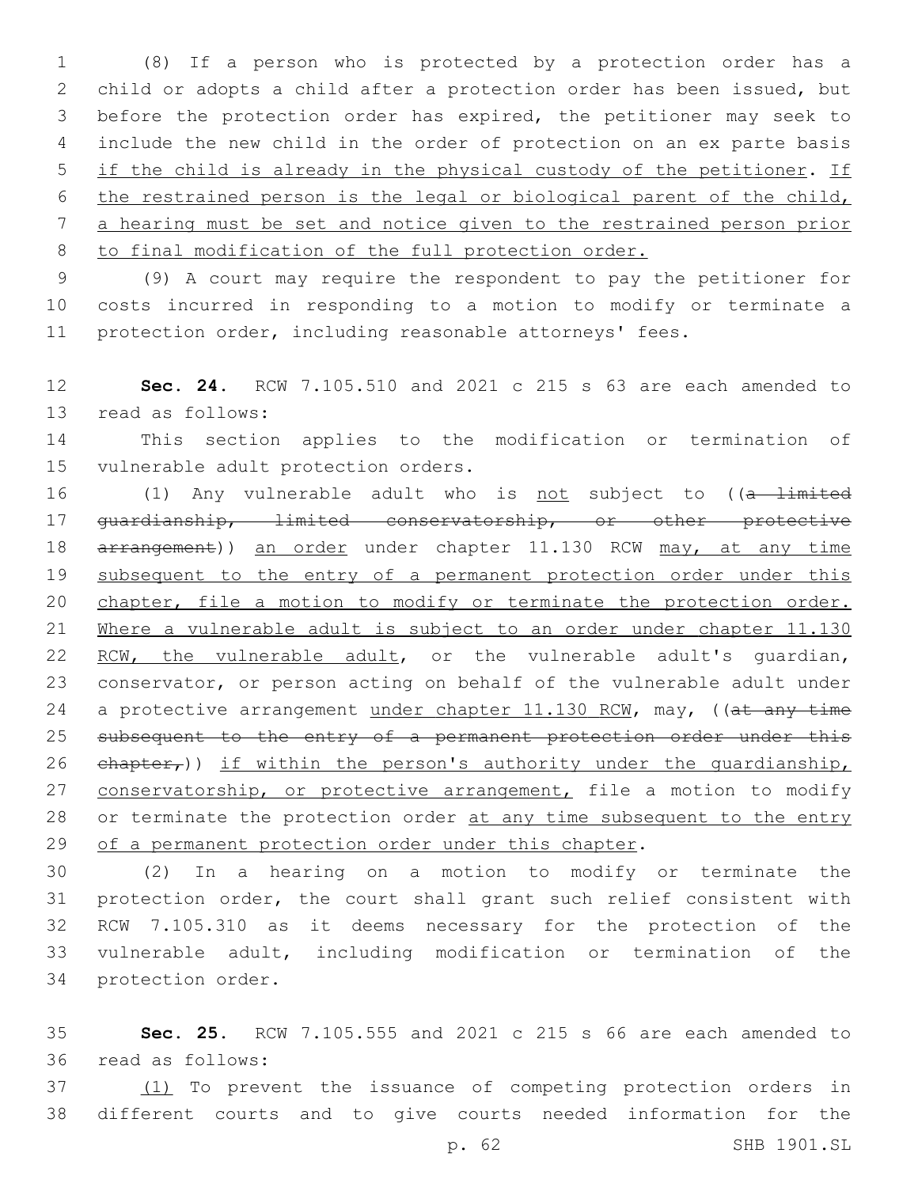(8) If a person who is protected by a protection order has a child or adopts a child after a protection order has been issued, but before the protection order has expired, the petitioner may seek to include the new child in the order of protection on an ex parte basis if the child is already in the physical custody of the petitioner. If the restrained person is the legal or biological parent of the child, a hearing must be set and notice given to the restrained person prior to final modification of the full protection order.

(9) A court may require the respondent to pay the petitioner for costs incurred in responding to a motion to modify or terminate a protection order, including reasonable attorneys' fees.

**Sec. 24.** RCW 7.105.510 and 2021 c 215 s 63 are each amended to read as follows:

This section applies to the modification or termination of vulnerable adult protection orders.

(1) Any vulnerable adult who is not subject to ((a limited guardianship, limited conservatorship, or other protective arrangement)) an order under chapter 11.130 RCW may, at any time subsequent to the entry of a permanent protection order under this chapter, file a motion to modify or terminate the protection order. Where a vulnerable adult is subject to an order under chapter 11.130 RCW, the vulnerable adult, or the vulnerable adult's guardian, conservator, or person acting on behalf of the vulnerable adult under a protective arrangement under chapter 11.130 RCW, may, ((at any time subsequent to the entry of a permanent protection order under this chapter,)) if within the person's authority under the guardianship, conservatorship, or protective arrangement, file a motion to modify or terminate the protection order at any time subsequent to the entry of a permanent protection order under this chapter.

(2) In a hearing on a motion to modify or terminate the protection order, the court shall grant such relief consistent with RCW 7.105.310 as it deems necessary for the protection of the vulnerable adult, including modification or termination of the protection order.

**Sec. 25.** RCW 7.105.555 and 2021 c 215 s 66 are each amended to read as follows:

(1) To prevent the issuance of competing protection orders in different courts and to give courts needed information for the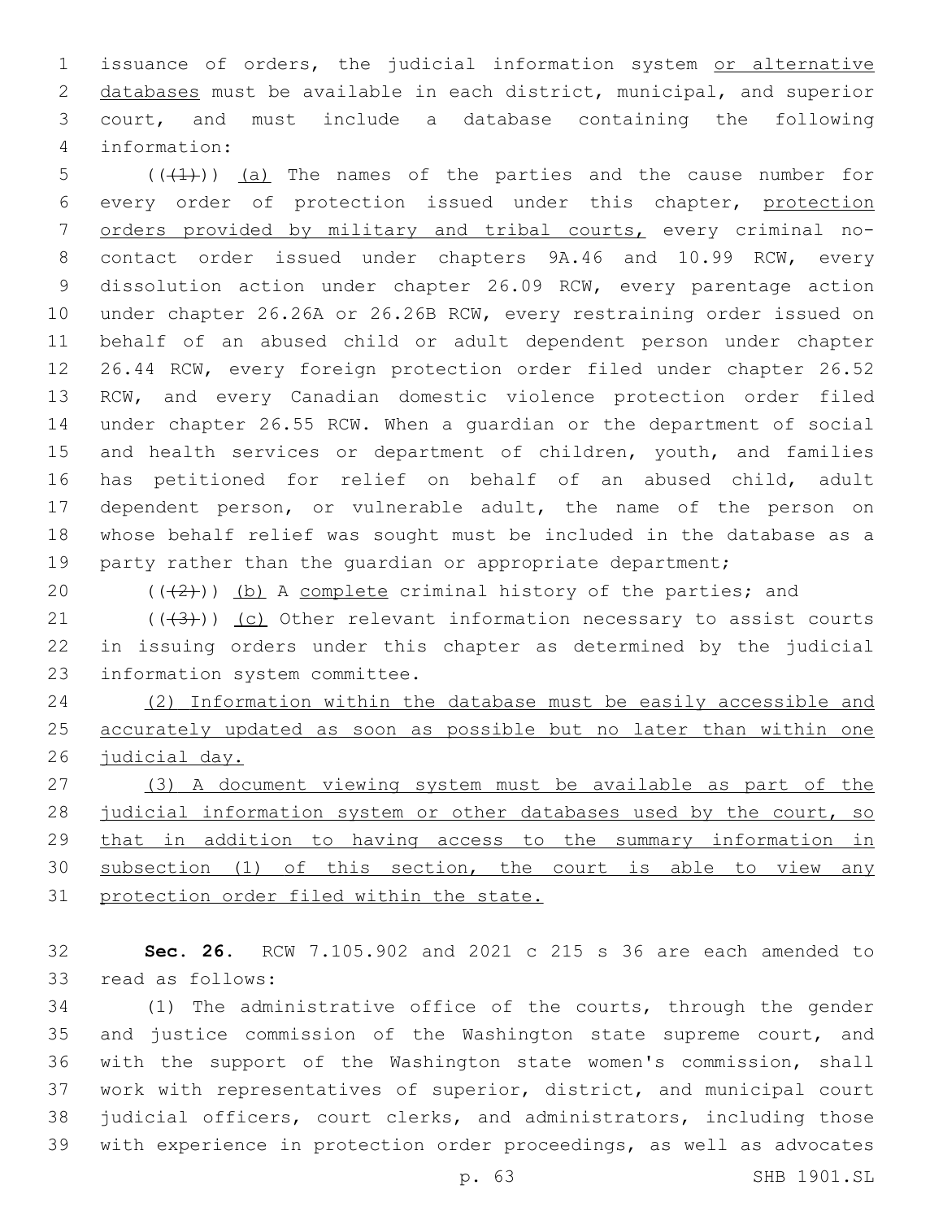issuance of orders, the judicial information system or alternative databases must be available in each district, municipal, and superior court, and must include a database containing the following information:

(((1))) (a) The names of the parties and the cause number for every order of protection issued under this chapter, protection orders provided by military and tribal courts, every criminal no-contact order issued under chapters 9A.46 and 10.99 RCW, every dissolution action under chapter 26.09 RCW, every parentage action under chapter 26.26A or 26.26B RCW, every restraining order issued on behalf of an abused child or adult dependent person under chapter 26.44 RCW, every foreign protection order filed under chapter 26.52 RCW, and every Canadian domestic violence protection order filed under chapter 26.55 RCW. When a guardian or the department of social and health services or department of children, youth, and families has petitioned for relief on behalf of an abused child, adult dependent person, or vulnerable adult, the name of the person on whose behalf relief was sought must be included in the database as a party rather than the guardian or appropriate department;

(((2))) (b) A complete criminal history of the parties; and

(((3))) (c) Other relevant information necessary to assist courts in issuing orders under this chapter as determined by the judicial information system committee.

(2) Information within the database must be easily accessible and accurately updated as soon as possible but no later than within one judicial day.

(3) A document viewing system must be available as part of the judicial information system or other databases used by the court, so that in addition to having access to the summary information in subsection (1) of this section, the court is able to view any protection order filed within the state.

**Sec. 26.** RCW 7.105.902 and 2021 c 215 s 36 are each amended to read as follows:

(1) The administrative office of the courts, through the gender and justice commission of the Washington state supreme court, and with the support of the Washington state women's commission, shall work with representatives of superior, district, and municipal court judicial officers, court clerks, and administrators, including those with experience in protection order proceedings, as well as advocates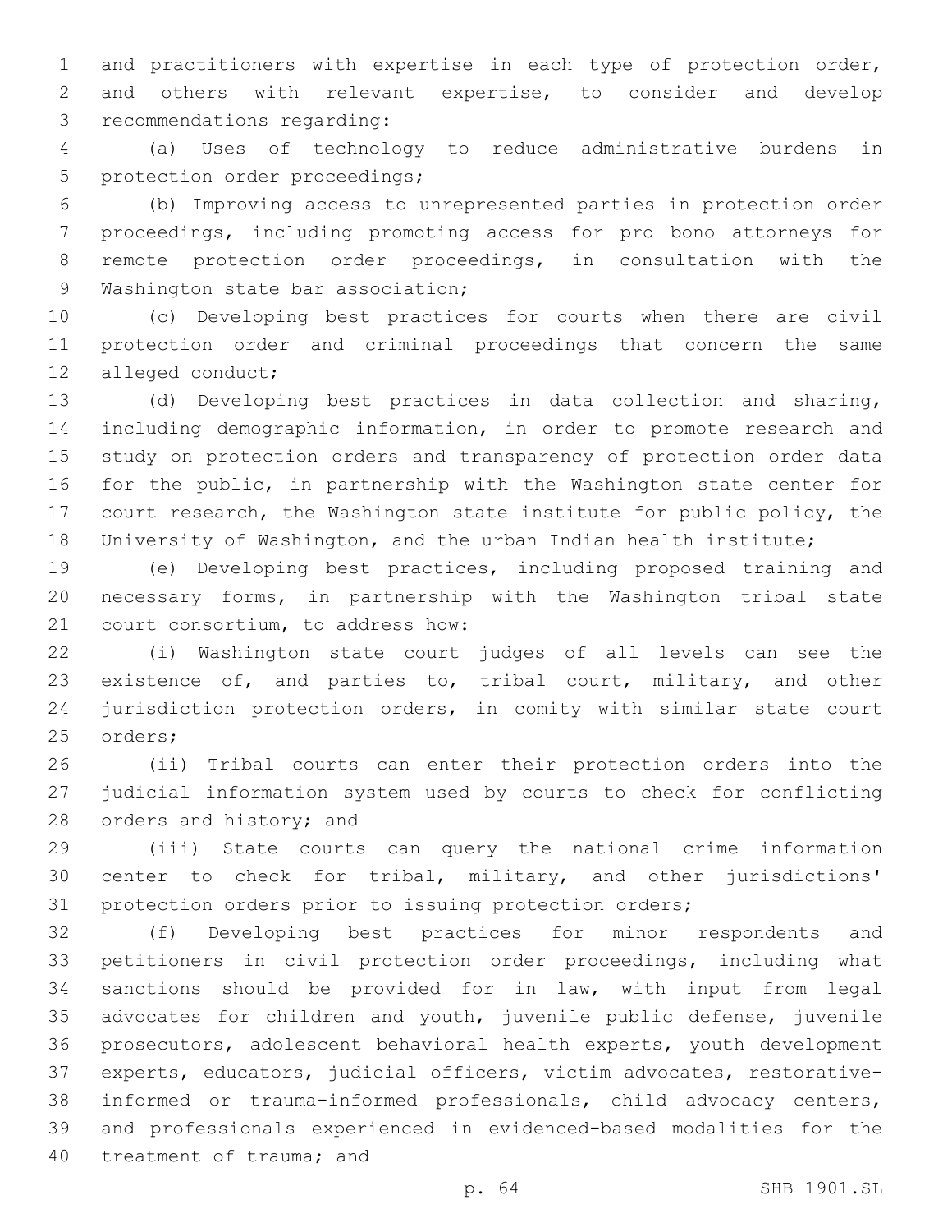and practitioners with expertise in each type of protection order, and others with relevant expertise, to consider and develop recommendations regarding:

(a) Uses of technology to reduce administrative burdens in protection order proceedings;

(b) Improving access to unrepresented parties in protection order proceedings, including promoting access for pro bono attorneys for remote protection order proceedings, in consultation with the Washington state bar association;

(c) Developing best practices for courts when there are civil protection order and criminal proceedings that concern the same alleged conduct;

(d) Developing best practices in data collection and sharing, including demographic information, in order to promote research and study on protection orders and transparency of protection order data for the public, in partnership with the Washington state center for court research, the Washington state institute for public policy, the University of Washington, and the urban Indian health institute;

(e) Developing best practices, including proposed training and necessary forms, in partnership with the Washington tribal state court consortium, to address how:

(i) Washington state court judges of all levels can see the existence of, and parties to, tribal court, military, and other jurisdiction protection orders, in comity with similar state court orders;

(ii) Tribal courts can enter their protection orders into the judicial information system used by courts to check for conflicting orders and history; and

(iii) State courts can query the national crime information center to check for tribal, military, and other jurisdictions' protection orders prior to issuing protection orders;

(f) Developing best practices for minor respondents and petitioners in civil protection order proceedings, including what sanctions should be provided for in law, with input from legal advocates for children and youth, juvenile public defense, juvenile prosecutors, adolescent behavioral health experts, youth development experts, educators, judicial officers, victim advocates, restorative-informed or trauma-informed professionals, child advocacy centers, and professionals experienced in evidenced-based modalities for the treatment of trauma; and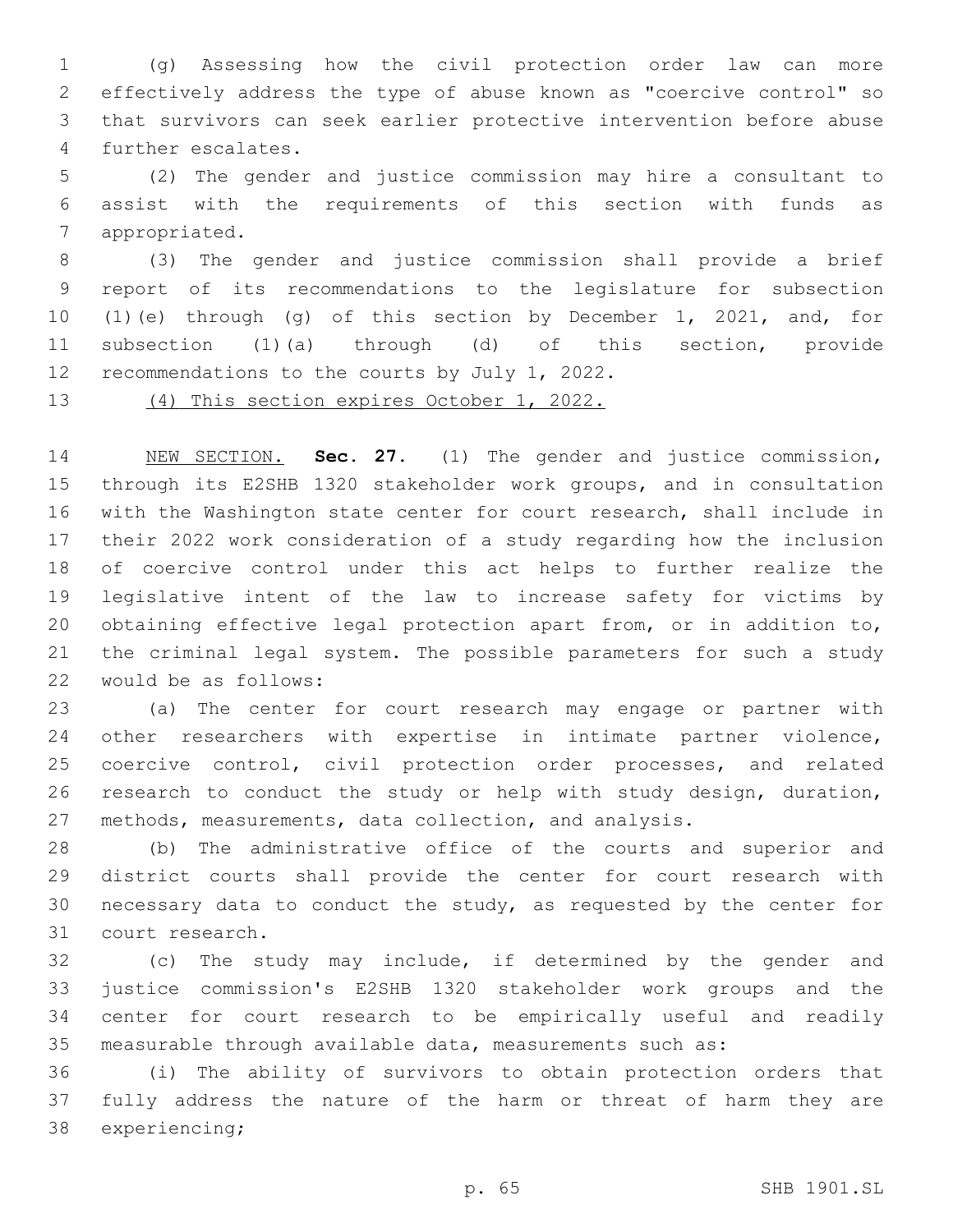(g) Assessing how the civil protection order law can more effectively address the type of abuse known as "coercive control" so that survivors can seek earlier protective intervention before abuse further escalates.

(2) The gender and justice commission may hire a consultant to assist with the requirements of this section with funds as appropriated.

(3) The gender and justice commission shall provide a brief report of its recommendations to the legislature for subsection (1)(e) through (g) of this section by December 1, 2021, and, for subsection (1)(a) through (d) of this section, provide recommendations to the courts by July 1, 2022.

<u>(4) This section expires October 1, 2022.</u>

<u>NEW SECTION.</u> **Sec. 27.** (1) The gender and justice commission, through its E2SHB 1320 stakeholder work groups, and in consultation with the Washington state center for court research, shall include in their 2022 work consideration of a study regarding how the inclusion of coercive control under this act helps to further realize the legislative intent of the law to increase safety for victims by obtaining effective legal protection apart from, or in addition to, the criminal legal system. The possible parameters for such a study would be as follows:

(a) The center for court research may engage or partner with other researchers with expertise in intimate partner violence, coercive control, civil protection order processes, and related research to conduct the study or help with study design, duration, methods, measurements, data collection, and analysis.

(b) The administrative office of the courts and superior and district courts shall provide the center for court research with necessary data to conduct the study, as requested by the center for court research.

(c) The study may include, if determined by the gender and justice commission's E2SHB 1320 stakeholder work groups and the center for court research to be empirically useful and readily measurable through available data, measurements such as:

(i) The ability of survivors to obtain protection orders that fully address the nature of the harm or threat of harm they are experiencing;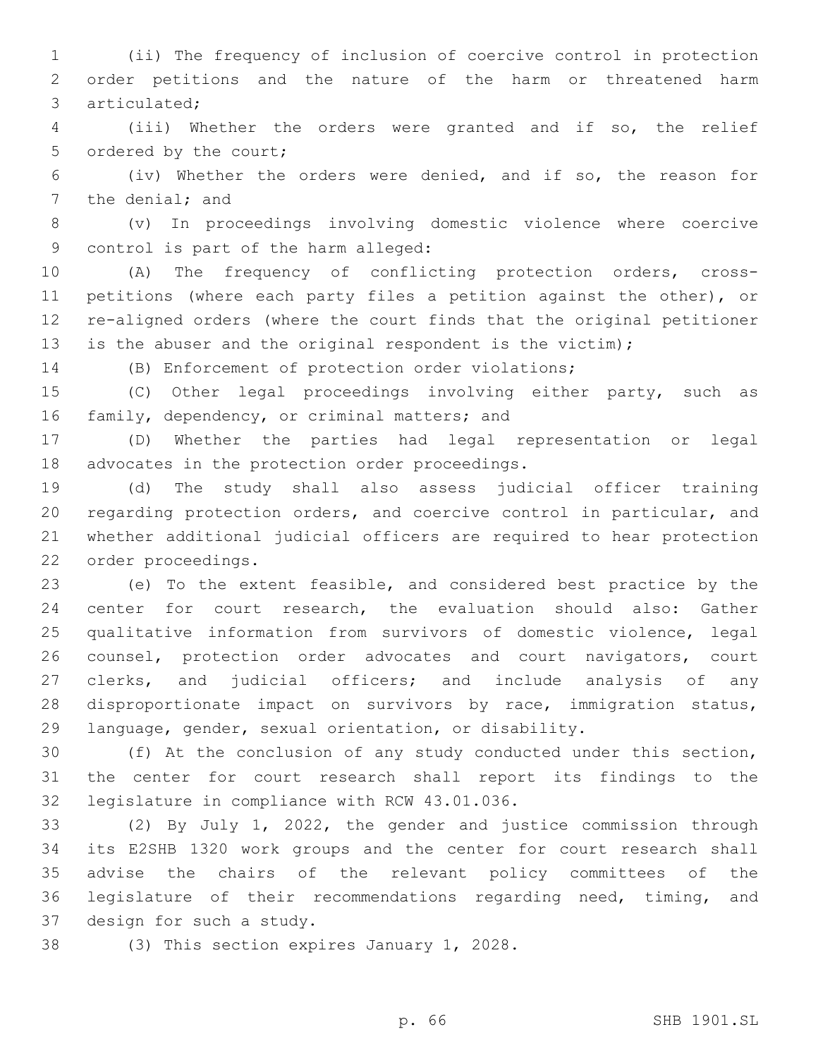(ii) The frequency of inclusion of coercive control in protection order petitions and the nature of the harm or threatened harm articulated;

(iii) Whether the orders were granted and if so, the relief ordered by the court;

(iv) Whether the orders were denied, and if so, the reason for the denial; and

(v) In proceedings involving domestic violence where coercive control is part of the harm alleged:

(A) The frequency of conflicting protection orders, cross-petitions (where each party files a petition against the other), or re-aligned orders (where the court finds that the original petitioner is the abuser and the original respondent is the victim);

(B) Enforcement of protection order violations;

(C) Other legal proceedings involving either party, such as family, dependency, or criminal matters; and

(D) Whether the parties had legal representation or legal advocates in the protection order proceedings.

(d) The study shall also assess judicial officer training regarding protection orders, and coercive control in particular, and whether additional judicial officers are required to hear protection order proceedings.

(e) To the extent feasible, and considered best practice by the center for court research, the evaluation should also: Gather qualitative information from survivors of domestic violence, legal counsel, protection order advocates and court navigators, court clerks, and judicial officers; and include analysis of any disproportionate impact on survivors by race, immigration status, language, gender, sexual orientation, or disability.

(f) At the conclusion of any study conducted under this section, the center for court research shall report its findings to the legislature in compliance with RCW 43.01.036.

(2) By July 1, 2022, the gender and justice commission through its E2SHB 1320 work groups and the center for court research shall advise the chairs of the relevant policy committees of the legislature of their recommendations regarding need, timing, and design for such a study.

(3) This section expires January 1, 2028.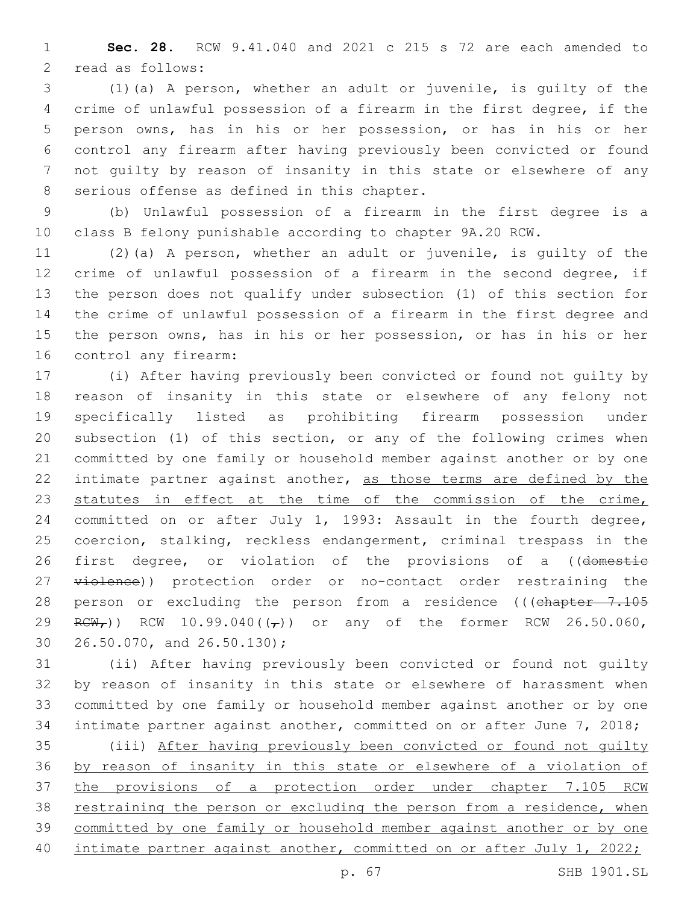**Sec. 28.** RCW 9.41.040 and 2021 c 215 s 72 are each amended to read as follows:

(1)(a) A person, whether an adult or juvenile, is guilty of the crime of unlawful possession of a firearm in the first degree, if the person owns, has in his or her possession, or has in his or her control any firearm after having previously been convicted or found not guilty by reason of insanity in this state or elsewhere of any serious offense as defined in this chapter.

(b) Unlawful possession of a firearm in the first degree is a class B felony punishable according to chapter 9A.20 RCW.

(2)(a) A person, whether an adult or juvenile, is guilty of the crime of unlawful possession of a firearm in the second degree, if the person does not qualify under subsection (1) of this section for the crime of unlawful possession of a firearm in the first degree and the person owns, has in his or her possession, or has in his or her control any firearm:

(i) After having previously been convicted or found not guilty by reason of insanity in this state or elsewhere of any felony not specifically listed as prohibiting firearm possession under subsection (1) of this section, or any of the following crimes when committed by one family or household member against another or by one intimate partner against another, <u>as those terms are defined by the statutes in effect at the time of the commission of the crime,</u> committed on or after July 1, 1993: Assault in the fourth degree, coercion, stalking, reckless endangerment, criminal trespass in the first degree, or violation of the provisions of a ((~~domestic violence~~)) protection order or no-contact order restraining the person or excluding the person from a residence (((~~chapter 7.105 RCW,~~)) RCW 10.99.040((~~,~~)) or any of the former RCW 26.50.060, 26.50.070, and 26.50.130);

(ii) After having previously been convicted or found not guilty by reason of insanity in this state or elsewhere of harassment when committed by one family or household member against another or by one intimate partner against another, committed on or after June 7, 2018;

(iii) <u>After having previously been convicted or found not guilty by reason of insanity in this state or elsewhere of a violation of the provisions of a protection order under chapter 7.105 RCW restraining the person or excluding the person from a residence, when committed by one family or household member against another or by one intimate partner against another, committed on or after July 1, 2022;</u>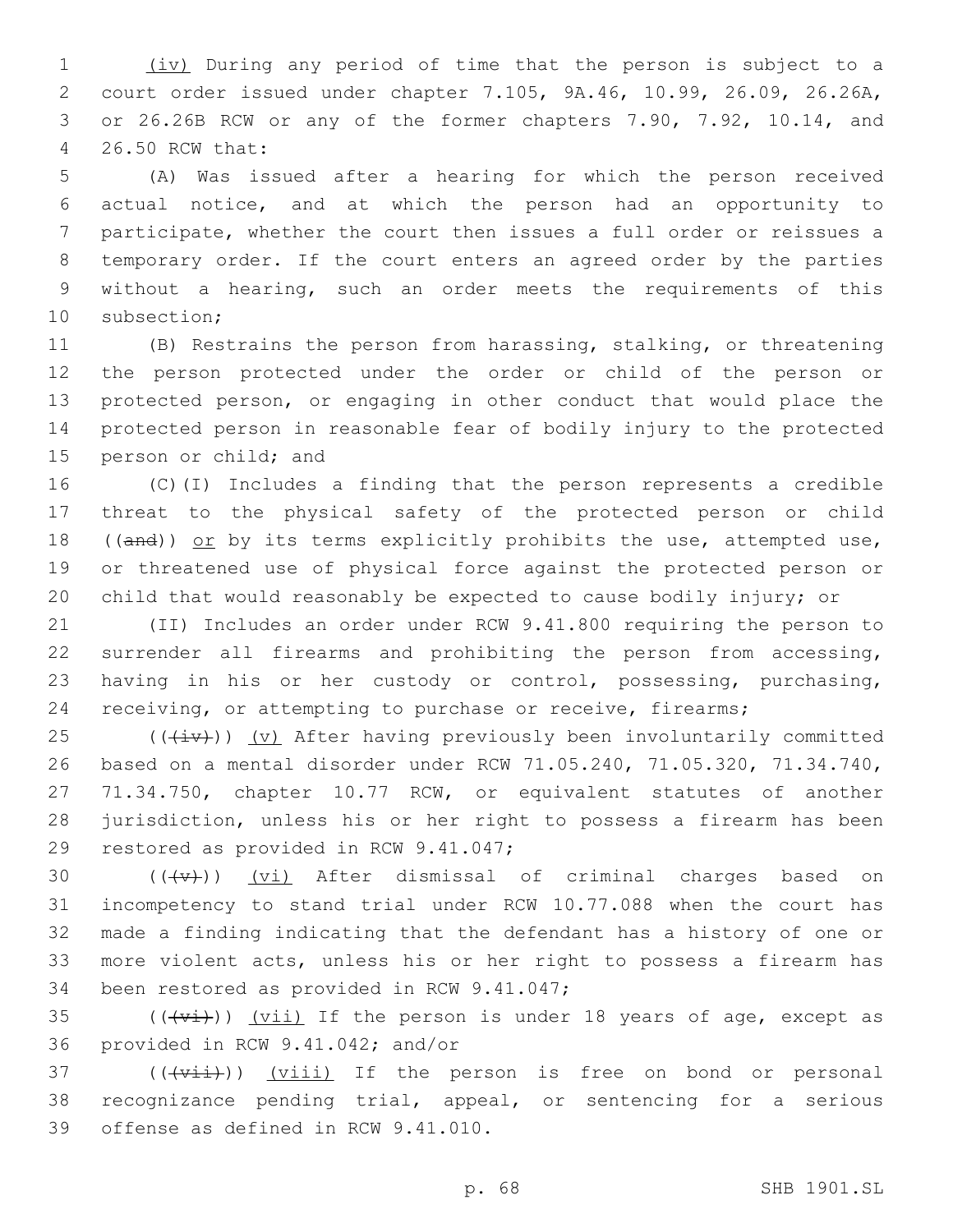(iv) During any period of time that the person is subject to a court order issued under chapter 7.105, 9A.46, 10.99, 26.09, 26.26A, or 26.26B RCW or any of the former chapters 7.90, 7.92, 10.14, and 26.50 RCW that:

(A) Was issued after a hearing for which the person received actual notice, and at which the person had an opportunity to participate, whether the court then issues a full order or reissues a temporary order. If the court enters an agreed order by the parties without a hearing, such an order meets the requirements of this subsection;

(B) Restrains the person from harassing, stalking, or threatening the person protected under the order or child of the person or protected person, or engaging in other conduct that would place the protected person in reasonable fear of bodily injury to the protected person or child; and

(C)(I) Includes a finding that the person represents a credible threat to the physical safety of the protected person or child ((~~and~~)) or by its terms explicitly prohibits the use, attempted use, or threatened use of physical force against the protected person or child that would reasonably be expected to cause bodily injury; or

(II) Includes an order under RCW 9.41.800 requiring the person to surrender all firearms and prohibiting the person from accessing, having in his or her custody or control, possessing, purchasing, receiving, or attempting to purchase or receive, firearms;

((~~(iv)~~)) (v) After having previously been involuntarily committed based on a mental disorder under RCW 71.05.240, 71.05.320, 71.34.740, 71.34.750, chapter 10.77 RCW, or equivalent statutes of another jurisdiction, unless his or her right to possess a firearm has been restored as provided in RCW 9.41.047;

((~~(v)~~)) (vi) After dismissal of criminal charges based on incompetency to stand trial under RCW 10.77.088 when the court has made a finding indicating that the defendant has a history of one or more violent acts, unless his or her right to possess a firearm has been restored as provided in RCW 9.41.047;

((~~(vi)~~)) (vii) If the person is under 18 years of age, except as provided in RCW 9.41.042; and/or

((~~(vii)~~)) (viii) If the person is free on bond or personal recognizance pending trial, appeal, or sentencing for a serious offense as defined in RCW 9.41.010.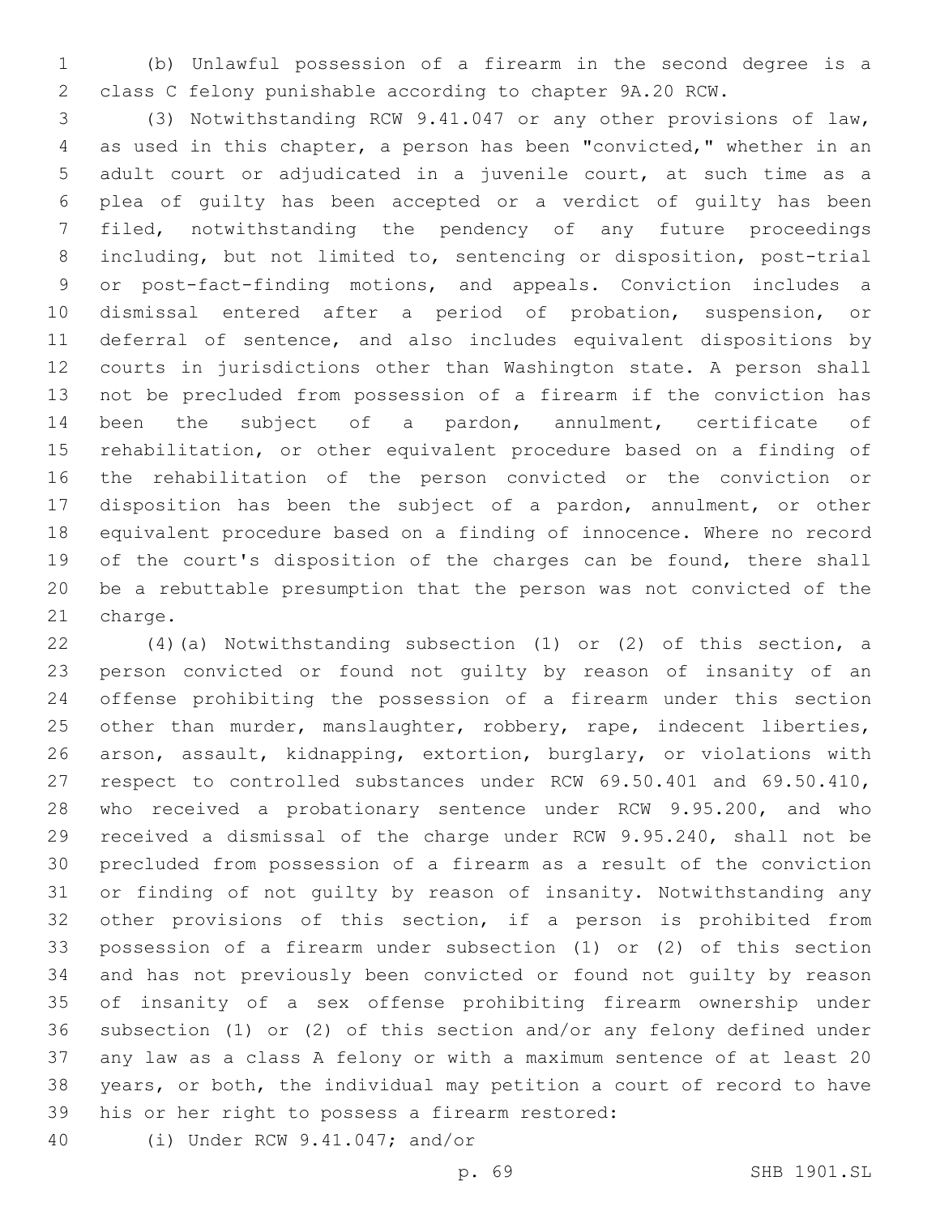(b) Unlawful possession of a firearm in the second degree is a class C felony punishable according to chapter 9A.20 RCW.

(3) Notwithstanding RCW 9.41.047 or any other provisions of law, as used in this chapter, a person has been "convicted," whether in an adult court or adjudicated in a juvenile court, at such time as a plea of guilty has been accepted or a verdict of guilty has been filed, notwithstanding the pendency of any future proceedings including, but not limited to, sentencing or disposition, post-trial or post-fact-finding motions, and appeals. Conviction includes a dismissal entered after a period of probation, suspension, or deferral of sentence, and also includes equivalent dispositions by courts in jurisdictions other than Washington state. A person shall not be precluded from possession of a firearm if the conviction has been the subject of a pardon, annulment, certificate of rehabilitation, or other equivalent procedure based on a finding of the rehabilitation of the person convicted or the conviction or disposition has been the subject of a pardon, annulment, or other equivalent procedure based on a finding of innocence. Where no record of the court's disposition of the charges can be found, there shall be a rebuttable presumption that the person was not convicted of the charge.

(4)(a) Notwithstanding subsection (1) or (2) of this section, a person convicted or found not guilty by reason of insanity of an offense prohibiting the possession of a firearm under this section other than murder, manslaughter, robbery, rape, indecent liberties, arson, assault, kidnapping, extortion, burglary, or violations with respect to controlled substances under RCW 69.50.401 and 69.50.410, who received a probationary sentence under RCW 9.95.200, and who received a dismissal of the charge under RCW 9.95.240, shall not be precluded from possession of a firearm as a result of the conviction or finding of not guilty by reason of insanity. Notwithstanding any other provisions of this section, if a person is prohibited from possession of a firearm under subsection (1) or (2) of this section and has not previously been convicted or found not guilty by reason of insanity of a sex offense prohibiting firearm ownership under subsection (1) or (2) of this section and/or any felony defined under any law as a class A felony or with a maximum sentence of at least 20 years, or both, the individual may petition a court of record to have his or her right to possess a firearm restored:

(i) Under RCW 9.41.047; and/or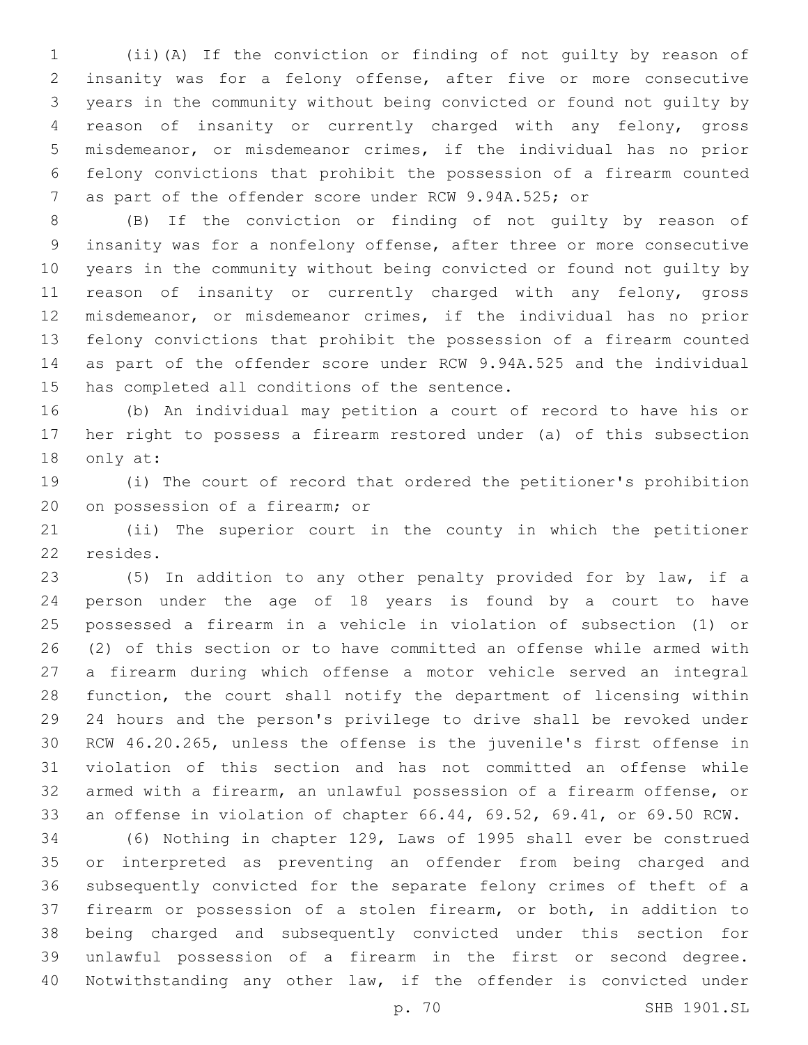(ii)(A) If the conviction or finding of not guilty by reason of insanity was for a felony offense, after five or more consecutive years in the community without being convicted or found not guilty by reason of insanity or currently charged with any felony, gross misdemeanor, or misdemeanor crimes, if the individual has no prior felony convictions that prohibit the possession of a firearm counted as part of the offender score under RCW 9.94A.525; or

(B) If the conviction or finding of not guilty by reason of insanity was for a nonfelony offense, after three or more consecutive years in the community without being convicted or found not guilty by reason of insanity or currently charged with any felony, gross misdemeanor, or misdemeanor crimes, if the individual has no prior felony convictions that prohibit the possession of a firearm counted as part of the offender score under RCW 9.94A.525 and the individual has completed all conditions of the sentence.

(b) An individual may petition a court of record to have his or her right to possess a firearm restored under (a) of this subsection only at:

(i) The court of record that ordered the petitioner's prohibition on possession of a firearm; or

(ii) The superior court in the county in which the petitioner resides.

(5) In addition to any other penalty provided for by law, if a person under the age of 18 years is found by a court to have possessed a firearm in a vehicle in violation of subsection (1) or (2) of this section or to have committed an offense while armed with a firearm during which offense a motor vehicle served an integral function, the court shall notify the department of licensing within 24 hours and the person's privilege to drive shall be revoked under RCW 46.20.265, unless the offense is the juvenile's first offense in violation of this section and has not committed an offense while armed with a firearm, an unlawful possession of a firearm offense, or an offense in violation of chapter 66.44, 69.52, 69.41, or 69.50 RCW.

(6) Nothing in chapter 129, Laws of 1995 shall ever be construed or interpreted as preventing an offender from being charged and subsequently convicted for the separate felony crimes of theft of a firearm or possession of a stolen firearm, or both, in addition to being charged and subsequently convicted under this section for unlawful possession of a firearm in the first or second degree. Notwithstanding any other law, if the offender is convicted under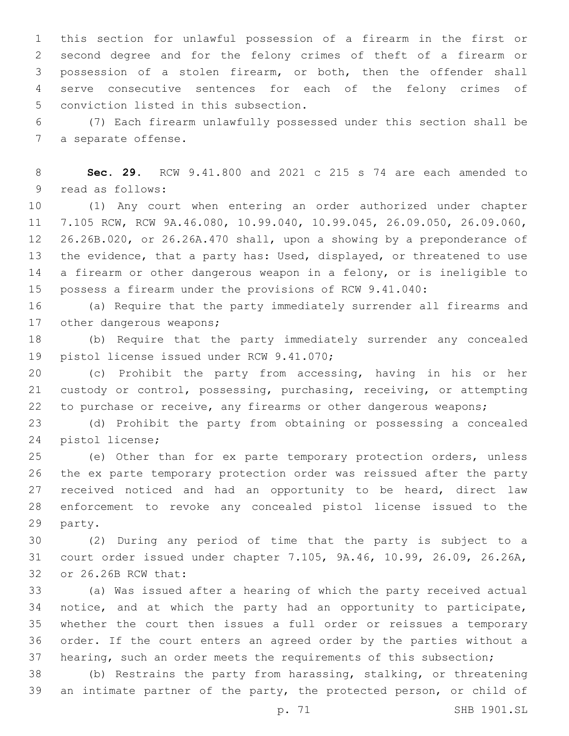this section for unlawful possession of a firearm in the first or second degree and for the felony crimes of theft of a firearm or possession of a stolen firearm, or both, then the offender shall serve consecutive sentences for each of the felony crimes of conviction listed in this subsection.

(7) Each firearm unlawfully possessed under this section shall be a separate offense.

**Sec. 29.** RCW 9.41.800 and 2021 c 215 s 74 are each amended to read as follows:

(1) Any court when entering an order authorized under chapter 7.105 RCW, RCW 9A.46.080, 10.99.040, 10.99.045, 26.09.050, 26.09.060, 26.26B.020, or 26.26A.470 shall, upon a showing by a preponderance of the evidence, that a party has: Used, displayed, or threatened to use a firearm or other dangerous weapon in a felony, or is ineligible to possess a firearm under the provisions of RCW 9.41.040:

(a) Require that the party immediately surrender all firearms and other dangerous weapons;

(b) Require that the party immediately surrender any concealed pistol license issued under RCW 9.41.070;

(c) Prohibit the party from accessing, having in his or her custody or control, possessing, purchasing, receiving, or attempting to purchase or receive, any firearms or other dangerous weapons;

(d) Prohibit the party from obtaining or possessing a concealed pistol license;

(e) Other than for ex parte temporary protection orders, unless the ex parte temporary protection order was reissued after the party received noticed and had an opportunity to be heard, direct law enforcement to revoke any concealed pistol license issued to the party.

(2) During any period of time that the party is subject to a court order issued under chapter 7.105, 9A.46, 10.99, 26.09, 26.26A, or 26.26B RCW that:

(a) Was issued after a hearing of which the party received actual notice, and at which the party had an opportunity to participate, whether the court then issues a full order or reissues a temporary order. If the court enters an agreed order by the parties without a hearing, such an order meets the requirements of this subsection;

(b) Restrains the party from harassing, stalking, or threatening an intimate partner of the party, the protected person, or child of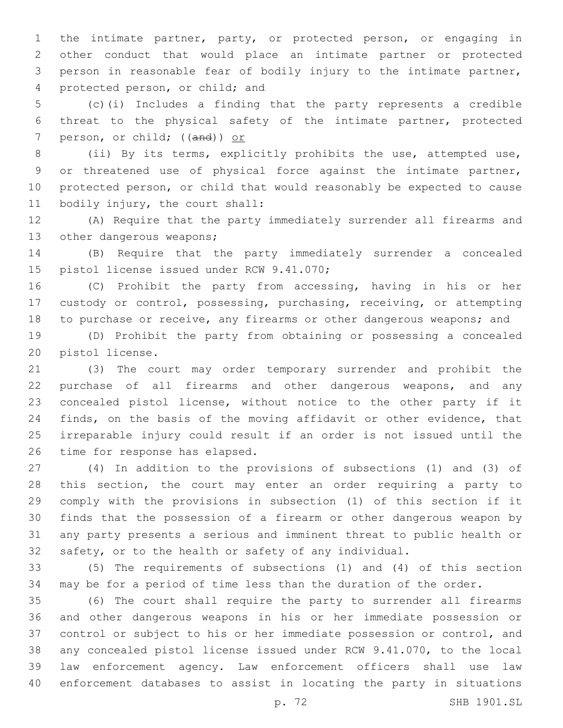the intimate partner, party, or protected person, or engaging in other conduct that would place an intimate partner or protected person in reasonable fear of bodily injury to the intimate partner, protected person, or child; and

(c)(i) Includes a finding that the party represents a credible threat to the physical safety of the intimate partner, protected person, or child; ((~~and~~)) <u>or</u>

(ii) By its terms, explicitly prohibits the use, attempted use, or threatened use of physical force against the intimate partner, protected person, or child that would reasonably be expected to cause bodily injury, the court shall:

(A) Require that the party immediately surrender all firearms and other dangerous weapons;

(B) Require that the party immediately surrender a concealed pistol license issued under RCW 9.41.070;

(C) Prohibit the party from accessing, having in his or her custody or control, possessing, purchasing, receiving, or attempting to purchase or receive, any firearms or other dangerous weapons; and

(D) Prohibit the party from obtaining or possessing a concealed pistol license.

(3) The court may order temporary surrender and prohibit the purchase of all firearms and other dangerous weapons, and any concealed pistol license, without notice to the other party if it finds, on the basis of the moving affidavit or other evidence, that irreparable injury could result if an order is not issued until the time for response has elapsed.

(4) In addition to the provisions of subsections (1) and (3) of this section, the court may enter an order requiring a party to comply with the provisions in subsection (1) of this section if it finds that the possession of a firearm or other dangerous weapon by any party presents a serious and imminent threat to public health or safety, or to the health or safety of any individual.

(5) The requirements of subsections (1) and (4) of this section may be for a period of time less than the duration of the order.

(6) The court shall require the party to surrender all firearms and other dangerous weapons in his or her immediate possession or control or subject to his or her immediate possession or control, and any concealed pistol license issued under RCW 9.41.070, to the local law enforcement agency. Law enforcement officers shall use law enforcement databases to assist in locating the party in situations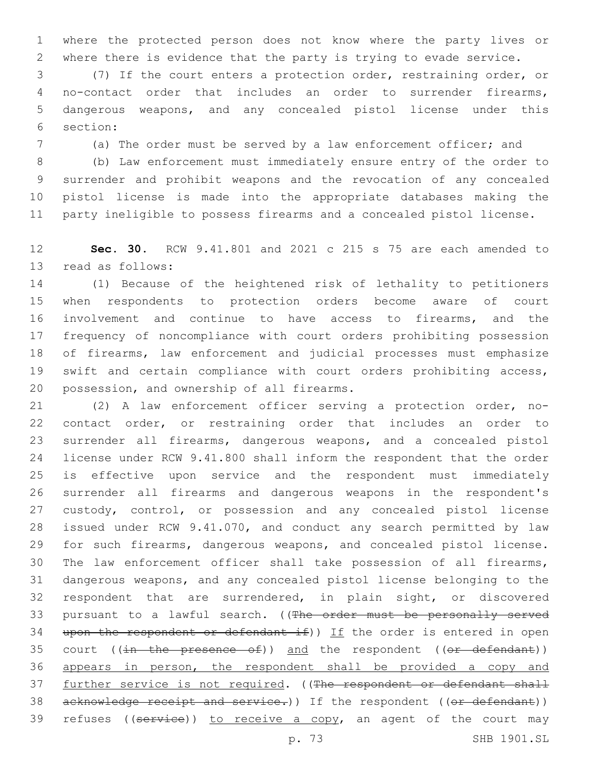where the protected person does not know where the party lives or where there is evidence that the party is trying to evade service.

(7) If the court enters a protection order, restraining order, or no-contact order that includes an order to surrender firearms, dangerous weapons, and any concealed pistol license under this section:

(a) The order must be served by a law enforcement officer; and

(b) Law enforcement must immediately ensure entry of the order to surrender and prohibit weapons and the revocation of any concealed pistol license is made into the appropriate databases making the party ineligible to possess firearms and a concealed pistol license.

**Sec. 30.** RCW 9.41.801 and 2021 c 215 s 75 are each amended to read as follows:

(1) Because of the heightened risk of lethality to petitioners when respondents to protection orders become aware of court involvement and continue to have access to firearms, and the frequency of noncompliance with court orders prohibiting possession of firearms, law enforcement and judicial processes must emphasize swift and certain compliance with court orders prohibiting access, possession, and ownership of all firearms.

(2) A law enforcement officer serving a protection order, no-contact order, or restraining order that includes an order to surrender all firearms, dangerous weapons, and a concealed pistol license under RCW 9.41.800 shall inform the respondent that the order is effective upon service and the respondent must immediately surrender all firearms and dangerous weapons in the respondent's custody, control, or possession and any concealed pistol license issued under RCW 9.41.070, and conduct any search permitted by law for such firearms, dangerous weapons, and concealed pistol license. The law enforcement officer shall take possession of all firearms, dangerous weapons, and any concealed pistol license belonging to the respondent that are surrendered, in plain sight, or discovered pursuant to a lawful search. ((~~The order must be personally served upon the respondent or defendant if~~)) <u>If</u> the order is entered in open court ((~~in the presence of~~)) <u>and</u> the respondent ((~~or defendant~~)) <u>appears in person, the respondent shall be provided a copy and further service is not required</u>. ((~~The respondent or defendant shall acknowledge receipt and service.~~)) If the respondent ((~~or defendant~~)) refuses ((~~service~~)) <u>to receive a copy</u>, an agent of the court may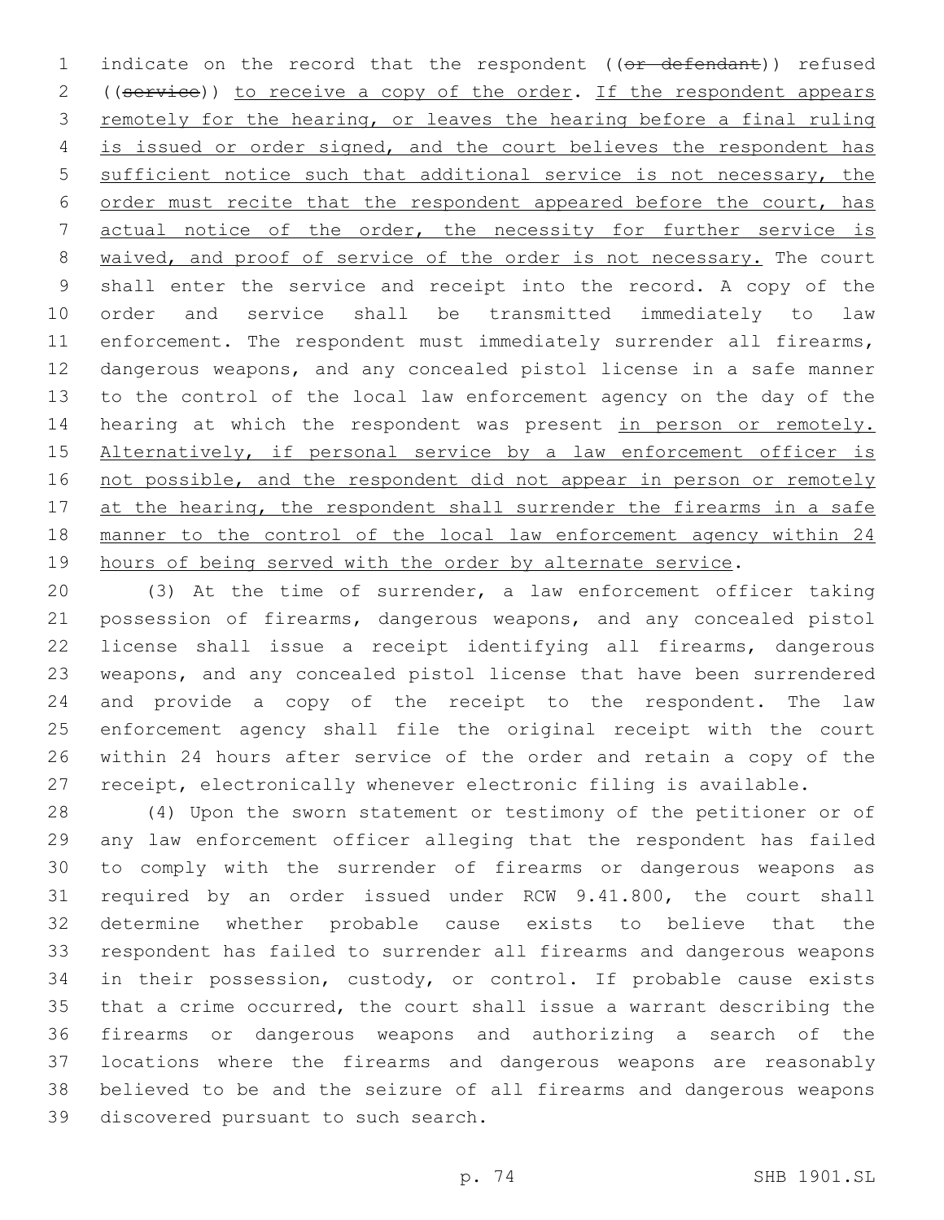indicate on the record that the respondent ((~~or defendant~~)) refused ((~~service~~)) to receive a copy of the order. If the respondent appears remotely for the hearing, or leaves the hearing before a final ruling is issued or order signed, and the court believes the respondent has sufficient notice such that additional service is not necessary, the order must recite that the respondent appeared before the court, has actual notice of the order, the necessity for further service is waived, and proof of service of the order is not necessary. The court shall enter the service and receipt into the record. A copy of the order and service shall be transmitted immediately to law enforcement. The respondent must immediately surrender all firearms, dangerous weapons, and any concealed pistol license in a safe manner to the control of the local law enforcement agency on the day of the hearing at which the respondent was present in person or remotely. Alternatively, if personal service by a law enforcement officer is not possible, and the respondent did not appear in person or remotely at the hearing, the respondent shall surrender the firearms in a safe manner to the control of the local law enforcement agency within 24 hours of being served with the order by alternate service.

(3) At the time of surrender, a law enforcement officer taking possession of firearms, dangerous weapons, and any concealed pistol license shall issue a receipt identifying all firearms, dangerous weapons, and any concealed pistol license that have been surrendered and provide a copy of the receipt to the respondent. The law enforcement agency shall file the original receipt with the court within 24 hours after service of the order and retain a copy of the receipt, electronically whenever electronic filing is available.

(4) Upon the sworn statement or testimony of the petitioner or of any law enforcement officer alleging that the respondent has failed to comply with the surrender of firearms or dangerous weapons as required by an order issued under RCW 9.41.800, the court shall determine whether probable cause exists to believe that the respondent has failed to surrender all firearms and dangerous weapons in their possession, custody, or control. If probable cause exists that a crime occurred, the court shall issue a warrant describing the firearms or dangerous weapons and authorizing a search of the locations where the firearms and dangerous weapons are reasonably believed to be and the seizure of all firearms and dangerous weapons discovered pursuant to such search.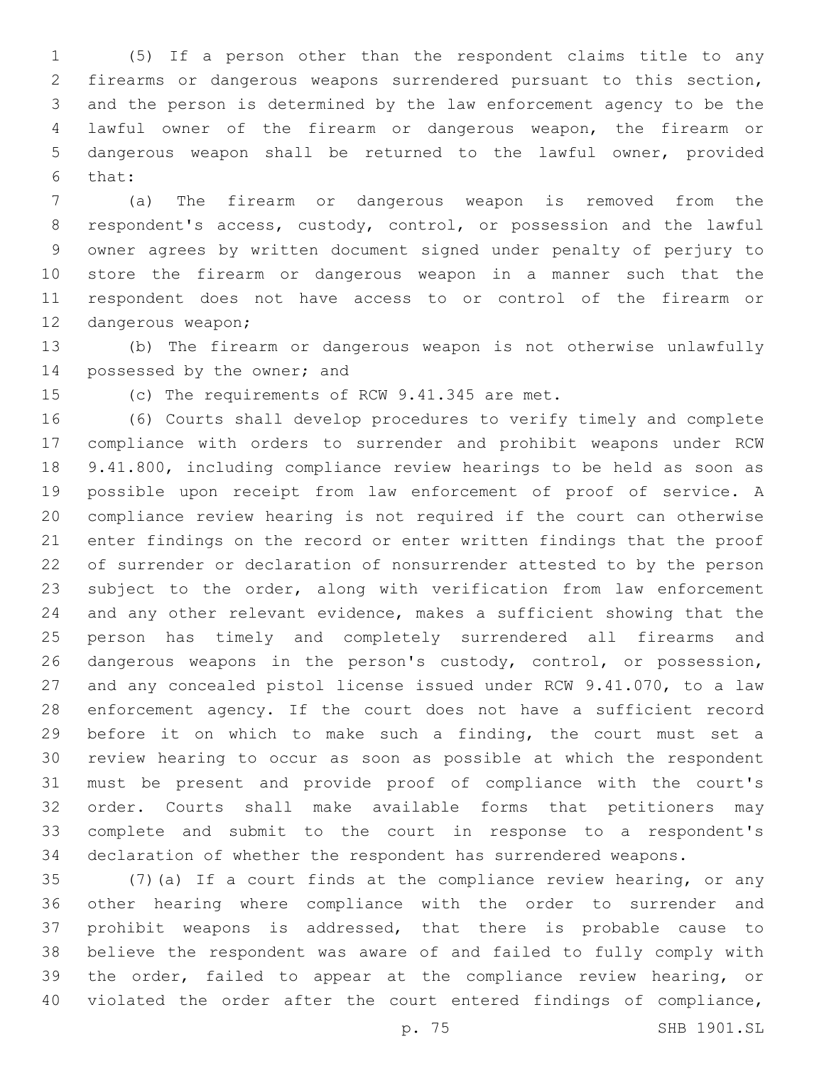(5) If a person other than the respondent claims title to any firearms or dangerous weapons surrendered pursuant to this section, and the person is determined by the law enforcement agency to be the lawful owner of the firearm or dangerous weapon, the firearm or dangerous weapon shall be returned to the lawful owner, provided that:

(a) The firearm or dangerous weapon is removed from the respondent's access, custody, control, or possession and the lawful owner agrees by written document signed under penalty of perjury to store the firearm or dangerous weapon in a manner such that the respondent does not have access to or control of the firearm or dangerous weapon;

(b) The firearm or dangerous weapon is not otherwise unlawfully possessed by the owner; and

(c) The requirements of RCW 9.41.345 are met.

(6) Courts shall develop procedures to verify timely and complete compliance with orders to surrender and prohibit weapons under RCW 9.41.800, including compliance review hearings to be held as soon as possible upon receipt from law enforcement of proof of service. A compliance review hearing is not required if the court can otherwise enter findings on the record or enter written findings that the proof of surrender or declaration of nonsurrender attested to by the person subject to the order, along with verification from law enforcement and any other relevant evidence, makes a sufficient showing that the person has timely and completely surrendered all firearms and dangerous weapons in the person's custody, control, or possession, and any concealed pistol license issued under RCW 9.41.070, to a law enforcement agency. If the court does not have a sufficient record before it on which to make such a finding, the court must set a review hearing to occur as soon as possible at which the respondent must be present and provide proof of compliance with the court's order. Courts shall make available forms that petitioners may complete and submit to the court in response to a respondent's declaration of whether the respondent has surrendered weapons.

(7)(a) If a court finds at the compliance review hearing, or any other hearing where compliance with the order to surrender and prohibit weapons is addressed, that there is probable cause to believe the respondent was aware of and failed to fully comply with the order, failed to appear at the compliance review hearing, or violated the order after the court entered findings of compliance,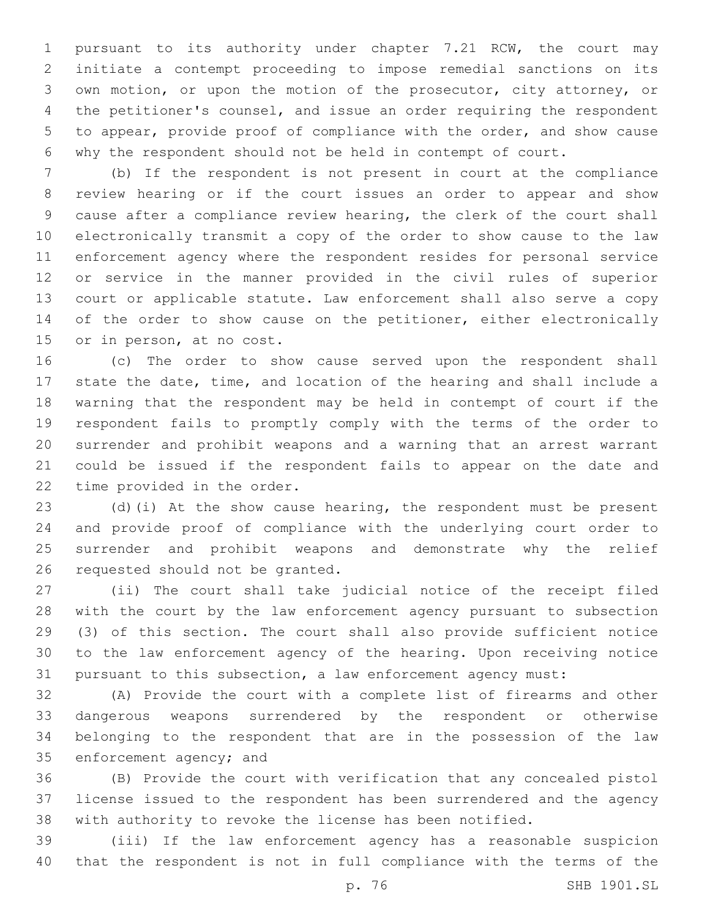pursuant to its authority under chapter 7.21 RCW, the court may initiate a contempt proceeding to impose remedial sanctions on its own motion, or upon the motion of the prosecutor, city attorney, or the petitioner's counsel, and issue an order requiring the respondent to appear, provide proof of compliance with the order, and show cause why the respondent should not be held in contempt of court.

(b) If the respondent is not present in court at the compliance review hearing or if the court issues an order to appear and show cause after a compliance review hearing, the clerk of the court shall electronically transmit a copy of the order to show cause to the law enforcement agency where the respondent resides for personal service or service in the manner provided in the civil rules of superior court or applicable statute. Law enforcement shall also serve a copy of the order to show cause on the petitioner, either electronically or in person, at no cost.

(c) The order to show cause served upon the respondent shall state the date, time, and location of the hearing and shall include a warning that the respondent may be held in contempt of court if the respondent fails to promptly comply with the terms of the order to surrender and prohibit weapons and a warning that an arrest warrant could be issued if the respondent fails to appear on the date and time provided in the order.

(d)(i) At the show cause hearing, the respondent must be present and provide proof of compliance with the underlying court order to surrender and prohibit weapons and demonstrate why the relief requested should not be granted.

(ii) The court shall take judicial notice of the receipt filed with the court by the law enforcement agency pursuant to subsection (3) of this section. The court shall also provide sufficient notice to the law enforcement agency of the hearing. Upon receiving notice pursuant to this subsection, a law enforcement agency must:

(A) Provide the court with a complete list of firearms and other dangerous weapons surrendered by the respondent or otherwise belonging to the respondent that are in the possession of the law enforcement agency; and

(B) Provide the court with verification that any concealed pistol license issued to the respondent has been surrendered and the agency with authority to revoke the license has been notified.

(iii) If the law enforcement agency has a reasonable suspicion that the respondent is not in full compliance with the terms of the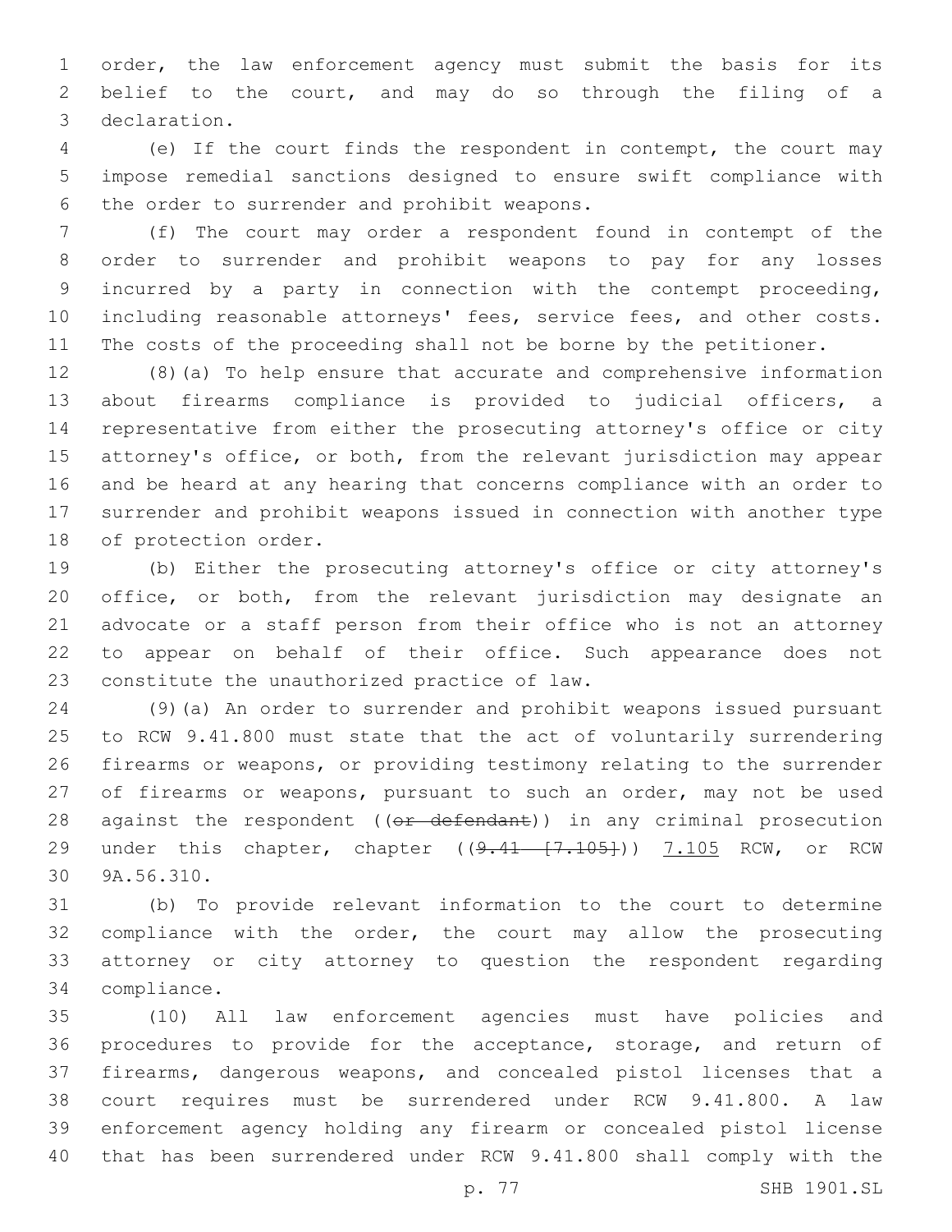order, the law enforcement agency must submit the basis for its belief to the court, and may do so through the filing of a declaration.

(e) If the court finds the respondent in contempt, the court may impose remedial sanctions designed to ensure swift compliance with the order to surrender and prohibit weapons.

(f) The court may order a respondent found in contempt of the order to surrender and prohibit weapons to pay for any losses incurred by a party in connection with the contempt proceeding, including reasonable attorneys' fees, service fees, and other costs. The costs of the proceeding shall not be borne by the petitioner.

(8)(a) To help ensure that accurate and comprehensive information about firearms compliance is provided to judicial officers, a representative from either the prosecuting attorney's office or city attorney's office, or both, from the relevant jurisdiction may appear and be heard at any hearing that concerns compliance with an order to surrender and prohibit weapons issued in connection with another type of protection order.

(b) Either the prosecuting attorney's office or city attorney's office, or both, from the relevant jurisdiction may designate an advocate or a staff person from their office who is not an attorney to appear on behalf of their office. Such appearance does not constitute the unauthorized practice of law.

(9)(a) An order to surrender and prohibit weapons issued pursuant to RCW 9.41.800 must state that the act of voluntarily surrendering firearms or weapons, or providing testimony relating to the surrender of firearms or weapons, pursuant to such an order, may not be used against the respondent ((~~or defendant~~)) in any criminal prosecution under this chapter, chapter ((~~9.41 [7.105]~~)) <u>7.105</u> RCW, or RCW 9A.56.310.

(b) To provide relevant information to the court to determine compliance with the order, the court may allow the prosecuting attorney or city attorney to question the respondent regarding compliance.

(10) All law enforcement agencies must have policies and procedures to provide for the acceptance, storage, and return of firearms, dangerous weapons, and concealed pistol licenses that a court requires must be surrendered under RCW 9.41.800. A law enforcement agency holding any firearm or concealed pistol license that has been surrendered under RCW 9.41.800 shall comply with the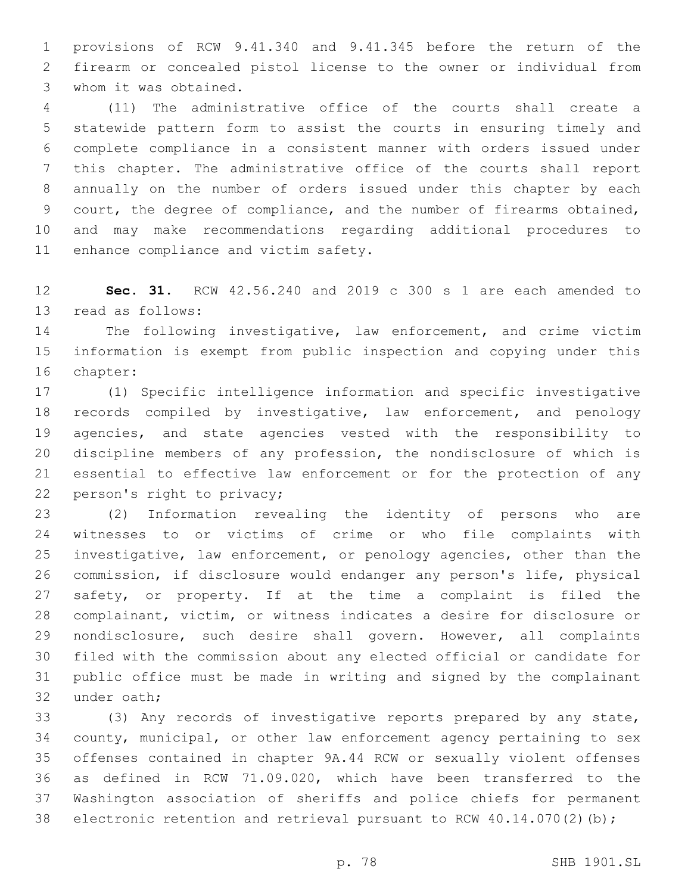provisions of RCW 9.41.340 and 9.41.345 before the return of the firearm or concealed pistol license to the owner or individual from whom it was obtained.

(11) The administrative office of the courts shall create a statewide pattern form to assist the courts in ensuring timely and complete compliance in a consistent manner with orders issued under this chapter. The administrative office of the courts shall report annually on the number of orders issued under this chapter by each court, the degree of compliance, and the number of firearms obtained, and may make recommendations regarding additional procedures to enhance compliance and victim safety.

**Sec. 31.** RCW 42.56.240 and 2019 c 300 s 1 are each amended to read as follows:

The following investigative, law enforcement, and crime victim information is exempt from public inspection and copying under this chapter:

(1) Specific intelligence information and specific investigative records compiled by investigative, law enforcement, and penology agencies, and state agencies vested with the responsibility to discipline members of any profession, the nondisclosure of which is essential to effective law enforcement or for the protection of any person's right to privacy;

(2) Information revealing the identity of persons who are witnesses to or victims of crime or who file complaints with investigative, law enforcement, or penology agencies, other than the commission, if disclosure would endanger any person's life, physical safety, or property. If at the time a complaint is filed the complainant, victim, or witness indicates a desire for disclosure or nondisclosure, such desire shall govern. However, all complaints filed with the commission about any elected official or candidate for public office must be made in writing and signed by the complainant under oath;

(3) Any records of investigative reports prepared by any state, county, municipal, or other law enforcement agency pertaining to sex offenses contained in chapter 9A.44 RCW or sexually violent offenses as defined in RCW 71.09.020, which have been transferred to the Washington association of sheriffs and police chiefs for permanent electronic retention and retrieval pursuant to RCW 40.14.070(2)(b);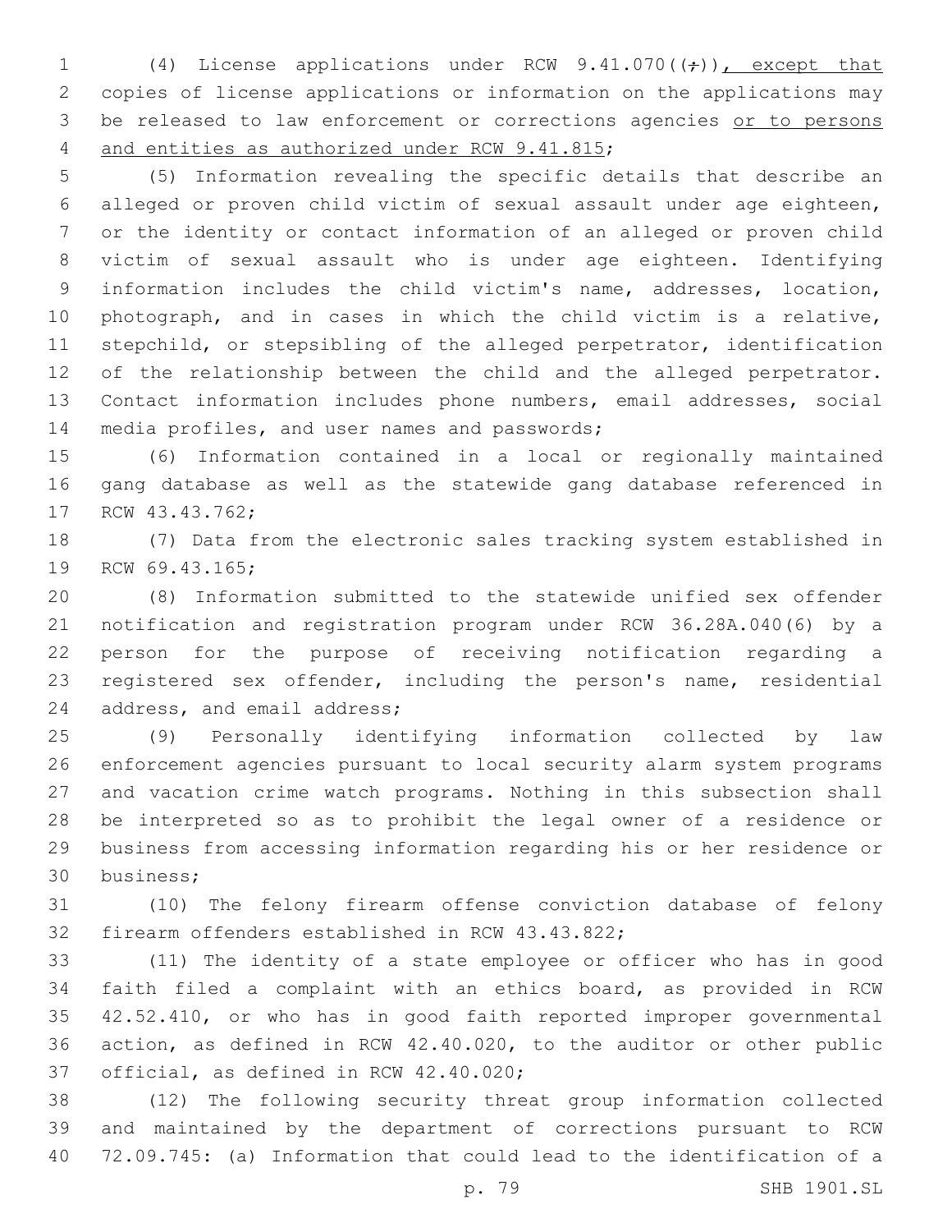(4) License applications under RCW 9.41.070((;)), except that copies of license applications or information on the applications may be released to law enforcement or corrections agencies or to persons and entities as authorized under RCW 9.41.815;

(5) Information revealing the specific details that describe an alleged or proven child victim of sexual assault under age eighteen, or the identity or contact information of an alleged or proven child victim of sexual assault who is under age eighteen. Identifying information includes the child victim's name, addresses, location, photograph, and in cases in which the child victim is a relative, stepchild, or stepsibling of the alleged perpetrator, identification of the relationship between the child and the alleged perpetrator. Contact information includes phone numbers, email addresses, social media profiles, and user names and passwords;

(6) Information contained in a local or regionally maintained gang database as well as the statewide gang database referenced in RCW 43.43.762;

(7) Data from the electronic sales tracking system established in RCW 69.43.165;

(8) Information submitted to the statewide unified sex offender notification and registration program under RCW 36.28A.040(6) by a person for the purpose of receiving notification regarding a registered sex offender, including the person's name, residential address, and email address;

(9) Personally identifying information collected by law enforcement agencies pursuant to local security alarm system programs and vacation crime watch programs. Nothing in this subsection shall be interpreted so as to prohibit the legal owner of a residence or business from accessing information regarding his or her residence or business;

(10) The felony firearm offense conviction database of felony firearm offenders established in RCW 43.43.822;

(11) The identity of a state employee or officer who has in good faith filed a complaint with an ethics board, as provided in RCW 42.52.410, or who has in good faith reported improper governmental action, as defined in RCW 42.40.020, to the auditor or other public official, as defined in RCW 42.40.020;

(12) The following security threat group information collected and maintained by the department of corrections pursuant to RCW 72.09.745: (a) Information that could lead to the identification of a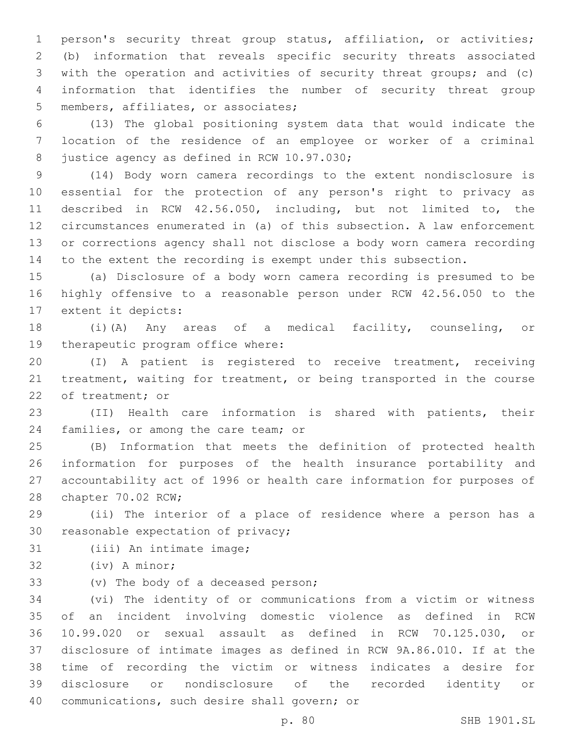person's security threat group status, affiliation, or activities; (b) information that reveals specific security threats associated with the operation and activities of security threat groups; and (c) information that identifies the number of security threat group members, affiliates, or associates;

(13) The global positioning system data that would indicate the location of the residence of an employee or worker of a criminal justice agency as defined in RCW 10.97.030;

(14) Body worn camera recordings to the extent nondisclosure is essential for the protection of any person's right to privacy as described in RCW 42.56.050, including, but not limited to, the circumstances enumerated in (a) of this subsection. A law enforcement or corrections agency shall not disclose a body worn camera recording to the extent the recording is exempt under this subsection.

(a) Disclosure of a body worn camera recording is presumed to be highly offensive to a reasonable person under RCW 42.56.050 to the extent it depicts:

(i)(A) Any areas of a medical facility, counseling, or therapeutic program office where:

(I) A patient is registered to receive treatment, receiving treatment, waiting for treatment, or being transported in the course of treatment; or

(II) Health care information is shared with patients, their families, or among the care team; or

(B) Information that meets the definition of protected health information for purposes of the health insurance portability and accountability act of 1996 or health care information for purposes of chapter 70.02 RCW;

(ii) The interior of a place of residence where a person has a reasonable expectation of privacy;

(iii) An intimate image;

(iv) A minor;

(v) The body of a deceased person;

(vi) The identity of or communications from a victim or witness of an incident involving domestic violence as defined in RCW 10.99.020 or sexual assault as defined in RCW 70.125.030, or disclosure of intimate images as defined in RCW 9A.86.010. If at the time of recording the victim or witness indicates a desire for disclosure or nondisclosure of the recorded identity or communications, such desire shall govern; or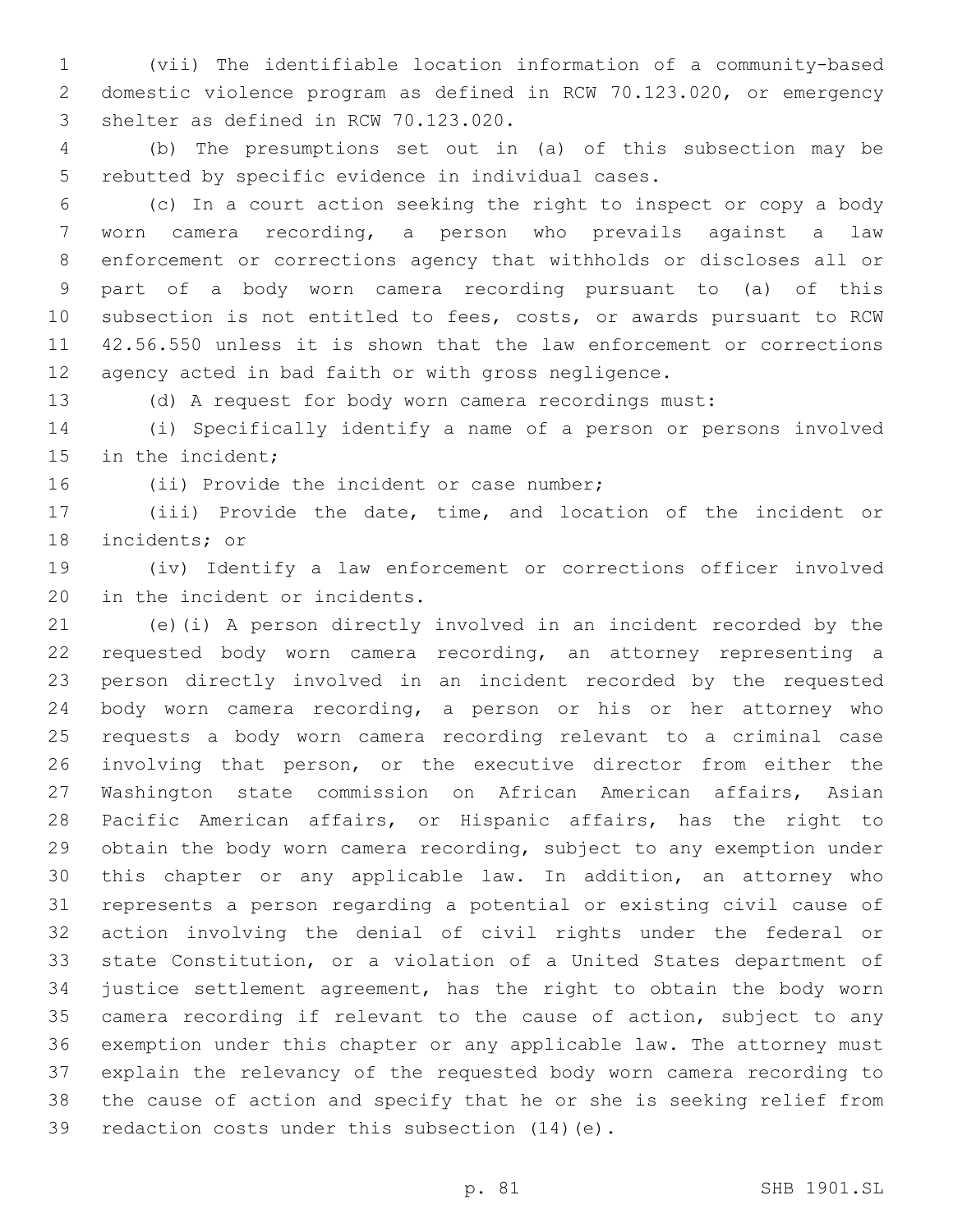(vii) The identifiable location information of a community-based domestic violence program as defined in RCW 70.123.020, or emergency shelter as defined in RCW 70.123.020.

(b) The presumptions set out in (a) of this subsection may be rebutted by specific evidence in individual cases.

(c) In a court action seeking the right to inspect or copy a body worn camera recording, a person who prevails against a law enforcement or corrections agency that withholds or discloses all or part of a body worn camera recording pursuant to (a) of this subsection is not entitled to fees, costs, or awards pursuant to RCW 42.56.550 unless it is shown that the law enforcement or corrections agency acted in bad faith or with gross negligence.

(d) A request for body worn camera recordings must:

(i) Specifically identify a name of a person or persons involved in the incident;

(ii) Provide the incident or case number;

(iii) Provide the date, time, and location of the incident or incidents; or

(iv) Identify a law enforcement or corrections officer involved in the incident or incidents.

(e)(i) A person directly involved in an incident recorded by the requested body worn camera recording, an attorney representing a person directly involved in an incident recorded by the requested body worn camera recording, a person or his or her attorney who requests a body worn camera recording relevant to a criminal case involving that person, or the executive director from either the Washington state commission on African American affairs, Asian Pacific American affairs, or Hispanic affairs, has the right to obtain the body worn camera recording, subject to any exemption under this chapter or any applicable law. In addition, an attorney who represents a person regarding a potential or existing civil cause of action involving the denial of civil rights under the federal or state Constitution, or a violation of a United States department of justice settlement agreement, has the right to obtain the body worn camera recording if relevant to the cause of action, subject to any exemption under this chapter or any applicable law. The attorney must explain the relevancy of the requested body worn camera recording to the cause of action and specify that he or she is seeking relief from redaction costs under this subsection (14)(e).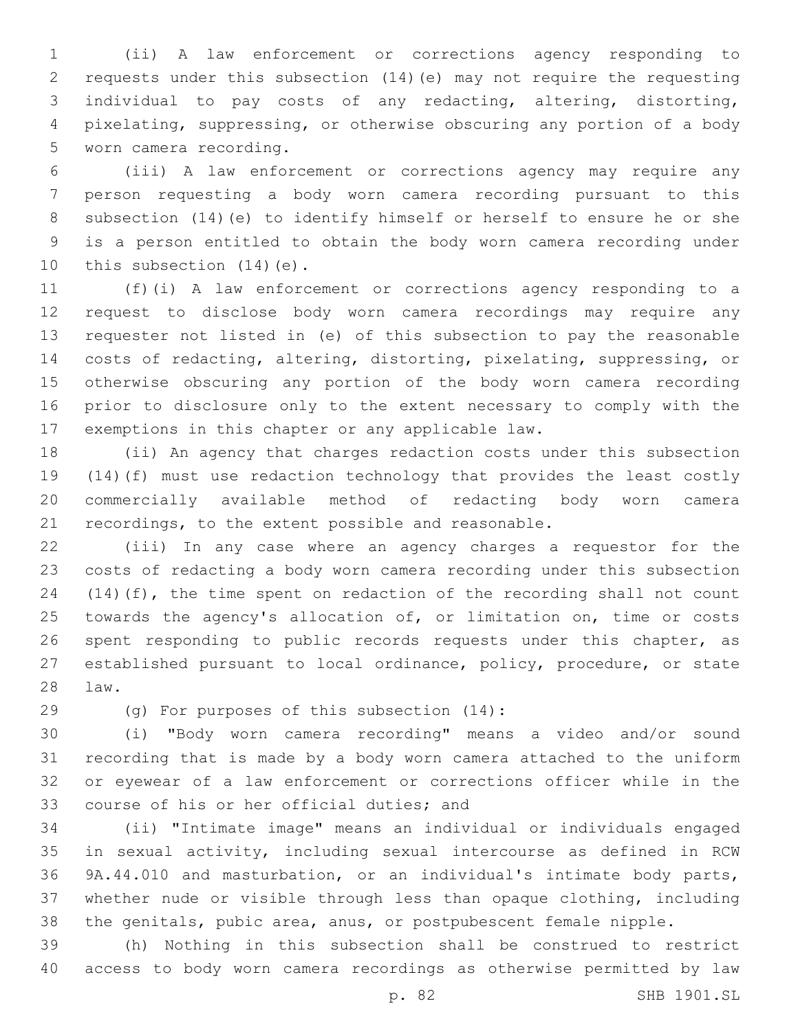(ii) A law enforcement or corrections agency responding to requests under this subsection (14)(e) may not require the requesting individual to pay costs of any redacting, altering, distorting, pixelating, suppressing, or otherwise obscuring any portion of a body worn camera recording.

(iii) A law enforcement or corrections agency may require any person requesting a body worn camera recording pursuant to this subsection (14)(e) to identify himself or herself to ensure he or she is a person entitled to obtain the body worn camera recording under this subsection (14)(e).

(f)(i) A law enforcement or corrections agency responding to a request to disclose body worn camera recordings may require any requester not listed in (e) of this subsection to pay the reasonable costs of redacting, altering, distorting, pixelating, suppressing, or otherwise obscuring any portion of the body worn camera recording prior to disclosure only to the extent necessary to comply with the exemptions in this chapter or any applicable law.

(ii) An agency that charges redaction costs under this subsection (14)(f) must use redaction technology that provides the least costly commercially available method of redacting body worn camera recordings, to the extent possible and reasonable.

(iii) In any case where an agency charges a requestor for the costs of redacting a body worn camera recording under this subsection (14)(f), the time spent on redaction of the recording shall not count towards the agency's allocation of, or limitation on, time or costs spent responding to public records requests under this chapter, as established pursuant to local ordinance, policy, procedure, or state law.

(g) For purposes of this subsection (14):

(i) "Body worn camera recording" means a video and/or sound recording that is made by a body worn camera attached to the uniform or eyewear of a law enforcement or corrections officer while in the course of his or her official duties; and

(ii) "Intimate image" means an individual or individuals engaged in sexual activity, including sexual intercourse as defined in RCW 9A.44.010 and masturbation, or an individual's intimate body parts, whether nude or visible through less than opaque clothing, including the genitals, pubic area, anus, or postpubescent female nipple.

(h) Nothing in this subsection shall be construed to restrict access to body worn camera recordings as otherwise permitted by law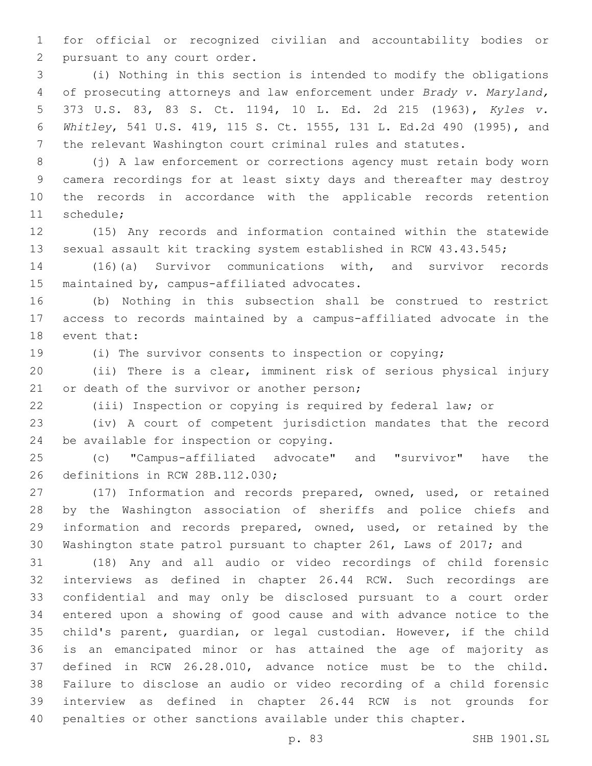for official or recognized civilian and accountability bodies or pursuant to any court order.

(i) Nothing in this section is intended to modify the obligations of prosecuting attorneys and law enforcement under *Brady v. Maryland,* 373 U.S. 83, 83 S. Ct. 1194, 10 L. Ed. 2d 215 (1963), *Kyles v. Whitley*, 541 U.S. 419, 115 S. Ct. 1555, 131 L. Ed.2d 490 (1995), and the relevant Washington court criminal rules and statutes.

(j) A law enforcement or corrections agency must retain body worn camera recordings for at least sixty days and thereafter may destroy the records in accordance with the applicable records retention schedule;

(15) Any records and information contained within the statewide sexual assault kit tracking system established in RCW 43.43.545;

(16)(a) Survivor communications with, and survivor records maintained by, campus-affiliated advocates.

(b) Nothing in this subsection shall be construed to restrict access to records maintained by a campus-affiliated advocate in the event that:

(i) The survivor consents to inspection or copying;

(ii) There is a clear, imminent risk of serious physical injury or death of the survivor or another person;

(iii) Inspection or copying is required by federal law; or

(iv) A court of competent jurisdiction mandates that the record be available for inspection or copying.

(c) "Campus-affiliated advocate" and "survivor" have the definitions in RCW 28B.112.030;

(17) Information and records prepared, owned, used, or retained by the Washington association of sheriffs and police chiefs and information and records prepared, owned, used, or retained by the Washington state patrol pursuant to chapter 261, Laws of 2017; and

(18) Any and all audio or video recordings of child forensic interviews as defined in chapter 26.44 RCW. Such recordings are confidential and may only be disclosed pursuant to a court order entered upon a showing of good cause and with advance notice to the child's parent, guardian, or legal custodian. However, if the child is an emancipated minor or has attained the age of majority as defined in RCW 26.28.010, advance notice must be to the child. Failure to disclose an audio or video recording of a child forensic interview as defined in chapter 26.44 RCW is not grounds for penalties or other sanctions available under this chapter.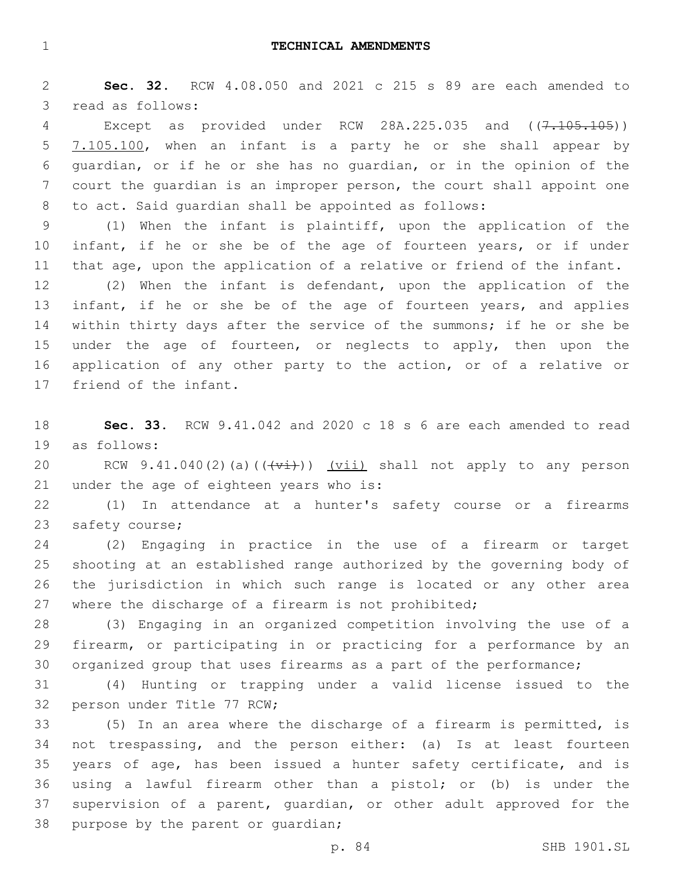# TECHNICAL AMENDMENTS

**Sec. 32.** RCW 4.08.050 and 2021 c 215 s 89 are each amended to read as follows:

Except as provided under RCW 28A.225.035 and ((~~7.105.105~~)) 7.105.100, when an infant is a party he or she shall appear by guardian, or if he or she has no guardian, or in the opinion of the court the guardian is an improper person, the court shall appoint one to act. Said guardian shall be appointed as follows:

(1) When the infant is plaintiff, upon the application of the infant, if he or she be of the age of fourteen years, or if under that age, upon the application of a relative or friend of the infant.

(2) When the infant is defendant, upon the application of the infant, if he or she be of the age of fourteen years, and applies within thirty days after the service of the summons; if he or she be under the age of fourteen, or neglects to apply, then upon the application of any other party to the action, or of a relative or friend of the infant.

**Sec. 33.** RCW 9.41.042 and 2020 c 18 s 6 are each amended to read as follows:

RCW 9.41.040(2)(a)((~~(vi)~~)) (vii) shall not apply to any person under the age of eighteen years who is:

(1) In attendance at a hunter's safety course or a firearms safety course;

(2) Engaging in practice in the use of a firearm or target shooting at an established range authorized by the governing body of the jurisdiction in which such range is located or any other area where the discharge of a firearm is not prohibited;

(3) Engaging in an organized competition involving the use of a firearm, or participating in or practicing for a performance by an organized group that uses firearms as a part of the performance;

(4) Hunting or trapping under a valid license issued to the person under Title 77 RCW;

(5) In an area where the discharge of a firearm is permitted, is not trespassing, and the person either: (a) Is at least fourteen years of age, has been issued a hunter safety certificate, and is using a lawful firearm other than a pistol; or (b) is under the supervision of a parent, guardian, or other adult approved for the purpose by the parent or guardian;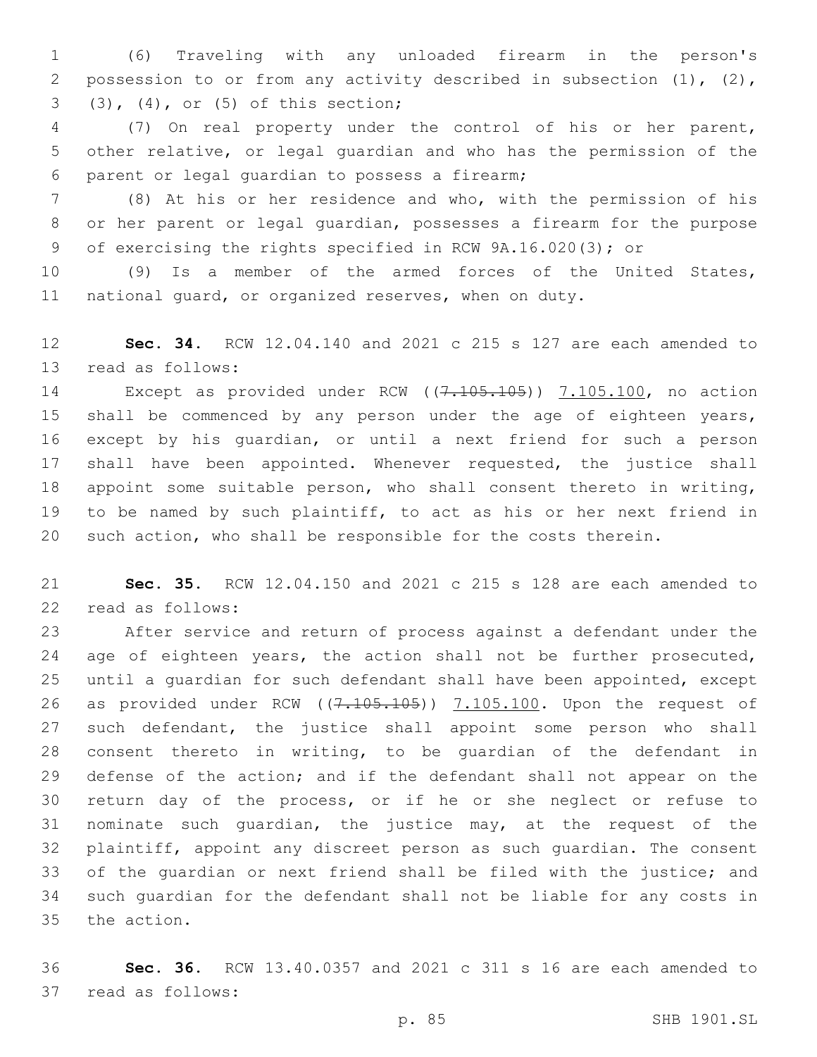(6) Traveling with any unloaded firearm in the person's possession to or from any activity described in subsection (1), (2), (3), (4), or (5) of this section;

(7) On real property under the control of his or her parent, other relative, or legal guardian and who has the permission of the parent or legal guardian to possess a firearm;

(8) At his or her residence and who, with the permission of his or her parent or legal guardian, possesses a firearm for the purpose of exercising the rights specified in RCW 9A.16.020(3); or

(9) Is a member of the armed forces of the United States, national guard, or organized reserves, when on duty.

**Sec. 34.** RCW 12.04.140 and 2021 c 215 s 127 are each amended to read as follows:

Except as provided under RCW ((~~7.105.105~~)) <u>7.105.100</u>, no action shall be commenced by any person under the age of eighteen years, except by his guardian, or until a next friend for such a person shall have been appointed. Whenever requested, the justice shall appoint some suitable person, who shall consent thereto in writing, to be named by such plaintiff, to act as his or her next friend in such action, who shall be responsible for the costs therein.

**Sec. 35.** RCW 12.04.150 and 2021 c 215 s 128 are each amended to read as follows:

After service and return of process against a defendant under the age of eighteen years, the action shall not be further prosecuted, until a guardian for such defendant shall have been appointed, except as provided under RCW ((~~7.105.105~~)) <u>7.105.100</u>. Upon the request of such defendant, the justice shall appoint some person who shall consent thereto in writing, to be guardian of the defendant in defense of the action; and if the defendant shall not appear on the return day of the process, or if he or she neglect or refuse to nominate such guardian, the justice may, at the request of the plaintiff, appoint any discreet person as such guardian. The consent of the guardian or next friend shall be filed with the justice; and such guardian for the defendant shall not be liable for any costs in the action.

**Sec. 36.** RCW 13.40.0357 and 2021 c 311 s 16 are each amended to read as follows: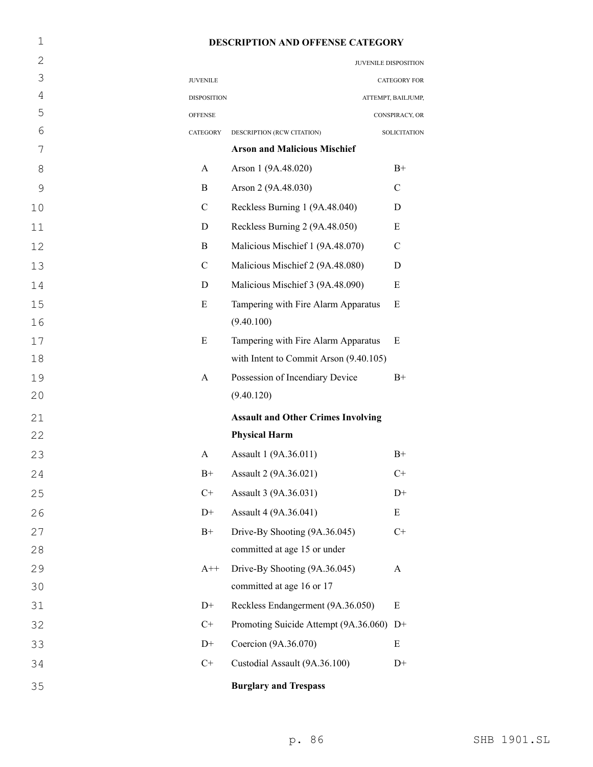## DESCRIPTION AND OFFENSE CATEGORY

| JUVENILE DISPOSITION OFFENSE CATEGORY | DESCRIPTION (RCW CITATION) | JUVENILE DISPOSITION CATEGORY FOR ATTEMPT, BAILJUMP, CONSPIRACY, OR SOLICITATION |
|---|---|---|
| | **Arson and Malicious Mischief** | |
| A | Arson 1 (9A.48.020) | B+ |
| B | Arson 2 (9A.48.030) | C |
| C | Reckless Burning 1 (9A.48.040) | D |
| D | Reckless Burning 2 (9A.48.050) | E |
| B | Malicious Mischief 1 (9A.48.070) | C |
| C | Malicious Mischief 2 (9A.48.080) | D |
| D | Malicious Mischief 3 (9A.48.090) | E |
| E | Tampering with Fire Alarm Apparatus (9.40.100) | E |
| E | Tampering with Fire Alarm Apparatus with Intent to Commit Arson (9.40.105) | E |
| A | Possession of Incendiary Device (9.40.120) | B+ |
| | **Assault and Other Crimes Involving Physical Harm** | |
| A | Assault 1 (9A.36.011) | B+ |
| B+ | Assault 2 (9A.36.021) | C+ |
| C+ | Assault 3 (9A.36.031) | D+ |
| D+ | Assault 4 (9A.36.041) | E |
| B+ | Drive-By Shooting (9A.36.045) committed at age 15 or under | C+ |
| A++ | Drive-By Shooting (9A.36.045) committed at age 16 or 17 | A |
| D+ | Reckless Endangerment (9A.36.050) | E |
| C+ | Promoting Suicide Attempt (9A.36.060) | D+ |
| D+ | Coercion (9A.36.070) | E |
| C+ | Custodial Assault (9A.36.100) | D+ |
| | **Burglary and Trespass** | |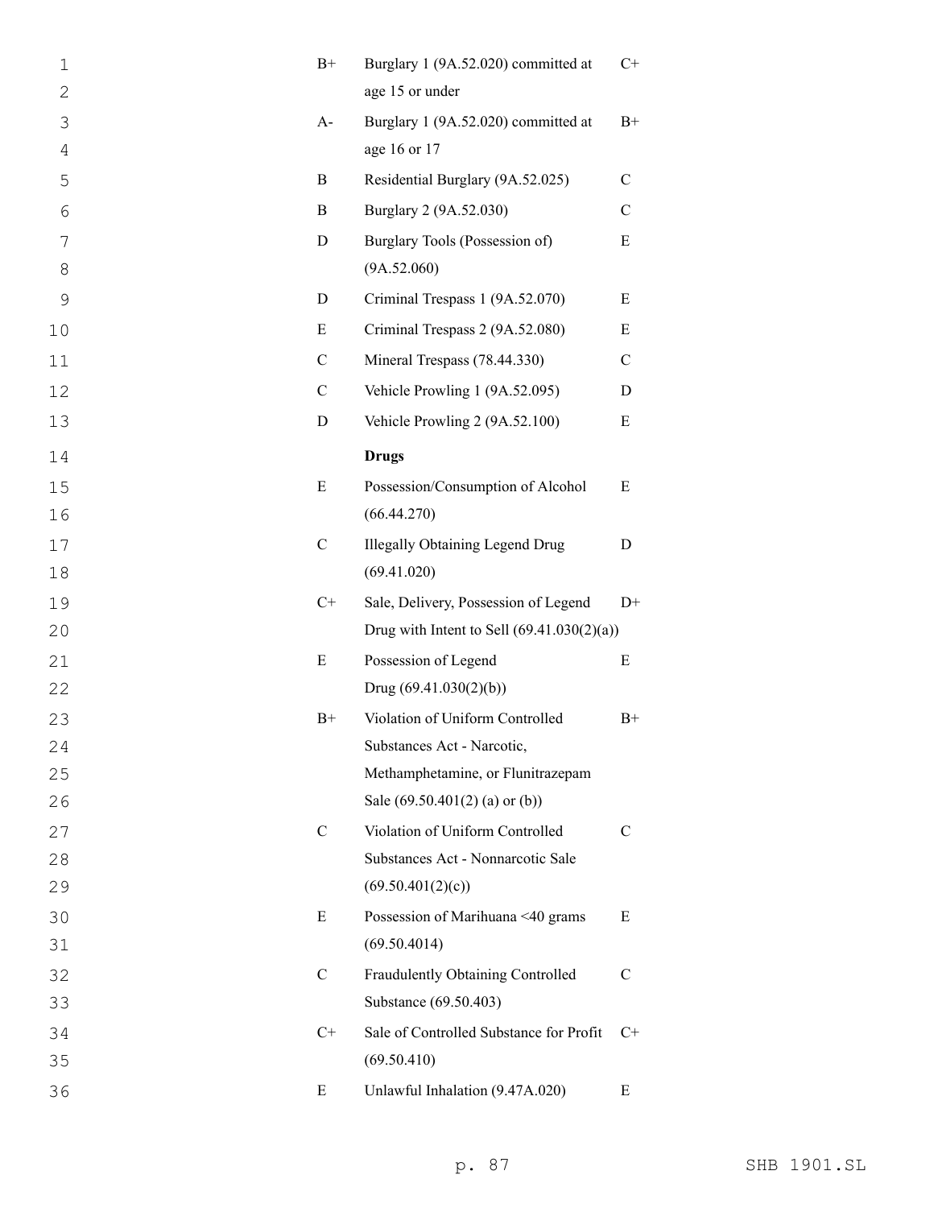| | | |
|---|---|---|
| B+ | Burglary 1 (9A.52.020) committed at age 15 or under | C+ |
| A- | Burglary 1 (9A.52.020) committed at age 16 or 17 | B+ |
| B | Residential Burglary (9A.52.025) | C |
| B | Burglary 2 (9A.52.030) | C |
| D | Burglary Tools (Possession of) (9A.52.060) | E |
| D | Criminal Trespass 1 (9A.52.070) | E |
| E | Criminal Trespass 2 (9A.52.080) | E |
| C | Mineral Trespass (78.44.330) | C |
| C | Vehicle Prowling 1 (9A.52.095) | D |
| D | Vehicle Prowling 2 (9A.52.100) | E |
| | **Drugs** | |
| E | Possession/Consumption of Alcohol (66.44.270) | E |
| C | Illegally Obtaining Legend Drug (69.41.020) | D |
| C+ | Sale, Delivery, Possession of Legend Drug with Intent to Sell (69.41.030(2)(a)) | D+ |
| E | Possession of Legend Drug (69.41.030(2)(b)) | E |
| B+ | Violation of Uniform Controlled Substances Act - Narcotic, Methamphetamine, or Flunitrazepam Sale (69.50.401(2) (a) or (b)) | B+ |
| C | Violation of Uniform Controlled Substances Act - Nonnarcotic Sale (69.50.401(2)(c)) | C |
| E | Possession of Marihuana <40 grams (69.50.4014) | E |
| C | Fraudulently Obtaining Controlled Substance (69.50.403) | C |
| C+ | Sale of Controlled Substance for Profit (69.50.410) | C+ |
| E | Unlawful Inhalation (9.47A.020) | E |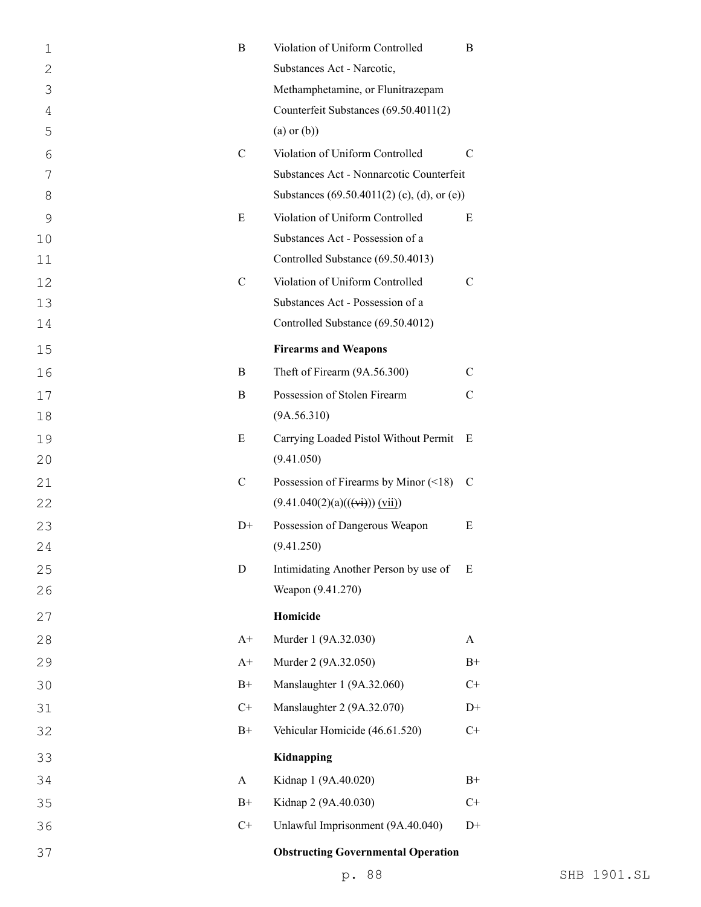| | | |
|---|---|---|
| B | Violation of Uniform Controlled Substances Act - Narcotic, Methamphetamine, or Flunitrazepam Counterfeit Substances (69.50.4011(2) (a) or (b)) | B |
| C | Violation of Uniform Controlled Substances Act - Nonnarcotic Counterfeit Substances (69.50.4011(2) (c), (d), or (e)) | C |
| E | Violation of Uniform Controlled Substances Act - Possession of a Controlled Substance (69.50.4013) | E |
| C | Violation of Uniform Controlled Substances Act - Possession of a Controlled Substance (69.50.4012) | C |
| | **Firearms and Weapons** | |
| B | Theft of Firearm (9A.56.300) | C |
| B | Possession of Stolen Firearm (9A.56.310) | C |
| E | Carrying Loaded Pistol Without Permit (9.41.050) | E |
| C | Possession of Firearms by Minor (<18) (9.41.040(2)(a)(~~(vi)~~) (vii)) | C |
| D+ | Possession of Dangerous Weapon (9.41.250) | E |
| D | Intimidating Another Person by use of Weapon (9.41.270) | E |
| | **Homicide** | |
| A+ | Murder 1 (9A.32.030) | A |
| A+ | Murder 2 (9A.32.050) | B+ |
| B+ | Manslaughter 1 (9A.32.060) | C+ |
| C+ | Manslaughter 2 (9A.32.070) | D+ |
| B+ | Vehicular Homicide (46.61.520) | C+ |
| | **Kidnapping** | |
| A | Kidnap 1 (9A.40.020) | B+ |
| B+ | Kidnap 2 (9A.40.030) | C+ |
| C+ | Unlawful Imprisonment (9A.40.040) | D+ |
| | **Obstructing Governmental Operation** | |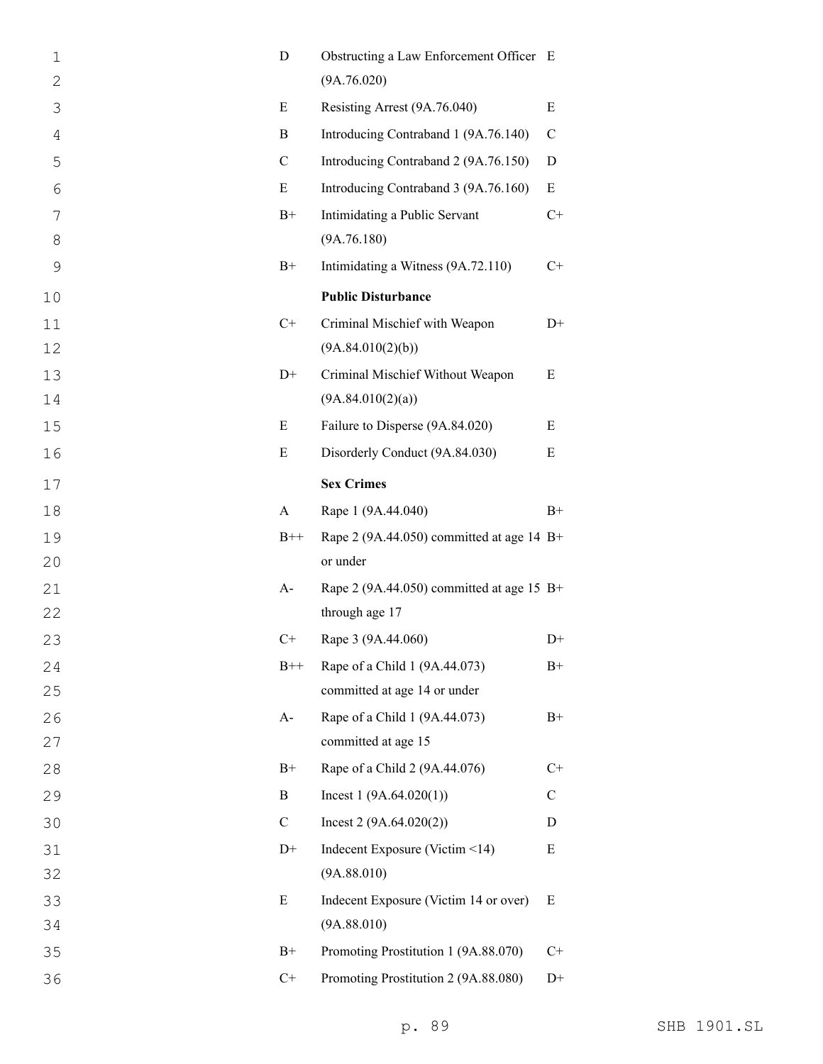| | | |
|---|---|---|
| D | Obstructing a Law Enforcement Officer (9A.76.020) | E |
| E | Resisting Arrest (9A.76.040) | E |
| B | Introducing Contraband 1 (9A.76.140) | C |
| C | Introducing Contraband 2 (9A.76.150) | D |
| E | Introducing Contraband 3 (9A.76.160) | E |
| B+ | Intimidating a Public Servant (9A.76.180) | C+ |
| B+ | Intimidating a Witness (9A.72.110) | C+ |
| | **Public Disturbance** | |
| C+ | Criminal Mischief with Weapon (9A.84.010(2)(b)) | D+ |
| D+ | Criminal Mischief Without Weapon (9A.84.010(2)(a)) | E |
| E | Failure to Disperse (9A.84.020) | E |
| E | Disorderly Conduct (9A.84.030) | E |
| | **Sex Crimes** | |
| A | Rape 1 (9A.44.040) | B+ |
| B++ | Rape 2 (9A.44.050) committed at age 14 or under | B+ |
| A- | Rape 2 (9A.44.050) committed at age 15 through age 17 | B+ |
| C+ | Rape 3 (9A.44.060) | D+ |
| B++ | Rape of a Child 1 (9A.44.073) committed at age 14 or under | B+ |
| A- | Rape of a Child 1 (9A.44.073) committed at age 15 | B+ |
| B+ | Rape of a Child 2 (9A.44.076) | C+ |
| B | Incest 1 (9A.64.020(1)) | C |
| C | Incest 2 (9A.64.020(2)) | D |
| D+ | Indecent Exposure (Victim <14) (9A.88.010) | E |
| E | Indecent Exposure (Victim 14 or over) (9A.88.010) | E |
| B+ | Promoting Prostitution 1 (9A.88.070) | C+ |
| C+ | Promoting Prostitution 2 (9A.88.080) | D+ |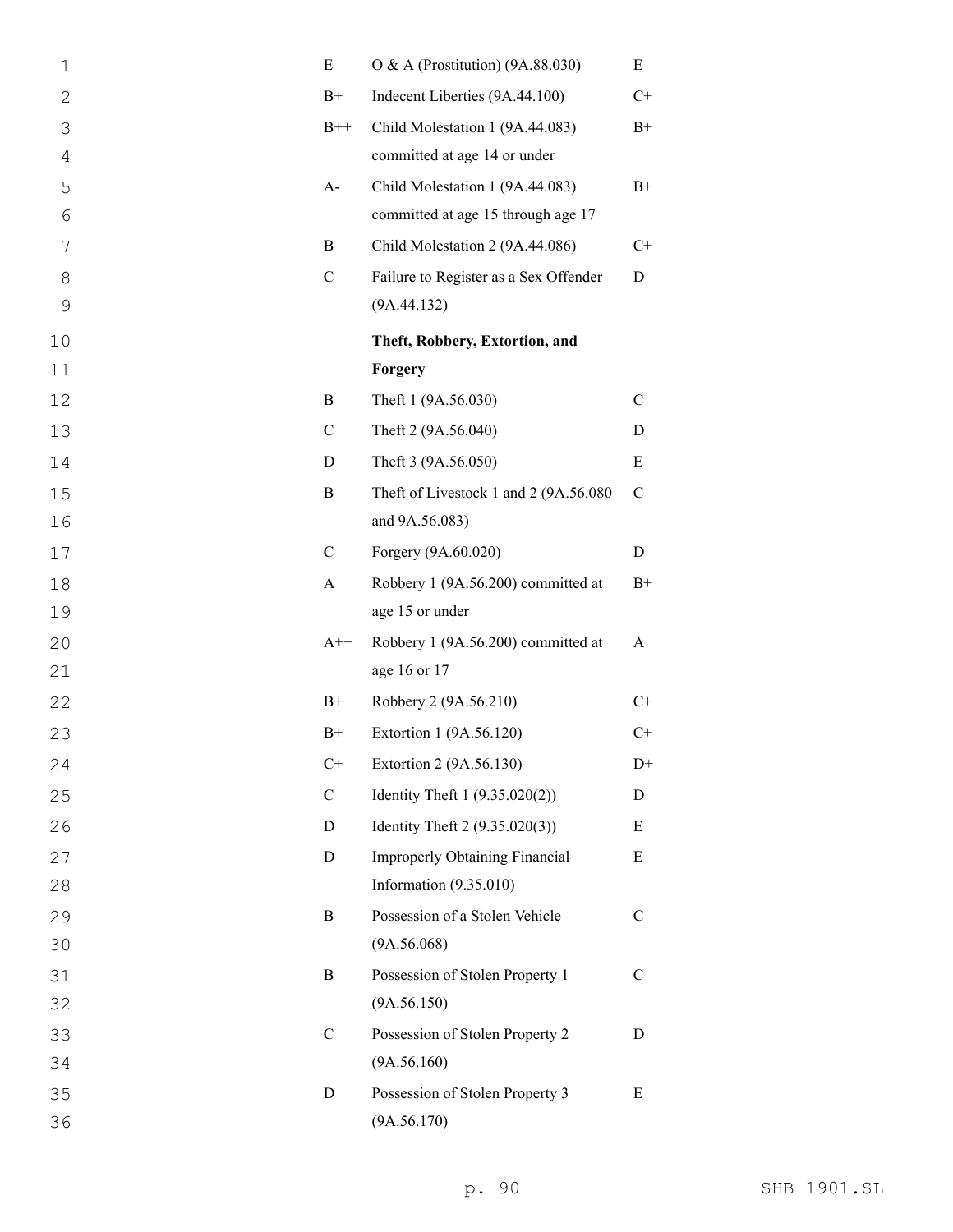| | | |
|---|---|---|
| E | O & A (Prostitution) (9A.88.030) | E |
| B+ | Indecent Liberties (9A.44.100) | C+ |
| B++ | Child Molestation 1 (9A.44.083) committed at age 14 or under | B+ |
| A- | Child Molestation 1 (9A.44.083) committed at age 15 through age 17 | B+ |
| B | Child Molestation 2 (9A.44.086) | C+ |
| C | Failure to Register as a Sex Offender (9A.44.132) | D |
| | **Theft, Robbery, Extortion, and Forgery** | |
| B | Theft 1 (9A.56.030) | C |
| C | Theft 2 (9A.56.040) | D |
| D | Theft 3 (9A.56.050) | E |
| B | Theft of Livestock 1 and 2 (9A.56.080 and 9A.56.083) | C |
| C | Forgery (9A.60.020) | D |
| A | Robbery 1 (9A.56.200) committed at age 15 or under | B+ |
| A++ | Robbery 1 (9A.56.200) committed at age 16 or 17 | A |
| B+ | Robbery 2 (9A.56.210) | C+ |
| B+ | Extortion 1 (9A.56.120) | C+ |
| C+ | Extortion 2 (9A.56.130) | D+ |
| C | Identity Theft 1 (9.35.020(2)) | D |
| D | Identity Theft 2 (9.35.020(3)) | E |
| D | Improperly Obtaining Financial Information (9.35.010) | E |
| B | Possession of a Stolen Vehicle (9A.56.068) | C |
| B | Possession of Stolen Property 1 (9A.56.150) | C |
| C | Possession of Stolen Property 2 (9A.56.160) | D |
| D | Possession of Stolen Property 3 (9A.56.170) | E |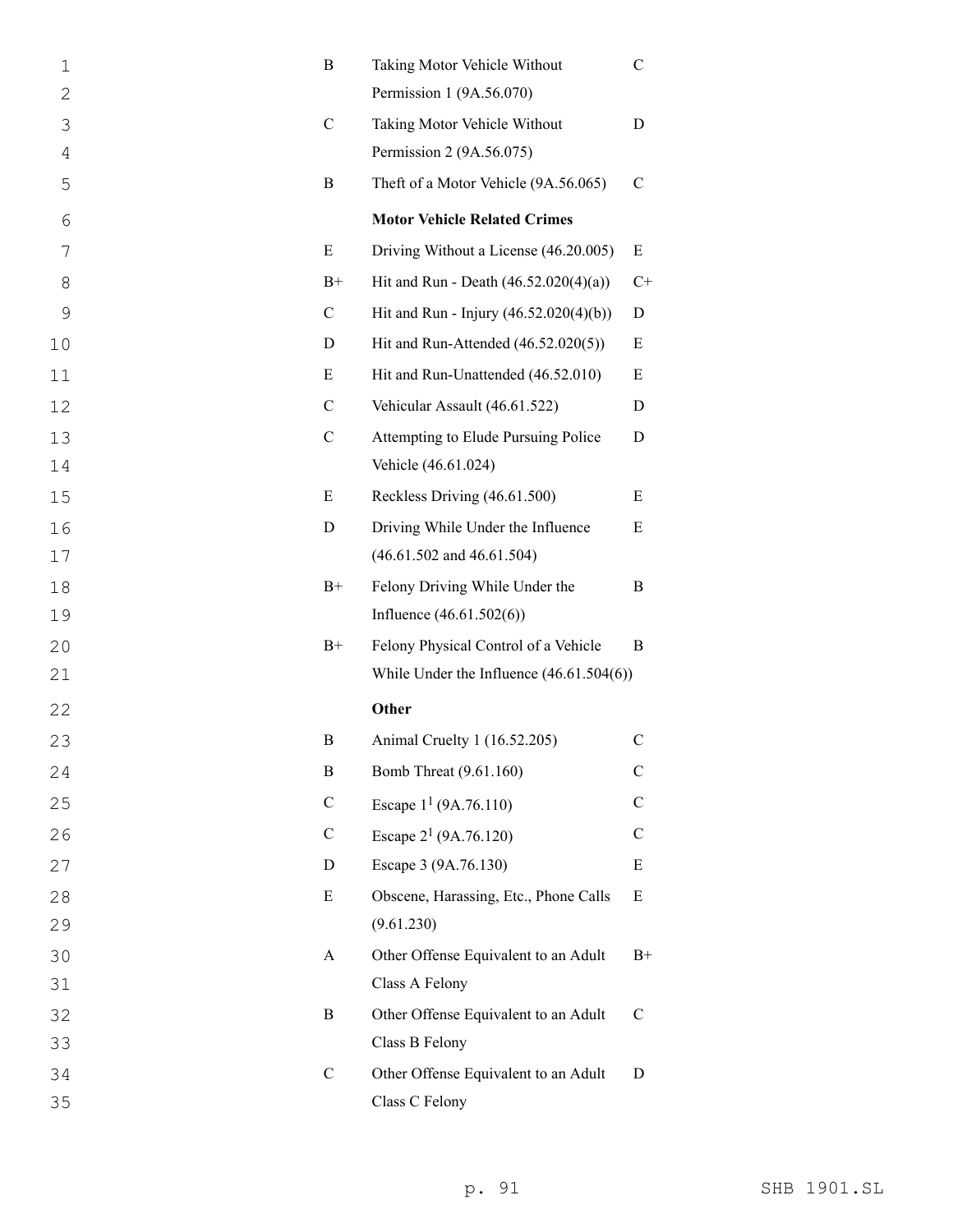| | | |
|---|---|---|
| B | Taking Motor Vehicle Without Permission 1 (9A.56.070) | C |
| C | Taking Motor Vehicle Without Permission 2 (9A.56.075) | D |
| B | Theft of a Motor Vehicle (9A.56.065) | C |
| | **Motor Vehicle Related Crimes** | |
| E | Driving Without a License (46.20.005) | E |
| B+ | Hit and Run - Death (46.52.020(4)(a)) | C+ |
| C | Hit and Run - Injury (46.52.020(4)(b)) | D |
| D | Hit and Run-Attended (46.52.020(5)) | E |
| E | Hit and Run-Unattended (46.52.010) | E |
| C | Vehicular Assault (46.61.522) | D |
| C | Attempting to Elude Pursuing Police Vehicle (46.61.024) | D |
| E | Reckless Driving (46.61.500) | E |
| D | Driving While Under the Influence (46.61.502 and 46.61.504) | E |
| B+ | Felony Driving While Under the Influence (46.61.502(6)) | B |
| B+ | Felony Physical Control of a Vehicle While Under the Influence (46.61.504(6)) | B |
| | **Other** | |
| B | Animal Cruelty 1 (16.52.205) | C |
| B | Bomb Threat (9.61.160) | C |
| C | Escape 1[1] (9A.76.110) | C |
| C | Escape 2[1] (9A.76.120) | C |
| D | Escape 3 (9A.76.130) | E |
| E | Obscene, Harassing, Etc., Phone Calls (9.61.230) | E |
| A | Other Offense Equivalent to an Adult Class A Felony | B+ |
| B | Other Offense Equivalent to an Adult Class B Felony | C |
| C | Other Offense Equivalent to an Adult Class C Felony | D |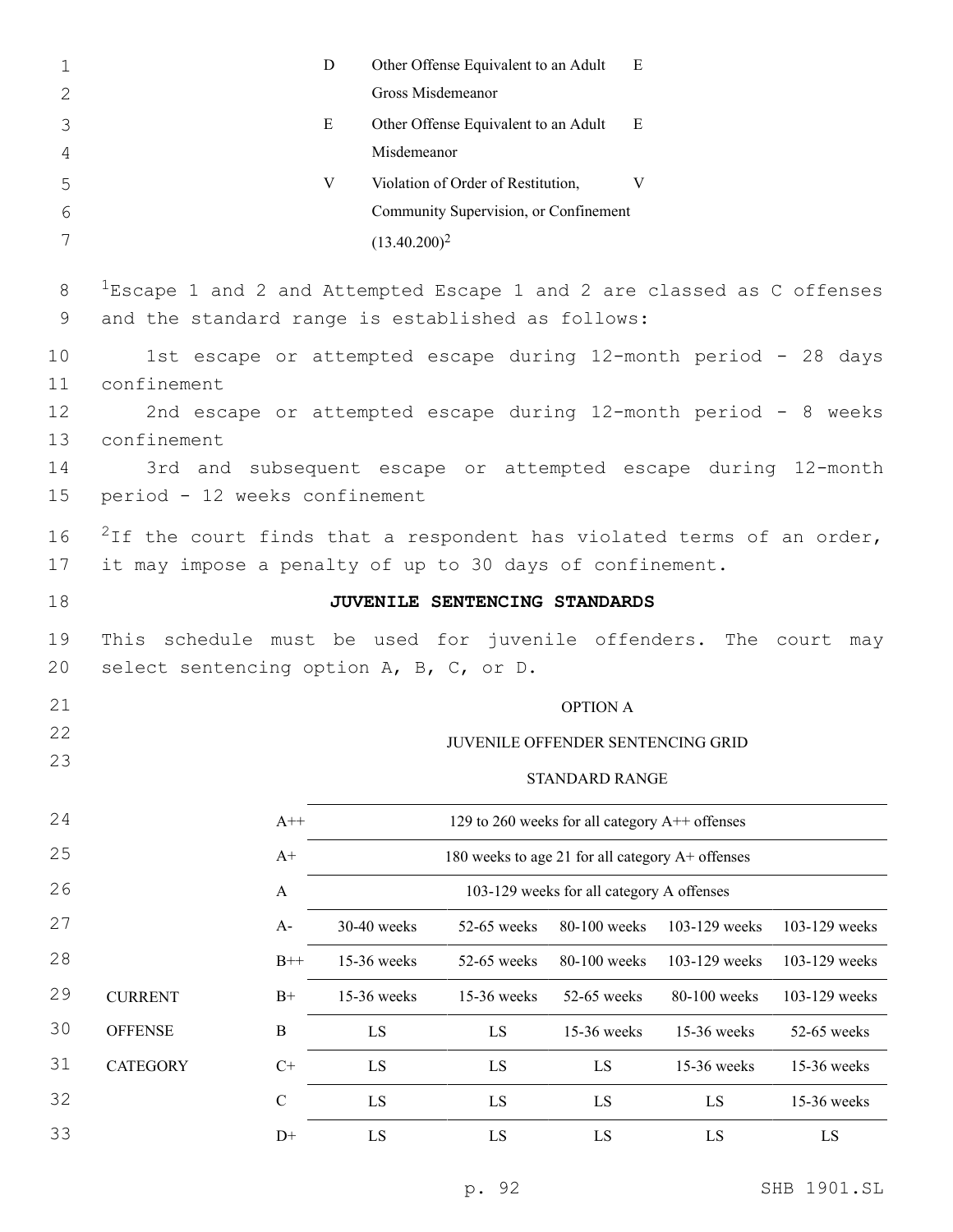| | | |
|---|---|---|
| D | Other Offense Equivalent to an Adult Gross Misdemeanor | E |
| E | Other Offense Equivalent to an Adult Misdemeanor | E |
| V | Violation of Order of Restitution, Community Supervision, or Confinement (13.40.200)[2] | V |

[1]Escape 1 and 2 and Attempted Escape 1 and 2 are classed as C offenses and the standard range is established as follows:

1st escape or attempted escape during 12-month period - 28 days confinement

2nd escape or attempted escape during 12-month period - 8 weeks confinement

3rd and subsequent escape or attempted escape during 12-month period - 12 weeks confinement

[2]If the court finds that a respondent has violated terms of an order, it may impose a penalty of up to 30 days of confinement.

**JUVENILE SENTENCING STANDARDS**

This schedule must be used for juvenile offenders. The court may select sentencing option A, B, C, or D.

OPTION A

JUVENILE OFFENDER SENTENCING GRID

STANDARD RANGE

| | | | | | | |
|---|---|---|---|---|---|---|
| | A++ | 129 to 260 weeks for all category A++ offenses | | | | |
| | A+ | 180 weeks to age 21 for all category A+ offenses | | | | |
| | A | 103-129 weeks for all category A offenses | | | | |
| | A- | 30-40 weeks | 52-65 weeks | 80-100 weeks | 103-129 weeks | 103-129 weeks |
| | B++ | 15-36 weeks | 52-65 weeks | 80-100 weeks | 103-129 weeks | 103-129 weeks |
| CURRENT | B+ | 15-36 weeks | 15-36 weeks | 52-65 weeks | 80-100 weeks | 103-129 weeks |
| OFFENSE | B | LS | LS | 15-36 weeks | 15-36 weeks | 52-65 weeks |
| CATEGORY | C+ | LS | LS | LS | 15-36 weeks | 15-36 weeks |
| | C | LS | LS | LS | LS | 15-36 weeks |
| | D+ | LS | LS | LS | LS | LS |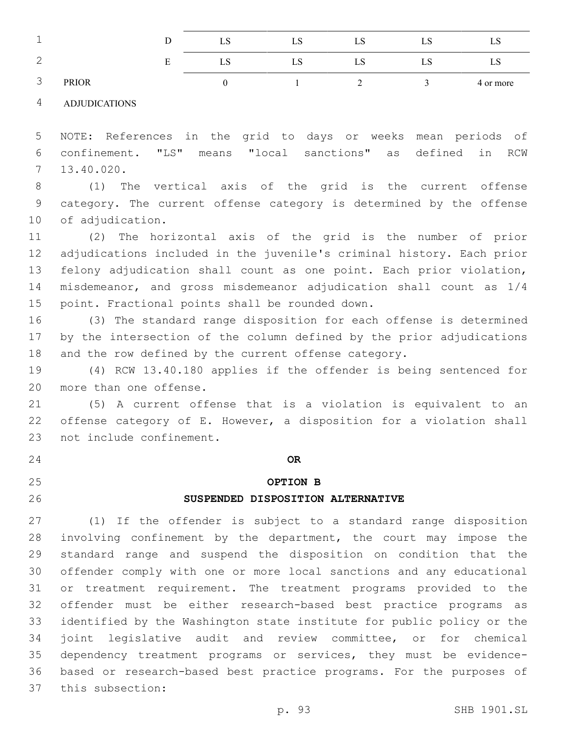| | | | | | |
|---|---|---|---|---|---|
| D | LS | LS | LS | LS | LS |
| E | LS | LS | LS | LS | LS |
| PRIOR ADJUDICATIONS | 0 | 1 | 2 | 3 | 4 or more |

NOTE: References in the grid to days or weeks mean periods of confinement. "LS" means "local sanctions" as defined in RCW 13.40.020.

(1) The vertical axis of the grid is the current offense category. The current offense category is determined by the offense of adjudication.

(2) The horizontal axis of the grid is the number of prior adjudications included in the juvenile's criminal history. Each prior felony adjudication shall count as one point. Each prior violation, misdemeanor, and gross misdemeanor adjudication shall count as 1/4 point. Fractional points shall be rounded down.

(3) The standard range disposition for each offense is determined by the intersection of the column defined by the prior adjudications and the row defined by the current offense category.

(4) RCW 13.40.180 applies if the offender is being sentenced for more than one offense.

(5) A current offense that is a violation is equivalent to an offense category of E. However, a disposition for a violation shall not include confinement.

**OR**

**OPTION B**

**SUSPENDED DISPOSITION ALTERNATIVE**

(1) If the offender is subject to a standard range disposition involving confinement by the department, the court may impose the standard range and suspend the disposition on condition that the offender comply with one or more local sanctions and any educational or treatment requirement. The treatment programs provided to the offender must be either research-based best practice programs as identified by the Washington state institute for public policy or the joint legislative audit and review committee, or for chemical dependency treatment programs or services, they must be evidence-based or research-based best practice programs. For the purposes of this subsection: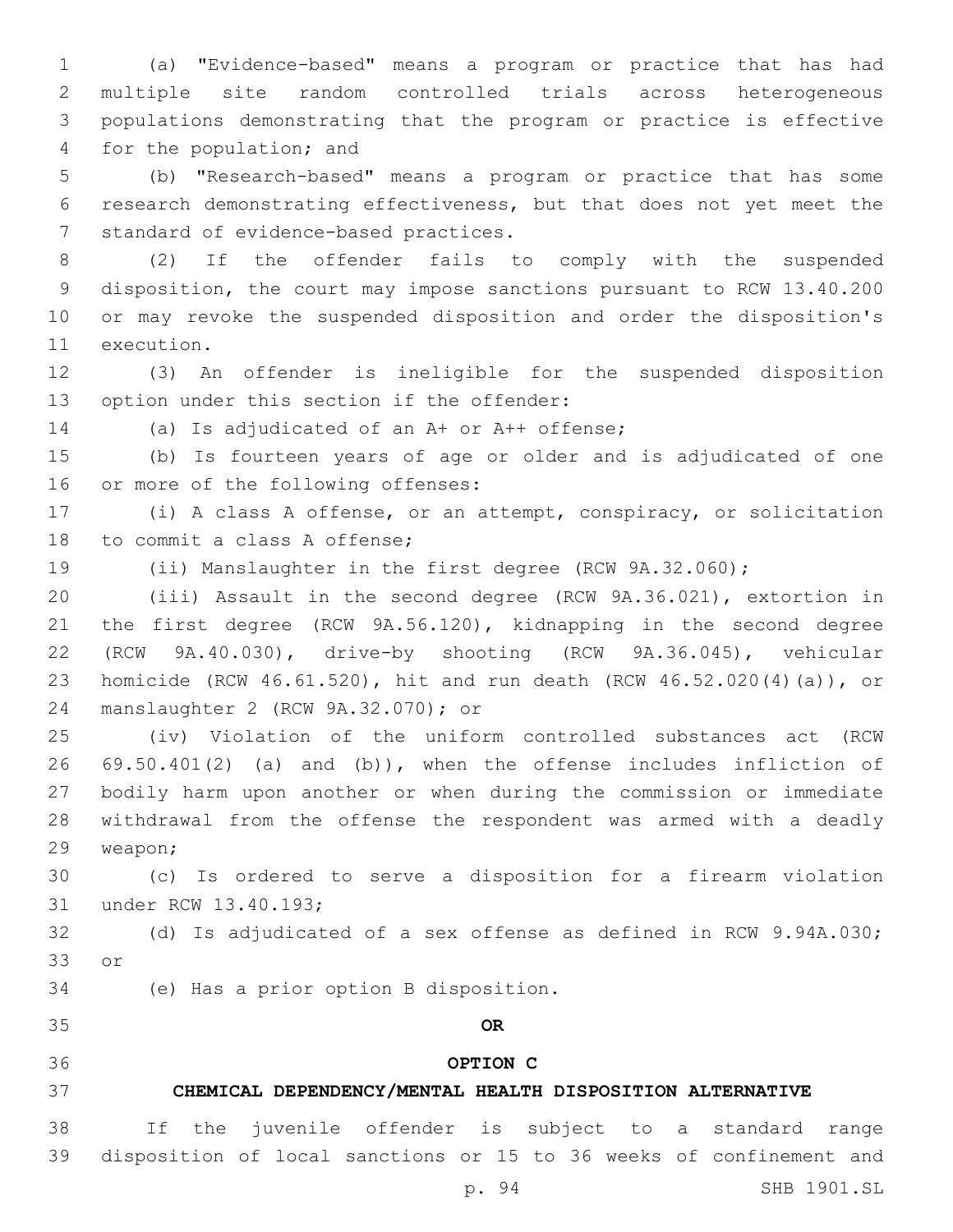(a) "Evidence-based" means a program or practice that has had multiple site random controlled trials across heterogeneous populations demonstrating that the program or practice is effective for the population; and

(b) "Research-based" means a program or practice that has some research demonstrating effectiveness, but that does not yet meet the standard of evidence-based practices.

(2) If the offender fails to comply with the suspended disposition, the court may impose sanctions pursuant to RCW 13.40.200 or may revoke the suspended disposition and order the disposition's execution.

(3) An offender is ineligible for the suspended disposition option under this section if the offender:

(a) Is adjudicated of an A+ or A++ offense;

(b) Is fourteen years of age or older and is adjudicated of one or more of the following offenses:

(i) A class A offense, or an attempt, conspiracy, or solicitation to commit a class A offense;

(ii) Manslaughter in the first degree (RCW 9A.32.060);

(iii) Assault in the second degree (RCW 9A.36.021), extortion in the first degree (RCW 9A.56.120), kidnapping in the second degree (RCW 9A.40.030), drive-by shooting (RCW 9A.36.045), vehicular homicide (RCW 46.61.520), hit and run death (RCW 46.52.020(4)(a)), or manslaughter 2 (RCW 9A.32.070); or

(iv) Violation of the uniform controlled substances act (RCW 69.50.401(2) (a) and (b)), when the offense includes infliction of bodily harm upon another or when during the commission or immediate withdrawal from the offense the respondent was armed with a deadly weapon;

(c) Is ordered to serve a disposition for a firearm violation under RCW 13.40.193;

(d) Is adjudicated of a sex offense as defined in RCW 9.94A.030; or

(e) Has a prior option B disposition.

**OR**

**OPTION C**

**CHEMICAL DEPENDENCY/MENTAL HEALTH DISPOSITION ALTERNATIVE**

If the juvenile offender is subject to a standard range disposition of local sanctions or 15 to 36 weeks of confinement and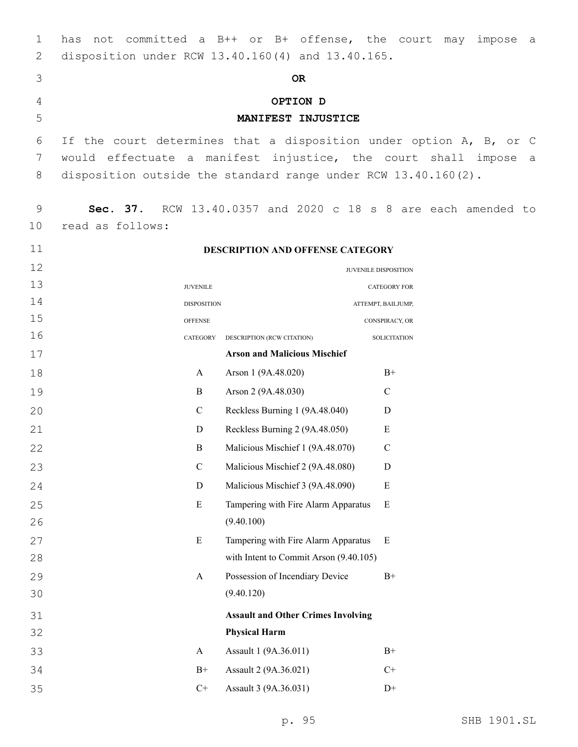has not committed a B++ or B+ offense, the court may impose a disposition under RCW 13.40.160(4) and 13.40.165.

**OR**

**OPTION D**
**MANIFEST INJUSTICE**

If the court determines that a disposition under option A, B, or C would effectuate a manifest injustice, the court shall impose a disposition outside the standard range under RCW 13.40.160(2).

**Sec. 37.** RCW 13.40.0357 and 2020 c 18 s 8 are each amended to read as follows:

**DESCRIPTION AND OFFENSE CATEGORY**

| JUVENILE DISPOSITION OFFENSE CATEGORY | DESCRIPTION (RCW CITATION) | JUVENILE DISPOSITION CATEGORY FOR ATTEMPT, BAILJUMP, CONSPIRACY, OR SOLICITATION |
|---|---|---|
| | **Arson and Malicious Mischief** | |
| A | Arson 1 (9A.48.020) | B+ |
| B | Arson 2 (9A.48.030) | C |
| C | Reckless Burning 1 (9A.48.040) | D |
| D | Reckless Burning 2 (9A.48.050) | E |
| B | Malicious Mischief 1 (9A.48.070) | C |
| C | Malicious Mischief 2 (9A.48.080) | D |
| D | Malicious Mischief 3 (9A.48.090) | E |
| E | Tampering with Fire Alarm Apparatus (9.40.100) | E |
| E | Tampering with Fire Alarm Apparatus with Intent to Commit Arson (9.40.105) | E |
| A | Possession of Incendiary Device (9.40.120) | B+ |
| | **Assault and Other Crimes Involving Physical Harm** | |
| A | Assault 1 (9A.36.011) | B+ |
| B+ | Assault 2 (9A.36.021) | C+ |
| C+ | Assault 3 (9A.36.031) | D+ |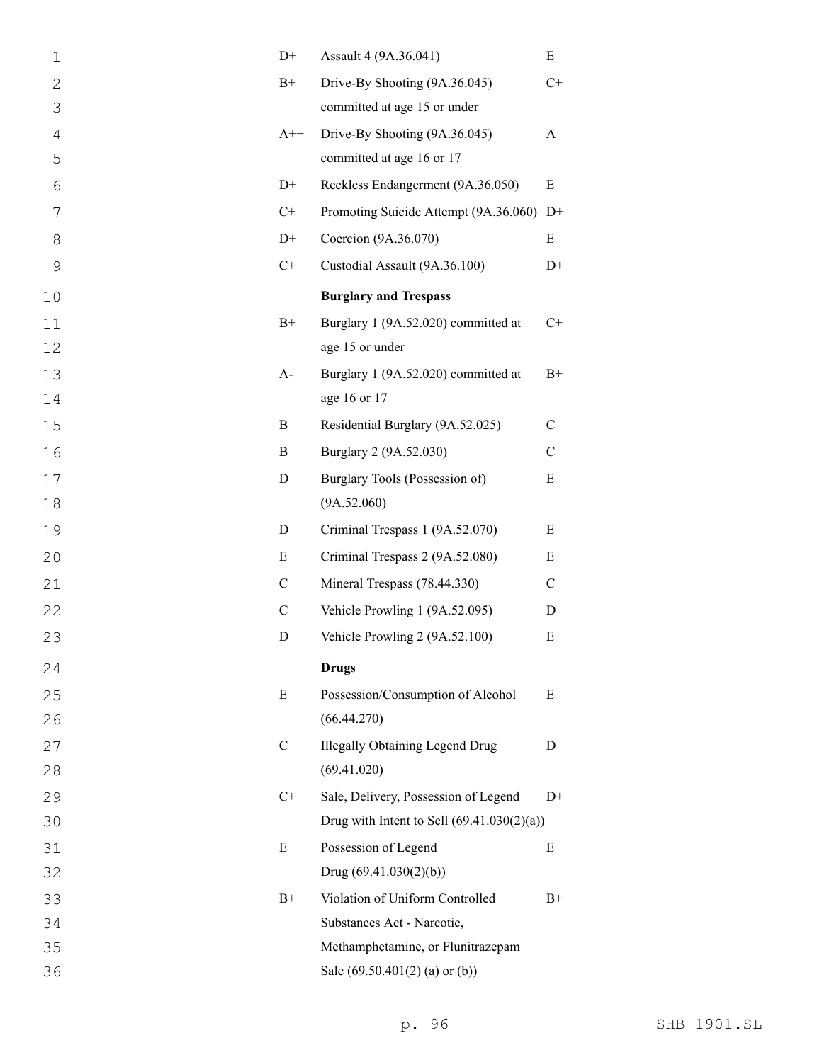| | | |
|---|---|---|
| D+ | Assault 4 (9A.36.041) | E |
| B+ | Drive-By Shooting (9A.36.045) committed at age 15 or under | C+ |
| A++ | Drive-By Shooting (9A.36.045) committed at age 16 or 17 | A |
| D+ | Reckless Endangerment (9A.36.050) | E |
| C+ | Promoting Suicide Attempt (9A.36.060) | D+ |
| D+ | Coercion (9A.36.070) | E |
| C+ | Custodial Assault (9A.36.100) | D+ |
| | **Burglary and Trespass** | |
| B+ | Burglary 1 (9A.52.020) committed at age 15 or under | C+ |
| A- | Burglary 1 (9A.52.020) committed at age 16 or 17 | B+ |
| B | Residential Burglary (9A.52.025) | C |
| B | Burglary 2 (9A.52.030) | C |
| D | Burglary Tools (Possession of) (9A.52.060) | E |
| D | Criminal Trespass 1 (9A.52.070) | E |
| E | Criminal Trespass 2 (9A.52.080) | E |
| C | Mineral Trespass (78.44.330) | C |
| C | Vehicle Prowling 1 (9A.52.095) | D |
| D | Vehicle Prowling 2 (9A.52.100) | E |
| | **Drugs** | |
| E | Possession/Consumption of Alcohol (66.44.270) | E |
| C | Illegally Obtaining Legend Drug (69.41.020) | D |
| C+ | Sale, Delivery, Possession of Legend Drug with Intent to Sell (69.41.030(2)(a)) | D+ |
| E | Possession of Legend Drug (69.41.030(2)(b)) | E |
| B+ | Violation of Uniform Controlled Substances Act - Narcotic, Methamphetamine, or Flunitrazepam Sale (69.50.401(2) (a) or (b)) | B+ |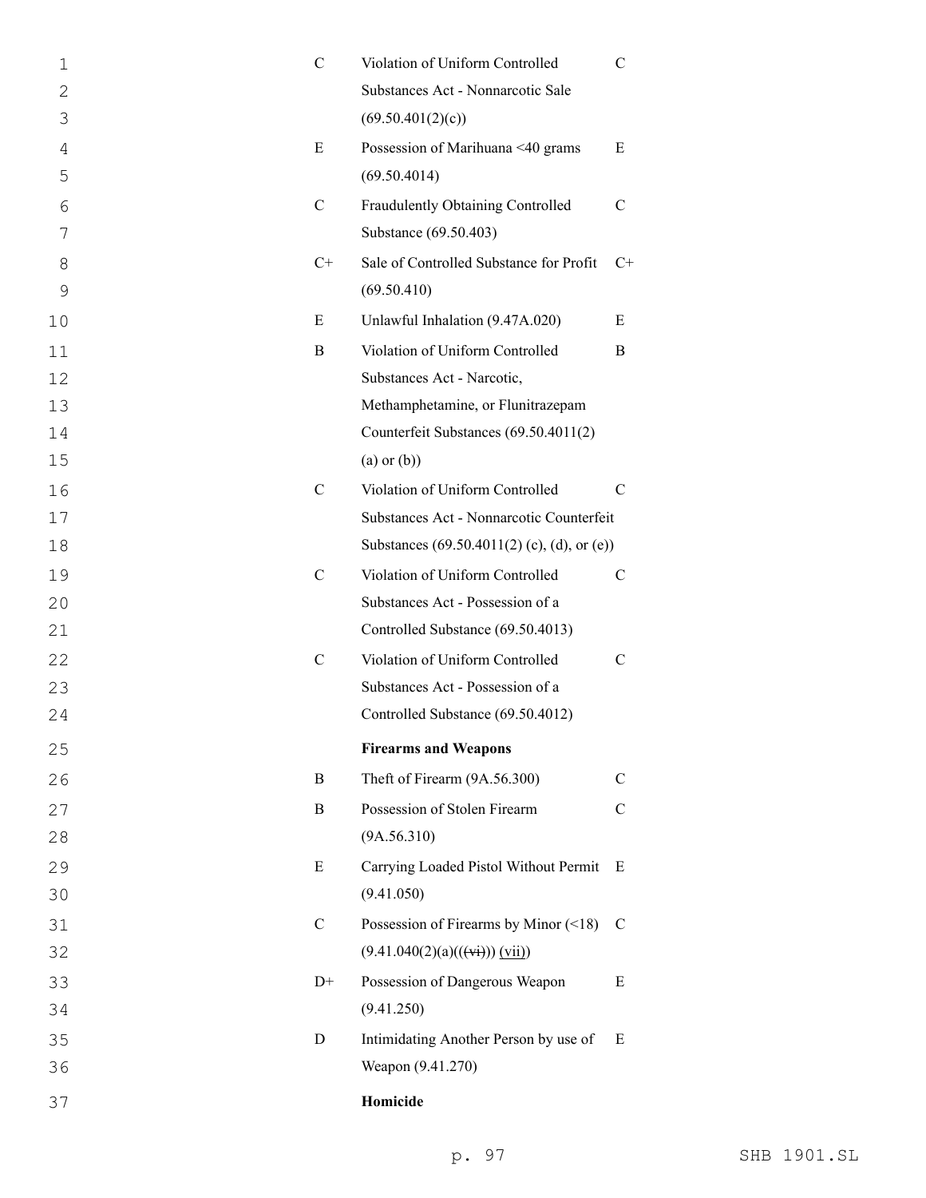| | | |
|---|---|---|
| C | Violation of Uniform Controlled Substances Act - Nonnarcotic Sale (69.50.401(2)(c)) | C |
| E | Possession of Marihuana <40 grams (69.50.4014) | E |
| C | Fraudulently Obtaining Controlled Substance (69.50.403) | C |
| C+ | Sale of Controlled Substance for Profit (69.50.410) | C+ |
| E | Unlawful Inhalation (9.47A.020) | E |
| B | Violation of Uniform Controlled Substances Act - Narcotic, Methamphetamine, or Flunitrazepam Counterfeit Substances (69.50.4011(2) (a) or (b)) | B |
| C | Violation of Uniform Controlled Substances Act - Nonnarcotic Counterfeit Substances (69.50.4011(2) (c), (d), or (e)) | C |
| C | Violation of Uniform Controlled Substances Act - Possession of a Controlled Substance (69.50.4013) | C |
| C | Violation of Uniform Controlled Substances Act - Possession of a Controlled Substance (69.50.4012) | C |
| | **Firearms and Weapons** | |
| B | Theft of Firearm (9A.56.300) | C |
| B | Possession of Stolen Firearm (9A.56.310) | C |
| E | Carrying Loaded Pistol Without Permit (9.41.050) | E |
| C | Possession of Firearms by Minor (<18) (9.41.040(2)(a)(~~(vi)~~) (vii)) | C |
| D+ | Possession of Dangerous Weapon (9.41.250) | E |
| D | Intimidating Another Person by use of Weapon (9.41.270) | E |
| | **Homicide** | |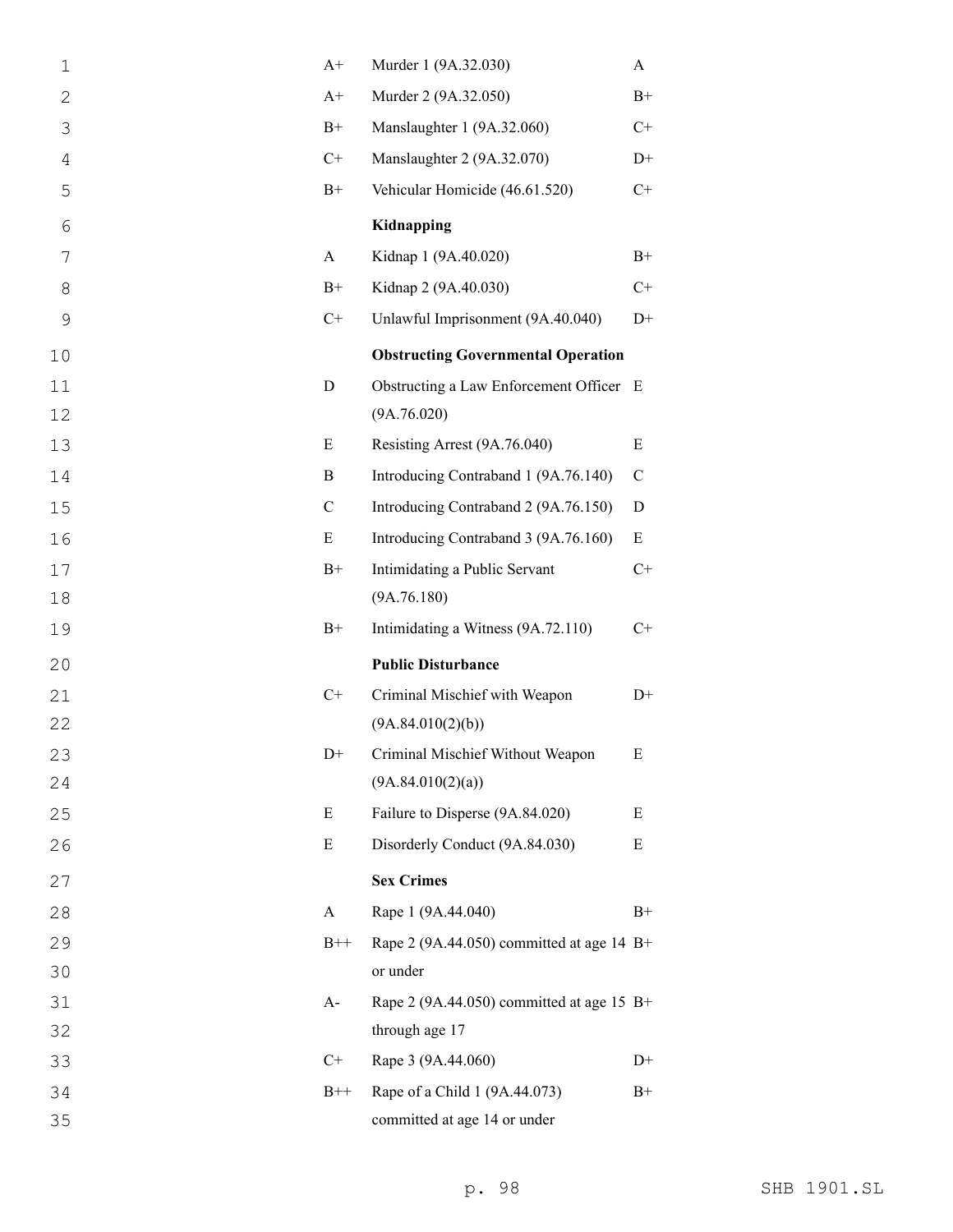| | | |
|---|---|---|
| A+ | Murder 1 (9A.32.030) | A |
| A+ | Murder 2 (9A.32.050) | B+ |
| B+ | Manslaughter 1 (9A.32.060) | C+ |
| C+ | Manslaughter 2 (9A.32.070) | D+ |
| B+ | Vehicular Homicide (46.61.520) | C+ |
| | **Kidnapping** | |
| A | Kidnap 1 (9A.40.020) | B+ |
| B+ | Kidnap 2 (9A.40.030) | C+ |
| C+ | Unlawful Imprisonment (9A.40.040) | D+ |
| | **Obstructing Governmental Operation** | |
| D | Obstructing a Law Enforcement Officer (9A.76.020) | E |
| E | Resisting Arrest (9A.76.040) | E |
| B | Introducing Contraband 1 (9A.76.140) | C |
| C | Introducing Contraband 2 (9A.76.150) | D |
| E | Introducing Contraband 3 (9A.76.160) | E |
| B+ | Intimidating a Public Servant (9A.76.180) | C+ |
| B+ | Intimidating a Witness (9A.72.110) | C+ |
| | **Public Disturbance** | |
| C+ | Criminal Mischief with Weapon (9A.84.010(2)(b)) | D+ |
| D+ | Criminal Mischief Without Weapon (9A.84.010(2)(a)) | E |
| E | Failure to Disperse (9A.84.020) | E |
| E | Disorderly Conduct (9A.84.030) | E |
| | **Sex Crimes** | |
| A | Rape 1 (9A.44.040) | B+ |
| B++ | Rape 2 (9A.44.050) committed at age 14 or under | B+ |
| A- | Rape 2 (9A.44.050) committed at age 15 through age 17 | B+ |
| C+ | Rape 3 (9A.44.060) | D+ |
| B++ | Rape of a Child 1 (9A.44.073) committed at age 14 or under | B+ |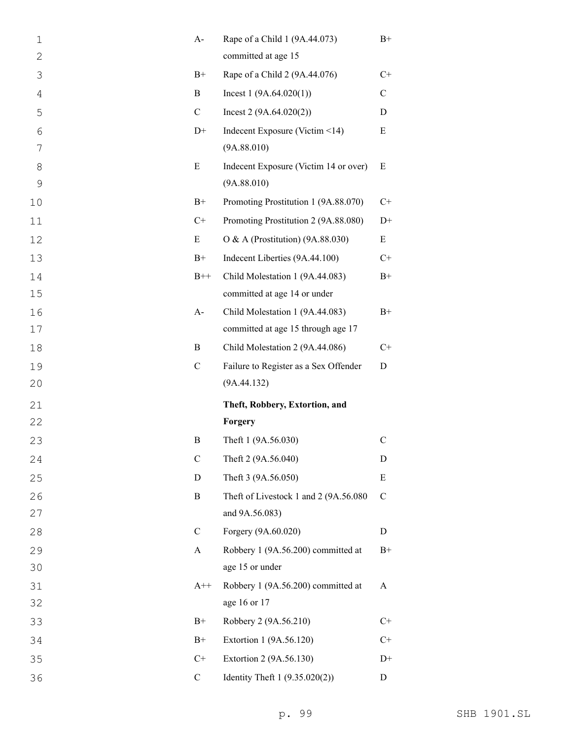| | | |
|---|---|---|
| A- | Rape of a Child 1 (9A.44.073) committed at age 15 | B+ |
| B+ | Rape of a Child 2 (9A.44.076) | C+ |
| B | Incest 1 (9A.64.020(1)) | C |
| C | Incest 2 (9A.64.020(2)) | D |
| D+ | Indecent Exposure (Victim <14) (9A.88.010) | E |
| E | Indecent Exposure (Victim 14 or over) (9A.88.010) | E |
| B+ | Promoting Prostitution 1 (9A.88.070) | C+ |
| C+ | Promoting Prostitution 2 (9A.88.080) | D+ |
| E | O & A (Prostitution) (9A.88.030) | E |
| B+ | Indecent Liberties (9A.44.100) | C+ |
| B++ | Child Molestation 1 (9A.44.083) committed at age 14 or under | B+ |
| A- | Child Molestation 1 (9A.44.083) committed at age 15 through age 17 | B+ |
| B | Child Molestation 2 (9A.44.086) | C+ |
| C | Failure to Register as a Sex Offender (9A.44.132) | D |
| | **Theft, Robbery, Extortion, and Forgery** | |
| B | Theft 1 (9A.56.030) | C |
| C | Theft 2 (9A.56.040) | D |
| D | Theft 3 (9A.56.050) | E |
| B | Theft of Livestock 1 and 2 (9A.56.080 and 9A.56.083) | C |
| C | Forgery (9A.60.020) | D |
| A | Robbery 1 (9A.56.200) committed at age 15 or under | B+ |
| A++ | Robbery 1 (9A.56.200) committed at age 16 or 17 | A |
| B+ | Robbery 2 (9A.56.210) | C+ |
| B+ | Extortion 1 (9A.56.120) | C+ |
| C+ | Extortion 2 (9A.56.130) | D+ |
| C | Identity Theft 1 (9.35.020(2)) | D |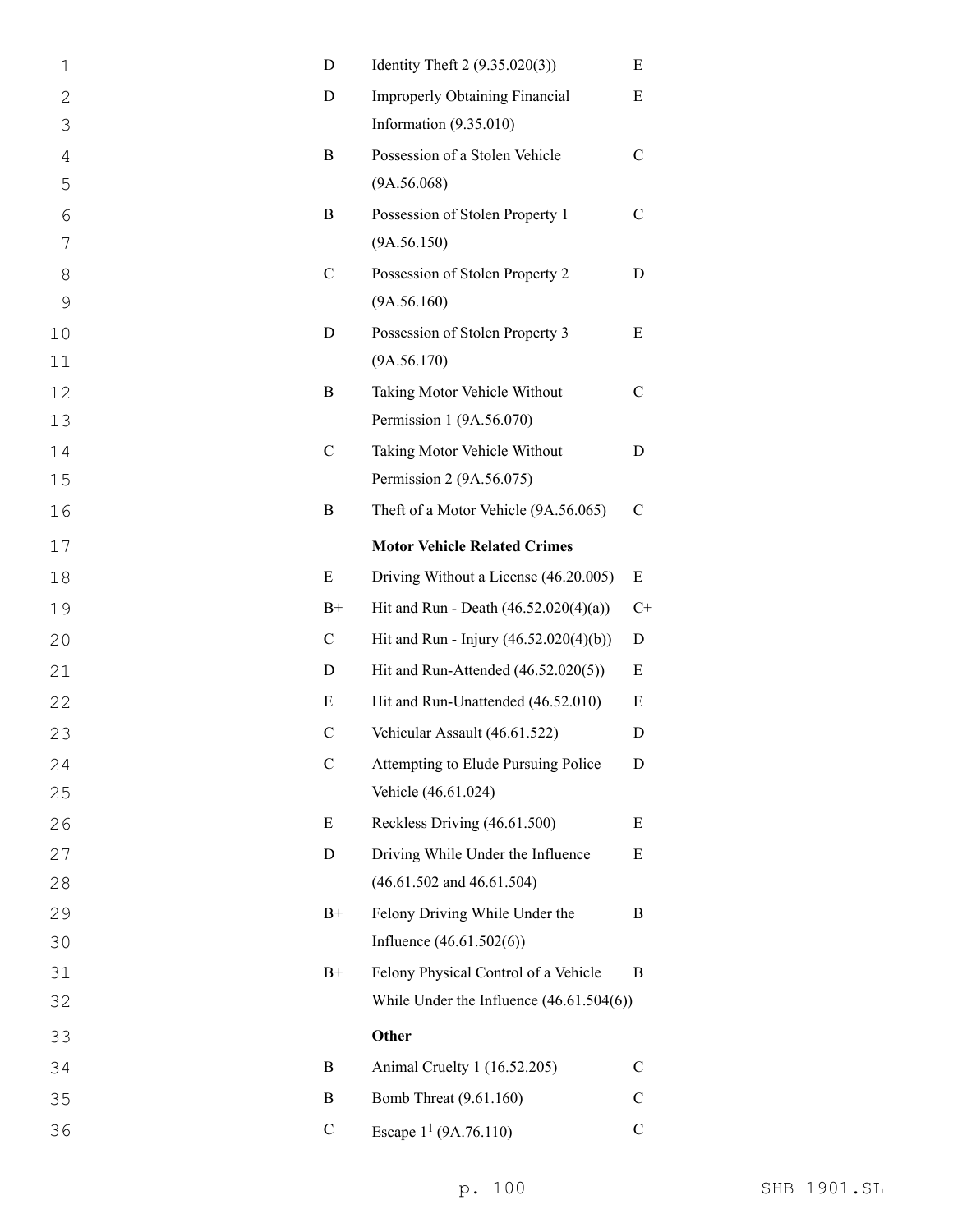| | | |
|---|---|---|
| D | Identity Theft 2 (9.35.020(3)) | E |
| D | Improperly Obtaining Financial Information (9.35.010) | E |
| B | Possession of a Stolen Vehicle (9A.56.068) | C |
| B | Possession of Stolen Property 1 (9A.56.150) | C |
| C | Possession of Stolen Property 2 (9A.56.160) | D |
| D | Possession of Stolen Property 3 (9A.56.170) | E |
| B | Taking Motor Vehicle Without Permission 1 (9A.56.070) | C |
| C | Taking Motor Vehicle Without Permission 2 (9A.56.075) | D |
| B | Theft of a Motor Vehicle (9A.56.065) | C |
| | **Motor Vehicle Related Crimes** | |
| E | Driving Without a License (46.20.005) | E |
| B+ | Hit and Run - Death (46.52.020(4)(a)) | C+ |
| C | Hit and Run - Injury (46.52.020(4)(b)) | D |
| D | Hit and Run-Attended (46.52.020(5)) | E |
| E | Hit and Run-Unattended (46.52.010) | E |
| C | Vehicular Assault (46.61.522) | D |
| C | Attempting to Elude Pursuing Police Vehicle (46.61.024) | D |
| E | Reckless Driving (46.61.500) | E |
| D | Driving While Under the Influence (46.61.502 and 46.61.504) | E |
| B+ | Felony Driving While Under the Influence (46.61.502(6)) | B |
| B+ | Felony Physical Control of a Vehicle While Under the Influence (46.61.504(6)) | B |
| | **Other** | |
| B | Animal Cruelty 1 (16.52.205) | C |
| B | Bomb Threat (9.61.160) | C |
| C | Escape 1[1] (9A.76.110) | C |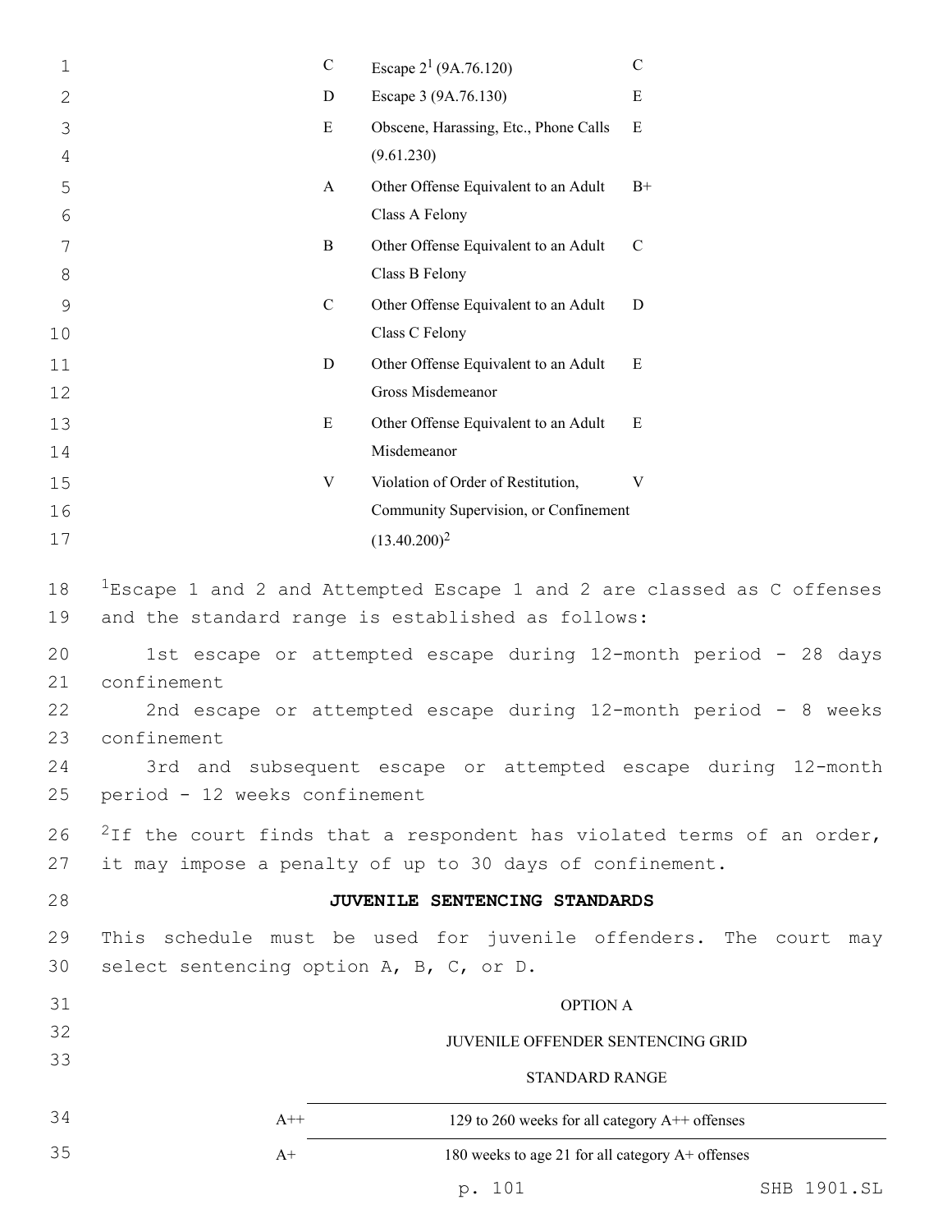| | | |
|---|---|---|
| C | Escape 2[1] (9A.76.120) | C |
| D | Escape 3 (9A.76.130) | E |
| E | Obscene, Harassing, Etc., Phone Calls (9.61.230) | E |
| A | Other Offense Equivalent to an Adult Class A Felony | B+ |
| B | Other Offense Equivalent to an Adult Class B Felony | C |
| C | Other Offense Equivalent to an Adult Class C Felony | D |
| D | Other Offense Equivalent to an Adult Gross Misdemeanor | E |
| E | Other Offense Equivalent to an Adult Misdemeanor | E |
| V | Violation of Order of Restitution, Community Supervision, or Confinement (13.40.200)[2] | V |

[1]Escape 1 and 2 and Attempted Escape 1 and 2 are classed as C offenses and the standard range is established as follows:

1st escape or attempted escape during 12-month period - 28 days confinement

2nd escape or attempted escape during 12-month period - 8 weeks confinement

3rd and subsequent escape or attempted escape during 12-month period - 12 weeks confinement

[2]If the court finds that a respondent has violated terms of an order, it may impose a penalty of up to 30 days of confinement.

**JUVENILE SENTENCING STANDARDS**

This schedule must be used for juvenile offenders. The court may select sentencing option A, B, C, or D.

OPTION A

JUVENILE OFFENDER SENTENCING GRID

STANDARD RANGE

| | |
|---|---|
| A++ | 129 to 260 weeks for all category A++ offenses |
| A+ | 180 weeks to age 21 for all category A+ offenses |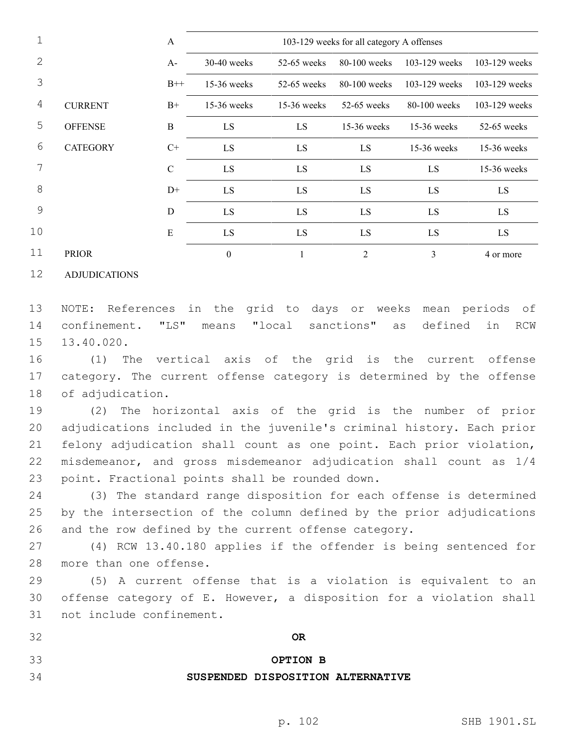| | | | | | | |
|---|---|---|---|---|---|---|
| | A | 103-129 weeks for all category A offenses | | | | |
| | A- | 30-40 weeks | 52-65 weeks | 80-100 weeks | 103-129 weeks | 103-129 weeks |
| | B++ | 15-36 weeks | 52-65 weeks | 80-100 weeks | 103-129 weeks | 103-129 weeks |
| CURRENT | B+ | 15-36 weeks | 15-36 weeks | 52-65 weeks | 80-100 weeks | 103-129 weeks |
| OFFENSE | B | LS | LS | 15-36 weeks | 15-36 weeks | 52-65 weeks |
| CATEGORY | C+ | LS | LS | LS | 15-36 weeks | 15-36 weeks |
| | C | LS | LS | LS | LS | 15-36 weeks |
| | D+ | LS | LS | LS | LS | LS |
| | D | LS | LS | LS | LS | LS |
| | E | LS | LS | LS | LS | LS |
| PRIOR ADJUDICATIONS | | 0 | 1 | 2 | 3 | 4 or more |

NOTE: References in the grid to days or weeks mean periods of confinement. "LS" means "local sanctions" as defined in RCW 13.40.020.

(1) The vertical axis of the grid is the current offense category. The current offense category is determined by the offense of adjudication.

(2) The horizontal axis of the grid is the number of prior adjudications included in the juvenile's criminal history. Each prior felony adjudication shall count as one point. Each prior violation, misdemeanor, and gross misdemeanor adjudication shall count as 1/4 point. Fractional points shall be rounded down.

(3) The standard range disposition for each offense is determined by the intersection of the column defined by the prior adjudications and the row defined by the current offense category.

(4) RCW 13.40.180 applies if the offender is being sentenced for more than one offense.

(5) A current offense that is a violation is equivalent to an offense category of E. However, a disposition for a violation shall not include confinement.

**OR**

**OPTION B**

**SUSPENDED DISPOSITION ALTERNATIVE**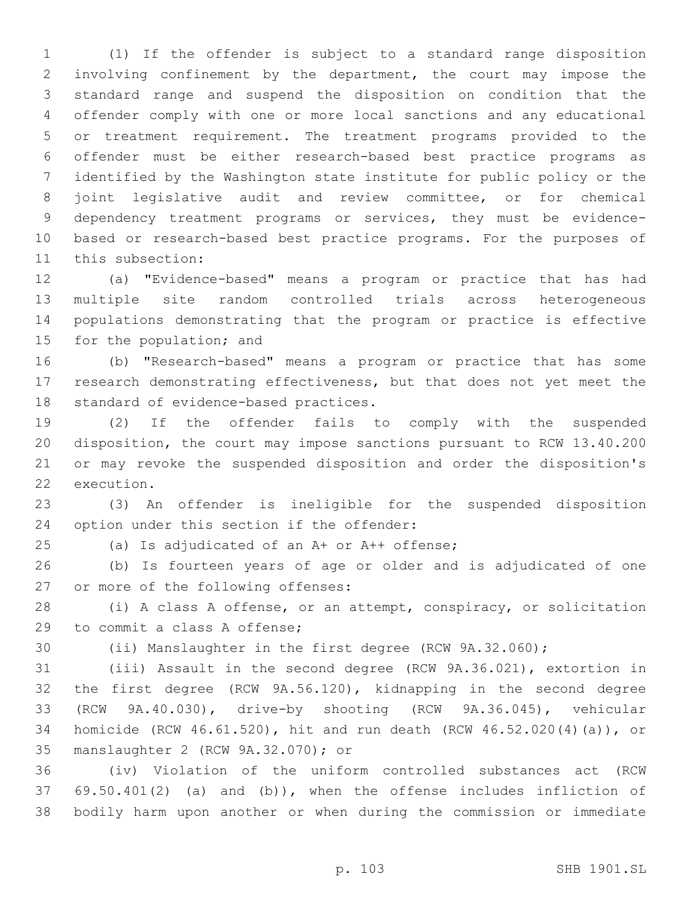(1) If the offender is subject to a standard range disposition involving confinement by the department, the court may impose the standard range and suspend the disposition on condition that the offender comply with one or more local sanctions and any educational or treatment requirement. The treatment programs provided to the offender must be either research-based best practice programs as identified by the Washington state institute for public policy or the joint legislative audit and review committee, or for chemical dependency treatment programs or services, they must be evidence-based or research-based best practice programs. For the purposes of this subsection:

(a) "Evidence-based" means a program or practice that has had multiple site random controlled trials across heterogeneous populations demonstrating that the program or practice is effective for the population; and

(b) "Research-based" means a program or practice that has some research demonstrating effectiveness, but that does not yet meet the standard of evidence-based practices.

(2) If the offender fails to comply with the suspended disposition, the court may impose sanctions pursuant to RCW 13.40.200 or may revoke the suspended disposition and order the disposition's execution.

(3) An offender is ineligible for the suspended disposition option under this section if the offender:

(a) Is adjudicated of an A+ or A++ offense;

(b) Is fourteen years of age or older and is adjudicated of one or more of the following offenses:

(i) A class A offense, or an attempt, conspiracy, or solicitation to commit a class A offense;

(ii) Manslaughter in the first degree (RCW 9A.32.060);

(iii) Assault in the second degree (RCW 9A.36.021), extortion in the first degree (RCW 9A.56.120), kidnapping in the second degree (RCW 9A.40.030), drive-by shooting (RCW 9A.36.045), vehicular homicide (RCW 46.61.520), hit and run death (RCW 46.52.020(4)(a)), or manslaughter 2 (RCW 9A.32.070); or

(iv) Violation of the uniform controlled substances act (RCW 69.50.401(2) (a) and (b)), when the offense includes infliction of bodily harm upon another or when during the commission or immediate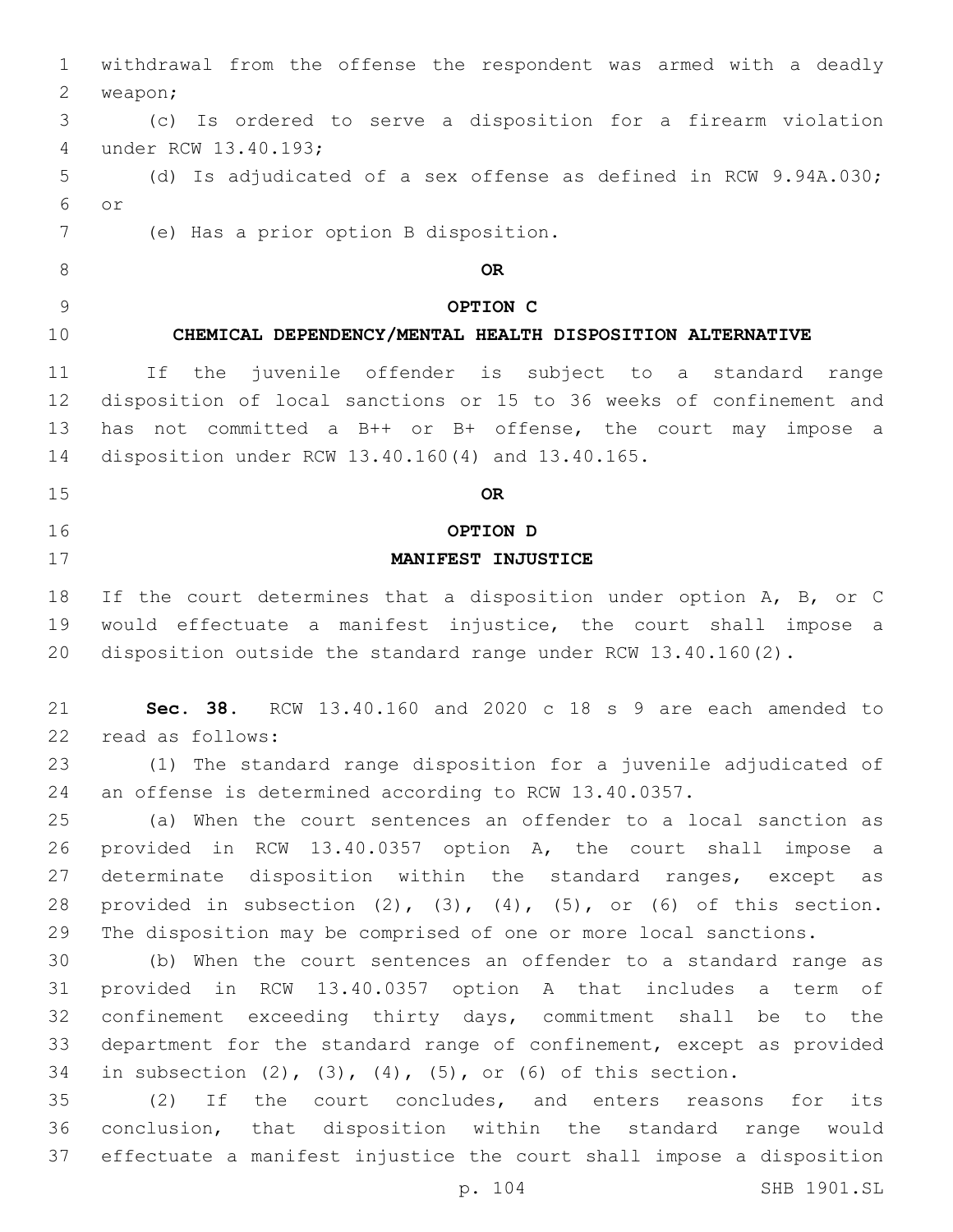withdrawal from the offense the respondent was armed with a deadly weapon;

(c) Is ordered to serve a disposition for a firearm violation under RCW 13.40.193;

(d) Is adjudicated of a sex offense as defined in RCW 9.94A.030; or

(e) Has a prior option B disposition.

**OR**

**OPTION C**

**CHEMICAL DEPENDENCY/MENTAL HEALTH DISPOSITION ALTERNATIVE**

If the juvenile offender is subject to a standard range disposition of local sanctions or 15 to 36 weeks of confinement and has not committed a B++ or B+ offense, the court may impose a disposition under RCW 13.40.160(4) and 13.40.165.

**OR**

**OPTION D**

**MANIFEST INJUSTICE**

If the court determines that a disposition under option A, B, or C would effectuate a manifest injustice, the court shall impose a disposition outside the standard range under RCW 13.40.160(2).

**Sec. 38.** RCW 13.40.160 and 2020 c 18 s 9 are each amended to read as follows:

(1) The standard range disposition for a juvenile adjudicated of an offense is determined according to RCW 13.40.0357.

(a) When the court sentences an offender to a local sanction as provided in RCW 13.40.0357 option A, the court shall impose a determinate disposition within the standard ranges, except as provided in subsection (2), (3), (4), (5), or (6) of this section. The disposition may be comprised of one or more local sanctions.

(b) When the court sentences an offender to a standard range as provided in RCW 13.40.0357 option A that includes a term of confinement exceeding thirty days, commitment shall be to the department for the standard range of confinement, except as provided in subsection (2), (3), (4), (5), or (6) of this section.

(2) If the court concludes, and enters reasons for its conclusion, that disposition within the standard range would effectuate a manifest injustice the court shall impose a disposition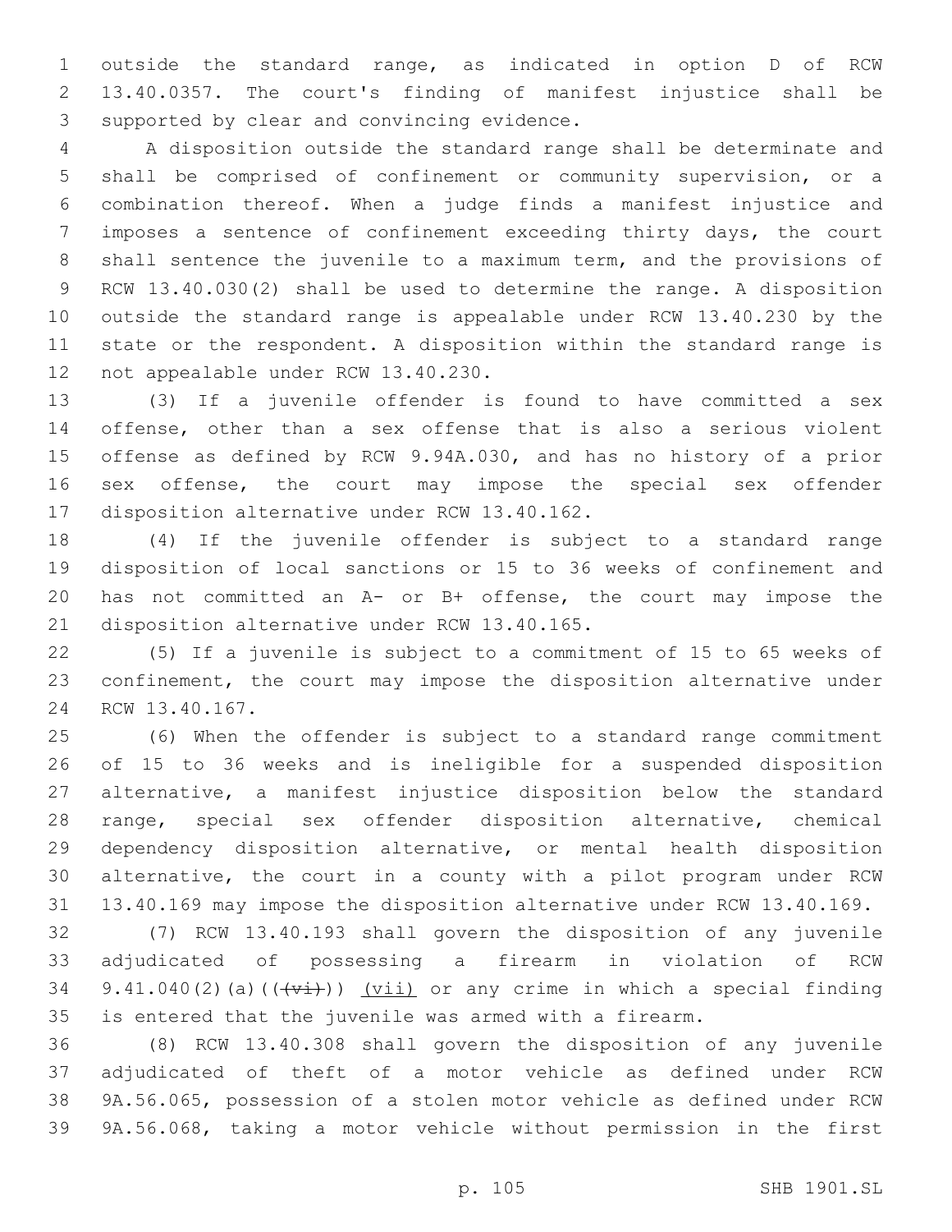outside the standard range, as indicated in option D of RCW 13.40.0357. The court's finding of manifest injustice shall be supported by clear and convincing evidence.

A disposition outside the standard range shall be determinate and shall be comprised of confinement or community supervision, or a combination thereof. When a judge finds a manifest injustice and imposes a sentence of confinement exceeding thirty days, the court shall sentence the juvenile to a maximum term, and the provisions of RCW 13.40.030(2) shall be used to determine the range. A disposition outside the standard range is appealable under RCW 13.40.230 by the state or the respondent. A disposition within the standard range is not appealable under RCW 13.40.230.

(3) If a juvenile offender is found to have committed a sex offense, other than a sex offense that is also a serious violent offense as defined by RCW 9.94A.030, and has no history of a prior sex offense, the court may impose the special sex offender disposition alternative under RCW 13.40.162.

(4) If the juvenile offender is subject to a standard range disposition of local sanctions or 15 to 36 weeks of confinement and has not committed an A- or B+ offense, the court may impose the disposition alternative under RCW 13.40.165.

(5) If a juvenile is subject to a commitment of 15 to 65 weeks of confinement, the court may impose the disposition alternative under RCW 13.40.167.

(6) When the offender is subject to a standard range commitment of 15 to 36 weeks and is ineligible for a suspended disposition alternative, a manifest injustice disposition below the standard range, special sex offender disposition alternative, chemical dependency disposition alternative, or mental health disposition alternative, the court in a county with a pilot program under RCW 13.40.169 may impose the disposition alternative under RCW 13.40.169.

(7) RCW 13.40.193 shall govern the disposition of any juvenile adjudicated of possessing a firearm in violation of RCW 9.41.040(2)(a)((~~(vi)~~)) <u>(vii)</u> or any crime in which a special finding is entered that the juvenile was armed with a firearm.

(8) RCW 13.40.308 shall govern the disposition of any juvenile adjudicated of theft of a motor vehicle as defined under RCW 9A.56.065, possession of a stolen motor vehicle as defined under RCW 9A.56.068, taking a motor vehicle without permission in the first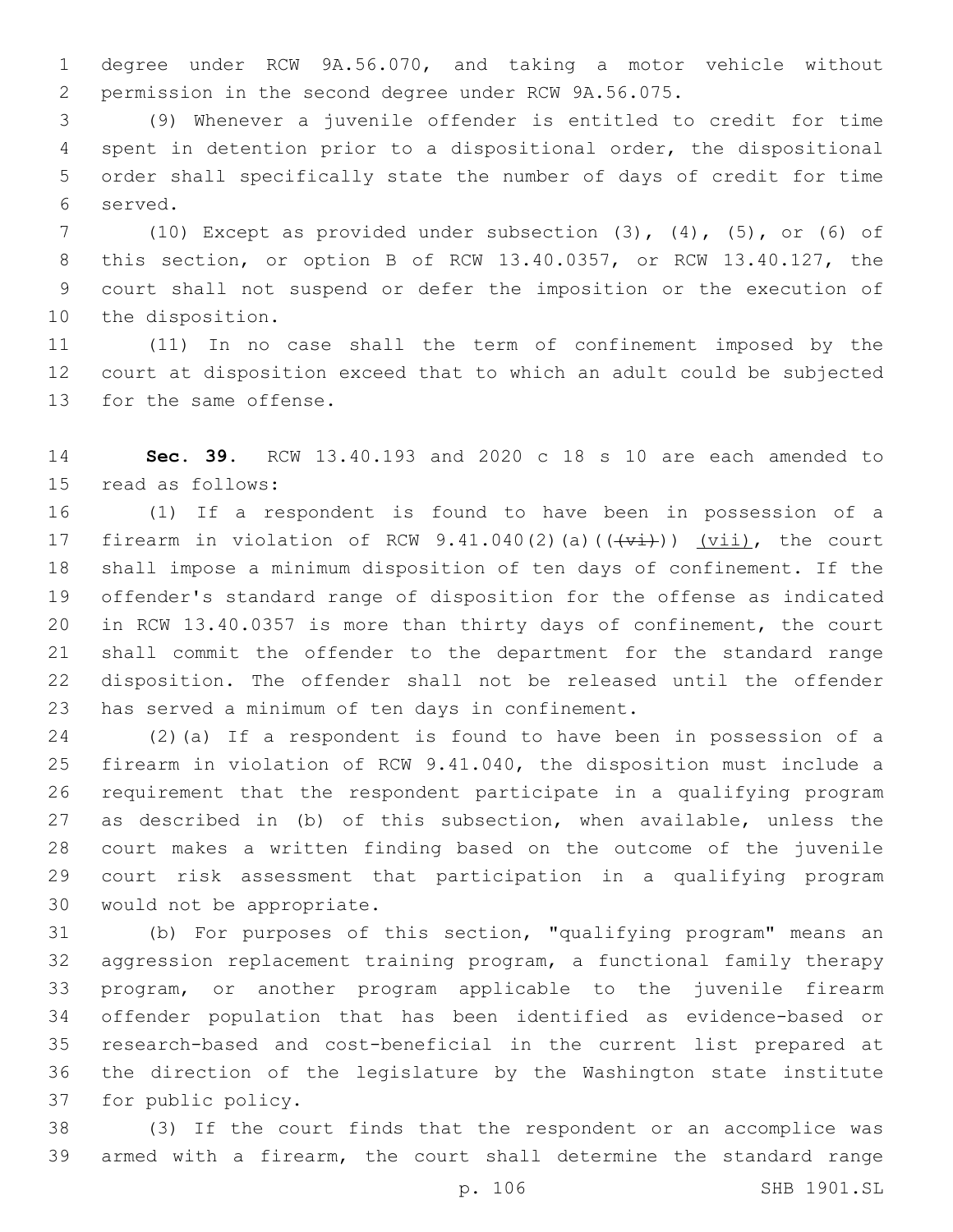degree under RCW 9A.56.070, and taking a motor vehicle without permission in the second degree under RCW 9A.56.075.

(9) Whenever a juvenile offender is entitled to credit for time spent in detention prior to a dispositional order, the dispositional order shall specifically state the number of days of credit for time served.

(10) Except as provided under subsection (3), (4), (5), or (6) of this section, or option B of RCW 13.40.0357, or RCW 13.40.127, the court shall not suspend or defer the imposition or the execution of the disposition.

(11) In no case shall the term of confinement imposed by the court at disposition exceed that to which an adult could be subjected for the same offense.

**Sec. 39.** RCW 13.40.193 and 2020 c 18 s 10 are each amended to read as follows:

(1) If a respondent is found to have been in possession of a firearm in violation of RCW 9.41.040(2)(a)((~~(vi)~~)) <u>(vii)</u>, the court shall impose a minimum disposition of ten days of confinement. If the offender's standard range of disposition for the offense as indicated in RCW 13.40.0357 is more than thirty days of confinement, the court shall commit the offender to the department for the standard range disposition. The offender shall not be released until the offender has served a minimum of ten days in confinement.

(2)(a) If a respondent is found to have been in possession of a firearm in violation of RCW 9.41.040, the disposition must include a requirement that the respondent participate in a qualifying program as described in (b) of this subsection, when available, unless the court makes a written finding based on the outcome of the juvenile court risk assessment that participation in a qualifying program would not be appropriate.

(b) For purposes of this section, "qualifying program" means an aggression replacement training program, a functional family therapy program, or another program applicable to the juvenile firearm offender population that has been identified as evidence-based or research-based and cost-beneficial in the current list prepared at the direction of the legislature by the Washington state institute for public policy.

(3) If the court finds that the respondent or an accomplice was armed with a firearm, the court shall determine the standard range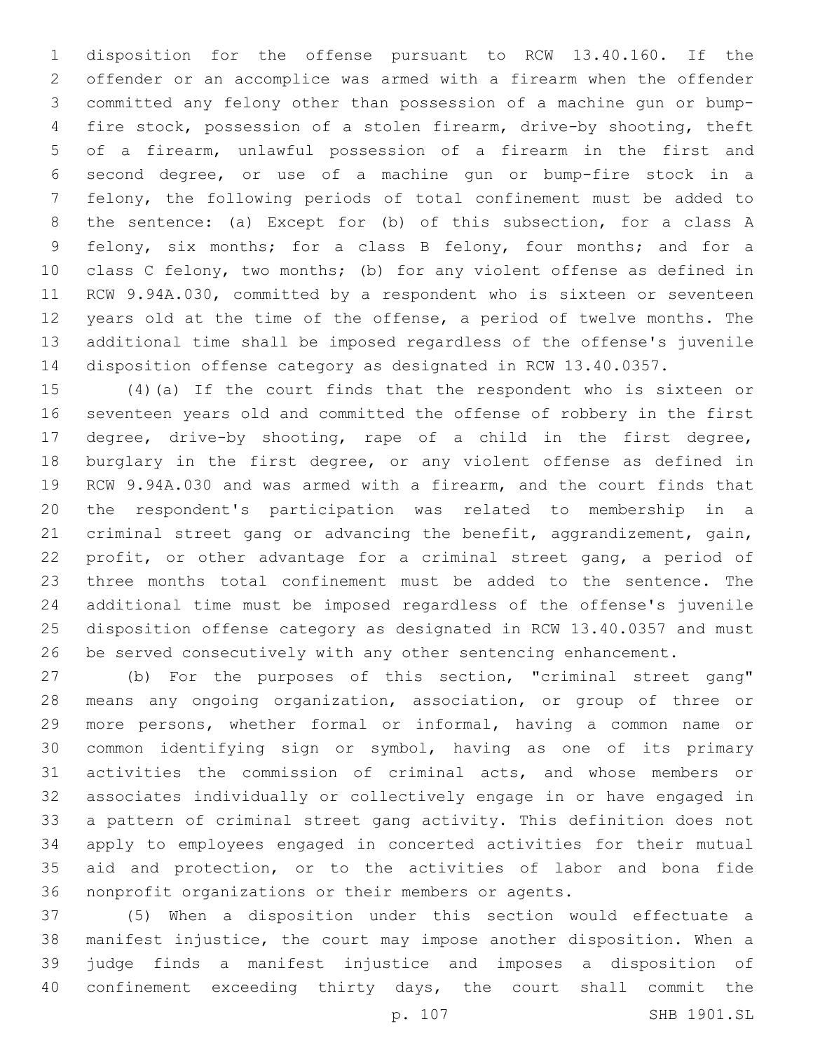disposition for the offense pursuant to RCW 13.40.160. If the offender or an accomplice was armed with a firearm when the offender committed any felony other than possession of a machine gun or bump-fire stock, possession of a stolen firearm, drive-by shooting, theft of a firearm, unlawful possession of a firearm in the first and second degree, or use of a machine gun or bump-fire stock in a felony, the following periods of total confinement must be added to the sentence: (a) Except for (b) of this subsection, for a class A felony, six months; for a class B felony, four months; and for a class C felony, two months; (b) for any violent offense as defined in RCW 9.94A.030, committed by a respondent who is sixteen or seventeen years old at the time of the offense, a period of twelve months. The additional time shall be imposed regardless of the offense's juvenile disposition offense category as designated in RCW 13.40.0357.

(4)(a) If the court finds that the respondent who is sixteen or seventeen years old and committed the offense of robbery in the first degree, drive-by shooting, rape of a child in the first degree, burglary in the first degree, or any violent offense as defined in RCW 9.94A.030 and was armed with a firearm, and the court finds that the respondent's participation was related to membership in a criminal street gang or advancing the benefit, aggrandizement, gain, profit, or other advantage for a criminal street gang, a period of three months total confinement must be added to the sentence. The additional time must be imposed regardless of the offense's juvenile disposition offense category as designated in RCW 13.40.0357 and must be served consecutively with any other sentencing enhancement.

(b) For the purposes of this section, "criminal street gang" means any ongoing organization, association, or group of three or more persons, whether formal or informal, having a common name or common identifying sign or symbol, having as one of its primary activities the commission of criminal acts, and whose members or associates individually or collectively engage in or have engaged in a pattern of criminal street gang activity. This definition does not apply to employees engaged in concerted activities for their mutual aid and protection, or to the activities of labor and bona fide nonprofit organizations or their members or agents.

(5) When a disposition under this section would effectuate a manifest injustice, the court may impose another disposition. When a judge finds a manifest injustice and imposes a disposition of confinement exceeding thirty days, the court shall commit the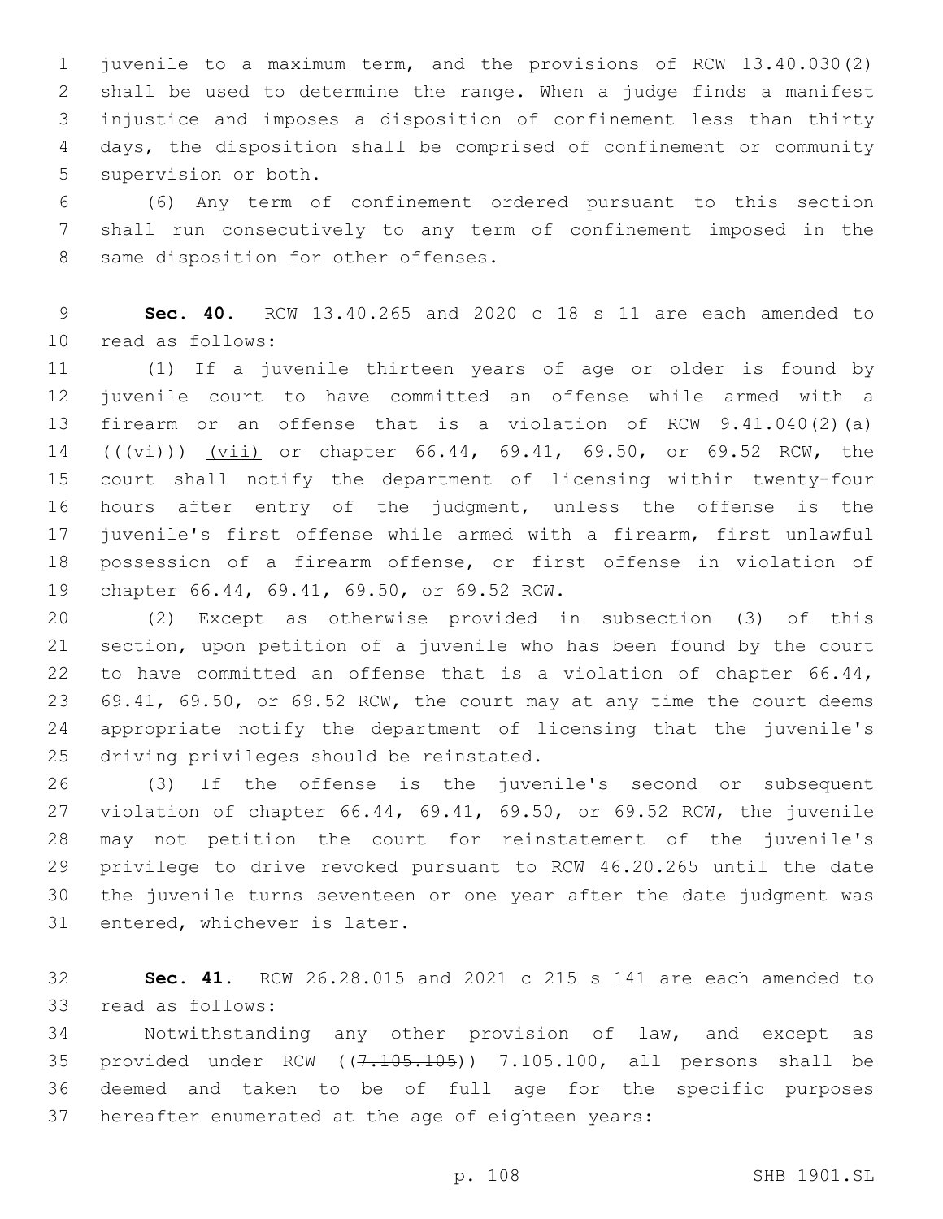juvenile to a maximum term, and the provisions of RCW 13.40.030(2) shall be used to determine the range. When a judge finds a manifest injustice and imposes a disposition of confinement less than thirty days, the disposition shall be comprised of confinement or community supervision or both.

(6) Any term of confinement ordered pursuant to this section shall run consecutively to any term of confinement imposed in the same disposition for other offenses.

**Sec. 40.** RCW 13.40.265 and 2020 c 18 s 11 are each amended to read as follows:

(1) If a juvenile thirteen years of age or older is found by juvenile court to have committed an offense while armed with a firearm or an offense that is a violation of RCW 9.41.040(2)(a) ((~~(vi)~~)) <u>(vii)</u> or chapter 66.44, 69.41, 69.50, or 69.52 RCW, the court shall notify the department of licensing within twenty-four hours after entry of the judgment, unless the offense is the juvenile's first offense while armed with a firearm, first unlawful possession of a firearm offense, or first offense in violation of chapter 66.44, 69.41, 69.50, or 69.52 RCW.

(2) Except as otherwise provided in subsection (3) of this section, upon petition of a juvenile who has been found by the court to have committed an offense that is a violation of chapter 66.44, 69.41, 69.50, or 69.52 RCW, the court may at any time the court deems appropriate notify the department of licensing that the juvenile's driving privileges should be reinstated.

(3) If the offense is the juvenile's second or subsequent violation of chapter 66.44, 69.41, 69.50, or 69.52 RCW, the juvenile may not petition the court for reinstatement of the juvenile's privilege to drive revoked pursuant to RCW 46.20.265 until the date the juvenile turns seventeen or one year after the date judgment was entered, whichever is later.

**Sec. 41.** RCW 26.28.015 and 2021 c 215 s 141 are each amended to read as follows:

Notwithstanding any other provision of law, and except as provided under RCW ((~~7.105.105~~)) <u>7.105.100</u>, all persons shall be deemed and taken to be of full age for the specific purposes hereafter enumerated at the age of eighteen years: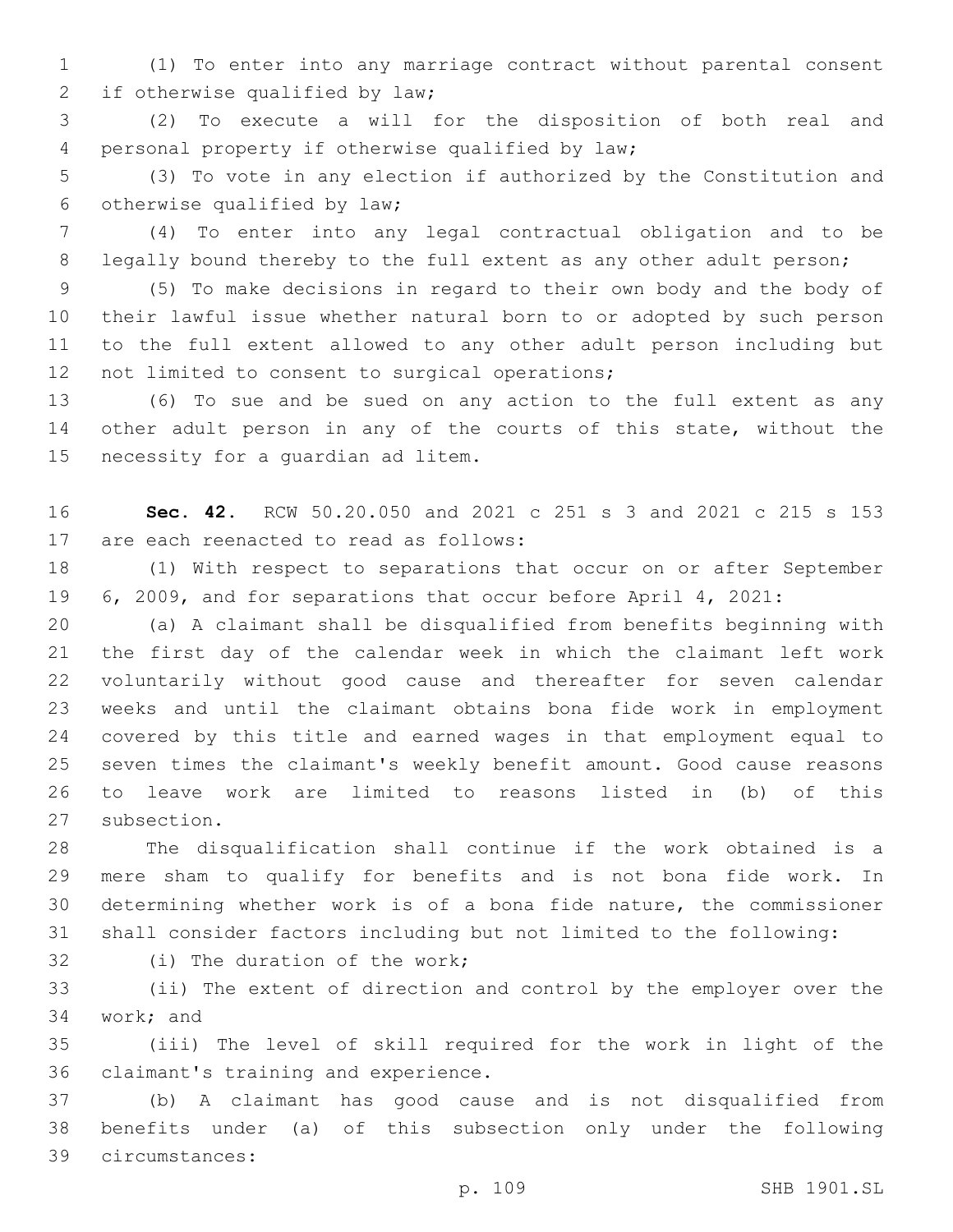(1) To enter into any marriage contract without parental consent if otherwise qualified by law;

(2) To execute a will for the disposition of both real and personal property if otherwise qualified by law;

(3) To vote in any election if authorized by the Constitution and otherwise qualified by law;

(4) To enter into any legal contractual obligation and to be legally bound thereby to the full extent as any other adult person;

(5) To make decisions in regard to their own body and the body of their lawful issue whether natural born to or adopted by such person to the full extent allowed to any other adult person including but not limited to consent to surgical operations;

(6) To sue and be sued on any action to the full extent as any other adult person in any of the courts of this state, without the necessity for a guardian ad litem.

**Sec. 42.** RCW 50.20.050 and 2021 c 251 s 3 and 2021 c 215 s 153 are each reenacted to read as follows:

(1) With respect to separations that occur on or after September 6, 2009, and for separations that occur before April 4, 2021:

(a) A claimant shall be disqualified from benefits beginning with the first day of the calendar week in which the claimant left work voluntarily without good cause and thereafter for seven calendar weeks and until the claimant obtains bona fide work in employment covered by this title and earned wages in that employment equal to seven times the claimant's weekly benefit amount. Good cause reasons to leave work are limited to reasons listed in (b) of this subsection.

The disqualification shall continue if the work obtained is a mere sham to qualify for benefits and is not bona fide work. In determining whether work is of a bona fide nature, the commissioner shall consider factors including but not limited to the following:

(i) The duration of the work;

(ii) The extent of direction and control by the employer over the work; and

(iii) The level of skill required for the work in light of the claimant's training and experience.

(b) A claimant has good cause and is not disqualified from benefits under (a) of this subsection only under the following circumstances: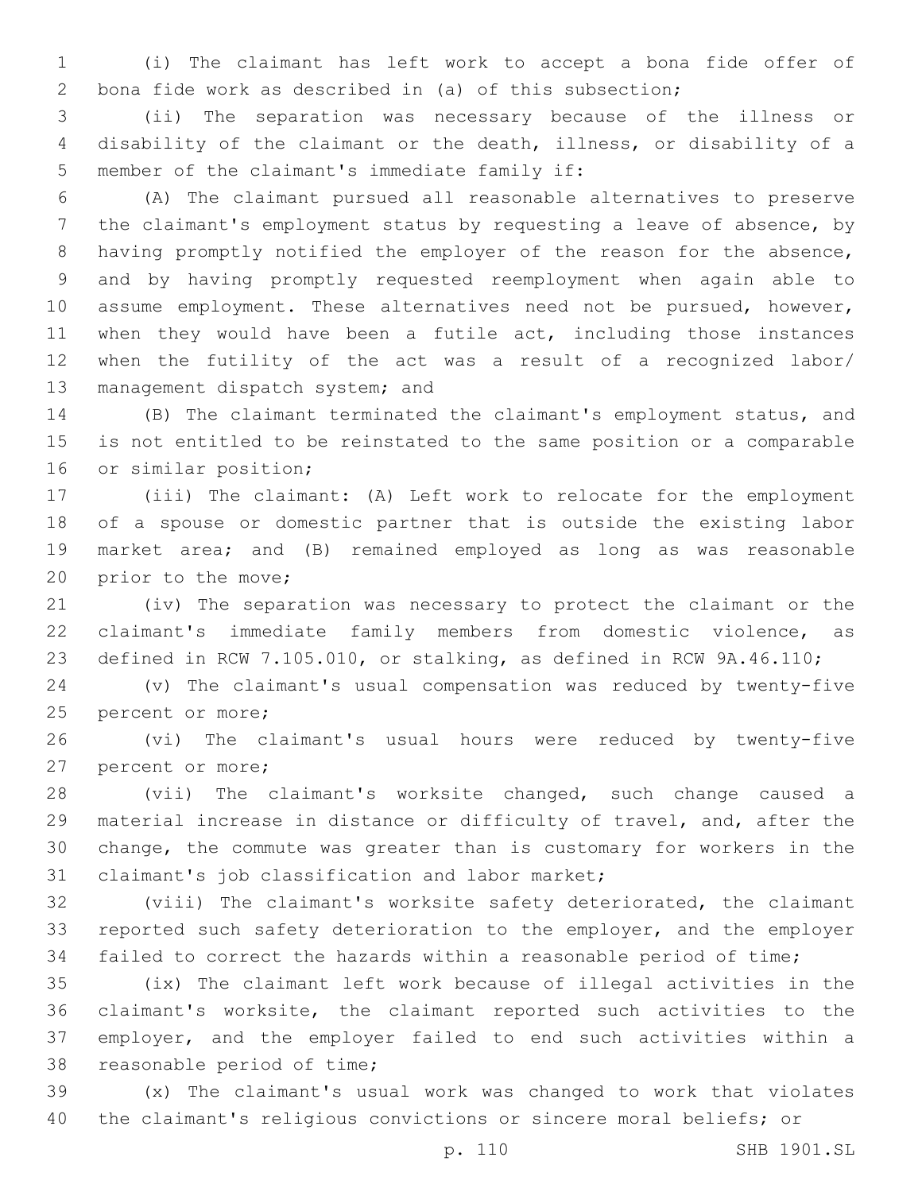(i) The claimant has left work to accept a bona fide offer of bona fide work as described in (a) of this subsection;

(ii) The separation was necessary because of the illness or disability of the claimant or the death, illness, or disability of a member of the claimant's immediate family if:

(A) The claimant pursued all reasonable alternatives to preserve the claimant's employment status by requesting a leave of absence, by having promptly notified the employer of the reason for the absence, and by having promptly requested reemployment when again able to assume employment. These alternatives need not be pursued, however, when they would have been a futile act, including those instances when the futility of the act was a result of a recognized labor/management dispatch system; and

(B) The claimant terminated the claimant's employment status, and is not entitled to be reinstated to the same position or a comparable or similar position;

(iii) The claimant: (A) Left work to relocate for the employment of a spouse or domestic partner that is outside the existing labor market area; and (B) remained employed as long as was reasonable prior to the move;

(iv) The separation was necessary to protect the claimant or the claimant's immediate family members from domestic violence, as defined in RCW 7.105.010, or stalking, as defined in RCW 9A.46.110;

(v) The claimant's usual compensation was reduced by twenty-five percent or more;

(vi) The claimant's usual hours were reduced by twenty-five percent or more;

(vii) The claimant's worksite changed, such change caused a material increase in distance or difficulty of travel, and, after the change, the commute was greater than is customary for workers in the claimant's job classification and labor market;

(viii) The claimant's worksite safety deteriorated, the claimant reported such safety deterioration to the employer, and the employer failed to correct the hazards within a reasonable period of time;

(ix) The claimant left work because of illegal activities in the claimant's worksite, the claimant reported such activities to the employer, and the employer failed to end such activities within a reasonable period of time;

(x) The claimant's usual work was changed to work that violates the claimant's religious convictions or sincere moral beliefs; or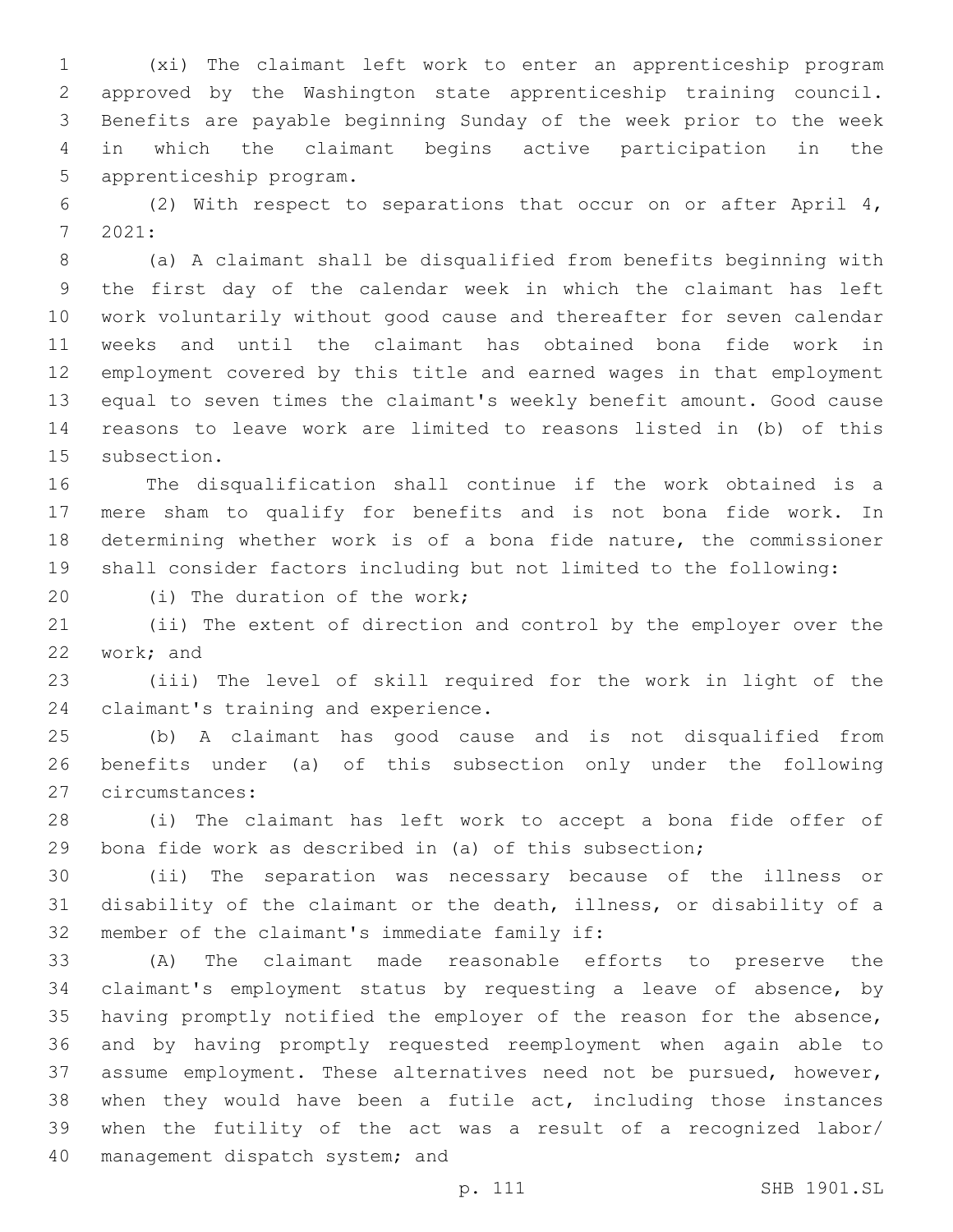(xi) The claimant left work to enter an apprenticeship program approved by the Washington state apprenticeship training council. Benefits are payable beginning Sunday of the week prior to the week in which the claimant begins active participation in the apprenticeship program.

(2) With respect to separations that occur on or after April 4, 2021:

(a) A claimant shall be disqualified from benefits beginning with the first day of the calendar week in which the claimant has left work voluntarily without good cause and thereafter for seven calendar weeks and until the claimant has obtained bona fide work in employment covered by this title and earned wages in that employment equal to seven times the claimant's weekly benefit amount. Good cause reasons to leave work are limited to reasons listed in (b) of this subsection.

The disqualification shall continue if the work obtained is a mere sham to qualify for benefits and is not bona fide work. In determining whether work is of a bona fide nature, the commissioner shall consider factors including but not limited to the following:

(i) The duration of the work;

(ii) The extent of direction and control by the employer over the work; and

(iii) The level of skill required for the work in light of the claimant's training and experience.

(b) A claimant has good cause and is not disqualified from benefits under (a) of this subsection only under the following circumstances:

(i) The claimant has left work to accept a bona fide offer of bona fide work as described in (a) of this subsection;

(ii) The separation was necessary because of the illness or disability of the claimant or the death, illness, or disability of a member of the claimant's immediate family if:

(A) The claimant made reasonable efforts to preserve the claimant's employment status by requesting a leave of absence, by having promptly notified the employer of the reason for the absence, and by having promptly requested reemployment when again able to assume employment. These alternatives need not be pursued, however, when they would have been a futile act, including those instances when the futility of the act was a result of a recognized labor/management dispatch system; and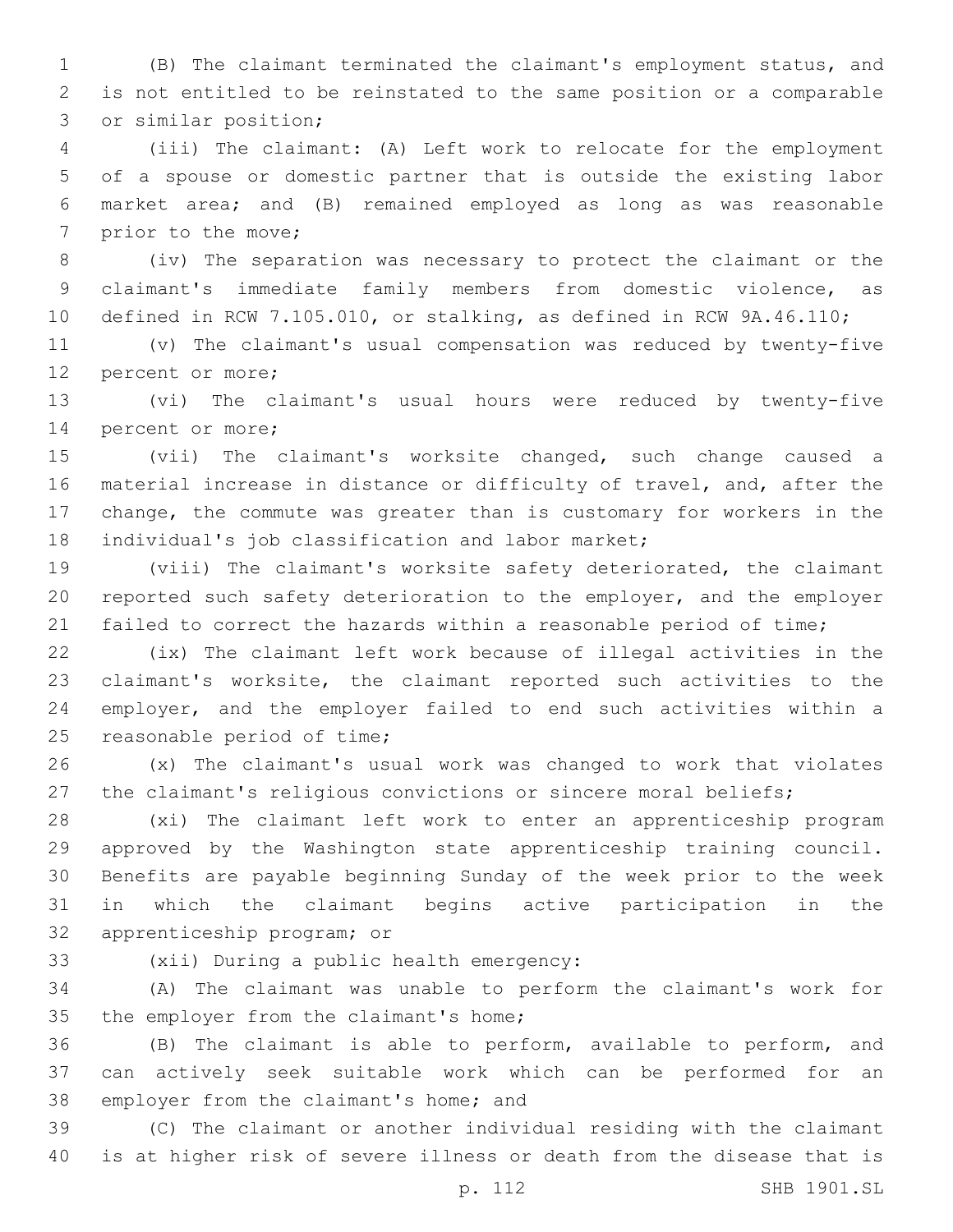(B) The claimant terminated the claimant's employment status, and is not entitled to be reinstated to the same position or a comparable or similar position;

(iii) The claimant: (A) Left work to relocate for the employment of a spouse or domestic partner that is outside the existing labor market area; and (B) remained employed as long as was reasonable prior to the move;

(iv) The separation was necessary to protect the claimant or the claimant's immediate family members from domestic violence, as defined in RCW 7.105.010, or stalking, as defined in RCW 9A.46.110;

(v) The claimant's usual compensation was reduced by twenty-five percent or more;

(vi) The claimant's usual hours were reduced by twenty-five percent or more;

(vii) The claimant's worksite changed, such change caused a material increase in distance or difficulty of travel, and, after the change, the commute was greater than is customary for workers in the individual's job classification and labor market;

(viii) The claimant's worksite safety deteriorated, the claimant reported such safety deterioration to the employer, and the employer failed to correct the hazards within a reasonable period of time;

(ix) The claimant left work because of illegal activities in the claimant's worksite, the claimant reported such activities to the employer, and the employer failed to end such activities within a reasonable period of time;

(x) The claimant's usual work was changed to work that violates the claimant's religious convictions or sincere moral beliefs;

(xi) The claimant left work to enter an apprenticeship program approved by the Washington state apprenticeship training council. Benefits are payable beginning Sunday of the week prior to the week in which the claimant begins active participation in the apprenticeship program; or

(xii) During a public health emergency:

(A) The claimant was unable to perform the claimant's work for the employer from the claimant's home;

(B) The claimant is able to perform, available to perform, and can actively seek suitable work which can be performed for an employer from the claimant's home; and

(C) The claimant or another individual residing with the claimant is at higher risk of severe illness or death from the disease that is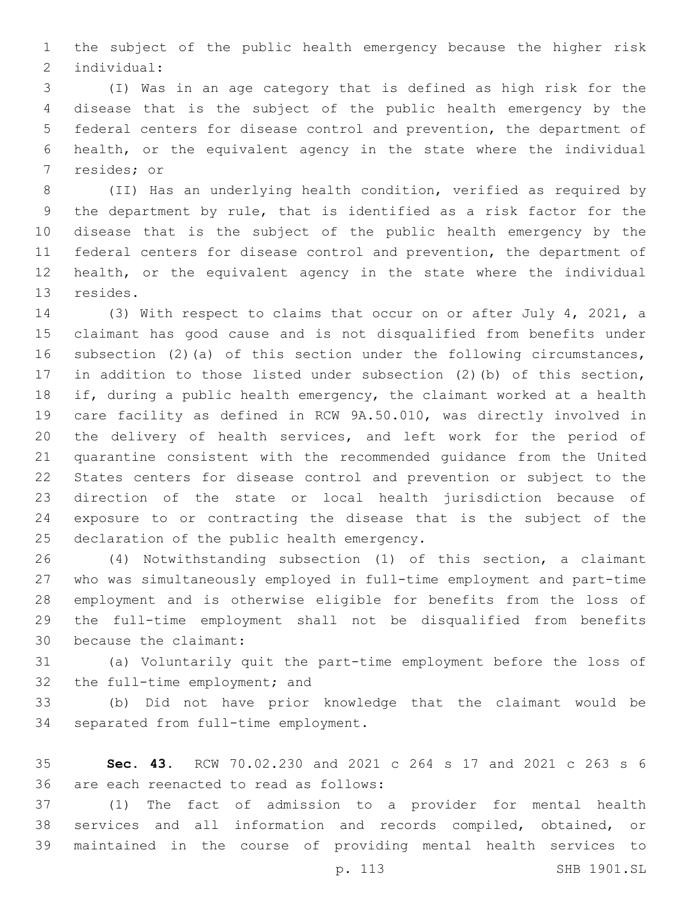the subject of the public health emergency because the higher risk individual:

(I) Was in an age category that is defined as high risk for the disease that is the subject of the public health emergency by the federal centers for disease control and prevention, the department of health, or the equivalent agency in the state where the individual resides; or

(II) Has an underlying health condition, verified as required by the department by rule, that is identified as a risk factor for the disease that is the subject of the public health emergency by the federal centers for disease control and prevention, the department of health, or the equivalent agency in the state where the individual resides.

(3) With respect to claims that occur on or after July 4, 2021, a claimant has good cause and is not disqualified from benefits under subsection (2)(a) of this section under the following circumstances, in addition to those listed under subsection (2)(b) of this section, if, during a public health emergency, the claimant worked at a health care facility as defined in RCW 9A.50.010, was directly involved in the delivery of health services, and left work for the period of quarantine consistent with the recommended guidance from the United States centers for disease control and prevention or subject to the direction of the state or local health jurisdiction because of exposure to or contracting the disease that is the subject of the declaration of the public health emergency.

(4) Notwithstanding subsection (1) of this section, a claimant who was simultaneously employed in full-time employment and part-time employment and is otherwise eligible for benefits from the loss of the full-time employment shall not be disqualified from benefits because the claimant:

(a) Voluntarily quit the part-time employment before the loss of the full-time employment; and

(b) Did not have prior knowledge that the claimant would be separated from full-time employment.

**Sec. 43.** RCW 70.02.230 and 2021 c 264 s 17 and 2021 c 263 s 6 are each reenacted to read as follows:

(1) The fact of admission to a provider for mental health services and all information and records compiled, obtained, or maintained in the course of providing mental health services to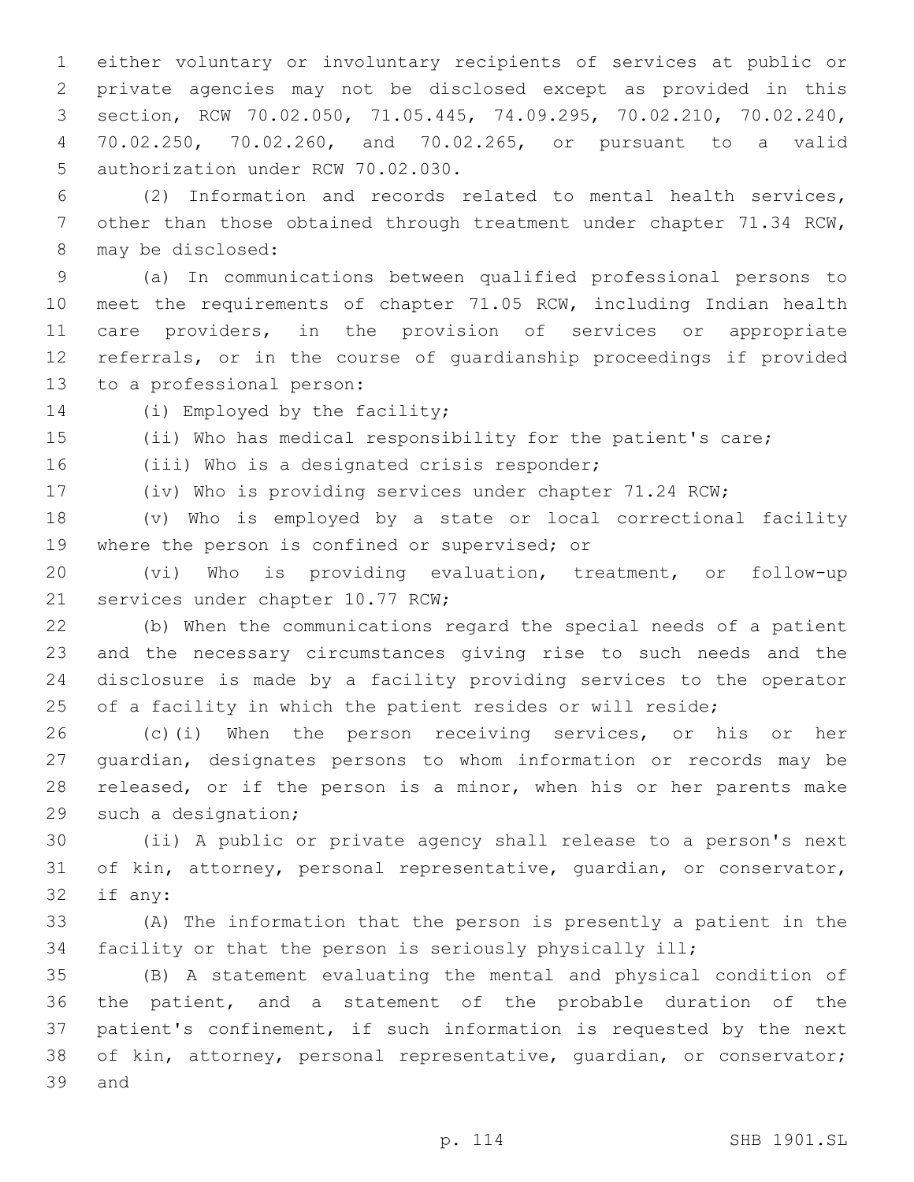either voluntary or involuntary recipients of services at public or private agencies may not be disclosed except as provided in this section, RCW 70.02.050, 71.05.445, 74.09.295, 70.02.210, 70.02.240, 70.02.250, 70.02.260, and 70.02.265, or pursuant to a valid authorization under RCW 70.02.030.

(2) Information and records related to mental health services, other than those obtained through treatment under chapter 71.34 RCW, may be disclosed:

(a) In communications between qualified professional persons to meet the requirements of chapter 71.05 RCW, including Indian health care providers, in the provision of services or appropriate referrals, or in the course of guardianship proceedings if provided to a professional person:

(i) Employed by the facility;

(ii) Who has medical responsibility for the patient's care;

(iii) Who is a designated crisis responder;

(iv) Who is providing services under chapter 71.24 RCW;

(v) Who is employed by a state or local correctional facility where the person is confined or supervised; or

(vi) Who is providing evaluation, treatment, or follow-up services under chapter 10.77 RCW;

(b) When the communications regard the special needs of a patient and the necessary circumstances giving rise to such needs and the disclosure is made by a facility providing services to the operator of a facility in which the patient resides or will reside;

(c)(i) When the person receiving services, or his or her guardian, designates persons to whom information or records may be released, or if the person is a minor, when his or her parents make such a designation;

(ii) A public or private agency shall release to a person's next of kin, attorney, personal representative, guardian, or conservator, if any:

(A) The information that the person is presently a patient in the facility or that the person is seriously physically ill;

(B) A statement evaluating the mental and physical condition of the patient, and a statement of the probable duration of the patient's confinement, if such information is requested by the next of kin, attorney, personal representative, guardian, or conservator; and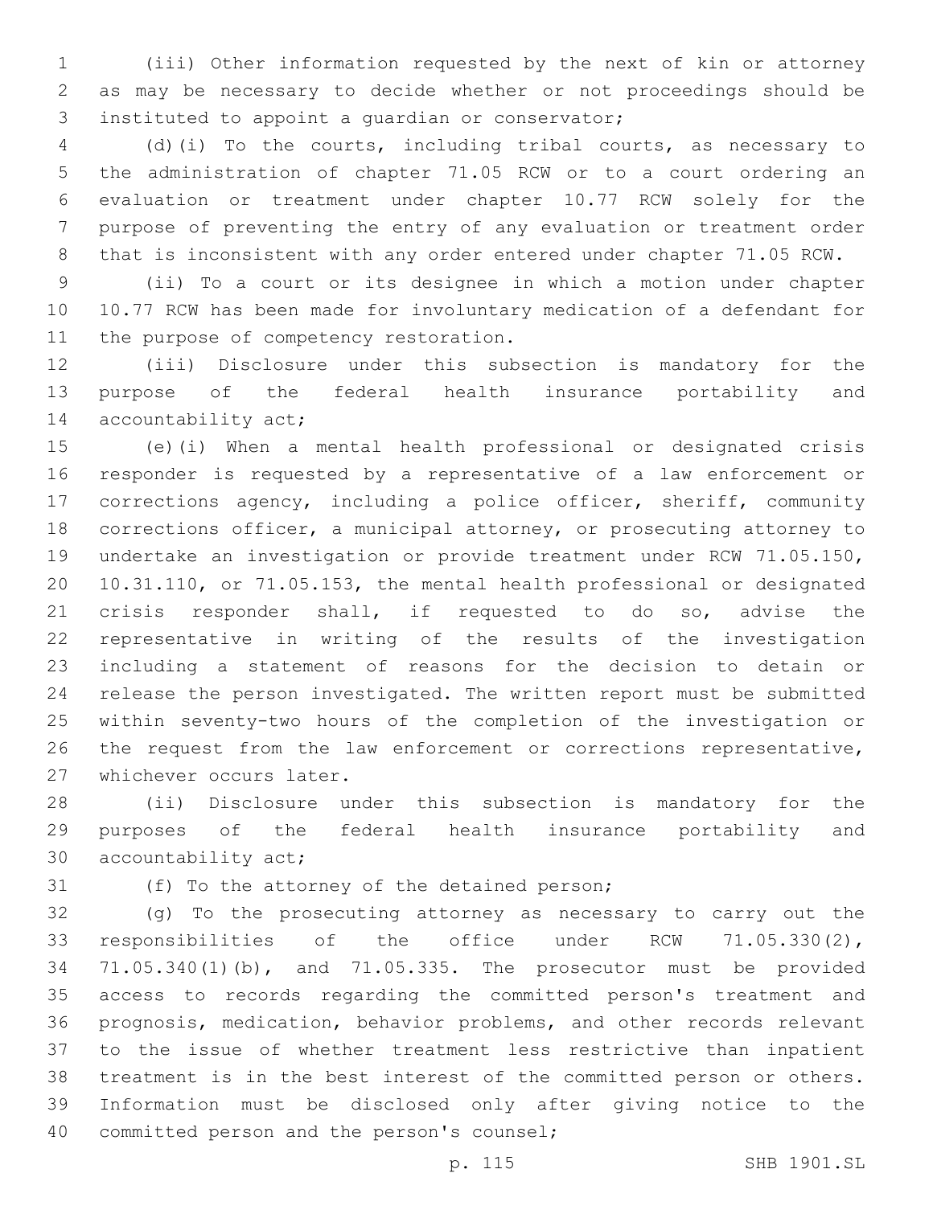(iii) Other information requested by the next of kin or attorney as may be necessary to decide whether or not proceedings should be instituted to appoint a guardian or conservator;

(d)(i) To the courts, including tribal courts, as necessary to the administration of chapter 71.05 RCW or to a court ordering an evaluation or treatment under chapter 10.77 RCW solely for the purpose of preventing the entry of any evaluation or treatment order that is inconsistent with any order entered under chapter 71.05 RCW.

(ii) To a court or its designee in which a motion under chapter 10.77 RCW has been made for involuntary medication of a defendant for the purpose of competency restoration.

(iii) Disclosure under this subsection is mandatory for the purpose of the federal health insurance portability and accountability act;

(e)(i) When a mental health professional or designated crisis responder is requested by a representative of a law enforcement or corrections agency, including a police officer, sheriff, community corrections officer, a municipal attorney, or prosecuting attorney to undertake an investigation or provide treatment under RCW 71.05.150, 10.31.110, or 71.05.153, the mental health professional or designated crisis responder shall, if requested to do so, advise the representative in writing of the results of the investigation including a statement of reasons for the decision to detain or release the person investigated. The written report must be submitted within seventy-two hours of the completion of the investigation or the request from the law enforcement or corrections representative, whichever occurs later.

(ii) Disclosure under this subsection is mandatory for the purposes of the federal health insurance portability and accountability act;

(f) To the attorney of the detained person;

(g) To the prosecuting attorney as necessary to carry out the responsibilities of the office under RCW 71.05.330(2), 71.05.340(1)(b), and 71.05.335. The prosecutor must be provided access to records regarding the committed person's treatment and prognosis, medication, behavior problems, and other records relevant to the issue of whether treatment less restrictive than inpatient treatment is in the best interest of the committed person or others. Information must be disclosed only after giving notice to the committed person and the person's counsel;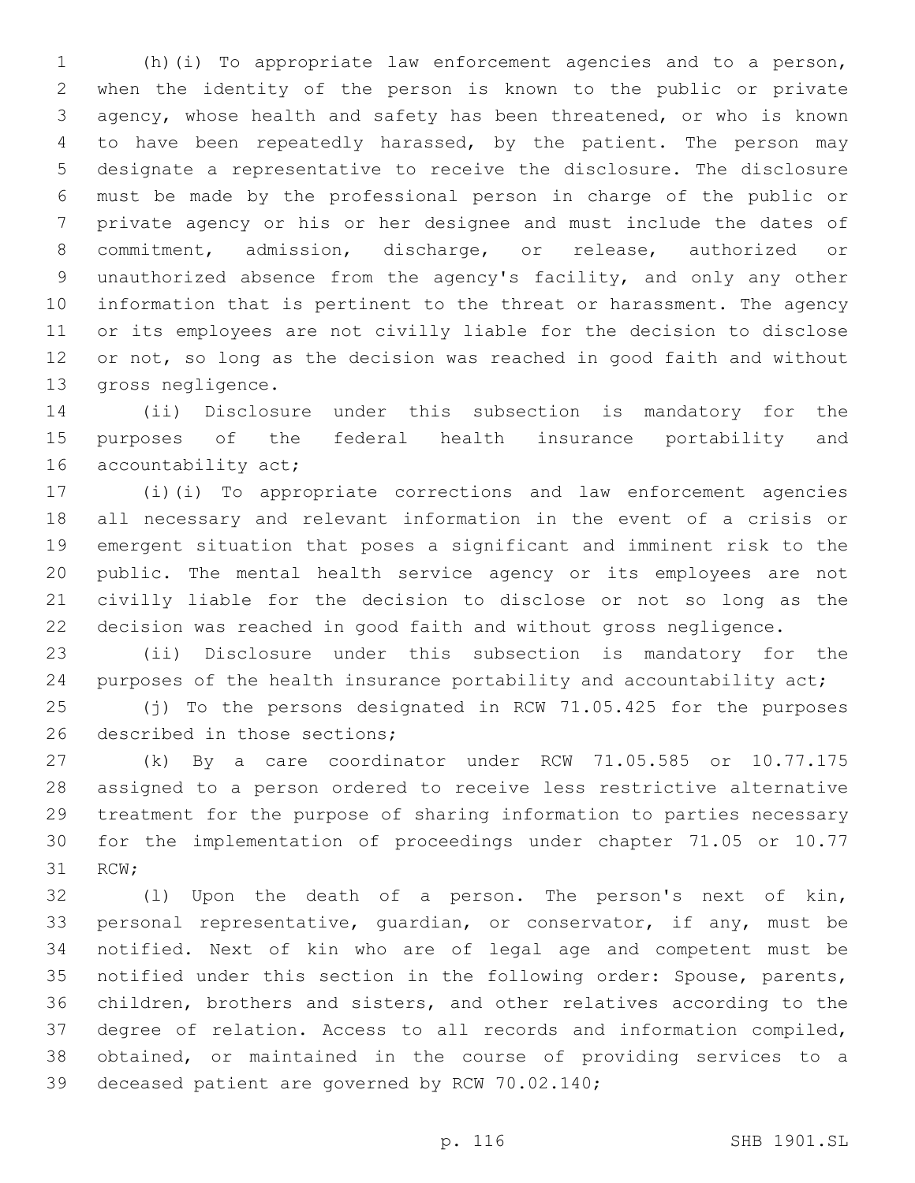(h)(i) To appropriate law enforcement agencies and to a person, when the identity of the person is known to the public or private agency, whose health and safety has been threatened, or who is known to have been repeatedly harassed, by the patient. The person may designate a representative to receive the disclosure. The disclosure must be made by the professional person in charge of the public or private agency or his or her designee and must include the dates of commitment, admission, discharge, or release, authorized or unauthorized absence from the agency's facility, and only any other information that is pertinent to the threat or harassment. The agency or its employees are not civilly liable for the decision to disclose or not, so long as the decision was reached in good faith and without gross negligence.

(ii) Disclosure under this subsection is mandatory for the purposes of the federal health insurance portability and accountability act;

(i)(i) To appropriate corrections and law enforcement agencies all necessary and relevant information in the event of a crisis or emergent situation that poses a significant and imminent risk to the public. The mental health service agency or its employees are not civilly liable for the decision to disclose or not so long as the decision was reached in good faith and without gross negligence.

(ii) Disclosure under this subsection is mandatory for the purposes of the health insurance portability and accountability act;

(j) To the persons designated in RCW 71.05.425 for the purposes described in those sections;

(k) By a care coordinator under RCW 71.05.585 or 10.77.175 assigned to a person ordered to receive less restrictive alternative treatment for the purpose of sharing information to parties necessary for the implementation of proceedings under chapter 71.05 or 10.77 RCW;

(l) Upon the death of a person. The person's next of kin, personal representative, guardian, or conservator, if any, must be notified. Next of kin who are of legal age and competent must be notified under this section in the following order: Spouse, parents, children, brothers and sisters, and other relatives according to the degree of relation. Access to all records and information compiled, obtained, or maintained in the course of providing services to a deceased patient are governed by RCW 70.02.140;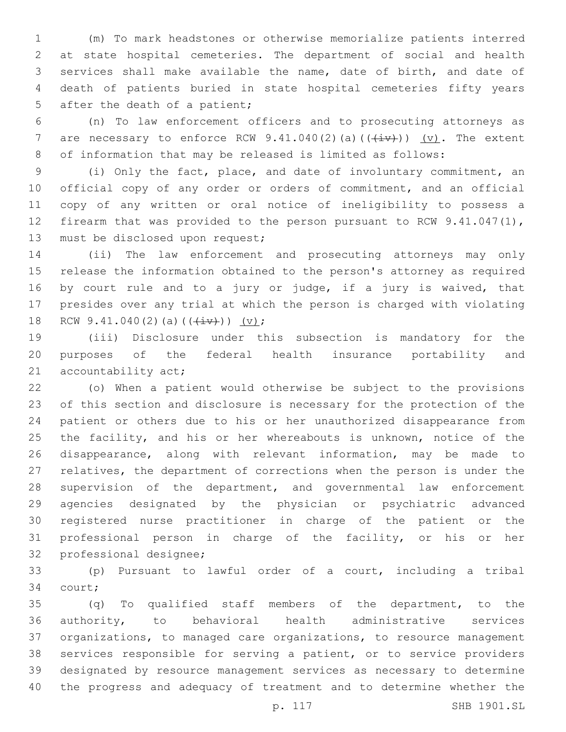(m) To mark headstones or otherwise memorialize patients interred at state hospital cemeteries. The department of social and health services shall make available the name, date of birth, and date of death of patients buried in state hospital cemeteries fifty years after the death of a patient;

(n) To law enforcement officers and to prosecuting attorneys as are necessary to enforce RCW 9.41.040(2)(a)((~~(iv)~~)) (v). The extent of information that may be released is limited as follows:

(i) Only the fact, place, and date of involuntary commitment, an official copy of any order or orders of commitment, and an official copy of any written or oral notice of ineligibility to possess a firearm that was provided to the person pursuant to RCW 9.41.047(1), must be disclosed upon request;

(ii) The law enforcement and prosecuting attorneys may only release the information obtained to the person's attorney as required by court rule and to a jury or judge, if a jury is waived, that presides over any trial at which the person is charged with violating RCW 9.41.040(2)(a)((~~(iv)~~)) (v);

(iii) Disclosure under this subsection is mandatory for the purposes of the federal health insurance portability and accountability act;

(o) When a patient would otherwise be subject to the provisions of this section and disclosure is necessary for the protection of the patient or others due to his or her unauthorized disappearance from the facility, and his or her whereabouts is unknown, notice of the disappearance, along with relevant information, may be made to relatives, the department of corrections when the person is under the supervision of the department, and governmental law enforcement agencies designated by the physician or psychiatric advanced registered nurse practitioner in charge of the patient or the professional person in charge of the facility, or his or her professional designee;

(p) Pursuant to lawful order of a court, including a tribal court;

(q) To qualified staff members of the department, to the authority, to behavioral health administrative services organizations, to managed care organizations, to resource management services responsible for serving a patient, or to service providers designated by resource management services as necessary to determine the progress and adequacy of treatment and to determine whether the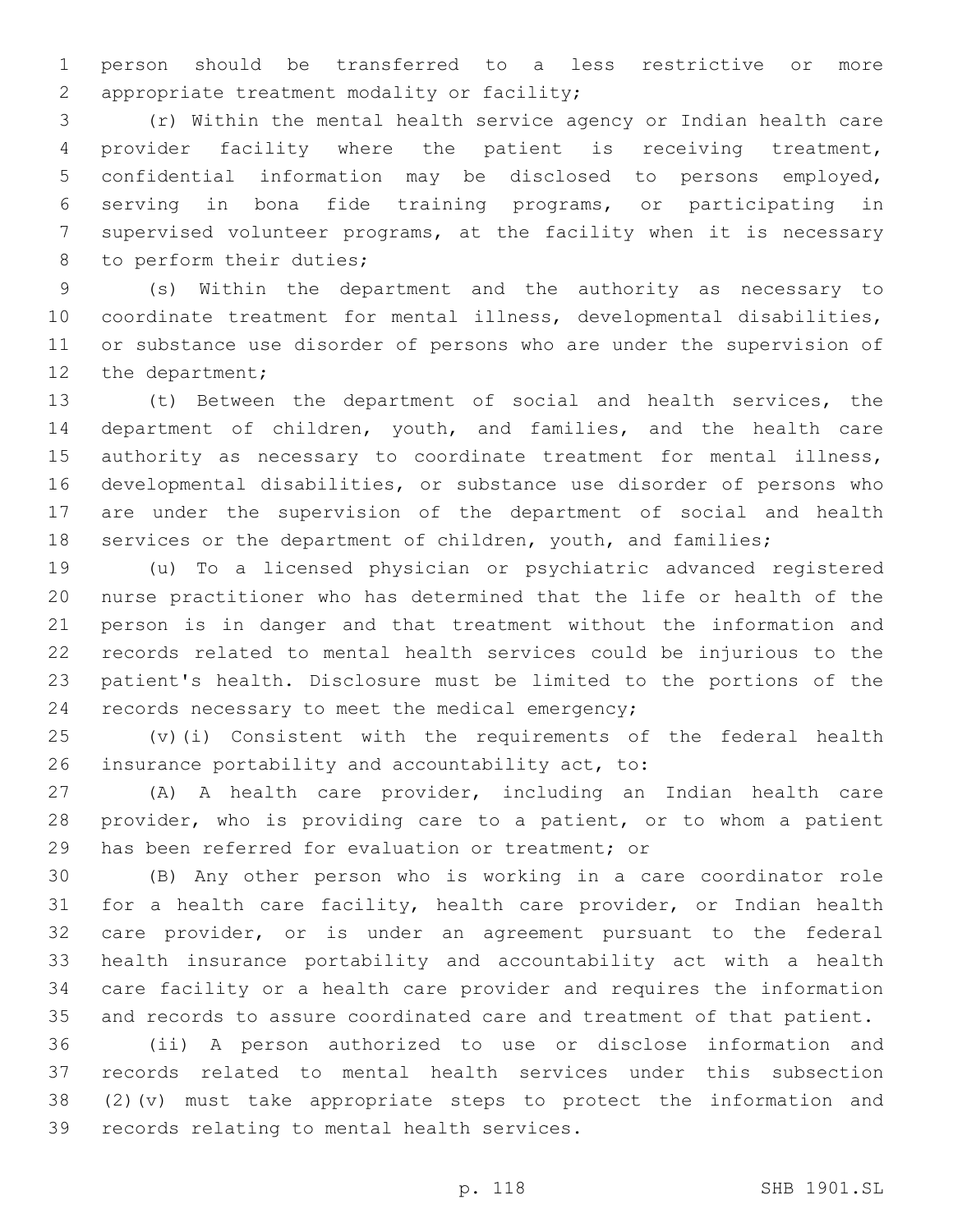person should be transferred to a less restrictive or more appropriate treatment modality or facility;

(r) Within the mental health service agency or Indian health care provider facility where the patient is receiving treatment, confidential information may be disclosed to persons employed, serving in bona fide training programs, or participating in supervised volunteer programs, at the facility when it is necessary to perform their duties;

(s) Within the department and the authority as necessary to coordinate treatment for mental illness, developmental disabilities, or substance use disorder of persons who are under the supervision of the department;

(t) Between the department of social and health services, the department of children, youth, and families, and the health care authority as necessary to coordinate treatment for mental illness, developmental disabilities, or substance use disorder of persons who are under the supervision of the department of social and health services or the department of children, youth, and families;

(u) To a licensed physician or psychiatric advanced registered nurse practitioner who has determined that the life or health of the person is in danger and that treatment without the information and records related to mental health services could be injurious to the patient's health. Disclosure must be limited to the portions of the records necessary to meet the medical emergency;

(v)(i) Consistent with the requirements of the federal health insurance portability and accountability act, to:

(A) A health care provider, including an Indian health care provider, who is providing care to a patient, or to whom a patient has been referred for evaluation or treatment; or

(B) Any other person who is working in a care coordinator role for a health care facility, health care provider, or Indian health care provider, or is under an agreement pursuant to the federal health insurance portability and accountability act with a health care facility or a health care provider and requires the information and records to assure coordinated care and treatment of that patient.

(ii) A person authorized to use or disclose information and records related to mental health services under this subsection (2)(v) must take appropriate steps to protect the information and records relating to mental health services.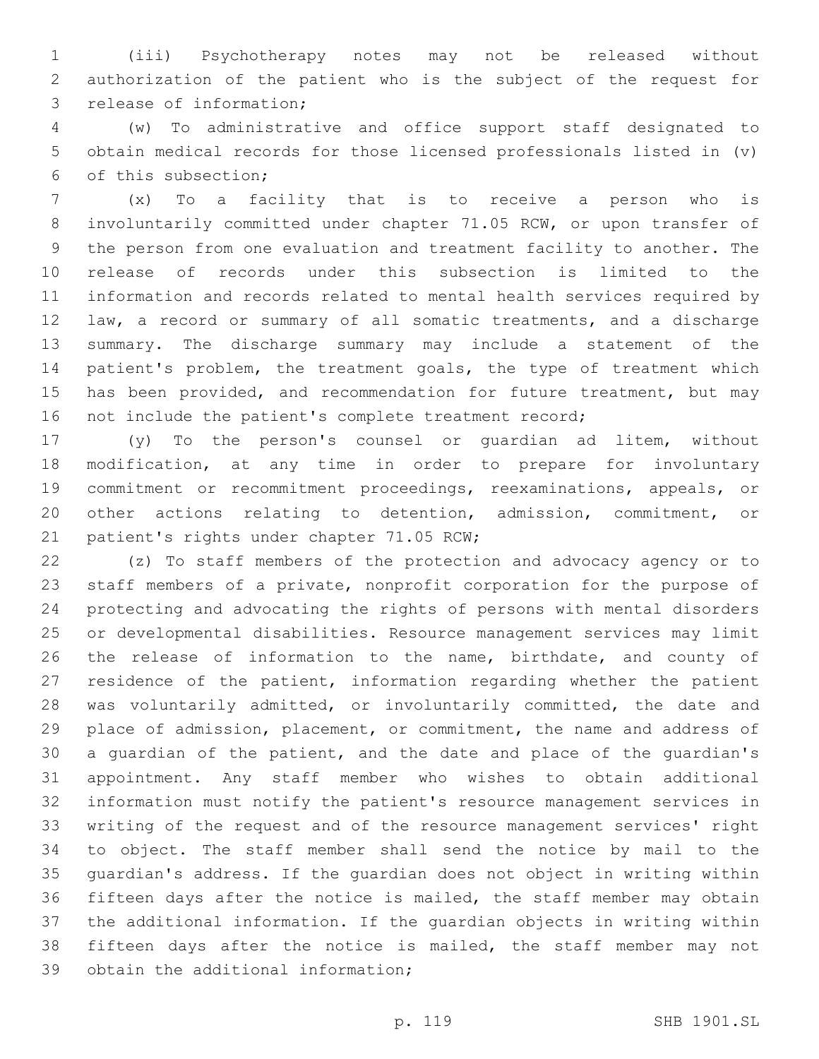(iii) Psychotherapy notes may not be released without authorization of the patient who is the subject of the request for release of information;

(w) To administrative and office support staff designated to obtain medical records for those licensed professionals listed in (v) of this subsection;

(x) To a facility that is to receive a person who is involuntarily committed under chapter 71.05 RCW, or upon transfer of the person from one evaluation and treatment facility to another. The release of records under this subsection is limited to the information and records related to mental health services required by law, a record or summary of all somatic treatments, and a discharge summary. The discharge summary may include a statement of the patient's problem, the treatment goals, the type of treatment which has been provided, and recommendation for future treatment, but may not include the patient's complete treatment record;

(y) To the person's counsel or guardian ad litem, without modification, at any time in order to prepare for involuntary commitment or recommitment proceedings, reexaminations, appeals, or other actions relating to detention, admission, commitment, or patient's rights under chapter 71.05 RCW;

(z) To staff members of the protection and advocacy agency or to staff members of a private, nonprofit corporation for the purpose of protecting and advocating the rights of persons with mental disorders or developmental disabilities. Resource management services may limit the release of information to the name, birthdate, and county of residence of the patient, information regarding whether the patient was voluntarily admitted, or involuntarily committed, the date and place of admission, placement, or commitment, the name and address of a guardian of the patient, and the date and place of the guardian's appointment. Any staff member who wishes to obtain additional information must notify the patient's resource management services in writing of the request and of the resource management services' right to object. The staff member shall send the notice by mail to the guardian's address. If the guardian does not object in writing within fifteen days after the notice is mailed, the staff member may obtain the additional information. If the guardian objects in writing within fifteen days after the notice is mailed, the staff member may not obtain the additional information;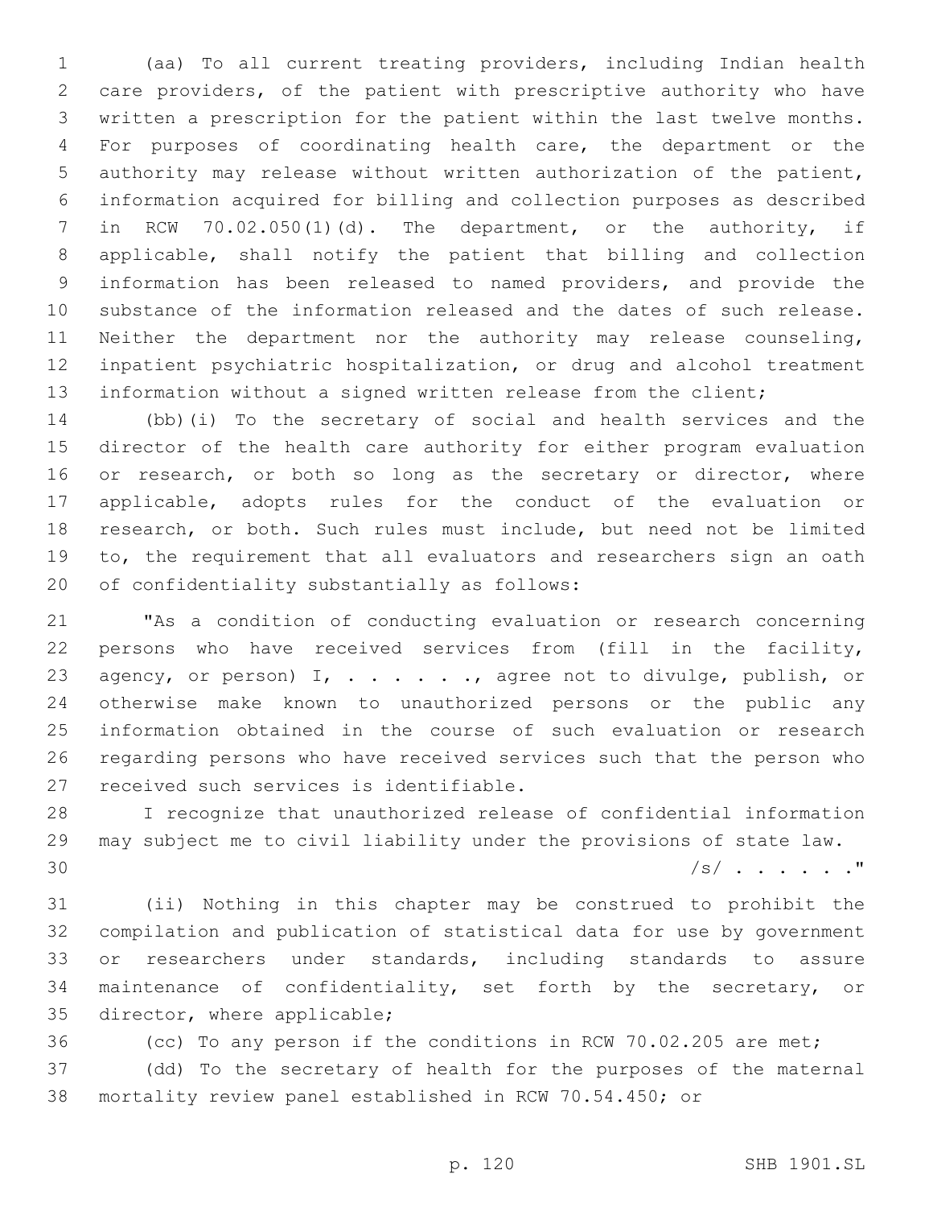(aa) To all current treating providers, including Indian health care providers, of the patient with prescriptive authority who have written a prescription for the patient within the last twelve months. For purposes of coordinating health care, the department or the authority may release without written authorization of the patient, information acquired for billing and collection purposes as described in RCW 70.02.050(1)(d). The department, or the authority, if applicable, shall notify the patient that billing and collection information has been released to named providers, and provide the substance of the information released and the dates of such release. Neither the department nor the authority may release counseling, inpatient psychiatric hospitalization, or drug and alcohol treatment information without a signed written release from the client;

(bb)(i) To the secretary of social and health services and the director of the health care authority for either program evaluation or research, or both so long as the secretary or director, where applicable, adopts rules for the conduct of the evaluation or research, or both. Such rules must include, but need not be limited to, the requirement that all evaluators and researchers sign an oath of confidentiality substantially as follows:

"As a condition of conducting evaluation or research concerning persons who have received services from (fill in the facility, agency, or person) I, . . . . . ., agree not to divulge, publish, or otherwise make known to unauthorized persons or the public any information obtained in the course of such evaluation or research regarding persons who have received services such that the person who received such services is identifiable.

I recognize that unauthorized release of confidential information may subject me to civil liability under the provisions of state law.

/s/ . . . . . ."

(ii) Nothing in this chapter may be construed to prohibit the compilation and publication of statistical data for use by government or researchers under standards, including standards to assure maintenance of confidentiality, set forth by the secretary, or director, where applicable;

(cc) To any person if the conditions in RCW 70.02.205 are met;

(dd) To the secretary of health for the purposes of the maternal mortality review panel established in RCW 70.54.450; or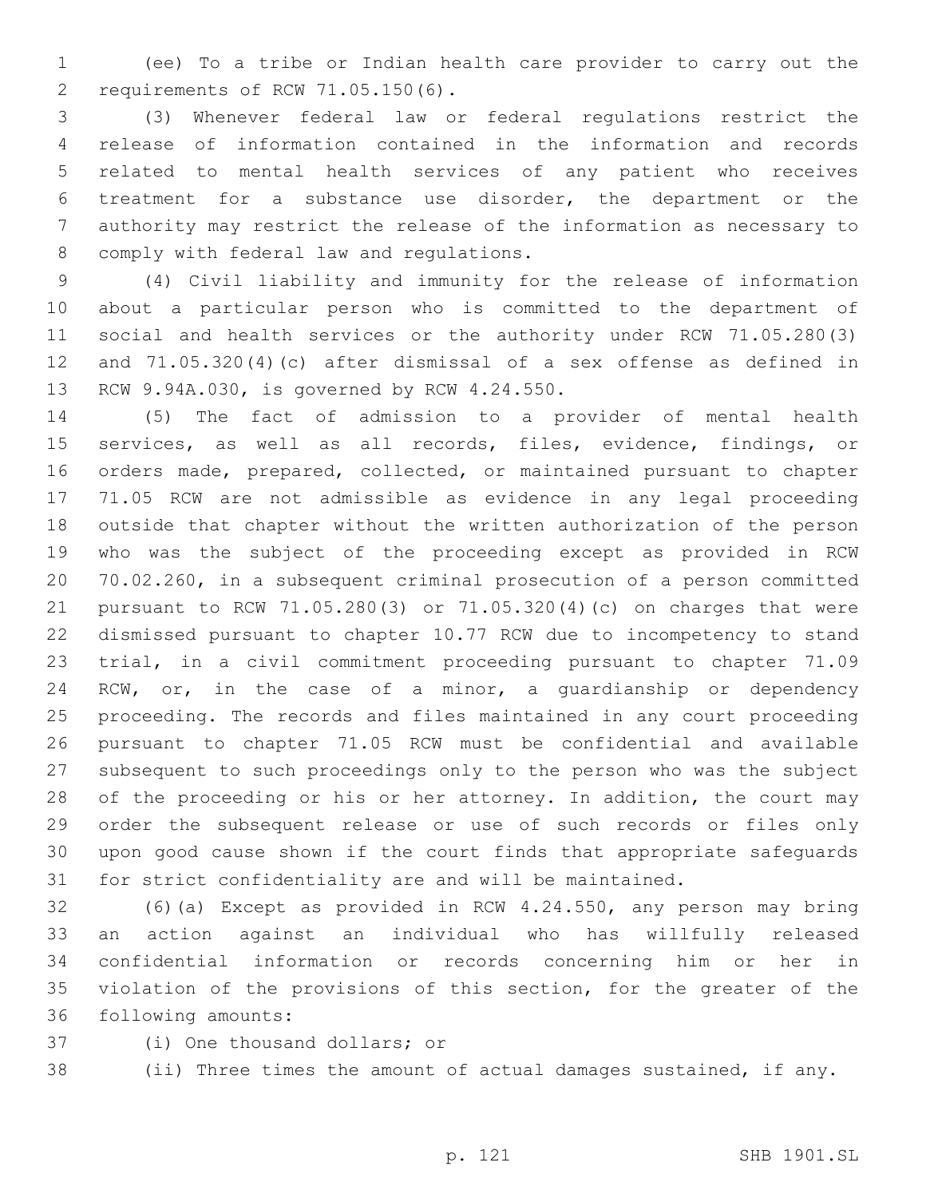(ee) To a tribe or Indian health care provider to carry out the requirements of RCW 71.05.150(6).

(3) Whenever federal law or federal regulations restrict the release of information contained in the information and records related to mental health services of any patient who receives treatment for a substance use disorder, the department or the authority may restrict the release of the information as necessary to comply with federal law and regulations.

(4) Civil liability and immunity for the release of information about a particular person who is committed to the department of social and health services or the authority under RCW 71.05.280(3) and 71.05.320(4)(c) after dismissal of a sex offense as defined in RCW 9.94A.030, is governed by RCW 4.24.550.

(5) The fact of admission to a provider of mental health services, as well as all records, files, evidence, findings, or orders made, prepared, collected, or maintained pursuant to chapter 71.05 RCW are not admissible as evidence in any legal proceeding outside that chapter without the written authorization of the person who was the subject of the proceeding except as provided in RCW 70.02.260, in a subsequent criminal prosecution of a person committed pursuant to RCW 71.05.280(3) or 71.05.320(4)(c) on charges that were dismissed pursuant to chapter 10.77 RCW due to incompetency to stand trial, in a civil commitment proceeding pursuant to chapter 71.09 RCW, or, in the case of a minor, a guardianship or dependency proceeding. The records and files maintained in any court proceeding pursuant to chapter 71.05 RCW must be confidential and available subsequent to such proceedings only to the person who was the subject of the proceeding or his or her attorney. In addition, the court may order the subsequent release or use of such records or files only upon good cause shown if the court finds that appropriate safeguards for strict confidentiality are and will be maintained.

(6)(a) Except as provided in RCW 4.24.550, any person may bring an action against an individual who has willfully released confidential information or records concerning him or her in violation of the provisions of this section, for the greater of the following amounts:

(i) One thousand dollars; or

(ii) Three times the amount of actual damages sustained, if any.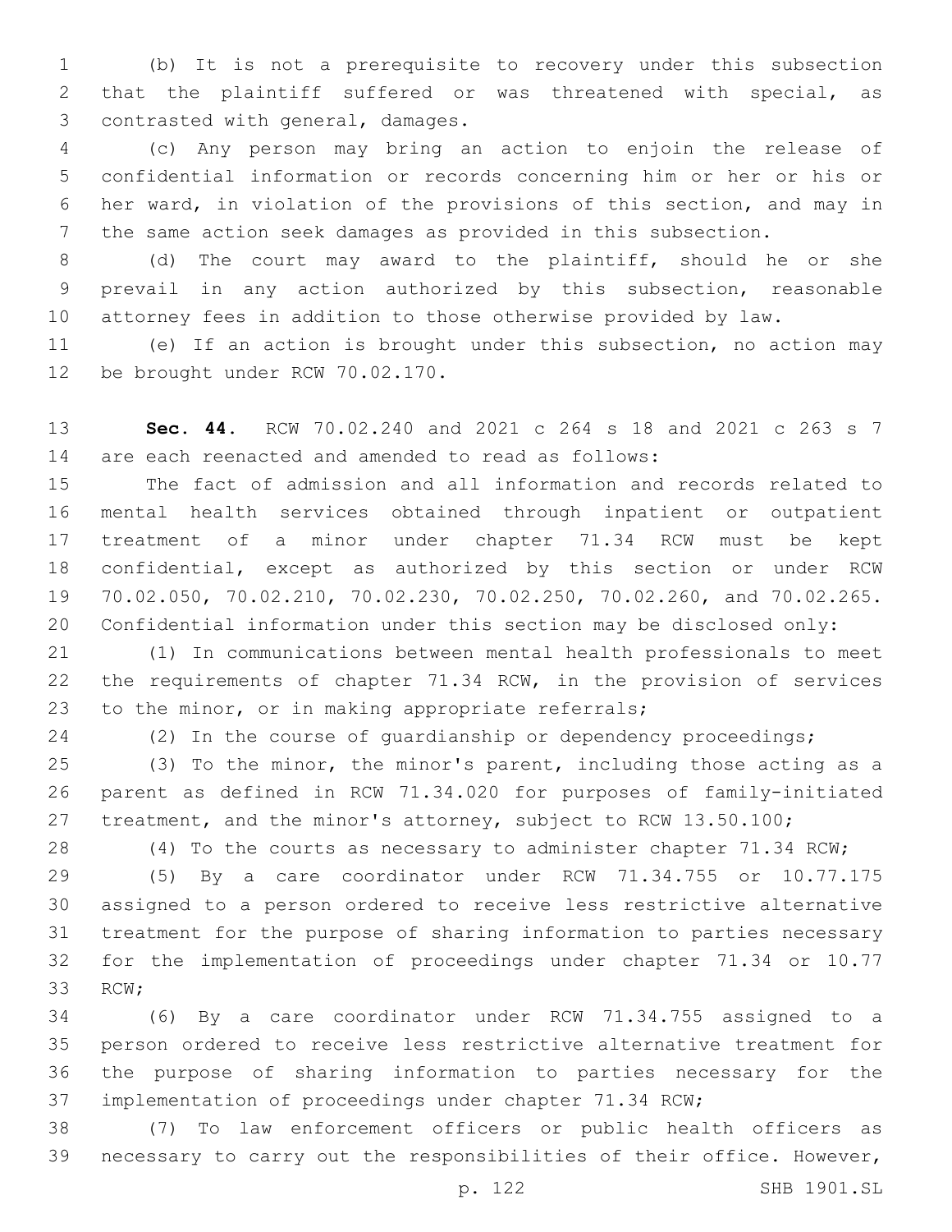(b) It is not a prerequisite to recovery under this subsection that the plaintiff suffered or was threatened with special, as contrasted with general, damages.

(c) Any person may bring an action to enjoin the release of confidential information or records concerning him or her or his or her ward, in violation of the provisions of this section, and may in the same action seek damages as provided in this subsection.

(d) The court may award to the plaintiff, should he or she prevail in any action authorized by this subsection, reasonable attorney fees in addition to those otherwise provided by law.

(e) If an action is brought under this subsection, no action may be brought under RCW 70.02.170.

**Sec. 44.** RCW 70.02.240 and 2021 c 264 s 18 and 2021 c 263 s 7 are each reenacted and amended to read as follows:

The fact of admission and all information and records related to mental health services obtained through inpatient or outpatient treatment of a minor under chapter 71.34 RCW must be kept confidential, except as authorized by this section or under RCW 70.02.050, 70.02.210, 70.02.230, 70.02.250, 70.02.260, and 70.02.265. Confidential information under this section may be disclosed only:

(1) In communications between mental health professionals to meet the requirements of chapter 71.34 RCW, in the provision of services to the minor, or in making appropriate referrals;

(2) In the course of guardianship or dependency proceedings;

(3) To the minor, the minor's parent, including those acting as a parent as defined in RCW 71.34.020 for purposes of family-initiated treatment, and the minor's attorney, subject to RCW 13.50.100;

(4) To the courts as necessary to administer chapter 71.34 RCW;

(5) By a care coordinator under RCW 71.34.755 or 10.77.175 assigned to a person ordered to receive less restrictive alternative treatment for the purpose of sharing information to parties necessary for the implementation of proceedings under chapter 71.34 or 10.77 RCW;

(6) By a care coordinator under RCW 71.34.755 assigned to a person ordered to receive less restrictive alternative treatment for the purpose of sharing information to parties necessary for the implementation of proceedings under chapter 71.34 RCW;

(7) To law enforcement officers or public health officers as necessary to carry out the responsibilities of their office. However,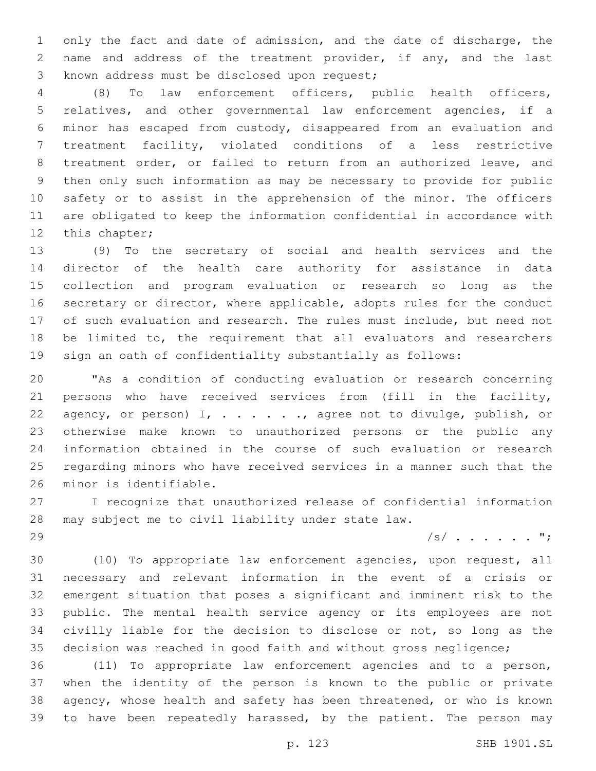only the fact and date of admission, and the date of discharge, the name and address of the treatment provider, if any, and the last known address must be disclosed upon request;

(8) To law enforcement officers, public health officers, relatives, and other governmental law enforcement agencies, if a minor has escaped from custody, disappeared from an evaluation and treatment facility, violated conditions of a less restrictive treatment order, or failed to return from an authorized leave, and then only such information as may be necessary to provide for public safety or to assist in the apprehension of the minor. The officers are obligated to keep the information confidential in accordance with this chapter;

(9) To the secretary of social and health services and the director of the health care authority for assistance in data collection and program evaluation or research so long as the secretary or director, where applicable, adopts rules for the conduct of such evaluation and research. The rules must include, but need not be limited to, the requirement that all evaluators and researchers sign an oath of confidentiality substantially as follows:

"As a condition of conducting evaluation or research concerning persons who have received services from (fill in the facility, agency, or person) I, . . . . . ., agree not to divulge, publish, or otherwise make known to unauthorized persons or the public any information obtained in the course of such evaluation or research regarding minors who have received services in a manner such that the minor is identifiable.

I recognize that unauthorized release of confidential information may subject me to civil liability under state law.

/s/ . . . . . . ";

(10) To appropriate law enforcement agencies, upon request, all necessary and relevant information in the event of a crisis or emergent situation that poses a significant and imminent risk to the public. The mental health service agency or its employees are not civilly liable for the decision to disclose or not, so long as the decision was reached in good faith and without gross negligence;

(11) To appropriate law enforcement agencies and to a person, when the identity of the person is known to the public or private agency, whose health and safety has been threatened, or who is known to have been repeatedly harassed, by the patient. The person may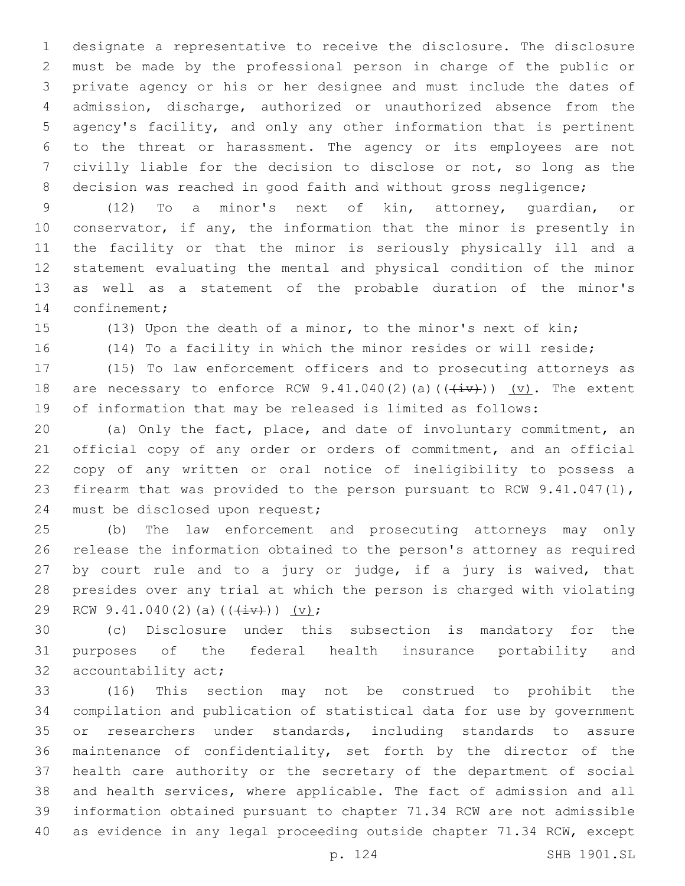designate a representative to receive the disclosure. The disclosure must be made by the professional person in charge of the public or private agency or his or her designee and must include the dates of admission, discharge, authorized or unauthorized absence from the agency's facility, and only any other information that is pertinent to the threat or harassment. The agency or its employees are not civilly liable for the decision to disclose or not, so long as the decision was reached in good faith and without gross negligence;

(12) To a minor's next of kin, attorney, guardian, or conservator, if any, the information that the minor is presently in the facility or that the minor is seriously physically ill and a statement evaluating the mental and physical condition of the minor as well as a statement of the probable duration of the minor's confinement;

(13) Upon the death of a minor, to the minor's next of kin;

(14) To a facility in which the minor resides or will reside;

(15) To law enforcement officers and to prosecuting attorneys as are necessary to enforce RCW 9.41.040(2)(a)((~~(iv)~~)) <u>(v)</u>. The extent of information that may be released is limited as follows:

(a) Only the fact, place, and date of involuntary commitment, an official copy of any order or orders of commitment, and an official copy of any written or oral notice of ineligibility to possess a firearm that was provided to the person pursuant to RCW 9.41.047(1), must be disclosed upon request;

(b) The law enforcement and prosecuting attorneys may only release the information obtained to the person's attorney as required by court rule and to a jury or judge, if a jury is waived, that presides over any trial at which the person is charged with violating RCW 9.41.040(2)(a)((~~(iv)~~)) <u>(v)</u>;

(c) Disclosure under this subsection is mandatory for the purposes of the federal health insurance portability and accountability act;

(16) This section may not be construed to prohibit the compilation and publication of statistical data for use by government or researchers under standards, including standards to assure maintenance of confidentiality, set forth by the director of the health care authority or the secretary of the department of social and health services, where applicable. The fact of admission and all information obtained pursuant to chapter 71.34 RCW are not admissible as evidence in any legal proceeding outside chapter 71.34 RCW, except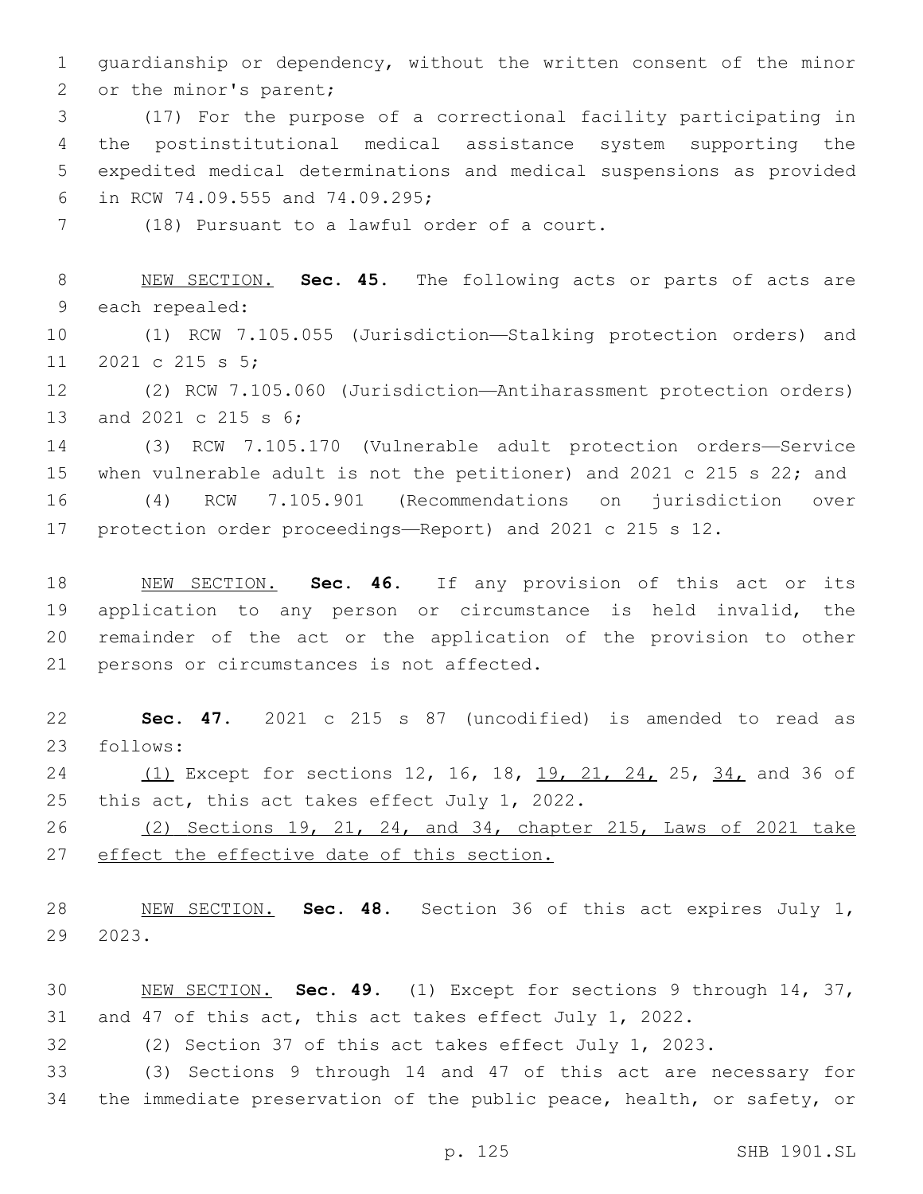guardianship or dependency, without the written consent of the minor or the minor's parent;

(17) For the purpose of a correctional facility participating in the postinstitutional medical assistance system supporting the expedited medical determinations and medical suspensions as provided in RCW 74.09.555 and 74.09.295;

(18) Pursuant to a lawful order of a court.

NEW SECTION. **Sec. 45.** The following acts or parts of acts are each repealed:

(1) RCW 7.105.055 (Jurisdiction—Stalking protection orders) and 2021 c 215 s 5;

(2) RCW 7.105.060 (Jurisdiction—Antiharassment protection orders) and 2021 c 215 s 6;

(3) RCW 7.105.170 (Vulnerable adult protection orders—Service when vulnerable adult is not the petitioner) and 2021 c 215 s 22; and

(4) RCW 7.105.901 (Recommendations on jurisdiction over protection order proceedings—Report) and 2021 c 215 s 12.

NEW SECTION. **Sec. 46.** If any provision of this act or its application to any person or circumstance is held invalid, the remainder of the act or the application of the provision to other persons or circumstances is not affected.

**Sec. 47.** 2021 c 215 s 87 (uncodified) is amended to read as follows:

(1) Except for sections 12, 16, 18, 19, 21, 24, 25, 34, and 36 of this act, this act takes effect July 1, 2022.

(2) Sections 19, 21, 24, and 34, chapter 215, Laws of 2021 take effect the effective date of this section.

NEW SECTION. **Sec. 48.** Section 36 of this act expires July 1, 2023.

NEW SECTION. **Sec. 49.** (1) Except for sections 9 through 14, 37, and 47 of this act, this act takes effect July 1, 2022.

(2) Section 37 of this act takes effect July 1, 2023.

(3) Sections 9 through 14 and 47 of this act are necessary for the immediate preservation of the public peace, health, or safety, or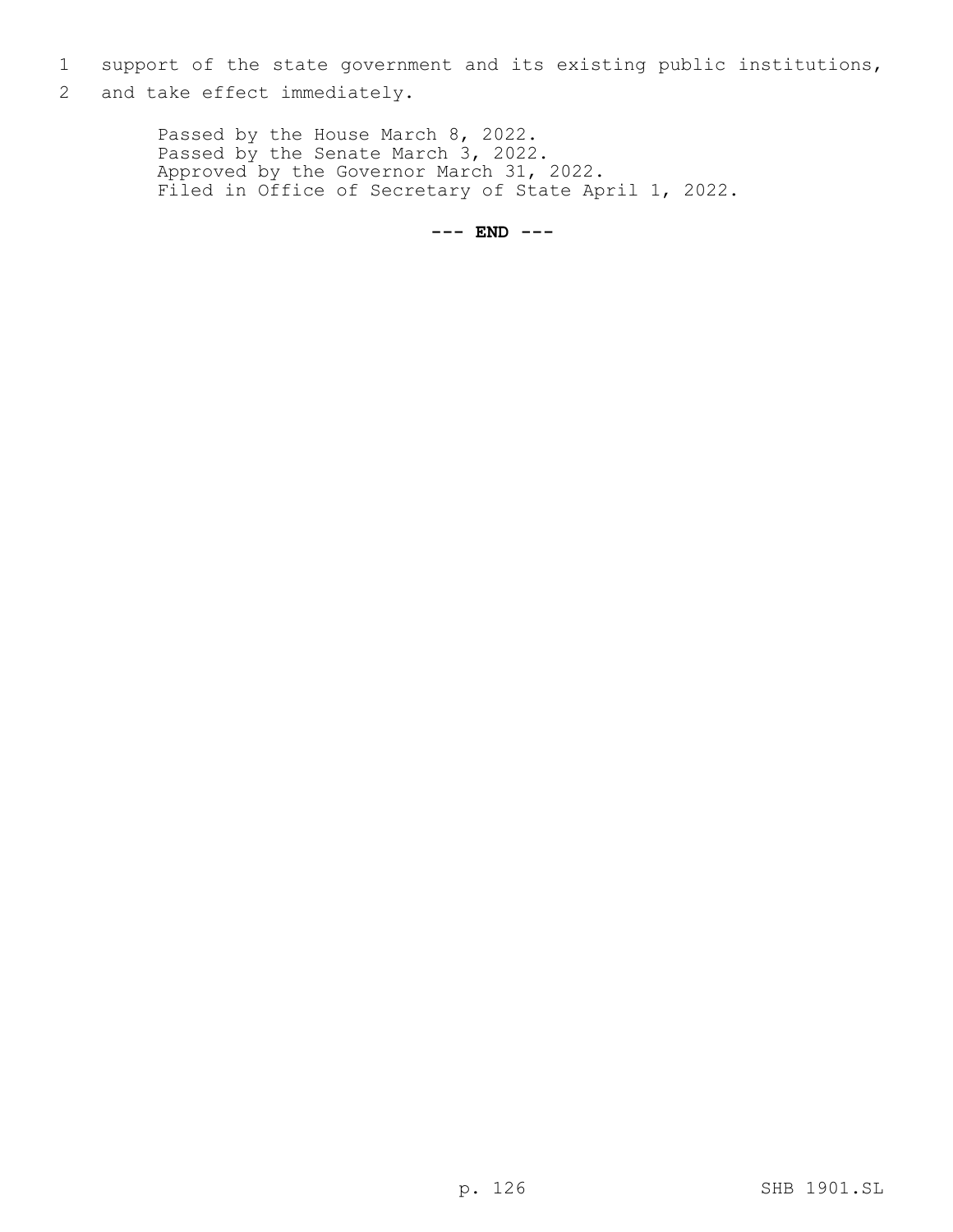support of the state government and its existing public institutions, and take effect immediately.

Passed by the House March 8, 2022.
Passed by the Senate March 3, 2022.
Approved by the Governor March 31, 2022.
Filed in Office of Secretary of State April 1, 2022.

**--- END ---**